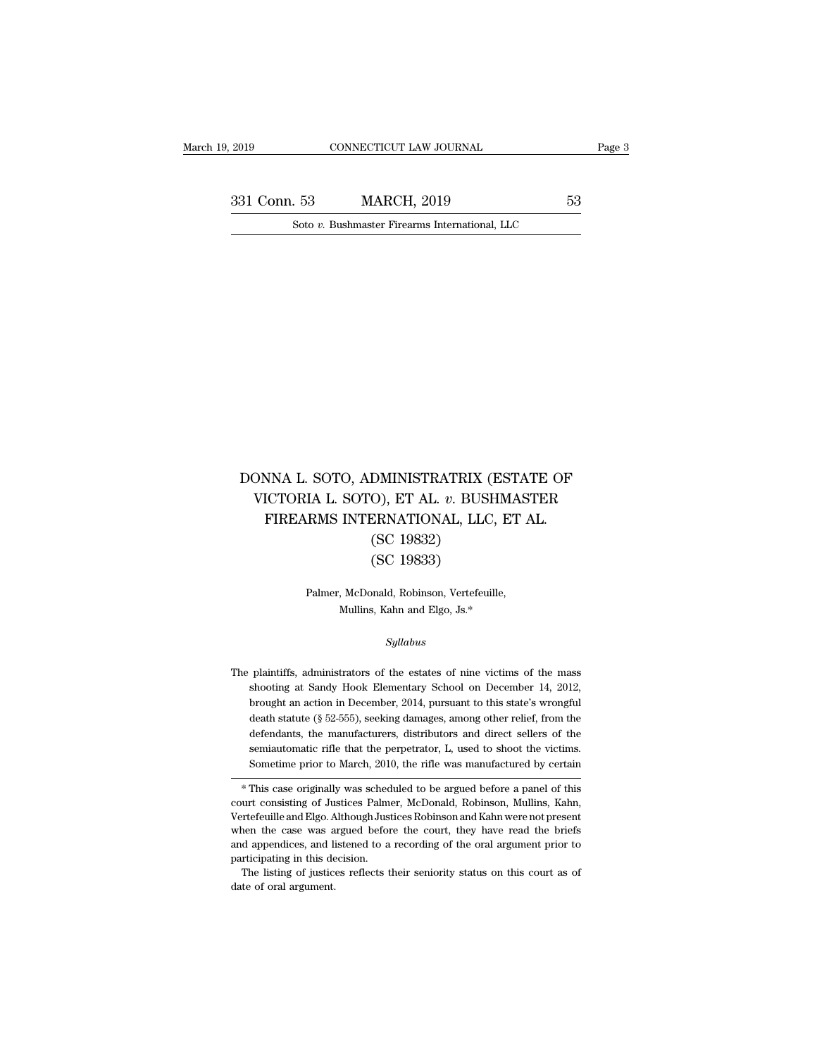# DONNA L. SOTO, ADMINISTRATRIX (ESTATE OF VICTORIA L. SOTO), ET AL. *v.* BUSHMASTER FIREARMS INTERNATIONAL, LLC, ET AL.

(SC 19832)

(SC 19833)

Palmer, McDonald, Robinson, Vertefeuille, Mullins, Kahn and Elgo, Js.*

*Syllabus*

The plaintiffs, administrators of the estates of nine victims of the mass shooting at Sandy Hook Elementary School on December 14, 2012, brought an action in December, 2014, pursuant to this state's wrongful death statute (§ 52-555), seeking damages, among other relief, from the defendants, the manufacturers, distributors and direct sellers of the semiautomatic rifle that the perpetrator, L, used to shoot the victims. Sometime prior to March, 2010, the rifle was manufactured by certain

---

* This case originally was scheduled to be argued before a panel of this court consisting of Justices Palmer, McDonald, Robinson, Mullins, Kahn, Vertefeuille and Elgo. Although Justices Robinson and Kahn were not present when the case was argued before the court, they have read the briefs and appendices, and listened to a recording of the oral argument prior to participating in this decision.

The listing of justices reflects their seniority status on this court as of date of oral argument.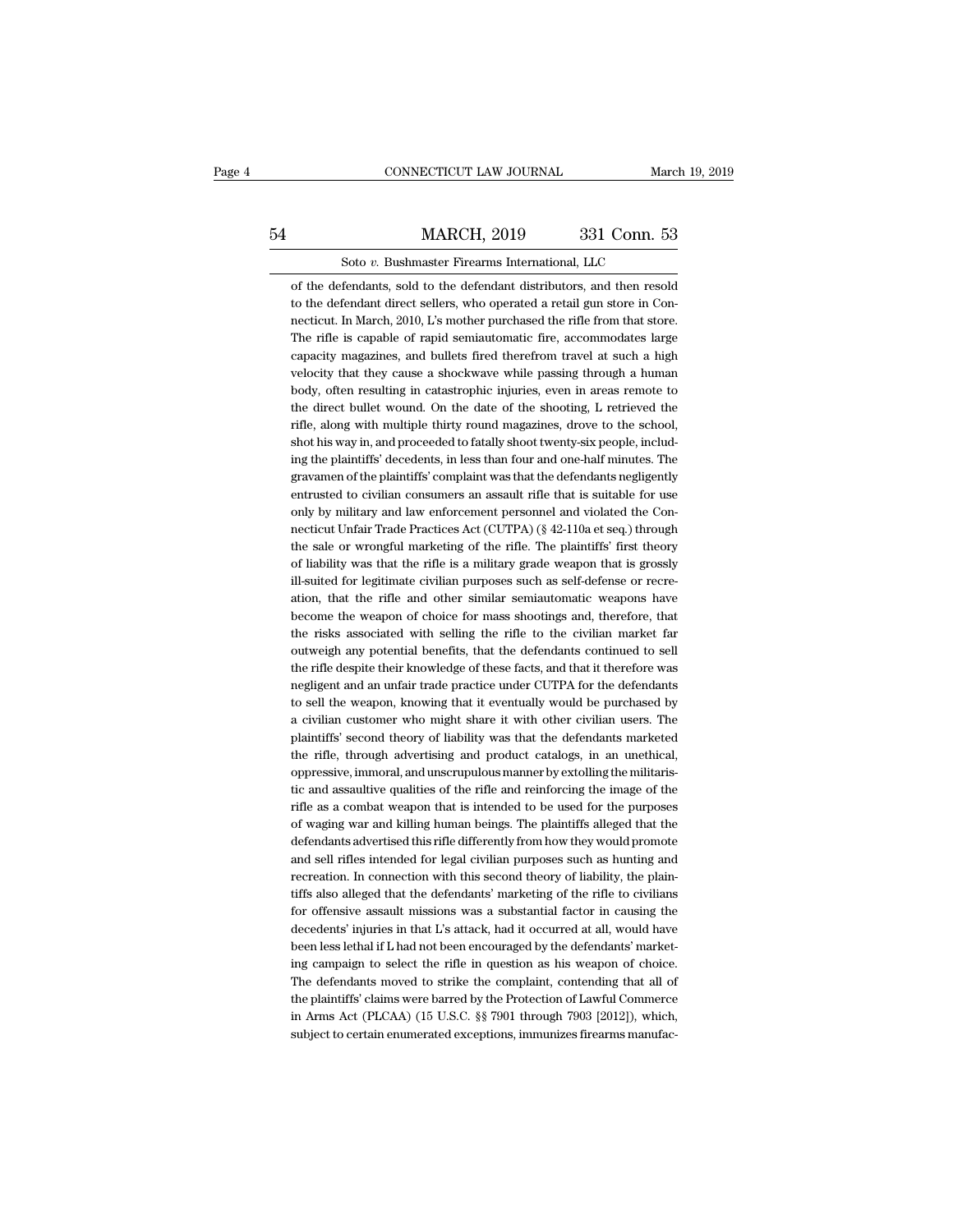of the defendants, sold to the defendant distributors, and then resold to the defendant direct sellers, who operated a retail gun store in Connecticut. In March, 2010, L's mother purchased the rifle from that store. The rifle is capable of rapid semiautomatic fire, accommodates large capacity magazines, and bullets fired therefrom travel at such a high velocity that they cause a shockwave while passing through a human body, often resulting in catastrophic injuries, even in areas remote to the direct bullet wound. On the date of the shooting, L retrieved the rifle, along with multiple thirty round magazines, drove to the school, shot his way in, and proceeded to fatally shoot twenty-six people, including the plaintiffs' decedents, in less than four and one-half minutes. The gravamen of the plaintiffs' complaint was that the defendants negligently entrusted to civilian consumers an assault rifle that is suitable for use only by military and law enforcement personnel and violated the Connecticut Unfair Trade Practices Act (CUTPA) (§ 42-110a et seq.) through the sale or wrongful marketing of the rifle. The plaintiffs' first theory of liability was that the rifle is a military grade weapon that is grossly ill-suited for legitimate civilian purposes such as self-defense or recreation, that the rifle and other similar semiautomatic weapons have become the weapon of choice for mass shootings and, therefore, that the risks associated with selling the rifle to the civilian market far outweigh any potential benefits, that the defendants continued to sell the rifle despite their knowledge of these facts, and that it therefore was negligent and an unfair trade practice under CUTPA for the defendants to sell the weapon, knowing that it eventually would be purchased by a civilian customer who might share it with other civilian users. The plaintiffs' second theory of liability was that the defendants marketed the rifle, through advertising and product catalogs, in an unethical, oppressive, immoral, and unscrupulous manner by extolling the militaristic and assaultive qualities of the rifle and reinforcing the image of the rifle as a combat weapon that is intended to be used for the purposes of waging war and killing human beings. The plaintiffs alleged that the defendants advertised this rifle differently from how they would promote and sell rifles intended for legal civilian purposes such as hunting and recreation. In connection with this second theory of liability, the plaintiffs also alleged that the defendants' marketing of the rifle to civilians for offensive assault missions was a substantial factor in causing the decedents' injuries in that L's attack, had it occurred at all, would have been less lethal if L had not been encouraged by the defendants' marketing campaign to select the rifle in question as his weapon of choice. The defendants moved to strike the complaint, contending that all of the plaintiffs' claims were barred by the Protection of Lawful Commerce in Arms Act (PLCAA) (15 U.S.C. §§ 7901 through 7903 [2012]), which, subject to certain enumerated exceptions, immunizes firearms manufac-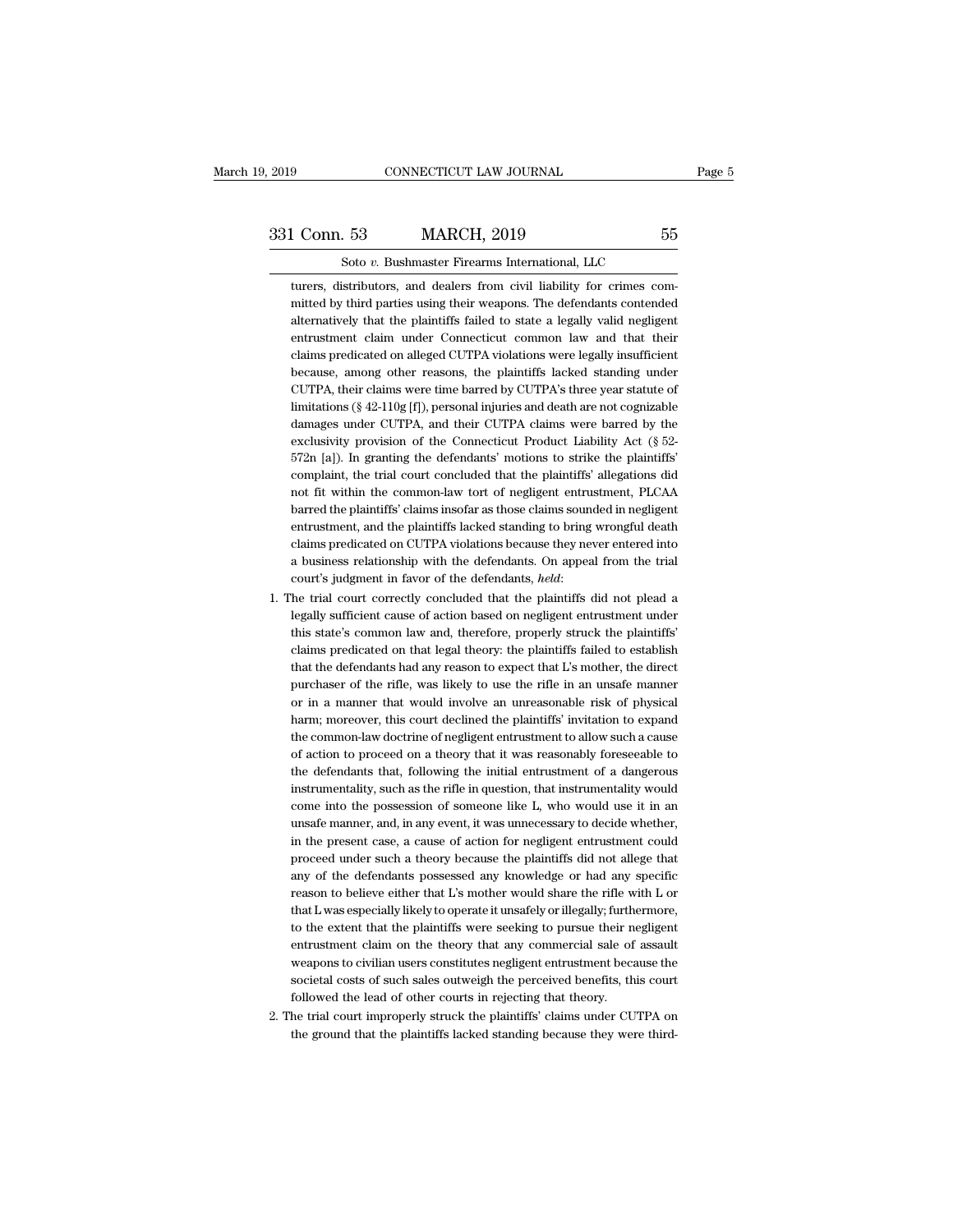turers, distributors, and dealers from civil liability for crimes committed by third parties using their weapons. The defendants contended alternatively that the plaintiffs failed to state a legally valid negligent entrustment claim under Connecticut common law and that their claims predicated on alleged CUTPA violations were legally insufficient because, among other reasons, the plaintiffs lacked standing under CUTPA, their claims were time barred by CUTPA's three year statute of limitations (§ 42-110g [f]), personal injuries and death are not cognizable damages under CUTPA, and their CUTPA claims were barred by the exclusivity provision of the Connecticut Product Liability Act (§ 52-572n [a]). In granting the defendants' motions to strike the plaintiffs' complaint, the trial court concluded that the plaintiffs' allegations did not fit within the common-law tort of negligent entrustment, PLCAA barred the plaintiffs' claims insofar as those claims sounded in negligent entrustment, and the plaintiffs lacked standing to bring wrongful death claims predicated on CUTPA violations because they never entered into a business relationship with the defendants. On appeal from the trial court's judgment in favor of the defendants, *held*:

1. The trial court correctly concluded that the plaintiffs did not plead a legally sufficient cause of action based on negligent entrustment under this state's common law and, therefore, properly struck the plaintiffs' claims predicated on that legal theory: the plaintiffs failed to establish that the defendants had any reason to expect that L's mother, the direct purchaser of the rifle, was likely to use the rifle in an unsafe manner or in a manner that would involve an unreasonable risk of physical harm; moreover, this court declined the plaintiffs' invitation to expand the common-law doctrine of negligent entrustment to allow such a cause of action to proceed on a theory that it was reasonably foreseeable to the defendants that, following the initial entrustment of a dangerous instrumentality, such as the rifle in question, that instrumentality would come into the possession of someone like L, who would use it in an unsafe manner, and, in any event, it was unnecessary to decide whether, in the present case, a cause of action for negligent entrustment could proceed under such a theory because the plaintiffs did not allege that any of the defendants possessed any knowledge or had any specific reason to believe either that L's mother would share the rifle with L or that L was especially likely to operate it unsafely or illegally; furthermore, to the extent that the plaintiffs were seeking to pursue their negligent entrustment claim on the theory that any commercial sale of assault weapons to civilian users constitutes negligent entrustment because the societal costs of such sales outweigh the perceived benefits, this court followed the lead of other courts in rejecting that theory.
2. The trial court improperly struck the plaintiffs' claims under CUTPA on the ground that the plaintiffs lacked standing because they were third-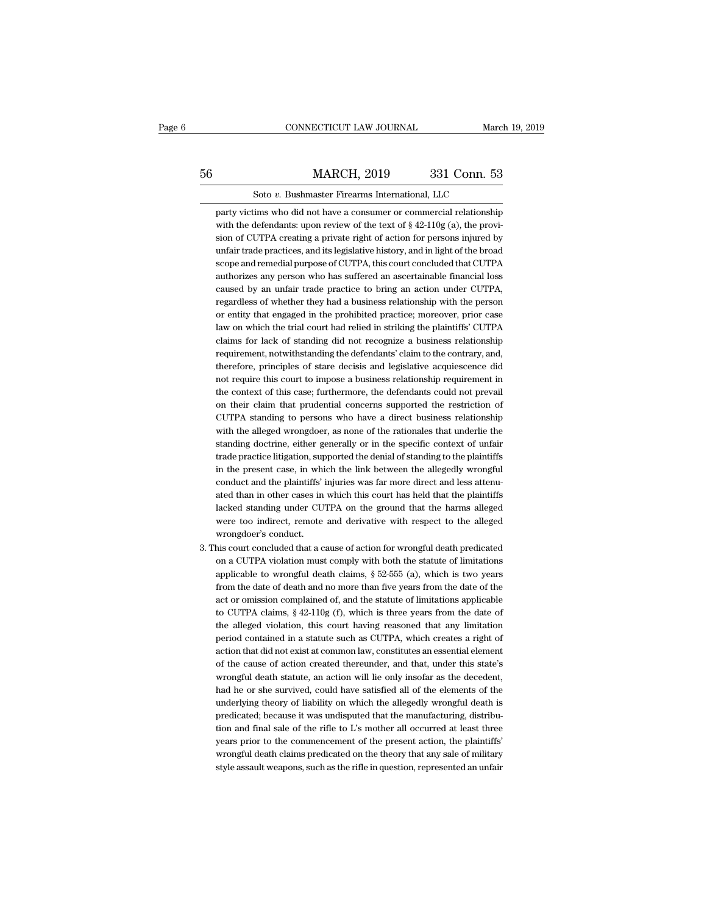party victims who did not have a consumer or commercial relationship with the defendants: upon review of the text of § 42-110g (a), the provision of CUTPA creating a private right of action for persons injured by unfair trade practices, and its legislative history, and in light of the broad scope and remedial purpose of CUTPA, this court concluded that CUTPA authorizes any person who has suffered an ascertainable financial loss caused by an unfair trade practice to bring an action under CUTPA, regardless of whether they had a business relationship with the person or entity that engaged in the prohibited practice; moreover, prior case law on which the trial court had relied in striking the plaintiffs' CUTPA claims for lack of standing did not recognize a business relationship requirement, notwithstanding the defendants' claim to the contrary, and, therefore, principles of stare decisis and legislative acquiescence did not require this court to impose a business relationship requirement in the context of this case; furthermore, the defendants could not prevail on their claim that prudential concerns supported the restriction of CUTPA standing to persons who have a direct business relationship with the alleged wrongdoer, as none of the rationales that underlie the standing doctrine, either generally or in the specific context of unfair trade practice litigation, supported the denial of standing to the plaintiffs in the present case, in which the link between the allegedly wrongful conduct and the plaintiffs' injuries was far more direct and less attenuated than in other cases in which this court has held that the plaintiffs lacked standing under CUTPA on the ground that the harms alleged were too indirect, remote and derivative with respect to the alleged wrongdoer's conduct.

3. This court concluded that a cause of action for wrongful death predicated on a CUTPA violation must comply with both the statute of limitations applicable to wrongful death claims, § 52-555 (a), which is two years from the date of death and no more than five years from the date of the act or omission complained of, and the statute of limitations applicable to CUTPA claims, § 42-110g (f), which is three years from the date of the alleged violation, this court having reasoned that any limitation period contained in a statute such as CUTPA, which creates a right of action that did not exist at common law, constitutes an essential element of the cause of action created thereunder, and that, under this state's wrongful death statute, an action will lie only insofar as the decedent, had he or she survived, could have satisfied all of the elements of the underlying theory of liability on which the allegedly wrongful death is predicated; because it was undisputed that the manufacturing, distribution and final sale of the rifle to L's mother all occurred at least three years prior to the commencement of the present action, the plaintiffs' wrongful death claims predicated on the theory that any sale of military style assault weapons, such as the rifle in question, represented an unfair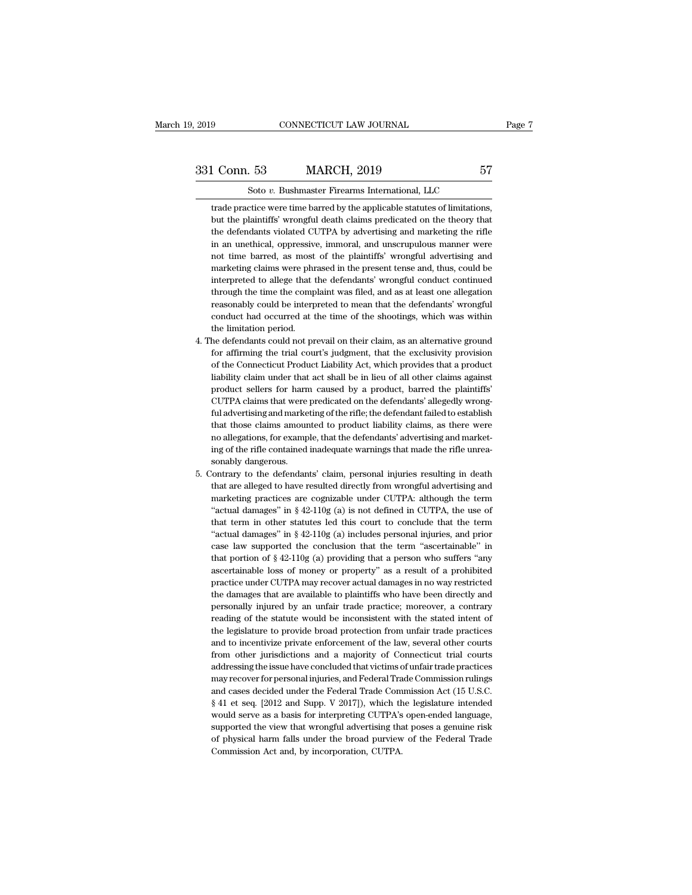trade practice were time barred by the applicable statutes of limitations, but the plaintiffs' wrongful death claims predicated on the theory that the defendants violated CUTPA by advertising and marketing the rifle in an unethical, oppressive, immoral, and unscrupulous manner were not time barred, as most of the plaintiffs' wrongful advertising and marketing claims were phrased in the present tense and, thus, could be interpreted to allege that the defendants' wrongful conduct continued through the time the complaint was filed, and as at least one allegation reasonably could be interpreted to mean that the defendants' wrongful conduct had occurred at the time of the shootings, which was within the limitation period.

4. The defendants could not prevail on their claim, as an alternative ground for affirming the trial court's judgment, that the exclusivity provision of the Connecticut Product Liability Act, which provides that a product liability claim under that act shall be in lieu of all other claims against product sellers for harm caused by a product, barred the plaintiffs' CUTPA claims that were predicated on the defendants' allegedly wrongful advertising and marketing of the rifle; the defendant failed to establish that those claims amounted to product liability claims, as there were no allegations, for example, that the defendants' advertising and marketing of the rifle contained inadequate warnings that made the rifle unreasonably dangerous.

5. Contrary to the defendants' claim, personal injuries resulting in death that are alleged to have resulted directly from wrongful advertising and marketing practices are cognizable under CUTPA: although the term "actual damages" in § 42-110g (a) is not defined in CUTPA, the use of that term in other statutes led this court to conclude that the term "actual damages" in § 42-110g (a) includes personal injuries, and prior case law supported the conclusion that the term "ascertainable" in that portion of § 42-110g (a) providing that a person who suffers "any ascertainable loss of money or property" as a result of a prohibited practice under CUTPA may recover actual damages in no way restricted the damages that are available to plaintiffs who have been directly and personally injured by an unfair trade practice; moreover, a contrary reading of the statute would be inconsistent with the stated intent of the legislature to provide broad protection from unfair trade practices and to incentivize private enforcement of the law, several other courts from other jurisdictions and a majority of Connecticut trial courts addressing the issue have concluded that victims of unfair trade practices may recover for personal injuries, and Federal Trade Commission rulings and cases decided under the Federal Trade Commission Act (15 U.S.C. § 41 et seq. [2012 and Supp. V 2017]), which the legislature intended would serve as a basis for interpreting CUTPA's open-ended language, supported the view that wrongful advertising that poses a genuine risk of physical harm falls under the broad purview of the Federal Trade Commission Act and, by incorporation, CUTPA.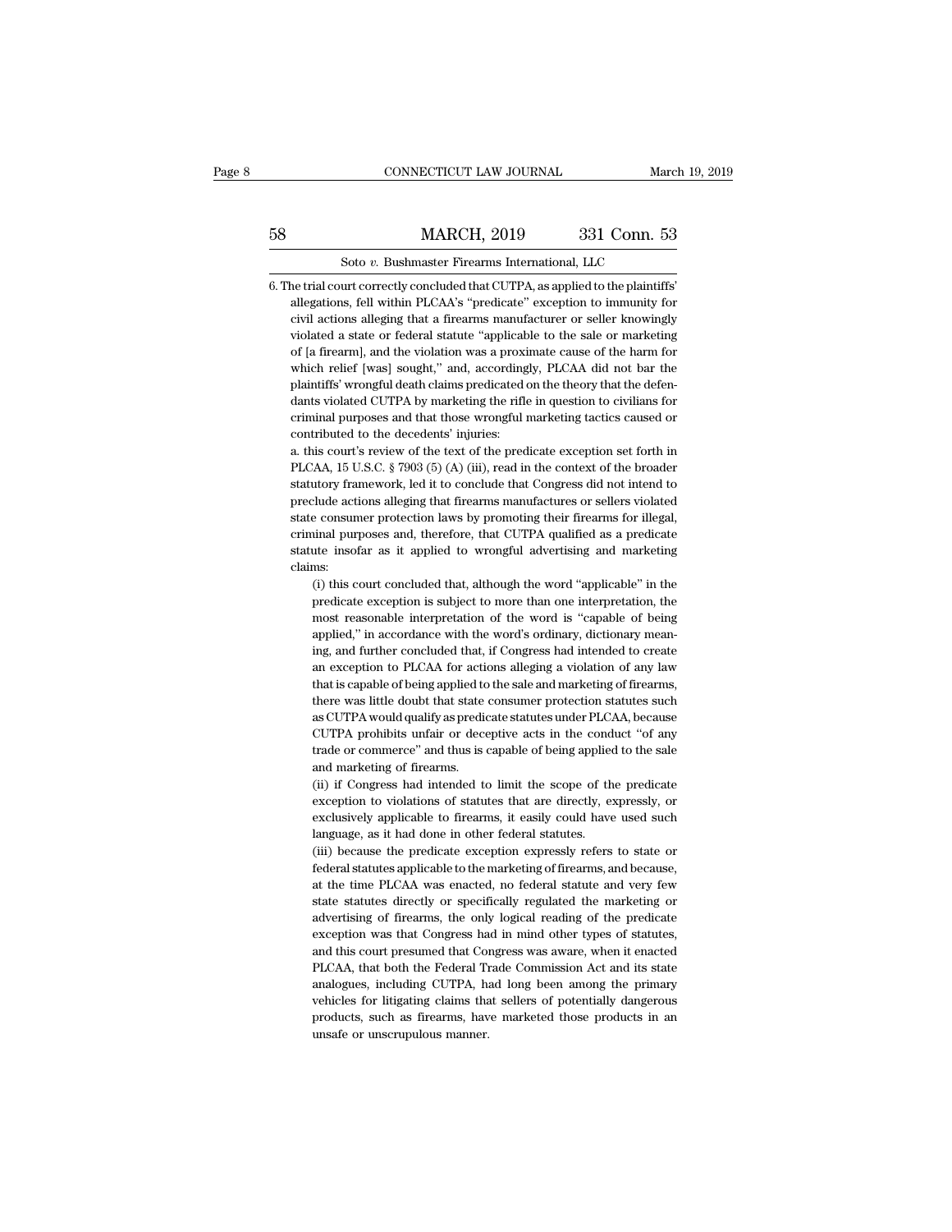6. The trial court correctly concluded that CUTPA, as applied to the plaintiffs' allegations, fell within PLCAA's "predicate" exception to immunity for civil actions alleging that a firearms manufacturer or seller knowingly violated a state or federal statute "applicable to the sale or marketing of [a firearm], and the violation was a proximate cause of the harm for which relief [was] sought," and, accordingly, PLCAA did not bar the plaintiffs' wrongful death claims predicated on the theory that the defendants violated CUTPA by marketing the rifle in question to civilians for criminal purposes and that those wrongful marketing tactics caused or contributed to the decedents' injuries:

a. this court's review of the text of the predicate exception set forth in PLCAA, 15 U.S.C. § 7903 (5) (A) (iii), read in the context of the broader statutory framework, led it to conclude that Congress did not intend to preclude actions alleging that firearms manufactures or sellers violated state consumer protection laws by promoting their firearms for illegal, criminal purposes and, therefore, that CUTPA qualified as a predicate statute insofar as it applied to wrongful advertising and marketing claims:

(i) this court concluded that, although the word "applicable" in the predicate exception is subject to more than one interpretation, the most reasonable interpretation of the word is "capable of being applied," in accordance with the word's ordinary, dictionary meaning, and further concluded that, if Congress had intended to create an exception to PLCAA for actions alleging a violation of any law that is capable of being applied to the sale and marketing of firearms, there was little doubt that state consumer protection statutes such as CUTPA would qualify as predicate statutes under PLCAA, because CUTPA prohibits unfair or deceptive acts in the conduct "of any trade or commerce" and thus is capable of being applied to the sale and marketing of firearms.

(ii) if Congress had intended to limit the scope of the predicate exception to violations of statutes that are directly, expressly, or exclusively applicable to firearms, it easily could have used such language, as it had done in other federal statutes.

(iii) because the predicate exception expressly refers to state or federal statutes applicable to the marketing of firearms, and because, at the time PLCAA was enacted, no federal statute and very few state statutes directly or specifically regulated the marketing or advertising of firearms, the only logical reading of the predicate exception was that Congress had in mind other types of statutes, and this court presumed that Congress was aware, when it enacted PLCAA, that both the Federal Trade Commission Act and its state analogues, including CUTPA, had long been among the primary vehicles for litigating claims that sellers of potentially dangerous products, such as firearms, have marketed those products in an unsafe or unscrupulous manner.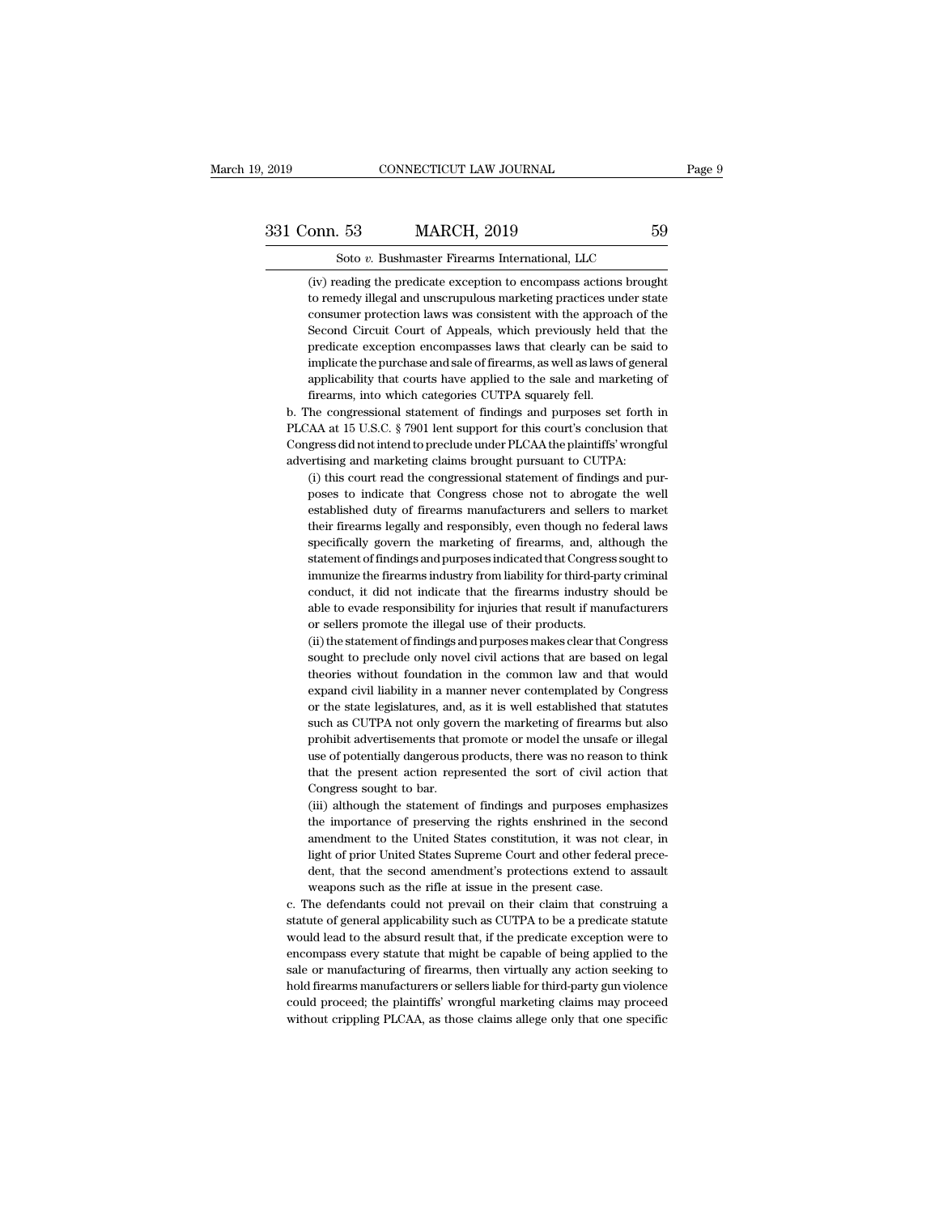(iv) reading the predicate exception to encompass actions brought to remedy illegal and unscrupulous marketing practices under state consumer protection laws was consistent with the approach of the Second Circuit Court of Appeals, which previously held that the predicate exception encompasses laws that clearly can be said to implicate the purchase and sale of firearms, as well as laws of general applicability that courts have applied to the sale and marketing of firearms, into which categories CUTPA squarely fell.

b. The congressional statement of findings and purposes set forth in PLCAA at 15 U.S.C. § 7901 lent support for this court's conclusion that Congress did not intend to preclude under PLCAA the plaintiffs' wrongful advertising and marketing claims brought pursuant to CUTPA:

(i) this court read the congressional statement of findings and purposes to indicate that Congress chose not to abrogate the well established duty of firearms manufacturers and sellers to market their firearms legally and responsibly, even though no federal laws specifically govern the marketing of firearms, and, although the statement of findings and purposes indicated that Congress sought to immunize the firearms industry from liability for third-party criminal conduct, it did not indicate that the firearms industry should be able to evade responsibility for injuries that result if manufacturers or sellers promote the illegal use of their products.

(ii) the statement of findings and purposes makes clear that Congress sought to preclude only novel civil actions that are based on legal theories without foundation in the common law and that would expand civil liability in a manner never contemplated by Congress or the state legislatures, and, as it is well established that statutes such as CUTPA not only govern the marketing of firearms but also prohibit advertisements that promote or model the unsafe or illegal use of potentially dangerous products, there was no reason to think that the present action represented the sort of civil action that Congress sought to bar.

(iii) although the statement of findings and purposes emphasizes the importance of preserving the rights enshrined in the second amendment to the United States constitution, it was not clear, in light of prior United States Supreme Court and other federal precedent, that the second amendment's protections extend to assault weapons such as the rifle at issue in the present case.

c. The defendants could not prevail on their claim that construing a statute of general applicability such as CUTPA to be a predicate statute would lead to the absurd result that, if the predicate exception were to encompass every statute that might be capable of being applied to the sale or manufacturing of firearms, then virtually any action seeking to hold firearms manufacturers or sellers liable for third-party gun violence could proceed; the plaintiffs' wrongful marketing claims may proceed without crippling PLCAA, as those claims allege only that one specific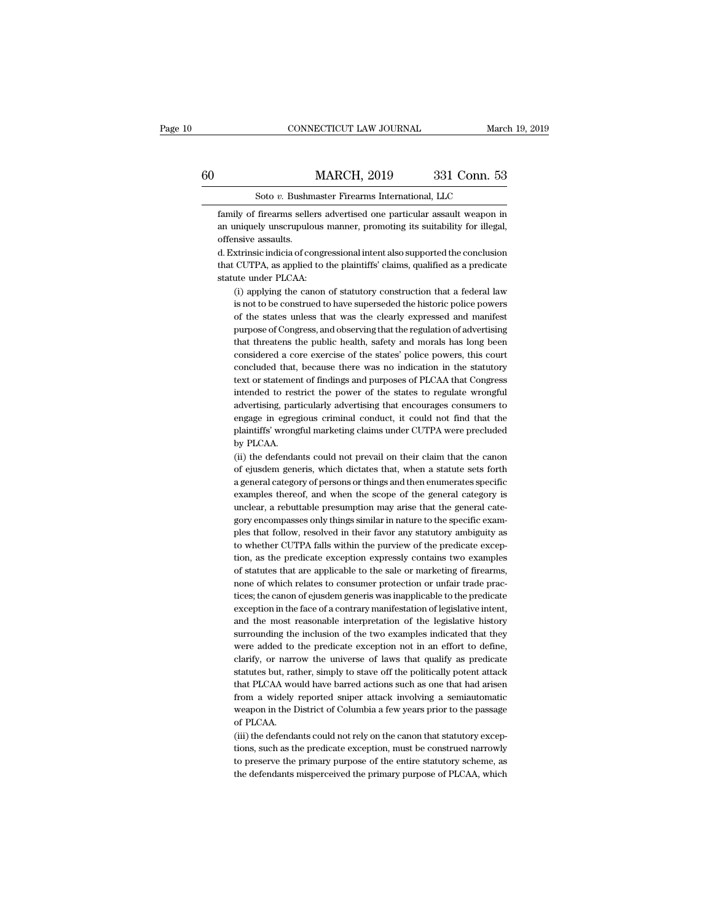family of firearms sellers advertised one particular assault weapon in an uniquely unscrupulous manner, promoting its suitability for illegal, offensive assaults.

d. Extrinsic indicia of congressional intent also supported the conclusion that CUTPA, as applied to the plaintiffs' claims, qualified as a predicate statute under PLCAA:

(i) applying the canon of statutory construction that a federal law is not to be construed to have superseded the historic police powers of the states unless that was the clearly expressed and manifest purpose of Congress, and observing that the regulation of advertising that threatens the public health, safety and morals has long been considered a core exercise of the states' police powers, this court concluded that, because there was no indication in the statutory text or statement of findings and purposes of PLCAA that Congress intended to restrict the power of the states to regulate wrongful advertising, particularly advertising that encourages consumers to engage in egregious criminal conduct, it could not find that the plaintiffs' wrongful marketing claims under CUTPA were precluded by PLCAA.

(ii) the defendants could not prevail on their claim that the canon of ejusdem generis, which dictates that, when a statute sets forth a general category of persons or things and then enumerates specific examples thereof, and when the scope of the general category is unclear, a rebuttable presumption may arise that the general category encompasses only things similar in nature to the specific examples that follow, resolved in their favor any statutory ambiguity as to whether CUTPA falls within the purview of the predicate exception, as the predicate exception expressly contains two examples of statutes that are applicable to the sale or marketing of firearms, none of which relates to consumer protection or unfair trade practices; the canon of ejusdem generis was inapplicable to the predicate exception in the face of a contrary manifestation of legislative intent, and the most reasonable interpretation of the legislative history surrounding the inclusion of the two examples indicated that they were added to the predicate exception not in an effort to define, clarify, or narrow the universe of laws that qualify as predicate statutes but, rather, simply to stave off the politically potent attack that PLCAA would have barred actions such as one that had arisen from a widely reported sniper attack involving a semiautomatic weapon in the District of Columbia a few years prior to the passage of PLCAA.

(iii) the defendants could not rely on the canon that statutory exceptions, such as the predicate exception, must be construed narrowly to preserve the primary purpose of the entire statutory scheme, as the defendants misperceived the primary purpose of PLCAA, which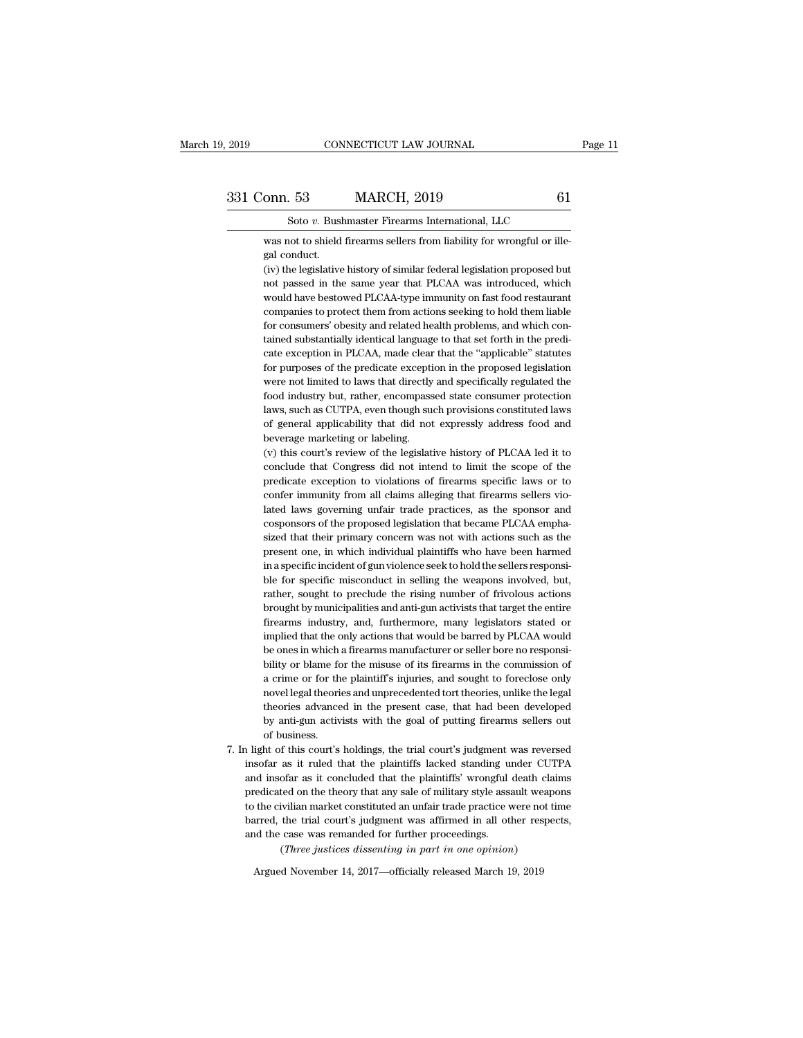was not to shield firearms sellers from liability for wrongful or illegal conduct.

(iv) the legislative history of similar federal legislation proposed but not passed in the same year that PLCAA was introduced, which would have bestowed PLCAA-type immunity on fast food restaurant companies to protect them from actions seeking to hold them liable for consumers' obesity and related health problems, and which contained substantially identical language to that set forth in the predicate exception in PLCAA, made clear that the "applicable" statutes for purposes of the predicate exception in the proposed legislation were not limited to laws that directly and specifically regulated the food industry but, rather, encompassed state consumer protection laws, such as CUTPA, even though such provisions constituted laws of general applicability that did not expressly address food and beverage marketing or labeling.

(v) this court's review of the legislative history of PLCAA led it to conclude that Congress did not intend to limit the scope of the predicate exception to violations of firearms specific laws or to confer immunity from all claims alleging that firearms sellers violated laws governing unfair trade practices, as the sponsor and cosponsors of the proposed legislation that became PLCAA emphasized that their primary concern was not with actions such as the present one, in which individual plaintiffs who have been harmed in a specific incident of gun violence seek to hold the sellers responsible for specific misconduct in selling the weapons involved, but, rather, sought to preclude the rising number of frivolous actions brought by municipalities and anti-gun activists that target the entire firearms industry, and, furthermore, many legislators stated or implied that the only actions that would be barred by PLCAA would be ones in which a firearms manufacturer or seller bore no responsibility or blame for the misuse of its firearms in the commission of a crime or for the plaintiff's injuries, and sought to foreclose only novel legal theories and unprecedented tort theories, unlike the legal theories advanced in the present case, that had been developed by anti-gun activists with the goal of putting firearms sellers out of business.

7. In light of this court's holdings, the trial court's judgment was reversed insofar as it ruled that the plaintiffs lacked standing under CUTPA and insofar as it concluded that the plaintiffs' wrongful death claims predicated on the theory that any sale of military style assault weapons to the civilian market constituted an unfair trade practice were not time barred, the trial court's judgment was affirmed in all other respects, and the case was remanded for further proceedings.

(*Three justices dissenting in part in one opinion*)

Argued November 14, 2017—officially released March 19, 2019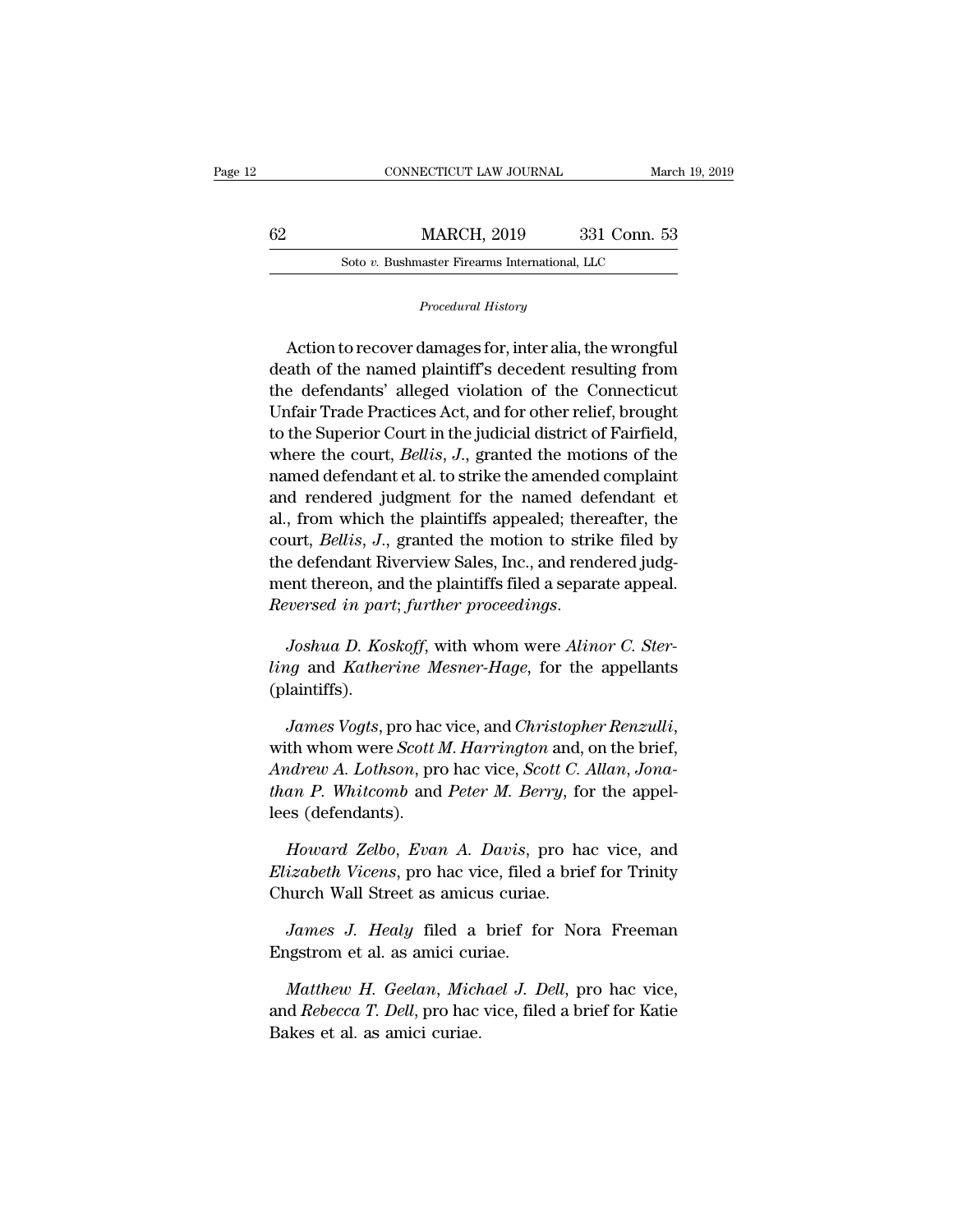*Procedural History*

Action to recover damages for, inter alia, the wrongful death of the named plaintiff's decedent resulting from the defendants' alleged violation of the Connecticut Unfair Trade Practices Act, and for other relief, brought to the Superior Court in the judicial district of Fairfield, where the court, *Bellis*, *J.*, granted the motions of the named defendant et al. to strike the amended complaint and rendered judgment for the named defendant et al., from which the plaintiffs appealed; thereafter, the court, *Bellis*, *J.*, granted the motion to strike filed by the defendant Riverview Sales, Inc., and rendered judgment thereon, and the plaintiffs filed a separate appeal. *Reversed in part*; *further proceedings*.

*Joshua D. Koskoff*, with whom were *Alinor C. Sterling* and *Katherine Mesner-Hage*, for the appellants (plaintiffs).

*James Vogts*, pro hac vice, and *Christopher Renzulli*, with whom were *Scott M. Harrington* and, on the brief, *Andrew A. Lothson*, pro hac vice, *Scott C. Allan*, *Jonathan P. Whitcomb* and *Peter M. Berry*, for the appellees (defendants).

*Howard Zelbo*, *Evan A. Davis*, pro hac vice, and *Elizabeth Vicens*, pro hac vice, filed a brief for Trinity Church Wall Street as amicus curiae.

*James J. Healy* filed a brief for Nora Freeman Engstrom et al. as amici curiae.

*Matthew H. Geelan*, *Michael J. Dell*, pro hac vice, and *Rebecca T. Dell*, pro hac vice, filed a brief for Katie Bakes et al. as amici curiae.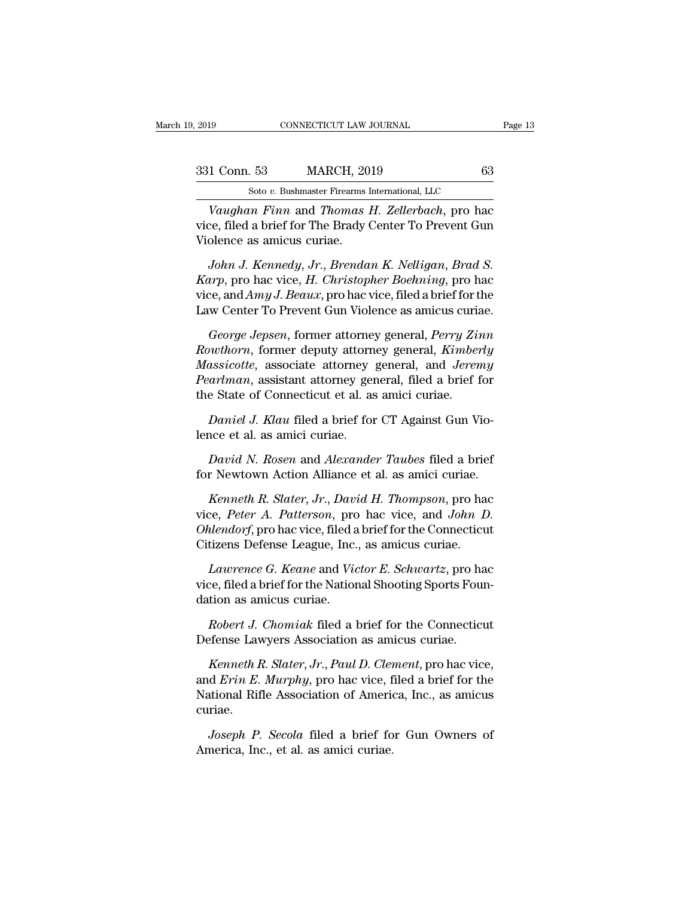*Vaughan Finn* and *Thomas H. Zellerbach*, pro hac vice, filed a brief for The Brady Center To Prevent Gun Violence as amicus curiae.

*John J. Kennedy, Jr.*, *Brendan K. Nelligan*, *Brad S. Karp*, pro hac vice, *H. Christopher Boehning*, pro hac vice, and *Amy J. Beaux*, pro hac vice, filed a brief for the Law Center To Prevent Gun Violence as amicus curiae.

*George Jepsen*, former attorney general, *Perry Zinn Rowthorn*, former deputy attorney general, *Kimberly Massicotte*, associate attorney general, and *Jeremy Pearlman*, assistant attorney general, filed a brief for the State of Connecticut et al. as amici curiae.

*Daniel J. Klau* filed a brief for CT Against Gun Violence et al. as amici curiae.

*David N. Rosen* and *Alexander Taubes* filed a brief for Newtown Action Alliance et al. as amici curiae.

*Kenneth R. Slater, Jr.*, *David H. Thompson*, pro hac vice, *Peter A. Patterson*, pro hac vice, and *John D. Ohlendorf*, pro hac vice, filed a brief for the Connecticut Citizens Defense League, Inc., as amicus curiae.

*Lawrence G. Keane* and *Victor E. Schwartz*, pro hac vice, filed a brief for the National Shooting Sports Foundation as amicus curiae.

*Robert J. Chomiak* filed a brief for the Connecticut Defense Lawyers Association as amicus curiae.

*Kenneth R. Slater, Jr.*, *Paul D. Clement*, pro hac vice, and *Erin E. Murphy*, pro hac vice, filed a brief for the National Rifle Association of America, Inc., as amicus curiae.

*Joseph P. Secola* filed a brief for Gun Owners of America, Inc., et al. as amici curiae.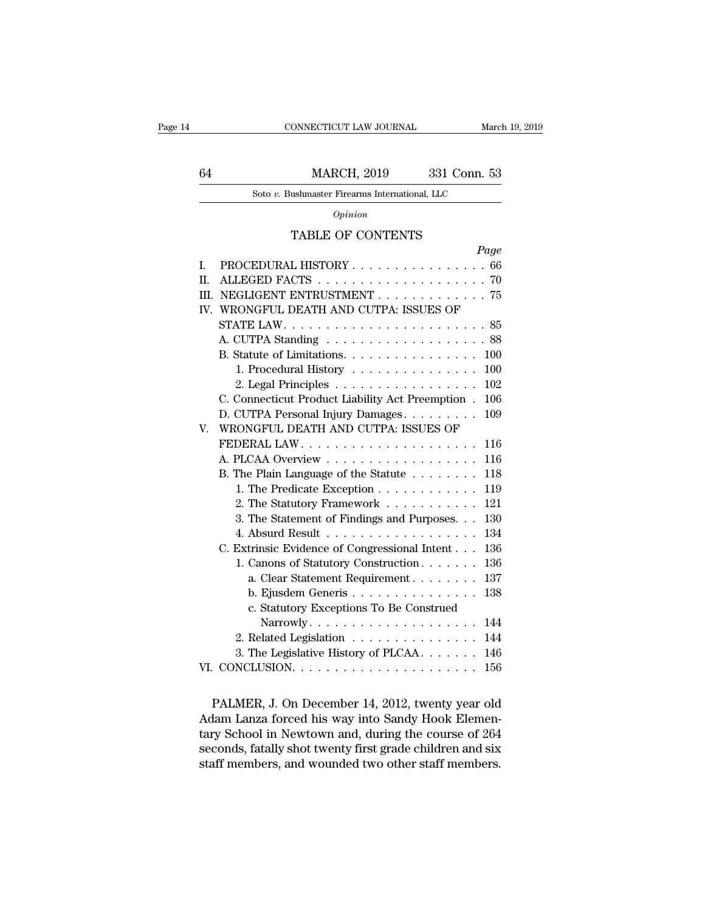*Opinion*

## TABLE OF CONTENTS

| | Page |
|---|---|
| I. PROCEDURAL HISTORY | 66 |
| II. ALLEGED FACTS | 70 |
| III. NEGLIGENT ENTRUSTMENT | 75 |
| IV. WRONGFUL DEATH AND CUTPA: ISSUES OF STATE LAW | 85 |
| A. CUTPA Standing | 88 |
| B. Statute of Limitations | 100 |
| 1. Procedural History | 100 |
| 2. Legal Principles | 102 |
| C. Connecticut Product Liability Act Preemption | 106 |
| D. CUTPA Personal Injury Damages | 109 |
| V. WRONGFUL DEATH AND CUTPA: ISSUES OF FEDERAL LAW | 116 |
| A. PLCAA Overview | 116 |
| B. The Plain Language of the Statute | 118 |
| 1. The Predicate Exception | 119 |
| 2. The Statutory Framework | 121 |
| 3. The Statement of Findings and Purposes | 130 |
| 4. Absurd Result | 134 |
| C. Extrinsic Evidence of Congressional Intent | 136 |
| 1. Canons of Statutory Construction | 136 |
| a. Clear Statement Requirement | 137 |
| b. Ejusdem Generis | 138 |
| c. Statutory Exceptions To Be Construed Narrowly | 144 |
| 2. Related Legislation | 144 |
| 3. The Legislative History of PLCAA | 146 |
| VI. CONCLUSION | 156 |

PALMER, J. On December 14, 2012, twenty year old Adam Lanza forced his way into Sandy Hook Elementary School in Newtown and, during the course of 264 seconds, fatally shot twenty first grade children and six staff members, and wounded two other staff members.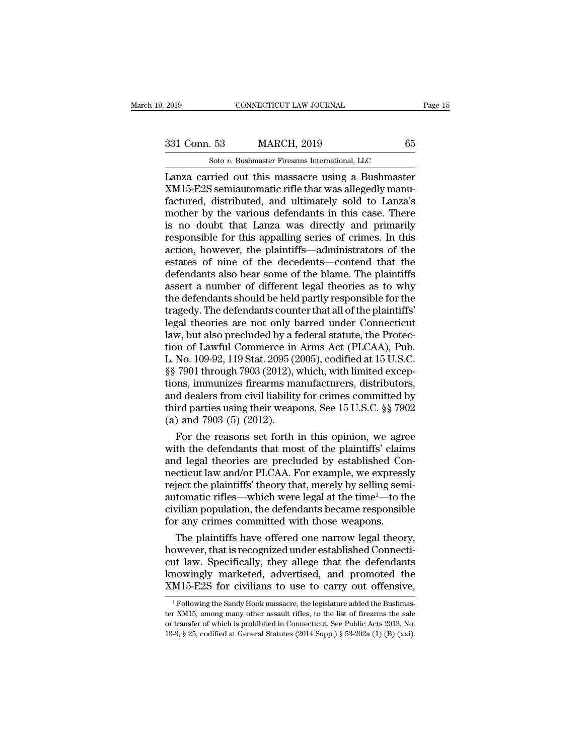Lanza carried out this massacre using a Bushmaster XM15-E2S semiautomatic rifle that was allegedly manufactured, distributed, and ultimately sold to Lanza's mother by the various defendants in this case. There is no doubt that Lanza was directly and primarily responsible for this appalling series of crimes. In this action, however, the plaintiffs—administrators of the estates of nine of the decedents—contend that the defendants also bear some of the blame. The plaintiffs assert a number of different legal theories as to why the defendants should be held partly responsible for the tragedy. The defendants counter that all of the plaintiffs' legal theories are not only barred under Connecticut law, but also precluded by a federal statute, the Protection of Lawful Commerce in Arms Act (PLCAA), Pub. L. No. 109-92, 119 Stat. 2095 (2005), codified at 15 U.S.C. §§ 7901 through 7903 (2012), which, with limited exceptions, immunizes firearms manufacturers, distributors, and dealers from civil liability for crimes committed by third parties using their weapons. See 15 U.S.C. §§ 7902 (a) and 7903 (5) (2012).

For the reasons set forth in this opinion, we agree with the defendants that most of the plaintiffs' claims and legal theories are precluded by established Connecticut law and/or PLCAA. For example, we expressly reject the plaintiffs' theory that, merely by selling semiautomatic rifles—which were legal at the time[1]—to the civilian population, the defendants became responsible for any crimes committed with those weapons.

The plaintiffs have offered one narrow legal theory, however, that is recognized under established Connecticut law. Specifically, they allege that the defendants knowingly marketed, advertised, and promoted the XM15-E2S for civilians to use to carry out offensive,

[1] Following the Sandy Hook massacre, the legislature added the Bushmaster XM15, among many other assault rifles, to the list of firearms the sale or transfer of which is prohibited in Connecticut. See Public Acts 2013, No. 13-3, § 25, codified at General Statutes (2014 Supp.) § 53-202a (1) (B) (xxi).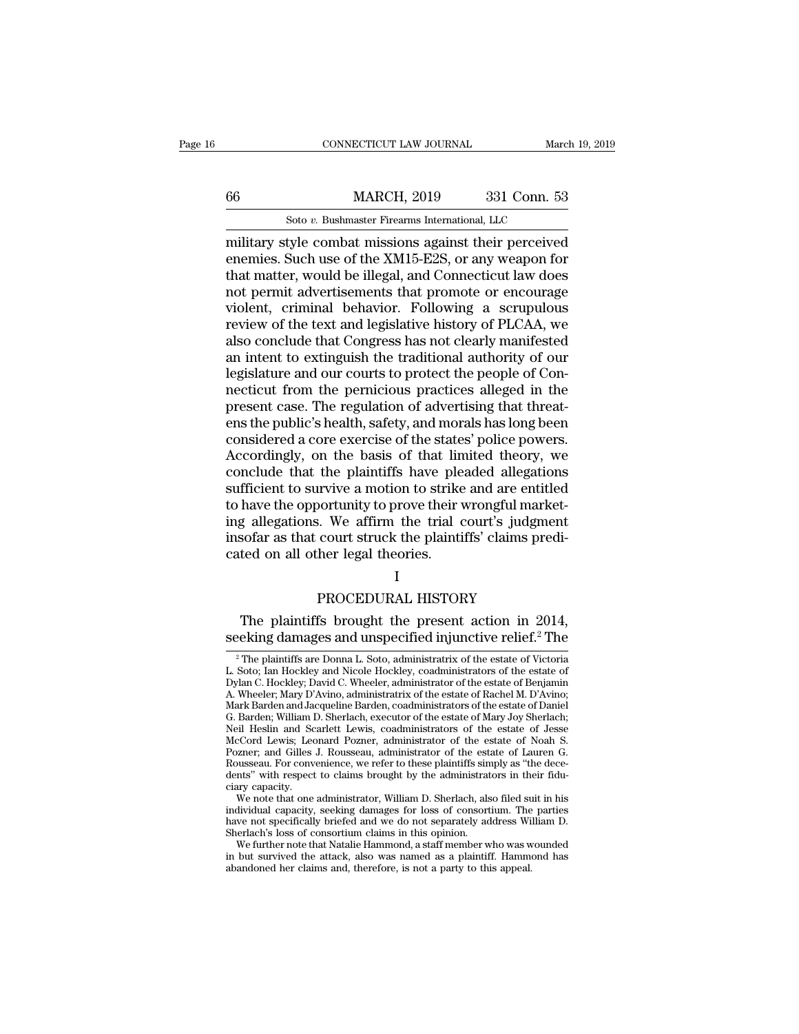military style combat missions against their perceived enemies. Such use of the XM15-E2S, or any weapon for that matter, would be illegal, and Connecticut law does not permit advertisements that promote or encourage violent, criminal behavior. Following a scrupulous review of the text and legislative history of PLCAA, we also conclude that Congress has not clearly manifested an intent to extinguish the traditional authority of our legislature and our courts to protect the people of Connecticut from the pernicious practices alleged in the present case. The regulation of advertising that threatens the public's health, safety, and morals has long been considered a core exercise of the states' police powers. Accordingly, on the basis of that limited theory, we conclude that the plaintiffs have pleaded allegations sufficient to survive a motion to strike and are entitled to have the opportunity to prove their wrongful marketing allegations. We affirm the trial court's judgment insofar as that court struck the plaintiffs' claims predicated on all other legal theories.

# I

## PROCEDURAL HISTORY

The plaintiffs brought the present action in 2014, seeking damages and unspecified injunctive relief.[2] The

---

[2] The plaintiffs are Donna L. Soto, administratrix of the estate of Victoria L. Soto; Ian Hockley and Nicole Hockley, coadministrators of the estate of Dylan C. Hockley; David C. Wheeler, administrator of the estate of Benjamin A. Wheeler; Mary D'Avino, administratrix of the estate of Rachel M. D'Avino; Mark Barden and Jacqueline Barden, coadministrators of the estate of Daniel G. Barden; William D. Sherlach, executor of the estate of Mary Joy Sherlach; Neil Heslin and Scarlett Lewis, coadministrators of the estate of Jesse McCord Lewis; Leonard Pozner, administrator of the estate of Noah S. Pozner; and Gilles J. Rousseau, administrator of the estate of Lauren G. Rousseau. For convenience, we refer to these plaintiffs simply as "the decedents" with respect to claims brought by the administrators in their fiduciary capacity.

We note that one administrator, William D. Sherlach, also filed suit in his individual capacity, seeking damages for loss of consortium. The parties have not specifically briefed and we do not separately address William D. Sherlach's loss of consortium claims in this opinion.

We further note that Natalie Hammond, a staff member who was wounded in but survived the attack, also was named as a plaintiff. Hammond has abandoned her claims and, therefore, is not a party to this appeal.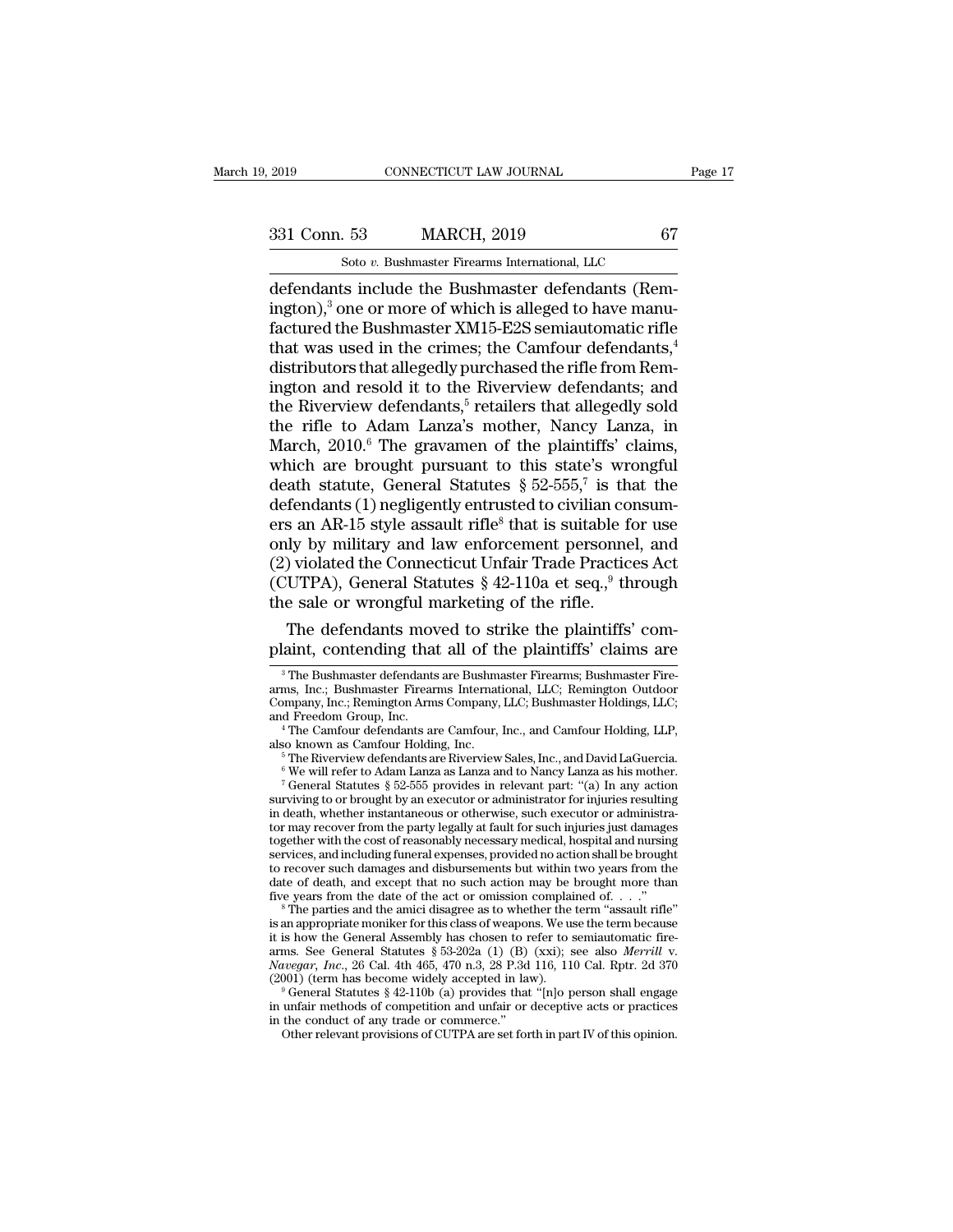defendants include the Bushmaster defendants (Remington),[3] one or more of which is alleged to have manufactured the Bushmaster XM15-E2S semiautomatic rifle that was used in the crimes; the Camfour defendants,[4] distributors that allegedly purchased the rifle from Remington and resold it to the Riverview defendants; and the Riverview defendants,[5] retailers that allegedly sold the rifle to Adam Lanza's mother, Nancy Lanza, in March, 2010.[6] The gravamen of the plaintiffs' claims, which are brought pursuant to this state's wrongful death statute, General Statutes § 52-555,[7] is that the defendants (1) negligently entrusted to civilian consumers an AR-15 style assault rifle[8] that is suitable for use only by military and law enforcement personnel, and (2) violated the Connecticut Unfair Trade Practices Act (CUTPA), General Statutes § 42-110a et seq.,[9] through the sale or wrongful marketing of the rifle.

The defendants moved to strike the plaintiffs' complaint, contending that all of the plaintiffs' claims are

[3] The Bushmaster defendants are Bushmaster Firearms; Bushmaster Firearms, Inc.; Bushmaster Firearms International, LLC; Remington Outdoor Company, Inc.; Remington Arms Company, LLC; Bushmaster Holdings, LLC; and Freedom Group, Inc.

[4] The Camfour defendants are Camfour, Inc., and Camfour Holding, LLP, also known as Camfour Holding, Inc.

[5] The Riverview defendants are Riverview Sales, Inc., and David LaGuercia.

[6] We will refer to Adam Lanza as Lanza and to Nancy Lanza as his mother.

[7] General Statutes § 52-555 provides in relevant part: "(a) In any action surviving to or brought by an executor or administrator for injuries resulting in death, whether instantaneous or otherwise, such executor or administrator may recover from the party legally at fault for such injuries just damages together with the cost of reasonably necessary medical, hospital and nursing services, and including funeral expenses, provided no action shall be brought to recover such damages and disbursements but within two years from the date of death, and except that no such action may be brought more than five years from the date of the act or omission complained of. . . ."

[8] The parties and the amici disagree as to whether the term "assault rifle" is an appropriate moniker for this class of weapons. We use the term because it is how the General Assembly has chosen to refer to semiautomatic firearms. See General Statutes § 53-202a (1) (B) (xxi); see also *Merrill* v. *Navegar, Inc.*, 26 Cal. 4th 465, 470 n.3, 28 P.3d 116, 110 Cal. Rptr. 2d 370 (2001) (term has become widely accepted in law).

[9] General Statutes § 42-110b (a) provides that "[n]o person shall engage in unfair methods of competition and unfair or deceptive acts or practices in the conduct of any trade or commerce."

Other relevant provisions of CUTPA are set forth in part IV of this opinion.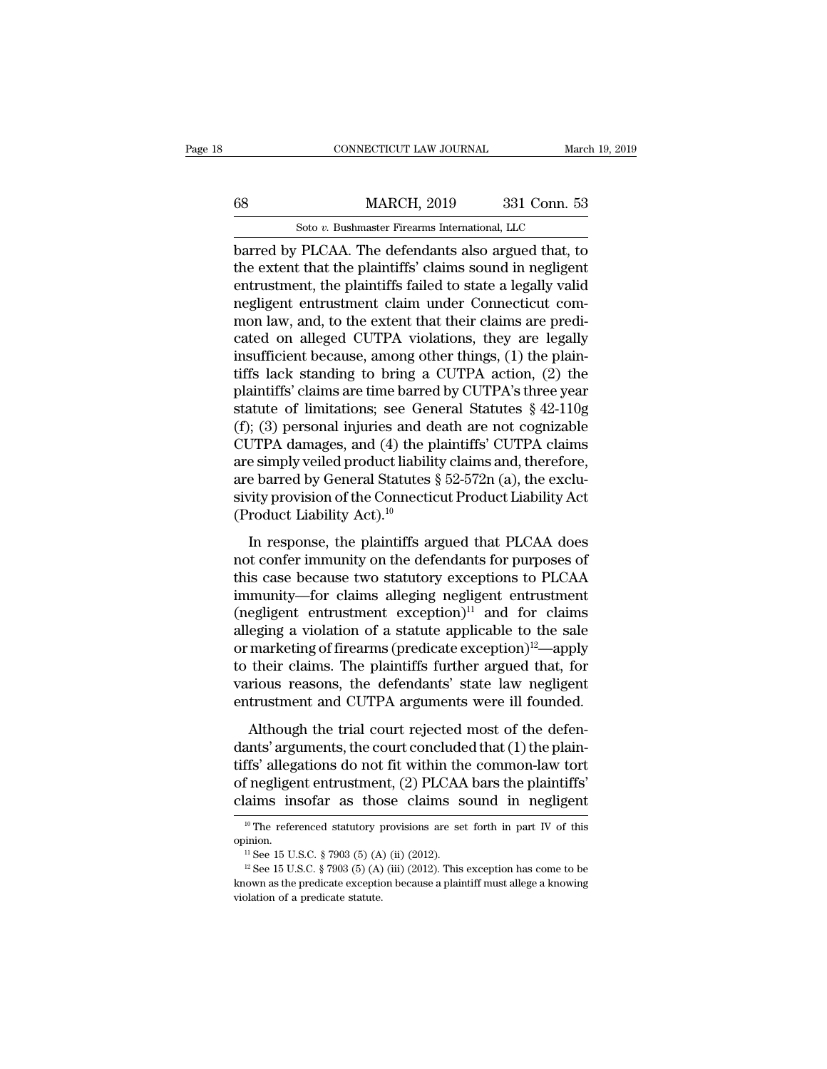barred by PLCAA. The defendants also argued that, to the extent that the plaintiffs' claims sound in negligent entrustment, the plaintiffs failed to state a legally valid negligent entrustment claim under Connecticut common law, and, to the extent that their claims are predicated on alleged CUTPA violations, they are legally insufficient because, among other things, (1) the plaintiffs lack standing to bring a CUTPA action, (2) the plaintiffs' claims are time barred by CUTPA's three year statute of limitations; see General Statutes § 42-110g (f); (3) personal injuries and death are not cognizable CUTPA damages, and (4) the plaintiffs' CUTPA claims are simply veiled product liability claims and, therefore, are barred by General Statutes § 52-572n (a), the exclusivity provision of the Connecticut Product Liability Act (Product Liability Act).[10]

In response, the plaintiffs argued that PLCAA does not confer immunity on the defendants for purposes of this case because two statutory exceptions to PLCAA immunity—for claims alleging negligent entrustment (negligent entrustment exception)[11] and for claims alleging a violation of a statute applicable to the sale or marketing of firearms (predicate exception)[12]—apply to their claims. The plaintiffs further argued that, for various reasons, the defendants' state law negligent entrustment and CUTPA arguments were ill founded.

Although the trial court rejected most of the defendants' arguments, the court concluded that (1) the plaintiffs' allegations do not fit within the common-law tort of negligent entrustment, (2) PLCAA bars the plaintiffs' claims insofar as those claims sound in negligent

[10] The referenced statutory provisions are set forth in part IV of this opinion.

[11] See 15 U.S.C. § 7903 (5) (A) (ii) (2012).

[12] See 15 U.S.C. § 7903 (5) (A) (iii) (2012). This exception has come to be known as the predicate exception because a plaintiff must allege a knowing violation of a predicate statute.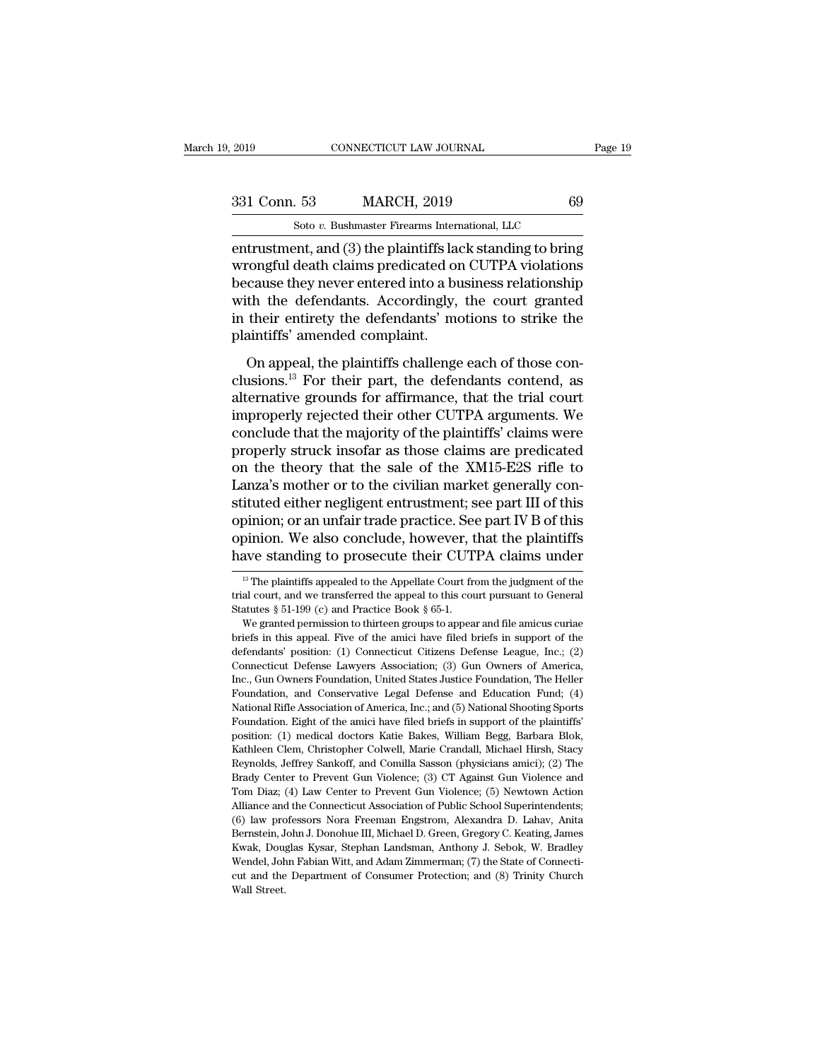entrustment, and (3) the plaintiffs lack standing to bring wrongful death claims predicated on CUTPA violations because they never entered into a business relationship with the defendants. Accordingly, the court granted in their entirety the defendants' motions to strike the plaintiffs' amended complaint.

On appeal, the plaintiffs challenge each of those conclusions.[13] For their part, the defendants contend, as alternative grounds for affirmance, that the trial court improperly rejected their other CUTPA arguments. We conclude that the majority of the plaintiffs' claims were properly struck insofar as those claims are predicated on the theory that the sale of the XM15-E2S rifle to Lanza's mother or to the civilian market generally constituted either negligent entrustment; see part III of this opinion; or an unfair trade practice. See part IV B of this opinion. We also conclude, however, that the plaintiffs have standing to prosecute their CUTPA claims under

[13] The plaintiffs appealed to the Appellate Court from the judgment of the trial court, and we transferred the appeal to this court pursuant to General Statutes § 51-199 (c) and Practice Book § 65-1.

We granted permission to thirteen groups to appear and file amicus curiae briefs in this appeal. Five of the amici have filed briefs in support of the defendants' position: (1) Connecticut Citizens Defense League, Inc.; (2) Connecticut Defense Lawyers Association; (3) Gun Owners of America, Inc., Gun Owners Foundation, United States Justice Foundation, The Heller Foundation, and Conservative Legal Defense and Education Fund; (4) National Rifle Association of America, Inc.; and (5) National Shooting Sports Foundation. Eight of the amici have filed briefs in support of the plaintiffs' position: (1) medical doctors Katie Bakes, William Begg, Barbara Blok, Kathleen Clem, Christopher Colwell, Marie Crandall, Michael Hirsh, Stacy Reynolds, Jeffrey Sankoff, and Comilla Sasson (physicians amici); (2) The Brady Center to Prevent Gun Violence; (3) CT Against Gun Violence and Tom Diaz; (4) Law Center to Prevent Gun Violence; (5) Newtown Action Alliance and the Connecticut Association of Public School Superintendents; (6) law professors Nora Freeman Engstrom, Alexandra D. Lahav, Anita Bernstein, John J. Donohue III, Michael D. Green, Gregory C. Keating, James Kwak, Douglas Kysar, Stephan Landsman, Anthony J. Sebok, W. Bradley Wendel, John Fabian Witt, and Adam Zimmerman; (7) the State of Connecticut and the Department of Consumer Protection; and (8) Trinity Church Wall Street.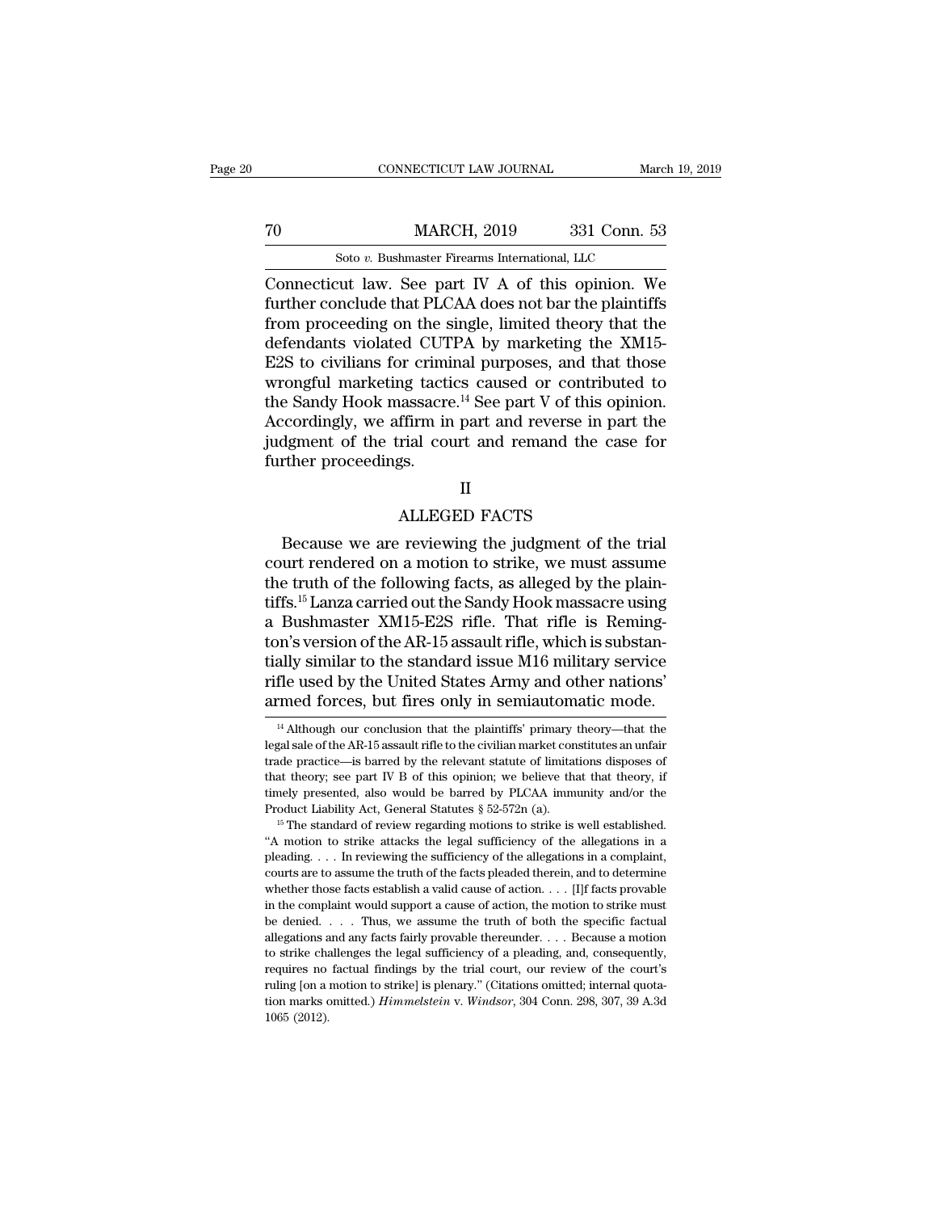Connecticut law. See part IV A of this opinion. We further conclude that PLCAA does not bar the plaintiffs from proceeding on the single, limited theory that the defendants violated CUTPA by marketing the XM15-E2S to civilians for criminal purposes, and that those wrongful marketing tactics caused or contributed to the Sandy Hook massacre.[14] See part V of this opinion. Accordingly, we affirm in part and reverse in part the judgment of the trial court and remand the case for further proceedings.

## II

## ALLEGED FACTS

Because we are reviewing the judgment of the trial court rendered on a motion to strike, we must assume the truth of the following facts, as alleged by the plaintiffs.[15] Lanza carried out the Sandy Hook massacre using a Bushmaster XM15-E2S rifle. That rifle is Remington's version of the AR-15 assault rifle, which is substantially similar to the standard issue M16 military service rifle used by the United States Army and other nations' armed forces, but fires only in semiautomatic mode.

---

[14] Although our conclusion that the plaintiffs' primary theory—that the legal sale of the AR-15 assault rifle to the civilian market constitutes an unfair trade practice—is barred by the relevant statute of limitations disposes of that theory; see part IV B of this opinion; we believe that that theory, if timely presented, also would be barred by PLCAA immunity and/or the Product Liability Act, General Statutes § 52-572n (a).

[15] The standard of review regarding motions to strike is well established. "A motion to strike attacks the legal sufficiency of the allegations in a pleading. . . . In reviewing the sufficiency of the allegations in a complaint, courts are to assume the truth of the facts pleaded therein, and to determine whether those facts establish a valid cause of action. . . . [I]f facts provable in the complaint would support a cause of action, the motion to strike must be denied. . . . Thus, we assume the truth of both the specific factual allegations and any facts fairly provable thereunder. . . . Because a motion to strike challenges the legal sufficiency of a pleading, and, consequently, requires no factual findings by the trial court, our review of the court's ruling [on a motion to strike] is plenary." (Citations omitted; internal quotation marks omitted.) *Himmelstein* v. *Windsor*, 304 Conn. 298, 307, 39 A.3d 1065 (2012).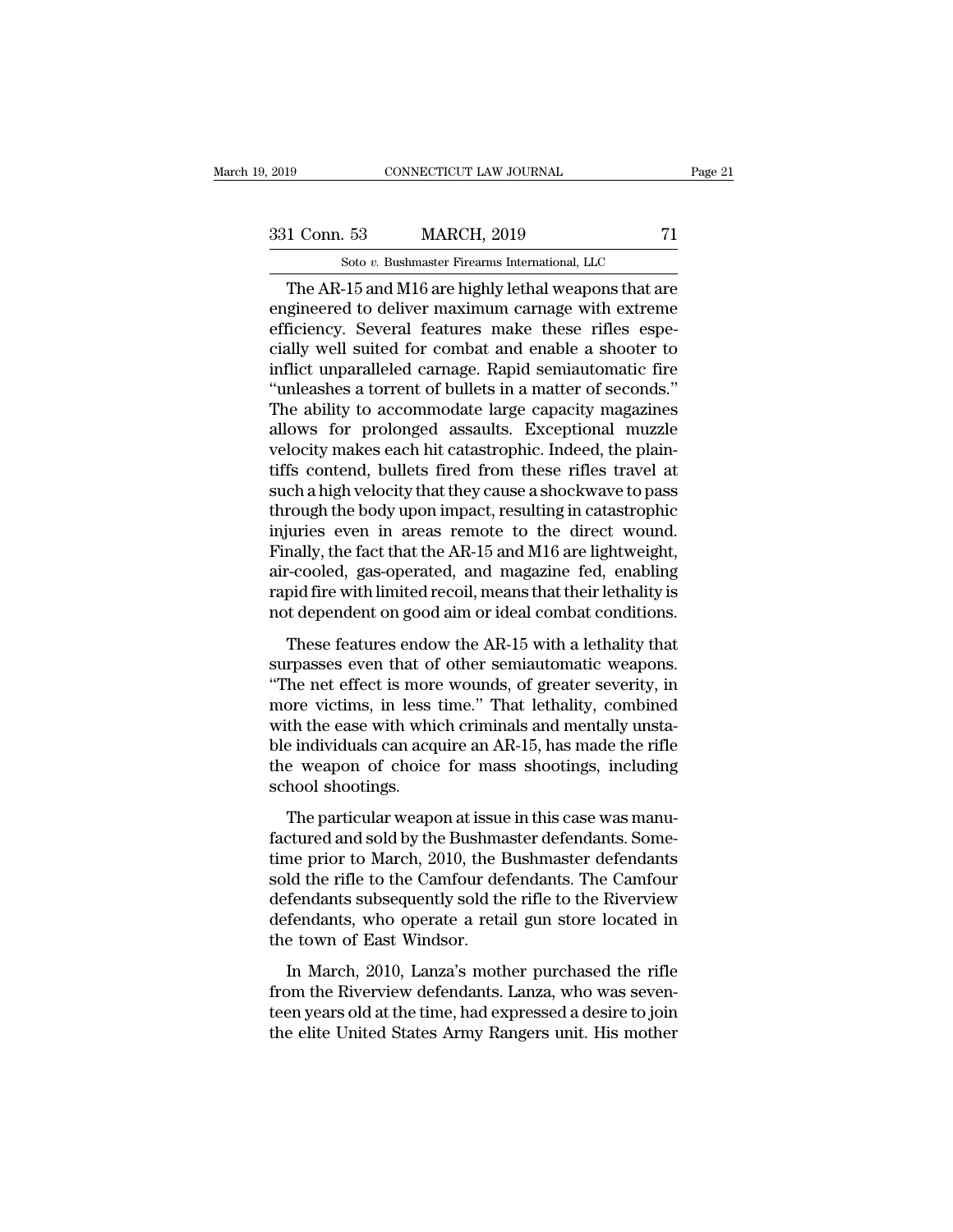The AR-15 and M16 are highly lethal weapons that are engineered to deliver maximum carnage with extreme efficiency. Several features make these rifles especially well suited for combat and enable a shooter to inflict unparalleled carnage. Rapid semiautomatic fire "unleashes a torrent of bullets in a matter of seconds." The ability to accommodate large capacity magazines allows for prolonged assaults. Exceptional muzzle velocity makes each hit catastrophic. Indeed, the plaintiffs contend, bullets fired from these rifles travel at such a high velocity that they cause a shockwave to pass through the body upon impact, resulting in catastrophic injuries even in areas remote to the direct wound. Finally, the fact that the AR-15 and M16 are lightweight, air-cooled, gas-operated, and magazine fed, enabling rapid fire with limited recoil, means that their lethality is not dependent on good aim or ideal combat conditions.

These features endow the AR-15 with a lethality that surpasses even that of other semiautomatic weapons. "The net effect is more wounds, of greater severity, in more victims, in less time." That lethality, combined with the ease with which criminals and mentally unstable individuals can acquire an AR-15, has made the rifle the weapon of choice for mass shootings, including school shootings.

The particular weapon at issue in this case was manufactured and sold by the Bushmaster defendants. Sometime prior to March, 2010, the Bushmaster defendants sold the rifle to the Camfour defendants. The Camfour defendants subsequently sold the rifle to the Riverview defendants, who operate a retail gun store located in the town of East Windsor.

In March, 2010, Lanza's mother purchased the rifle from the Riverview defendants. Lanza, who was seventeen years old at the time, had expressed a desire to join the elite United States Army Rangers unit. His mother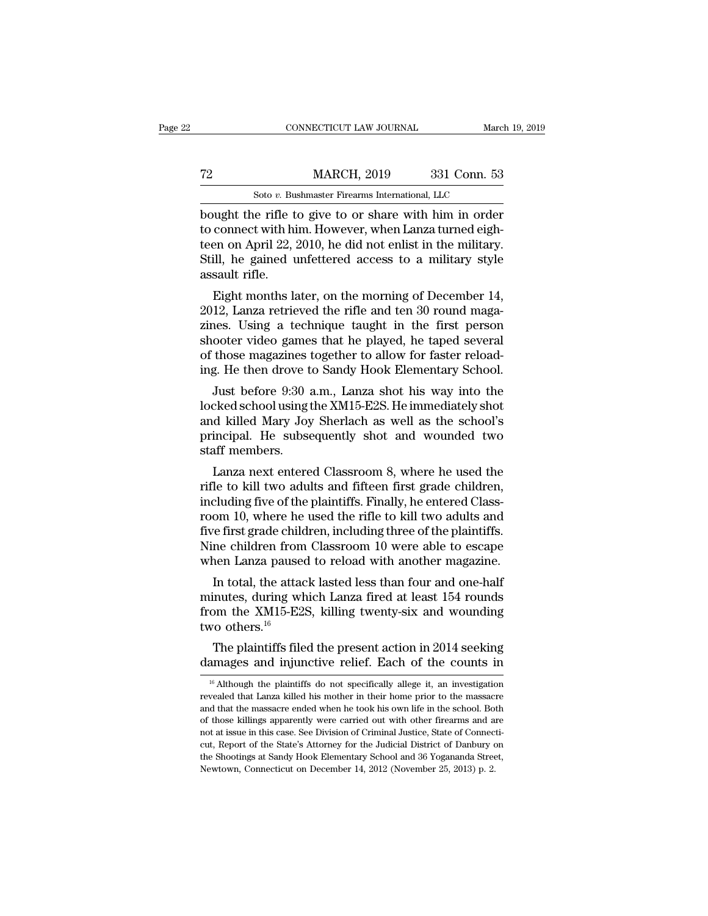bought the rifle to give to or share with him in order to connect with him. However, when Lanza turned eighteen on April 22, 2010, he did not enlist in the military. Still, he gained unfettered access to a military style assault rifle.

Eight months later, on the morning of December 14, 2012, Lanza retrieved the rifle and ten 30 round magazines. Using a technique taught in the first person shooter video games that he played, he taped several of those magazines together to allow for faster reloading. He then drove to Sandy Hook Elementary School.

Just before 9:30 a.m., Lanza shot his way into the locked school using the XM15-E2S. He immediately shot and killed Mary Joy Sherlach as well as the school's principal. He subsequently shot and wounded two staff members.

Lanza next entered Classroom 8, where he used the rifle to kill two adults and fifteen first grade children, including five of the plaintiffs. Finally, he entered Classroom 10, where he used the rifle to kill two adults and five first grade children, including three of the plaintiffs. Nine children from Classroom 10 were able to escape when Lanza paused to reload with another magazine.

In total, the attack lasted less than four and one-half minutes, during which Lanza fired at least 154 rounds from the XM15-E2S, killing twenty-six and wounding two others.[16]

The plaintiffs filed the present action in 2014 seeking damages and injunctive relief. Each of the counts in

---

[16] Although the plaintiffs do not specifically allege it, an investigation revealed that Lanza killed his mother in their home prior to the massacre and that the massacre ended when he took his own life in the school. Both of those killings apparently were carried out with other firearms and are not at issue in this case. See Division of Criminal Justice, State of Connecticut, Report of the State's Attorney for the Judicial District of Danbury on the Shootings at Sandy Hook Elementary School and 36 Yogananda Street, Newtown, Connecticut on December 14, 2012 (November 25, 2013) p. 2.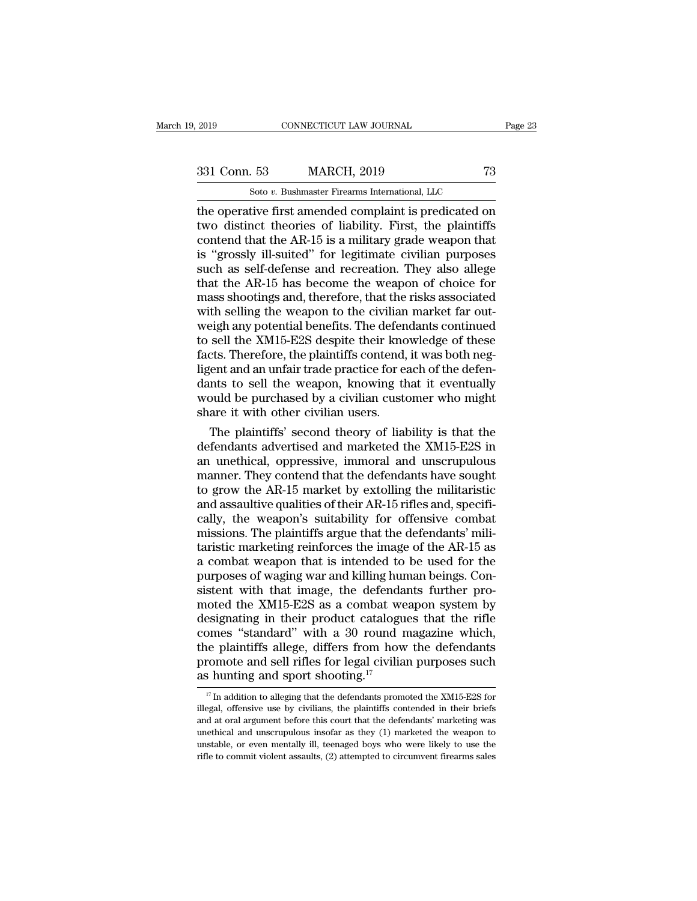the operative first amended complaint is predicated on two distinct theories of liability. First, the plaintiffs contend that the AR-15 is a military grade weapon that is "grossly ill-suited" for legitimate civilian purposes such as self-defense and recreation. They also allege that the AR-15 has become the weapon of choice for mass shootings and, therefore, that the risks associated with selling the weapon to the civilian market far outweigh any potential benefits. The defendants continued to sell the XM15-E2S despite their knowledge of these facts. Therefore, the plaintiffs contend, it was both negligent and an unfair trade practice for each of the defendants to sell the weapon, knowing that it eventually would be purchased by a civilian customer who might share it with other civilian users.

The plaintiffs' second theory of liability is that the defendants advertised and marketed the XM15-E2S in an unethical, oppressive, immoral and unscrupulous manner. They contend that the defendants have sought to grow the AR-15 market by extolling the militaristic and assaultive qualities of their AR-15 rifles and, specifically, the weapon's suitability for offensive combat missions. The plaintiffs argue that the defendants' militaristic marketing reinforces the image of the AR-15 as a combat weapon that is intended to be used for the purposes of waging war and killing human beings. Consistent with that image, the defendants further promoted the XM15-E2S as a combat weapon system by designating in their product catalogues that the rifle comes "standard" with a 30 round magazine which, the plaintiffs allege, differs from how the defendants promote and sell rifles for legal civilian purposes such as hunting and sport shooting.[17]

[17] In addition to alleging that the defendants promoted the XM15-E2S for illegal, offensive use by civilians, the plaintiffs contended in their briefs and at oral argument before this court that the defendants' marketing was unethical and unscrupulous insofar as they (1) marketed the weapon to unstable, or even mentally ill, teenaged boys who were likely to use the rifle to commit violent assaults, (2) attempted to circumvent firearms sales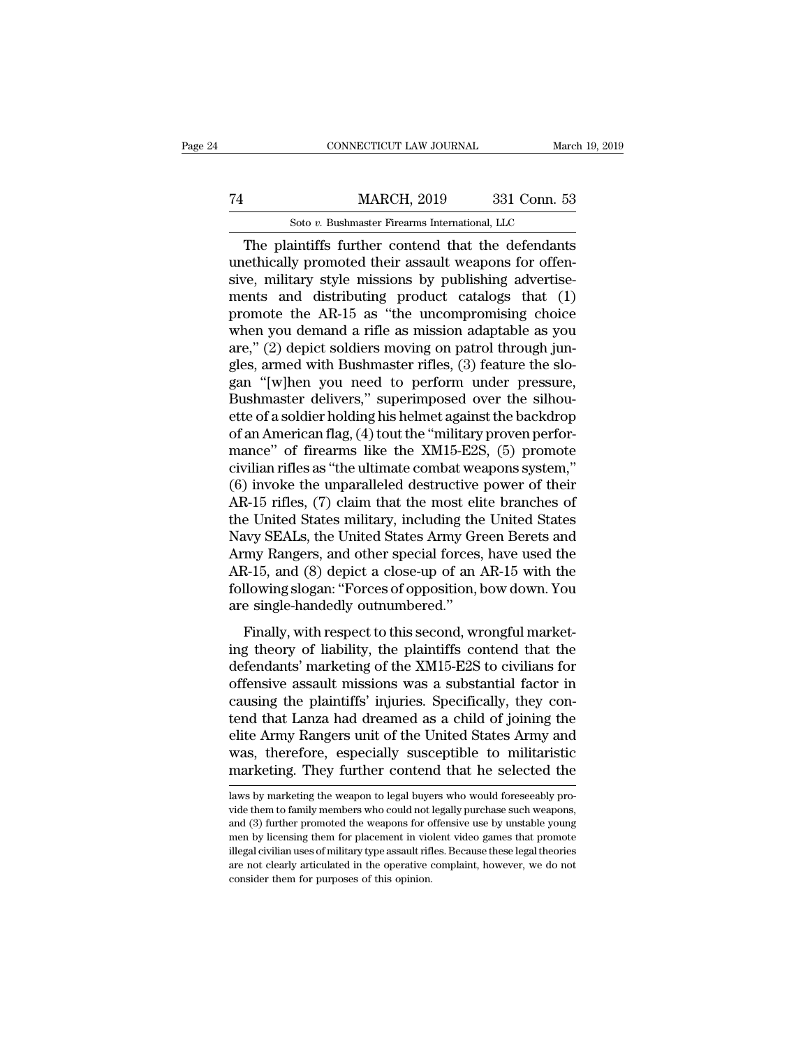The plaintiffs further contend that the defendants unethically promoted their assault weapons for offensive, military style missions by publishing advertisements and distributing product catalogs that (1) promote the AR-15 as "the uncompromising choice when you demand a rifle as mission adaptable as you are," (2) depict soldiers moving on patrol through jungles, armed with Bushmaster rifles, (3) feature the slogan "[w]hen you need to perform under pressure, Bushmaster delivers," superimposed over the silhouette of a soldier holding his helmet against the backdrop of an American flag, (4) tout the "military proven performance" of firearms like the XM15-E2S, (5) promote civilian rifles as "the ultimate combat weapons system," (6) invoke the unparalleled destructive power of their AR-15 rifles, (7) claim that the most elite branches of the United States military, including the United States Navy SEALs, the United States Army Green Berets and Army Rangers, and other special forces, have used the AR-15, and (8) depict a close-up of an AR-15 with the following slogan: "Forces of opposition, bow down. You are single-handedly outnumbered."

Finally, with respect to this second, wrongful marketing theory of liability, the plaintiffs contend that the defendants' marketing of the XM15-E2S to civilians for offensive assault missions was a substantial factor in causing the plaintiffs' injuries. Specifically, they contend that Lanza had dreamed as a child of joining the elite Army Rangers unit of the United States Army and was, therefore, especially susceptible to militaristic marketing. They further contend that he selected the

laws by marketing the weapon to legal buyers who would foreseeably provide them to family members who could not legally purchase such weapons, and (3) further promoted the weapons for offensive use by unstable young men by licensing them for placement in violent video games that promote illegal civilian uses of military type assault rifles. Because these legal theories are not clearly articulated in the operative complaint, however, we do not consider them for purposes of this opinion.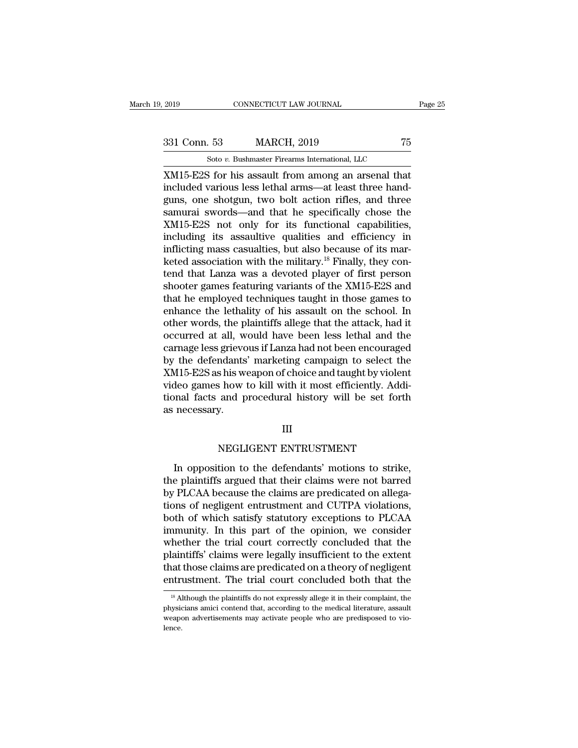XM15-E2S for his assault from among an arsenal that included various less lethal arms—at least three handguns, one shotgun, two bolt action rifles, and three samurai swords—and that he specifically chose the XM15-E2S not only for its functional capabilities, including its assaultive qualities and efficiency in inflicting mass casualties, but also because of its marketed association with the military.[18] Finally, they contend that Lanza was a devoted player of first person shooter games featuring variants of the XM15-E2S and that he employed techniques taught in those games to enhance the lethality of his assault on the school. In other words, the plaintiffs allege that the attack, had it occurred at all, would have been less lethal and the carnage less grievous if Lanza had not been encouraged by the defendants' marketing campaign to select the XM15-E2S as his weapon of choice and taught by violent video games how to kill with it most efficiently. Additional facts and procedural history will be set forth as necessary.

## III

## NEGLIGENT ENTRUSTMENT

In opposition to the defendants' motions to strike, the plaintiffs argued that their claims were not barred by PLCAA because the claims are predicated on allegations of negligent entrustment and CUTPA violations, both of which satisfy statutory exceptions to PLCAA immunity. In this part of the opinion, we consider whether the trial court correctly concluded that the plaintiffs' claims were legally insufficient to the extent that those claims are predicated on a theory of negligent entrustment. The trial court concluded both that the

[18] Although the plaintiffs do not expressly allege it in their complaint, the physicians amici contend that, according to the medical literature, assault weapon advertisements may activate people who are predisposed to violence.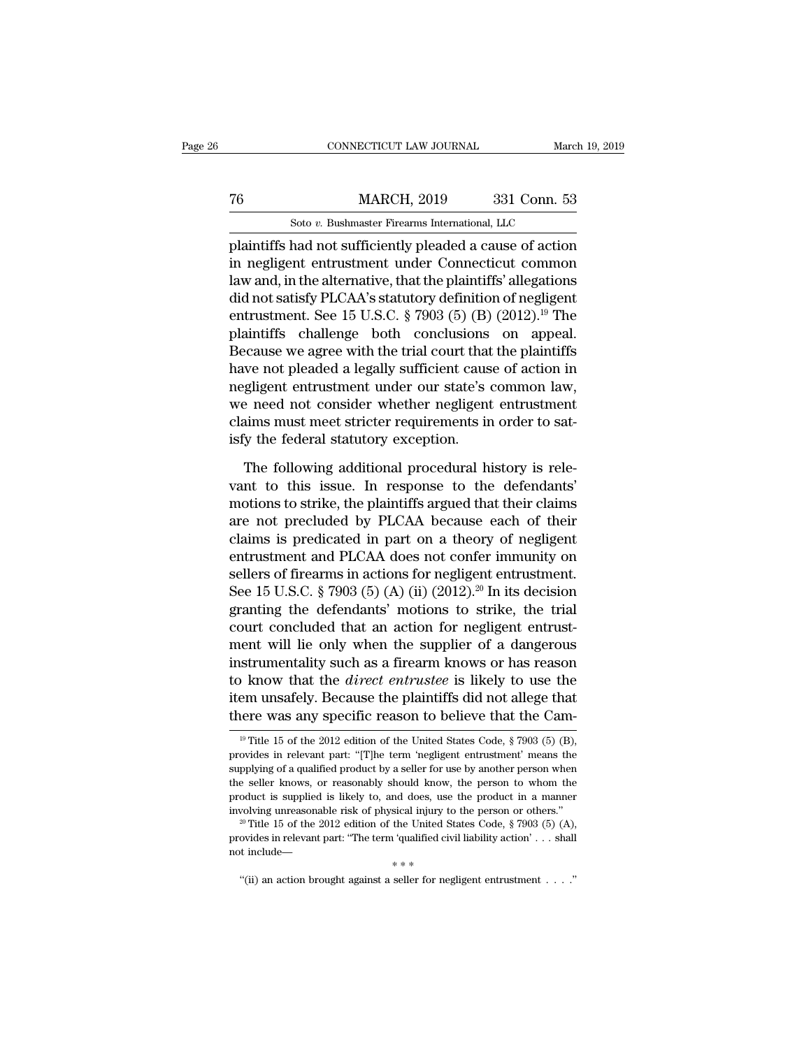plaintiffs had not sufficiently pleaded a cause of action in negligent entrustment under Connecticut common law and, in the alternative, that the plaintiffs' allegations did not satisfy PLCAA's statutory definition of negligent entrustment. See 15 U.S.C. § 7903 (5) (B) (2012).[19] The plaintiffs challenge both conclusions on appeal. Because we agree with the trial court that the plaintiffs have not pleaded a legally sufficient cause of action in negligent entrustment under our state's common law, we need not consider whether negligent entrustment claims must meet stricter requirements in order to satisfy the federal statutory exception.

The following additional procedural history is relevant to this issue. In response to the defendants' motions to strike, the plaintiffs argued that their claims are not precluded by PLCAA because each of their claims is predicated in part on a theory of negligent entrustment and PLCAA does not confer immunity on sellers of firearms in actions for negligent entrustment. See 15 U.S.C. § 7903 (5) (A) (ii) (2012).[20] In its decision granting the defendants' motions to strike, the trial court concluded that an action for negligent entrustment will lie only when the supplier of a dangerous instrumentality such as a firearm knows or has reason to know that the *direct entrustee* is likely to use the item unsafely. Because the plaintiffs did not allege that there was any specific reason to believe that the Cam-

[19] Title 15 of the 2012 edition of the United States Code, § 7903 (5) (B), provides in relevant part: "[T]he term 'negligent entrustment' means the supplying of a qualified product by a seller for use by another person when the seller knows, or reasonably should know, the person to whom the product is supplied is likely to, and does, use the product in a manner involving unreasonable risk of physical injury to the person or others."

[20] Title 15 of the 2012 edition of the United States Code, § 7903 (5) (A), provides in relevant part: "The term 'qualified civil liability action' . . . shall not include—

\* \* \*

"(ii) an action brought against a seller for negligent entrustment . . . ."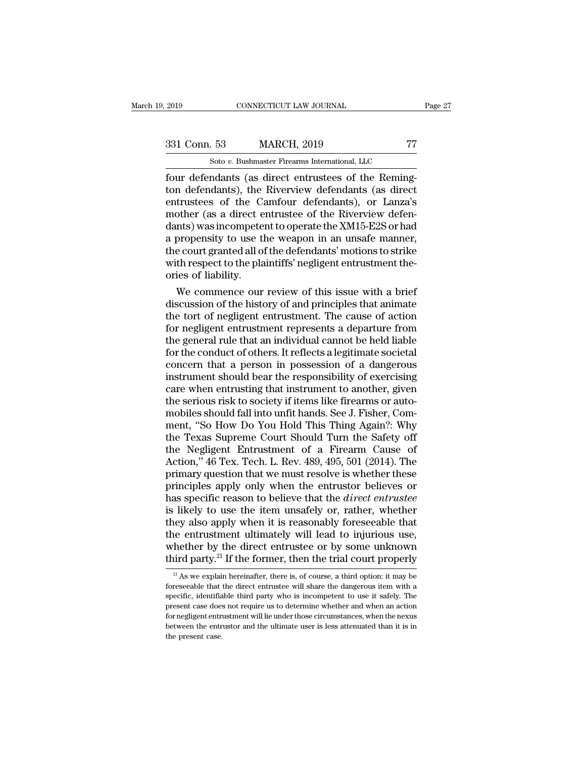four defendants (as direct entrustees of the Remington defendants), the Riverview defendants (as direct entrustees of the Camfour defendants), or Lanza's mother (as a direct entrustee of the Riverview defendants) was incompetent to operate the XM15-E2S or had a propensity to use the weapon in an unsafe manner, the court granted all of the defendants' motions to strike with respect to the plaintiffs' negligent entrustment theories of liability.

We commence our review of this issue with a brief discussion of the history of and principles that animate the tort of negligent entrustment. The cause of action for negligent entrustment represents a departure from the general rule that an individual cannot be held liable for the conduct of others. It reflects a legitimate societal concern that a person in possession of a dangerous instrument should bear the responsibility of exercising care when entrusting that instrument to another, given the serious risk to society if items like firearms or automobiles should fall into unfit hands. See J. Fisher, Comment, "So How Do You Hold This Thing Again?: Why the Texas Supreme Court Should Turn the Safety off the Negligent Entrustment of a Firearm Cause of Action," 46 Tex. Tech. L. Rev. 489, 495, 501 (2014). The primary question that we must resolve is whether these principles apply only when the entrustor believes or has specific reason to believe that the *direct entrustee* is likely to use the item unsafely or, rather, whether they also apply when it is reasonably foreseeable that the entrustment ultimately will lead to injurious use, whether by the direct entrustee or by some unknown third party.[21] If the former, then the trial court properly

[21] As we explain hereinafter, there is, of course, a third option: it may be foreseeable that the direct entrustee will share the dangerous item with a specific, identifiable third party who is incompetent to use it safely. The present case does not require us to determine whether and when an action for negligent entrustment will lie under those circumstances, when the nexus between the entrustor and the ultimate user is less attenuated than it is in the present case.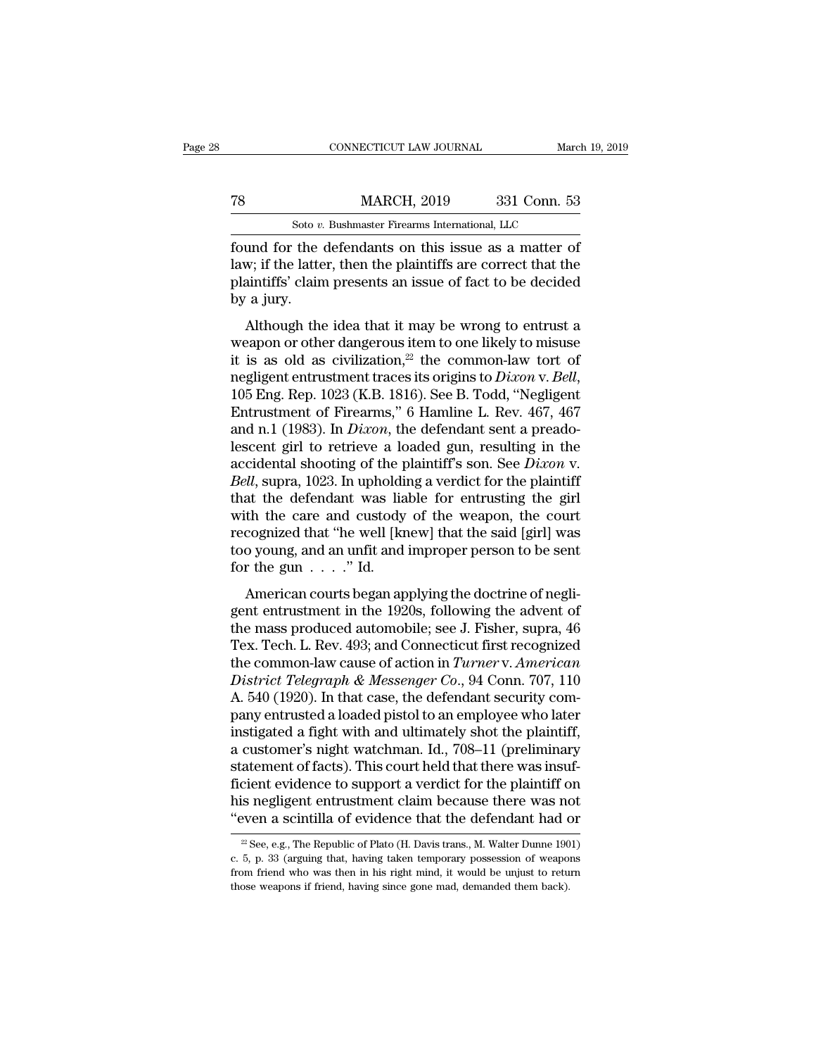found for the defendants on this issue as a matter of law; if the latter, then the plaintiffs are correct that the plaintiffs' claim presents an issue of fact to be decided by a jury.

Although the idea that it may be wrong to entrust a weapon or other dangerous item to one likely to misuse it is as old as civilization,[22] the common-law tort of negligent entrustment traces its origins to *Dixon* v. *Bell*, 105 Eng. Rep. 1023 (K.B. 1816). See B. Todd, "Negligent Entrustment of Firearms," 6 Hamline L. Rev. 467, 467 and n.1 (1983). In *Dixon*, the defendant sent a preadolescent girl to retrieve a loaded gun, resulting in the accidental shooting of the plaintiff's son. See *Dixon* v. *Bell*, supra, 1023. In upholding a verdict for the plaintiff that the defendant was liable for entrusting the girl with the care and custody of the weapon, the court recognized that "he well [knew] that the said [girl] was too young, and an unfit and improper person to be sent for the gun . . . ." Id.

American courts began applying the doctrine of negligent entrustment in the 1920s, following the advent of the mass produced automobile; see J. Fisher, supra, 46 Tex. Tech. L. Rev. 493; and Connecticut first recognized the common-law cause of action in *Turner* v. *American District Telegraph & Messenger Co.*, 94 Conn. 707, 110 A. 540 (1920). In that case, the defendant security company entrusted a loaded pistol to an employee who later instigated a fight with and ultimately shot the plaintiff, a customer's night watchman. Id., 708–11 (preliminary statement of facts). This court held that there was insufficient evidence to support a verdict for the plaintiff on his negligent entrustment claim because there was not "even a scintilla of evidence that the defendant had or

[22] See, e.g., The Republic of Plato (H. Davis trans., M. Walter Dunne 1901) c. 5, p. 33 (arguing that, having taken temporary possession of weapons from friend who was then in his right mind, it would be unjust to return those weapons if friend, having since gone mad, demanded them back).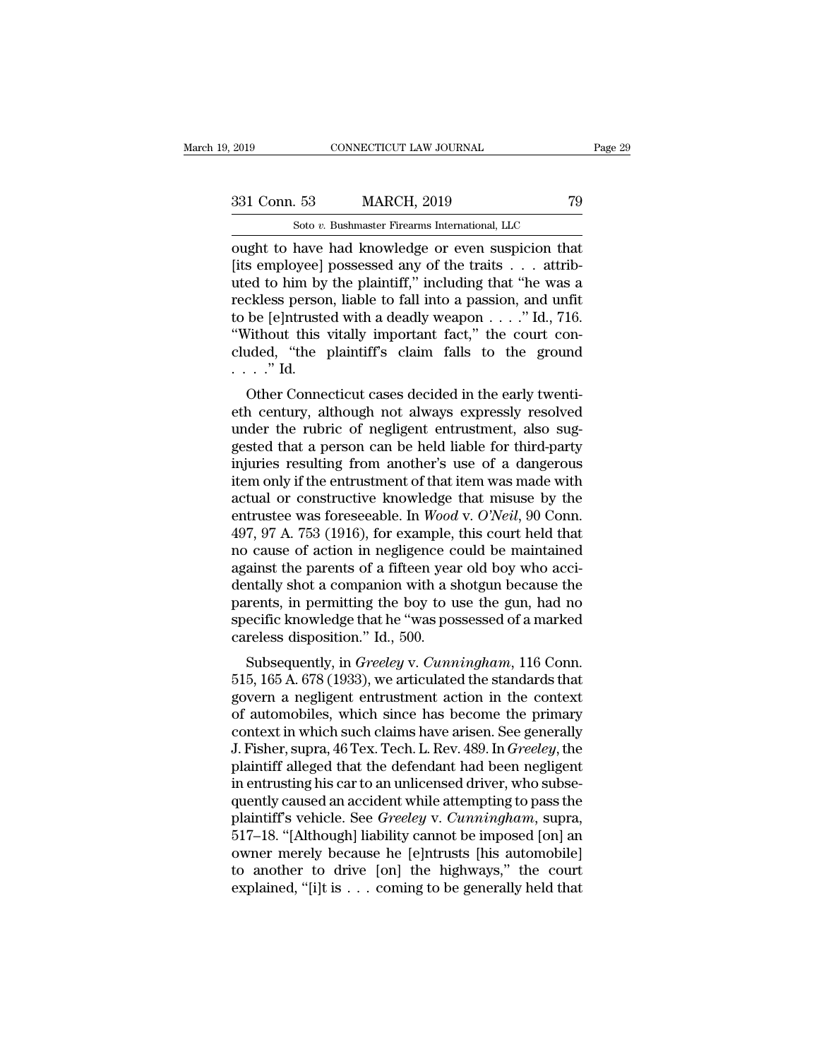ought to have had knowledge or even suspicion that [its employee] possessed any of the traits . . . attributed to him by the plaintiff," including that "he was a reckless person, liable to fall into a passion, and unfit to be [e]ntrusted with a deadly weapon . . . ." Id., 716. "Without this vitally important fact," the court concluded, "the plaintiff's claim falls to the ground . . . ." Id.

Other Connecticut cases decided in the early twentieth century, although not always expressly resolved under the rubric of negligent entrustment, also suggested that a person can be held liable for third-party injuries resulting from another's use of a dangerous item only if the entrustment of that item was made with actual or constructive knowledge that misuse by the entrustee was foreseeable. In *Wood* v. *O'Neil*, 90 Conn. 497, 97 A. 753 (1916), for example, this court held that no cause of action in negligence could be maintained against the parents of a fifteen year old boy who accidentally shot a companion with a shotgun because the parents, in permitting the boy to use the gun, had no specific knowledge that he "was possessed of a marked careless disposition." Id., 500.

Subsequently, in *Greeley* v. *Cunningham*, 116 Conn. 515, 165 A. 678 (1933), we articulated the standards that govern a negligent entrustment action in the context of automobiles, which since has become the primary context in which such claims have arisen. See generally J. Fisher, supra, 46 Tex. Tech. L. Rev. 489. In *Greeley*, the plaintiff alleged that the defendant had been negligent in entrusting his car to an unlicensed driver, who subsequently caused an accident while attempting to pass the plaintiff's vehicle. See *Greeley* v. *Cunningham*, supra, 517–18. "[Although] liability cannot be imposed [on] an owner merely because he [e]ntrusts [his automobile] to another to drive [on] the highways," the court explained, "[i]t is . . . coming to be generally held that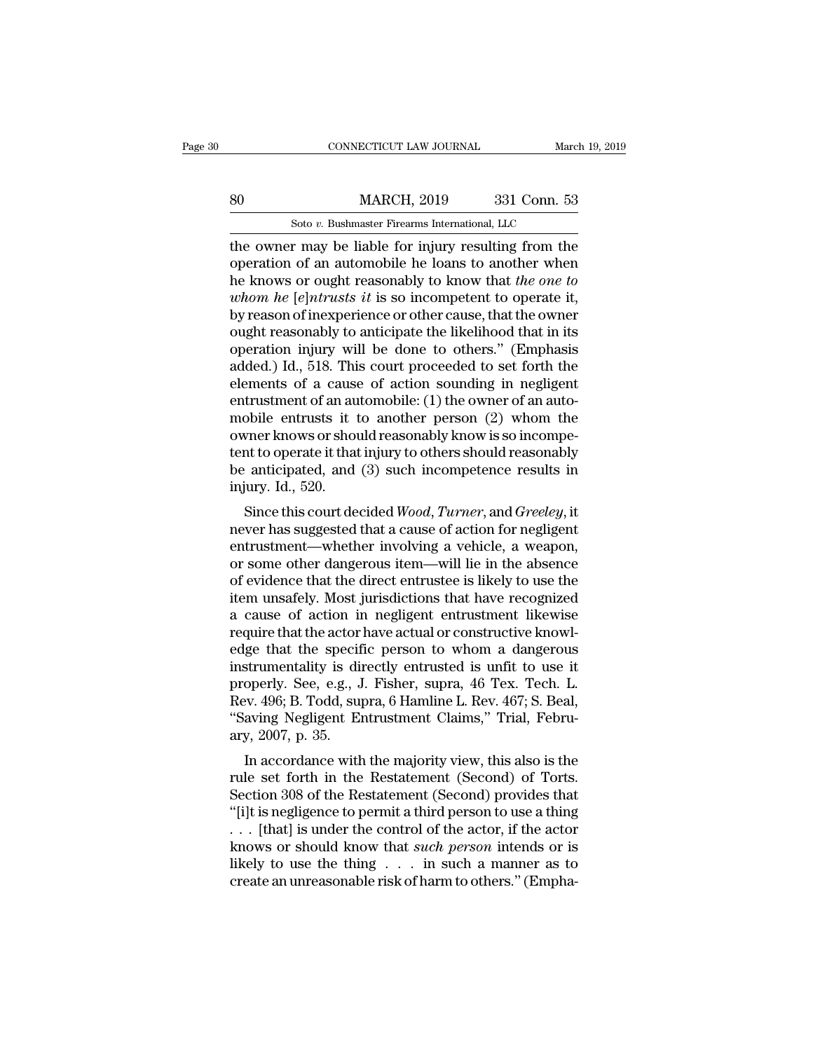the owner may be liable for injury resulting from the operation of an automobile he loans to another when he knows or ought reasonably to know that *the one to whom he [e]ntrusts it* is so incompetent to operate it, by reason of inexperience or other cause, that the owner ought reasonably to anticipate the likelihood that in its operation injury will be done to others." (Emphasis added.) Id., 518. This court proceeded to set forth the elements of a cause of action sounding in negligent entrustment of an automobile: (1) the owner of an automobile entrusts it to another person (2) whom the owner knows or should reasonably know is so incompetent to operate it that injury to others should reasonably be anticipated, and (3) such incompetence results in injury. Id., 520.

Since this court decided *Wood*, *Turner*, and *Greeley*, it never has suggested that a cause of action for negligent entrustment—whether involving a vehicle, a weapon, or some other dangerous item—will lie in the absence of evidence that the direct entrustee is likely to use the item unsafely. Most jurisdictions that have recognized a cause of action in negligent entrustment likewise require that the actor have actual or constructive knowledge that the specific person to whom a dangerous instrumentality is directly entrusted is unfit to use it properly. See, e.g., J. Fisher, supra, 46 Tex. Tech. L. Rev. 496; B. Todd, supra, 6 Hamline L. Rev. 467; S. Beal, "Saving Negligent Entrustment Claims," Trial, February, 2007, p. 35.

In accordance with the majority view, this also is the rule set forth in the Restatement (Second) of Torts. Section 308 of the Restatement (Second) provides that "[i]t is negligence to permit a third person to use a thing . . . [that] is under the control of the actor, if the actor knows or should know that *such person* intends or is likely to use the thing . . . in such a manner as to create an unreasonable risk of harm to others." (Empha-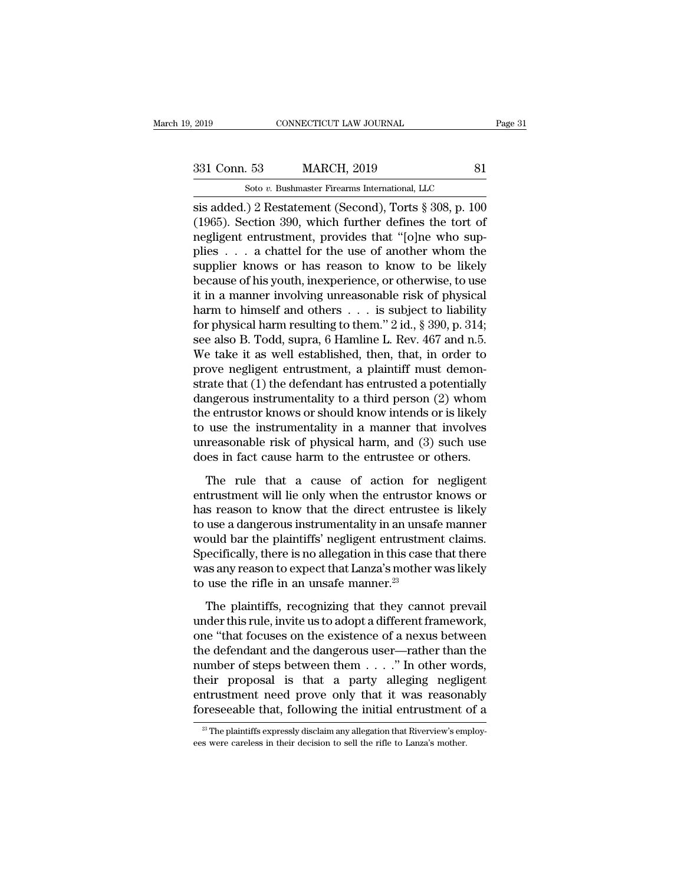sis added.) 2 Restatement (Second), Torts § 308, p. 100 (1965). Section 390, which further defines the tort of negligent entrustment, provides that "[o]ne who supplies . . . a chattel for the use of another whom the supplier knows or has reason to know to be likely because of his youth, inexperience, or otherwise, to use it in a manner involving unreasonable risk of physical harm to himself and others . . . is subject to liability for physical harm resulting to them." 2 id., § 390, p. 314; see also B. Todd, supra, 6 Hamline L. Rev. 467 and n.5. We take it as well established, then, that, in order to prove negligent entrustment, a plaintiff must demonstrate that (1) the defendant has entrusted a potentially dangerous instrumentality to a third person (2) whom the entrustor knows or should know intends or is likely to use the instrumentality in a manner that involves unreasonable risk of physical harm, and (3) such use does in fact cause harm to the entrustee or others.

The rule that a cause of action for negligent entrustment will lie only when the entrustor knows or has reason to know that the direct entrustee is likely to use a dangerous instrumentality in an unsafe manner would bar the plaintiffs' negligent entrustment claims. Specifically, there is no allegation in this case that there was any reason to expect that Lanza's mother was likely to use the rifle in an unsafe manner.[23]

The plaintiffs, recognizing that they cannot prevail under this rule, invite us to adopt a different framework, one "that focuses on the existence of a nexus between the defendant and the dangerous user—rather than the number of steps between them . . . ." In other words, their proposal is that a party alleging negligent entrustment need prove only that it was reasonably foreseeable that, following the initial entrustment of a

[23] The plaintiffs expressly disclaim any allegation that Riverview's employees were careless in their decision to sell the rifle to Lanza's mother.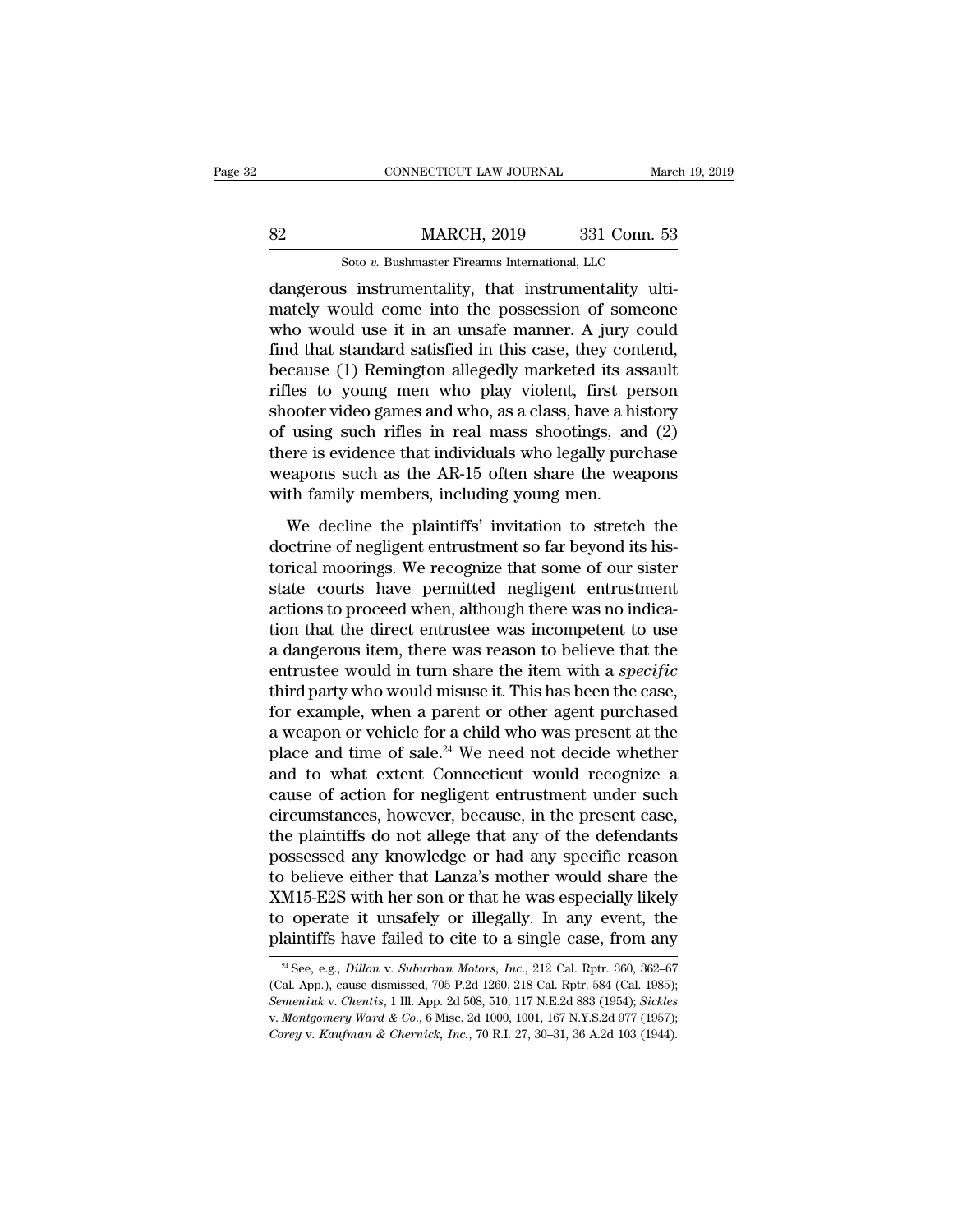dangerous instrumentality, that instrumentality ultimately would come into the possession of someone who would use it in an unsafe manner. A jury could find that standard satisfied in this case, they contend, because (1) Remington allegedly marketed its assault rifles to young men who play violent, first person shooter video games and who, as a class, have a history of using such rifles in real mass shootings, and (2) there is evidence that individuals who legally purchase weapons such as the AR-15 often share the weapons with family members, including young men.

We decline the plaintiffs' invitation to stretch the doctrine of negligent entrustment so far beyond its historical moorings. We recognize that some of our sister state courts have permitted negligent entrustment actions to proceed when, although there was no indication that the direct entrustee was incompetent to use a dangerous item, there was reason to believe that the entrustee would in turn share the item with a *specific* third party who would misuse it. This has been the case, for example, when a parent or other agent purchased a weapon or vehicle for a child who was present at the place and time of sale.[24] We need not decide whether and to what extent Connecticut would recognize a cause of action for negligent entrustment under such circumstances, however, because, in the present case, the plaintiffs do not allege that any of the defendants possessed any knowledge or had any specific reason to believe either that Lanza's mother would share the XM15-E2S with her son or that he was especially likely to operate it unsafely or illegally. In any event, the plaintiffs have failed to cite to a single case, from any

---

[24] See, e.g., *Dillon* v. *Suburban Motors, Inc.*, 212 Cal. Rptr. 360, 362–67 (Cal. App.), cause dismissed, 705 P.2d 1260, 218 Cal. Rptr. 584 (Cal. 1985); *Semeniuk* v. *Chentis*, 1 Ill. App. 2d 508, 510, 117 N.E.2d 883 (1954); *Sickles* v. *Montgomery Ward & Co.*, 6 Misc. 2d 1000, 1001, 167 N.Y.S.2d 977 (1957); *Corey* v. *Kaufman & Chernick, Inc.*, 70 R.I. 27, 30–31, 36 A.2d 103 (1944).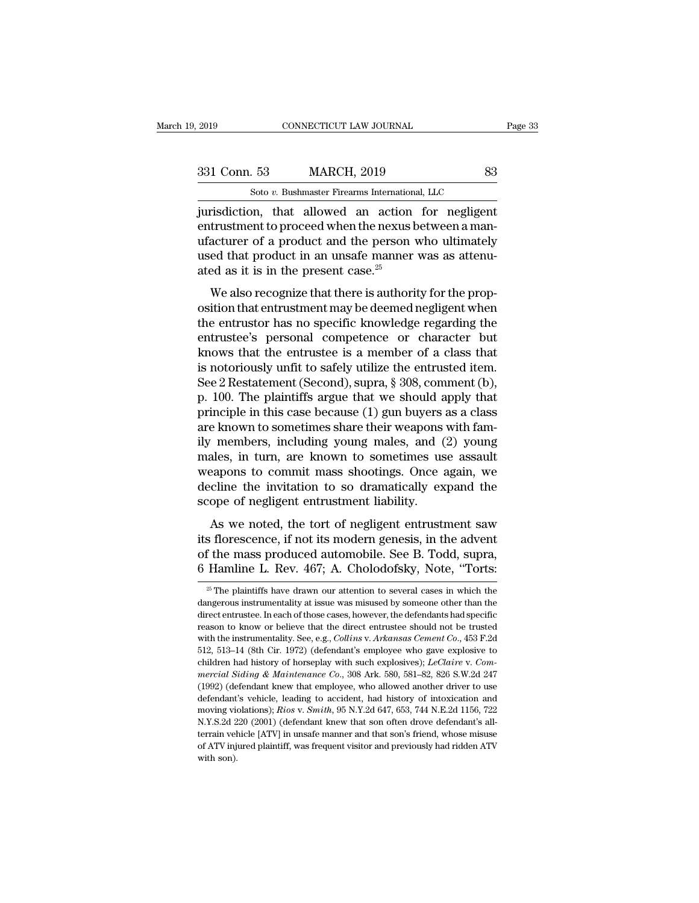jurisdiction, that allowed an action for negligent entrustment to proceed when the nexus between a manufacturer of a product and the person who ultimately used that product in an unsafe manner was as attenuated as it is in the present case.[25]

We also recognize that there is authority for the proposition that entrustment may be deemed negligent when the entrustor has no specific knowledge regarding the entrustee's personal competence or character but knows that the entrustee is a member of a class that is notoriously unfit to safely utilize the entrusted item. See 2 Restatement (Second), supra, § 308, comment (b), p. 100. The plaintiffs argue that we should apply that principle in this case because (1) gun buyers as a class are known to sometimes share their weapons with family members, including young males, and (2) young males, in turn, are known to sometimes use assault weapons to commit mass shootings. Once again, we decline the invitation to so dramatically expand the scope of negligent entrustment liability.

As we noted, the tort of negligent entrustment saw its florescence, if not its modern genesis, in the advent of the mass produced automobile. See B. Todd, supra, 6 Hamline L. Rev. 467; A. Cholodofsky, Note, "Torts:

---

[25] The plaintiffs have drawn our attention to several cases in which the dangerous instrumentality at issue was misused by someone other than the direct entrustee. In each of those cases, however, the defendants had specific reason to know or believe that the direct entrustee should not be trusted with the instrumentality. See, e.g., *Collins* v. *Arkansas Cement Co.*, 453 F.2d 512, 513–14 (8th Cir. 1972) (defendant's employee who gave explosive to children had history of horseplay with such explosives); *LeClaire* v. *Commercial Siding & Maintenance Co.*, 308 Ark. 580, 581–82, 826 S.W.2d 247 (1992) (defendant knew that employee, who allowed another driver to use defendant's vehicle, leading to accident, had history of intoxication and moving violations); *Rios* v. *Smith*, 95 N.Y.2d 647, 653, 744 N.E.2d 1156, 722 N.Y.S.2d 220 (2001) (defendant knew that son often drove defendant's all-terrain vehicle [ATV] in unsafe manner and that son's friend, whose misuse of ATV injured plaintiff, was frequent visitor and previously had ridden ATV with son).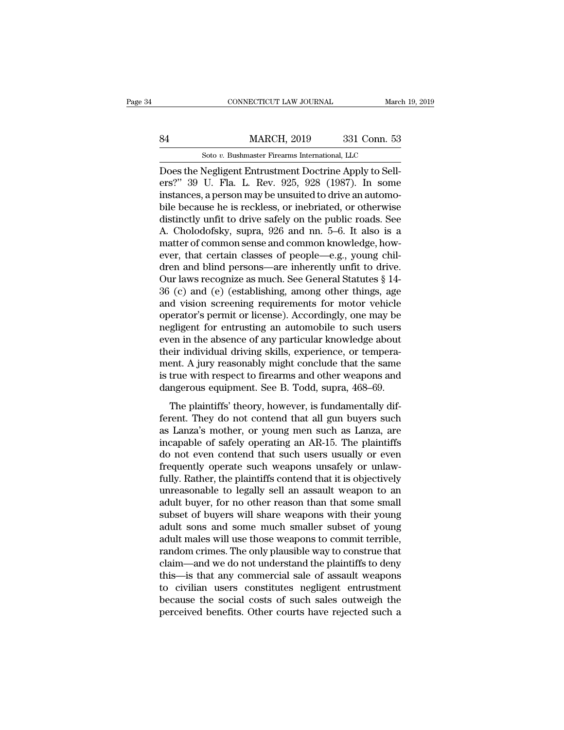Does the Negligent Entrustment Doctrine Apply to Sellers?" 39 U. Fla. L. Rev. 925, 928 (1987). In some instances, a person may be unsuited to drive an automobile because he is reckless, or inebriated, or otherwise distinctly unfit to drive safely on the public roads. See A. Cholodofsky, supra, 926 and nn. 5–6. It also is a matter of common sense and common knowledge, however, that certain classes of people—e.g., young children and blind persons—are inherently unfit to drive. Our laws recognize as much. See General Statutes § 14-36 (c) and (e) (establishing, among other things, age and vision screening requirements for motor vehicle operator's permit or license). Accordingly, one may be negligent for entrusting an automobile to such users even in the absence of any particular knowledge about their individual driving skills, experience, or temperament. A jury reasonably might conclude that the same is true with respect to firearms and other weapons and dangerous equipment. See B. Todd, supra, 468–69.

The plaintiffs' theory, however, is fundamentally different. They do not contend that all gun buyers such as Lanza's mother, or young men such as Lanza, are incapable of safely operating an AR-15. The plaintiffs do not even contend that such users usually or even frequently operate such weapons unsafely or unlawfully. Rather, the plaintiffs contend that it is objectively unreasonable to legally sell an assault weapon to an adult buyer, for no other reason than that some small subset of buyers will share weapons with their young adult sons and some much smaller subset of young adult males will use those weapons to commit terrible, random crimes. The only plausible way to construe that claim—and we do not understand the plaintiffs to deny this—is that any commercial sale of assault weapons to civilian users constitutes negligent entrustment because the social costs of such sales outweigh the perceived benefits. Other courts have rejected such a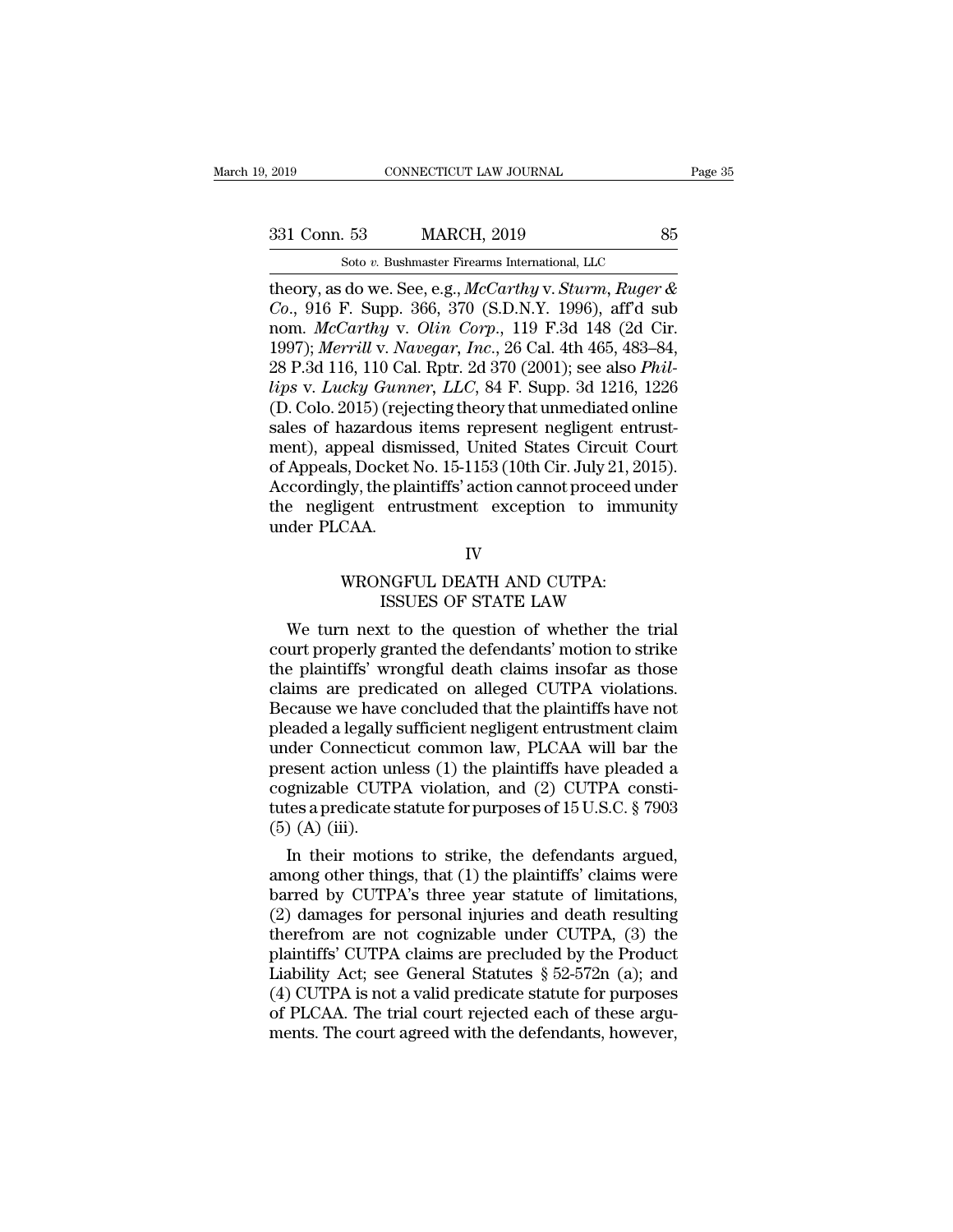theory, as do we. See, e.g., *McCarthy* v. *Sturm, Ruger & Co.*, 916 F. Supp. 366, 370 (S.D.N.Y. 1996), aff'd sub nom. *McCarthy* v. *Olin Corp.*, 119 F.3d 148 (2d Cir. 1997); *Merrill* v. *Navegar, Inc.*, 26 Cal. 4th 465, 483–84, 28 P.3d 116, 110 Cal. Rptr. 2d 370 (2001); see also *Phillips* v. *Lucky Gunner, LLC*, 84 F. Supp. 3d 1216, 1226 (D. Colo. 2015) (rejecting theory that unmediated online sales of hazardous items represent negligent entrustment), appeal dismissed, United States Circuit Court of Appeals, Docket No. 15-1153 (10th Cir. July 21, 2015). Accordingly, the plaintiffs' action cannot proceed under the negligent entrustment exception to immunity under PLCAA.

## IV

## WRONGFUL DEATH AND CUTPA: ISSUES OF STATE LAW

We turn next to the question of whether the trial court properly granted the defendants' motion to strike the plaintiffs' wrongful death claims insofar as those claims are predicated on alleged CUTPA violations. Because we have concluded that the plaintiffs have not pleaded a legally sufficient negligent entrustment claim under Connecticut common law, PLCAA will bar the present action unless (1) the plaintiffs have pleaded a cognizable CUTPA violation, and (2) CUTPA constitutes a predicate statute for purposes of 15 U.S.C. § 7903 (5) (A) (iii).

In their motions to strike, the defendants argued, among other things, that (1) the plaintiffs' claims were barred by CUTPA's three year statute of limitations, (2) damages for personal injuries and death resulting therefrom are not cognizable under CUTPA, (3) the plaintiffs' CUTPA claims are precluded by the Product Liability Act; see General Statutes § 52-572n (a); and (4) CUTPA is not a valid predicate statute for purposes of PLCAA. The trial court rejected each of these arguments. The court agreed with the defendants, however,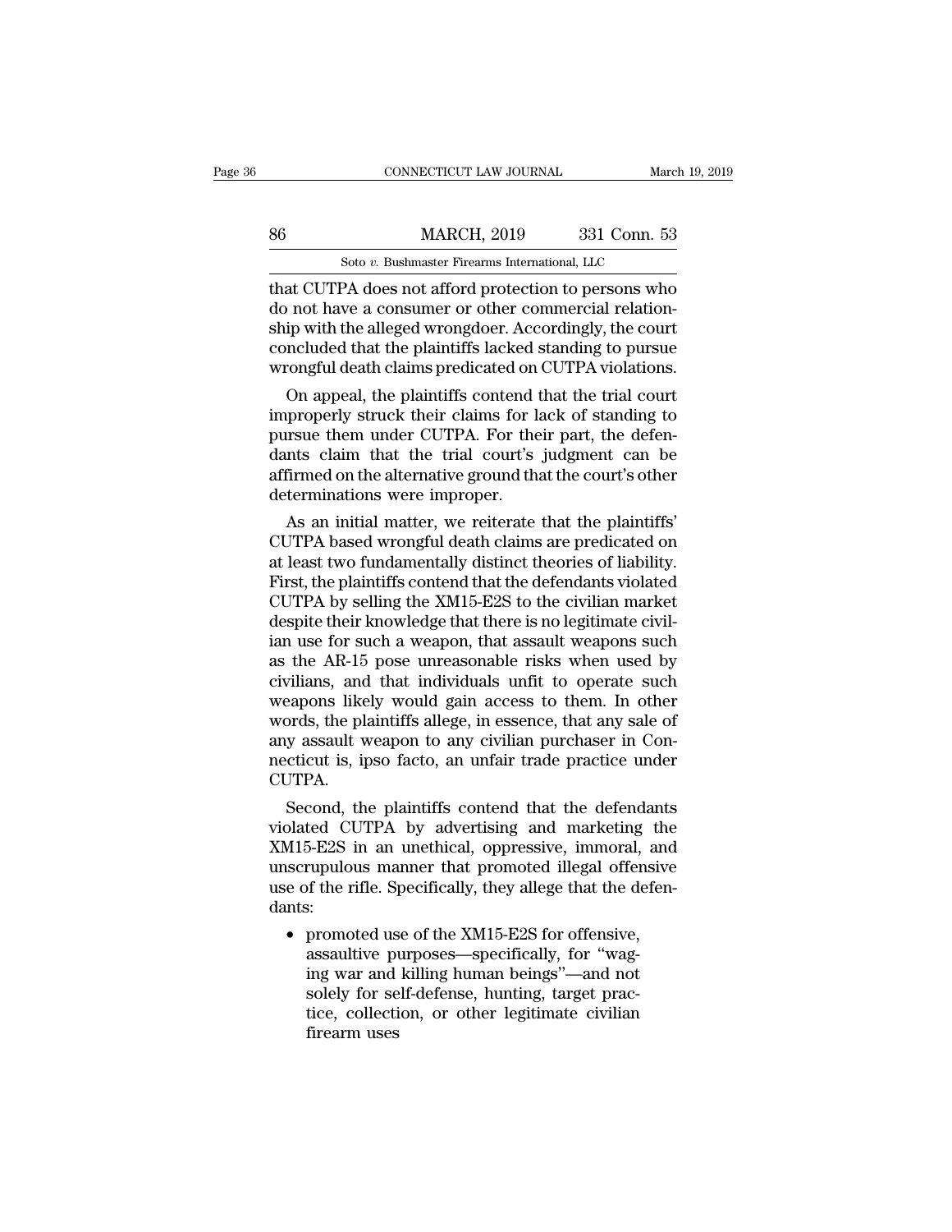that CUTPA does not afford protection to persons who do not have a consumer or other commercial relationship with the alleged wrongdoer. Accordingly, the court concluded that the plaintiffs lacked standing to pursue wrongful death claims predicated on CUTPA violations.

On appeal, the plaintiffs contend that the trial court improperly struck their claims for lack of standing to pursue them under CUTPA. For their part, the defendants claim that the trial court's judgment can be affirmed on the alternative ground that the court's other determinations were improper.

As an initial matter, we reiterate that the plaintiffs' CUTPA based wrongful death claims are predicated on at least two fundamentally distinct theories of liability. First, the plaintiffs contend that the defendants violated CUTPA by selling the XM15-E2S to the civilian market despite their knowledge that there is no legitimate civilian use for such a weapon, that assault weapons such as the AR-15 pose unreasonable risks when used by civilians, and that individuals unfit to operate such weapons likely would gain access to them. In other words, the plaintiffs allege, in essence, that any sale of any assault weapon to any civilian purchaser in Connecticut is, ipso facto, an unfair trade practice under CUTPA.

Second, the plaintiffs contend that the defendants violated CUTPA by advertising and marketing the XM15-E2S in an unethical, oppressive, immoral, and unscrupulous manner that promoted illegal offensive use of the rifle. Specifically, they allege that the defendants:

- promoted use of the XM15-E2S for offensive, assaultive purposes—specifically, for "waging war and killing human beings"—and not solely for self-defense, hunting, target practice, collection, or other legitimate civilian firearm uses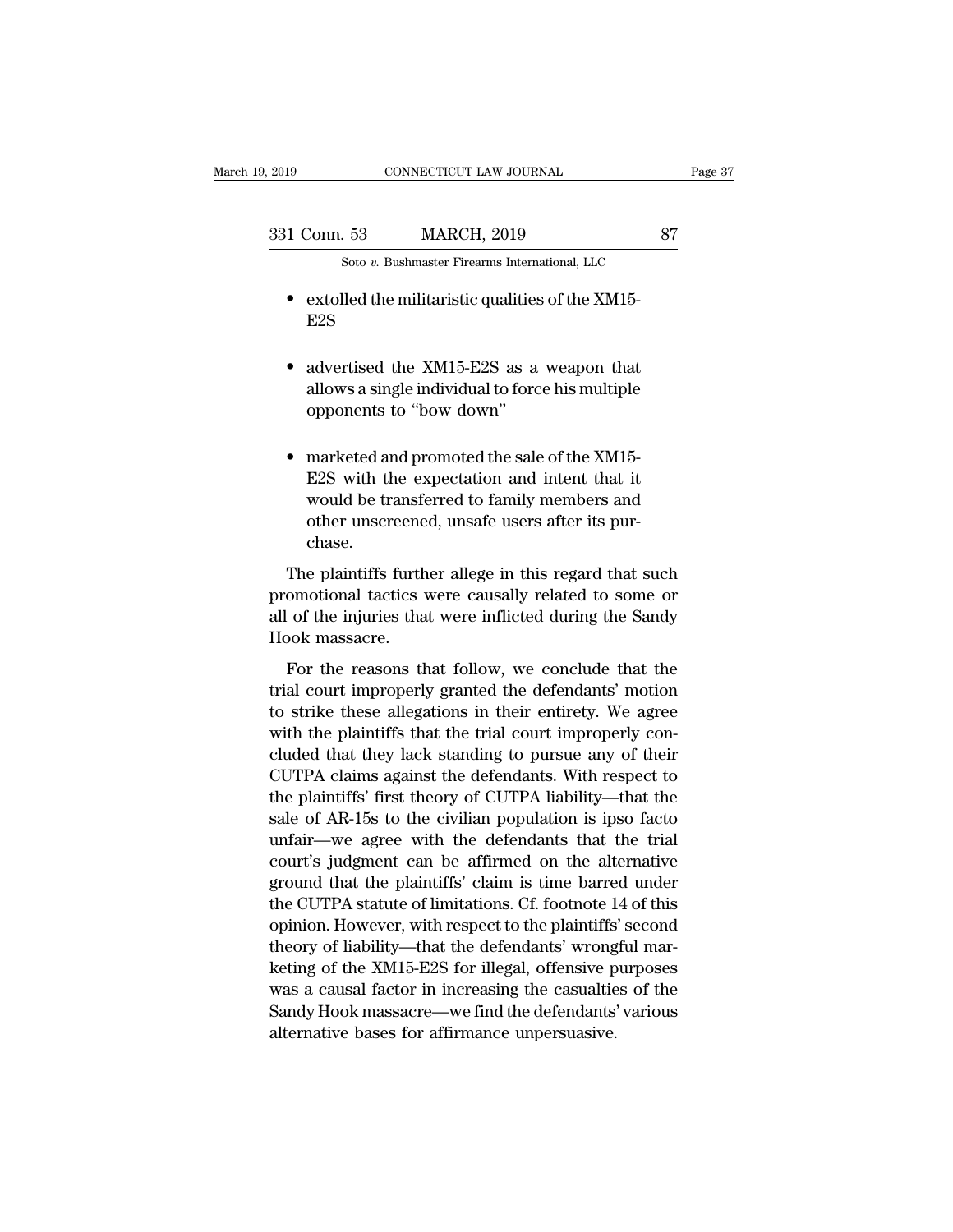- extolled the militaristic qualities of the XM15-E2S

- advertised the XM15-E2S as a weapon that allows a single individual to force his multiple opponents to "bow down"

- marketed and promoted the sale of the XM15-E2S with the expectation and intent that it would be transferred to family members and other unscreened, unsafe users after its purchase.

The plaintiffs further allege in this regard that such promotional tactics were causally related to some or all of the injuries that were inflicted during the Sandy Hook massacre.

For the reasons that follow, we conclude that the trial court improperly granted the defendants' motion to strike these allegations in their entirety. We agree with the plaintiffs that the trial court improperly concluded that they lack standing to pursue any of their CUTPA claims against the defendants. With respect to the plaintiffs' first theory of CUTPA liability—that the sale of AR-15s to the civilian population is ipso facto unfair—we agree with the defendants that the trial court's judgment can be affirmed on the alternative ground that the plaintiffs' claim is time barred under the CUTPA statute of limitations. Cf. footnote 14 of this opinion. However, with respect to the plaintiffs' second theory of liability—that the defendants' wrongful marketing of the XM15-E2S for illegal, offensive purposes was a causal factor in increasing the casualties of the Sandy Hook massacre—we find the defendants' various alternative bases for affirmance unpersuasive.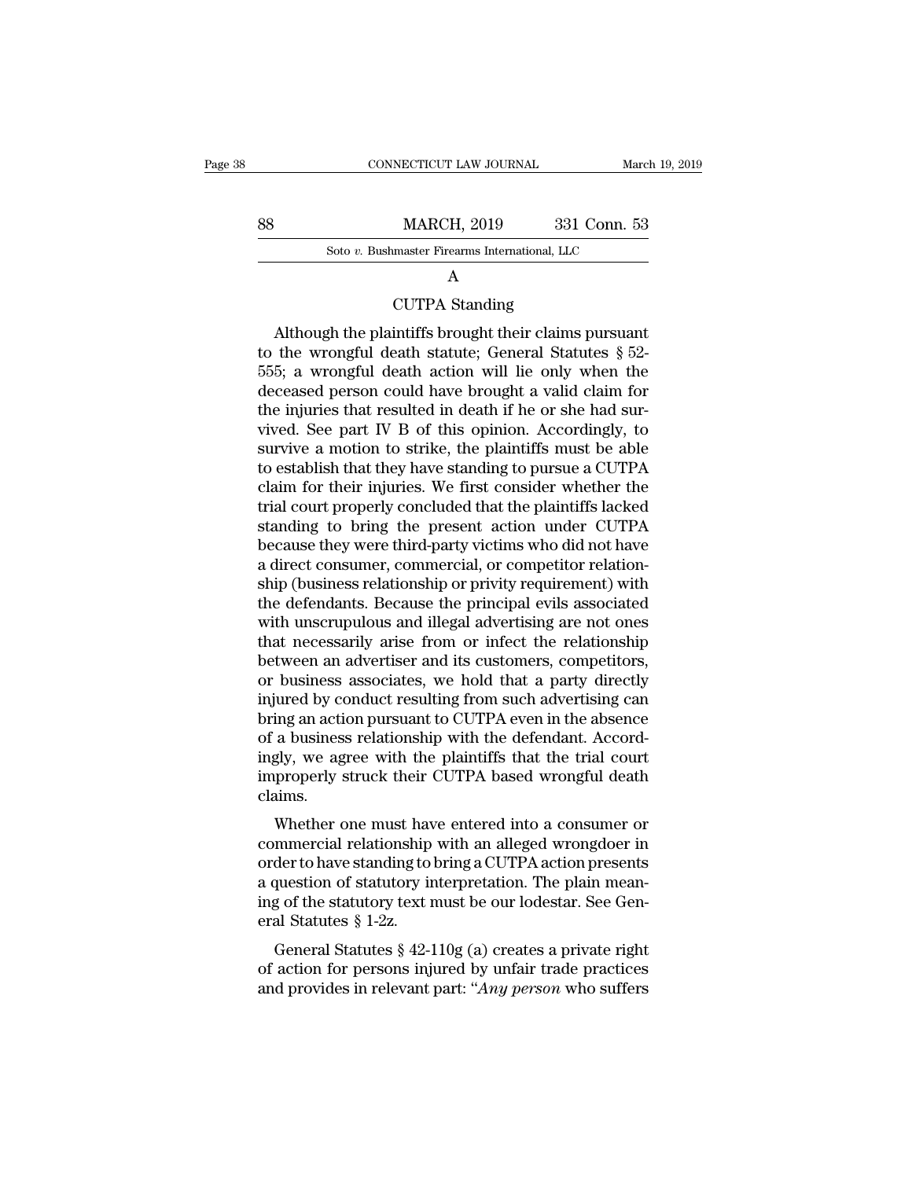## A

## CUTPA Standing

Although the plaintiffs brought their claims pursuant to the wrongful death statute; General Statutes § 52-555; a wrongful death action will lie only when the deceased person could have brought a valid claim for the injuries that resulted in death if he or she had survived. See part IV B of this opinion. Accordingly, to survive a motion to strike, the plaintiffs must be able to establish that they have standing to pursue a CUTPA claim for their injuries. We first consider whether the trial court properly concluded that the plaintiffs lacked standing to bring the present action under CUTPA because they were third-party victims who did not have a direct consumer, commercial, or competitor relationship (business relationship or privity requirement) with the defendants. Because the principal evils associated with unscrupulous and illegal advertising are not ones that necessarily arise from or infect the relationship between an advertiser and its customers, competitors, or business associates, we hold that a party directly injured by conduct resulting from such advertising can bring an action pursuant to CUTPA even in the absence of a business relationship with the defendant. Accordingly, we agree with the plaintiffs that the trial court improperly struck their CUTPA based wrongful death claims.

Whether one must have entered into a consumer or commercial relationship with an alleged wrongdoer in order to have standing to bring a CUTPA action presents a question of statutory interpretation. The plain meaning of the statutory text must be our lodestar. See General Statutes § 1-2z.

General Statutes § 42-110g (a) creates a private right of action for persons injured by unfair trade practices and provides in relevant part: "*Any person* who suffers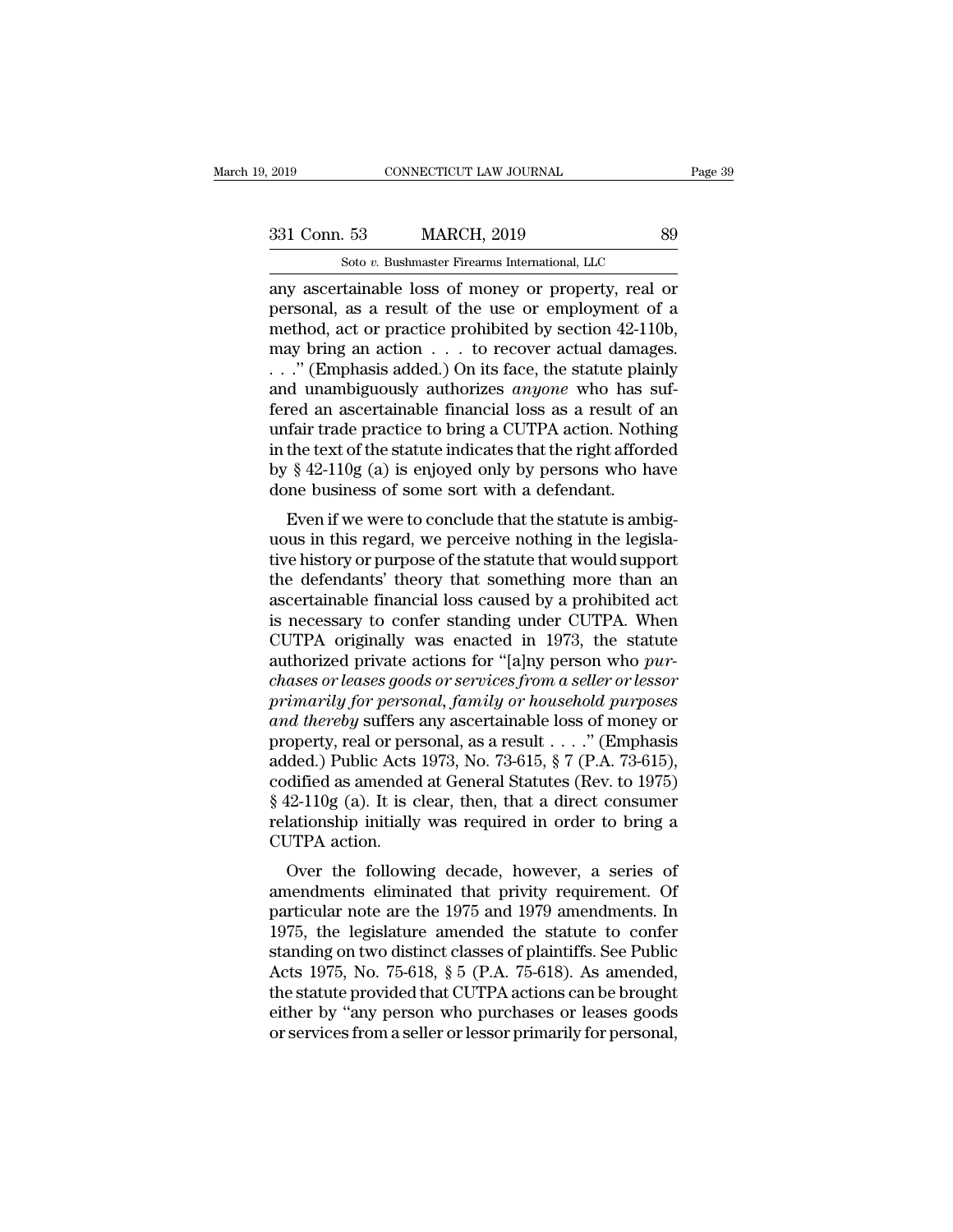any ascertainable loss of money or property, real or personal, as a result of the use or employment of a method, act or practice prohibited by section 42-110b, may bring an action . . . to recover actual damages. . . ." (Emphasis added.) On its face, the statute plainly and unambiguously authorizes *anyone* who has suffered an ascertainable financial loss as a result of an unfair trade practice to bring a CUTPA action. Nothing in the text of the statute indicates that the right afforded by § 42-110g (a) is enjoyed only by persons who have done business of some sort with a defendant.

Even if we were to conclude that the statute is ambiguous in this regard, we perceive nothing in the legislative history or purpose of the statute that would support the defendants' theory that something more than an ascertainable financial loss caused by a prohibited act is necessary to confer standing under CUTPA. When CUTPA originally was enacted in 1973, the statute authorized private actions for "[a]ny person who *purchases or leases goods or services from a seller or lessor primarily for personal, family or household purposes and thereby* suffers any ascertainable loss of money or property, real or personal, as a result . . . ." (Emphasis added.) Public Acts 1973, No. 73-615, § 7 (P.A. 73-615), codified as amended at General Statutes (Rev. to 1975) § 42-110g (a). It is clear, then, that a direct consumer relationship initially was required in order to bring a CUTPA action.

Over the following decade, however, a series of amendments eliminated that privity requirement. Of particular note are the 1975 and 1979 amendments. In 1975, the legislature amended the statute to confer standing on two distinct classes of plaintiffs. See Public Acts 1975, No. 75-618, § 5 (P.A. 75-618). As amended, the statute provided that CUTPA actions can be brought either by "any person who purchases or leases goods or services from a seller or lessor primarily for personal,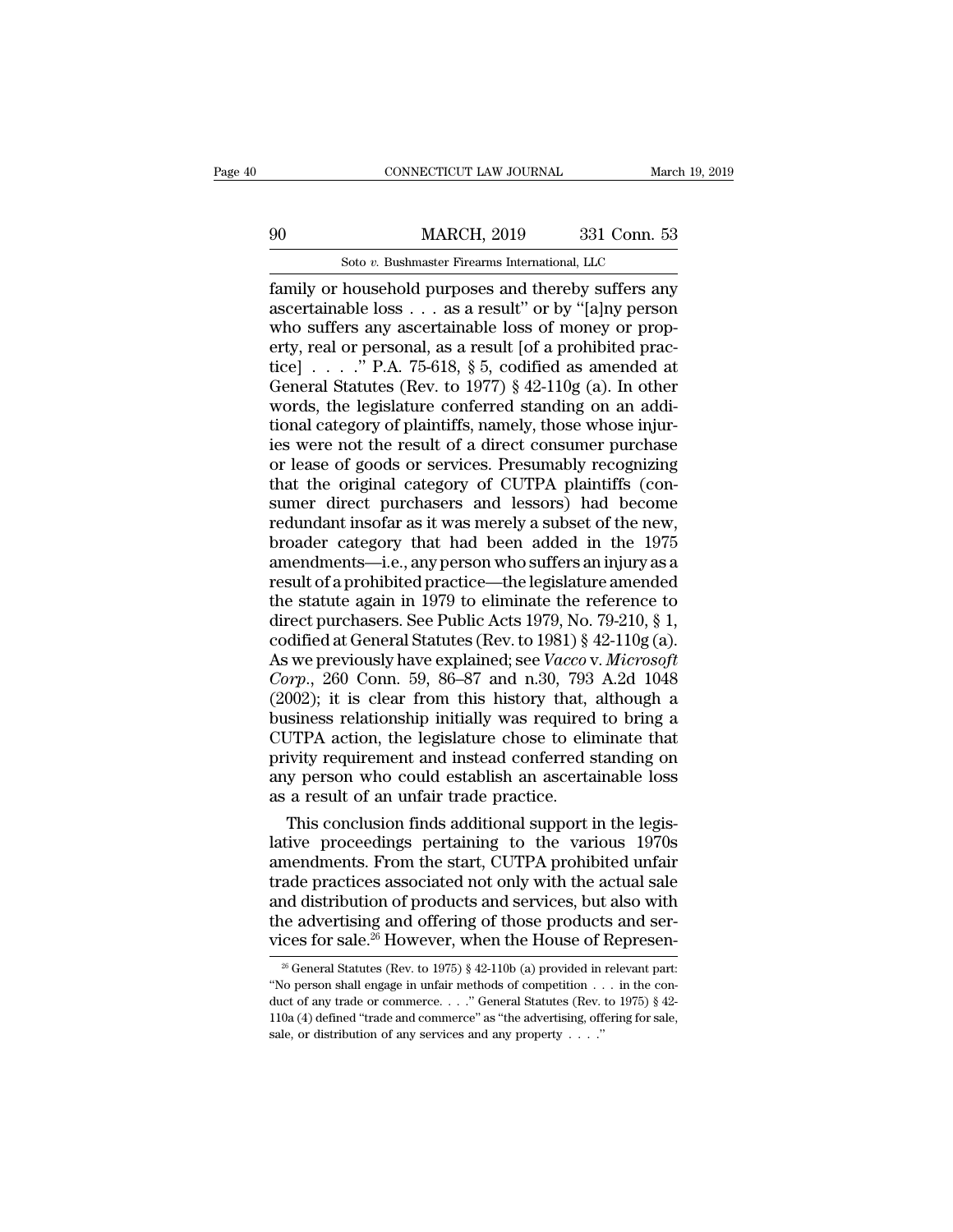family or household purposes and thereby suffers any ascertainable loss . . . as a result'' or by ''[a]ny person who suffers any ascertainable loss of money or property, real or personal, as a result [of a prohibited practice] . . . .'' P.A. 75-618, § 5, codified as amended at General Statutes (Rev. to 1977) § 42-110g (a). In other words, the legislature conferred standing on an additional category of plaintiffs, namely, those whose injuries were not the result of a direct consumer purchase or lease of goods or services. Presumably recognizing that the original category of CUTPA plaintiffs (consumer direct purchasers and lessors) had become redundant insofar as it was merely a subset of the new, broader category that had been added in the 1975 amendments—i.e., any person who suffers an injury as a result of a prohibited practice—the legislature amended the statute again in 1979 to eliminate the reference to direct purchasers. See Public Acts 1979, No. 79-210, § 1, codified at General Statutes (Rev. to 1981) § 42-110g (a). As we previously have explained; see *Vacco* v. *Microsoft Corp.*, 260 Conn. 59, 86–87 and n.30, 793 A.2d 1048 (2002); it is clear from this history that, although a business relationship initially was required to bring a CUTPA action, the legislature chose to eliminate that privity requirement and instead conferred standing on any person who could establish an ascertainable loss as a result of an unfair trade practice.

This conclusion finds additional support in the legislative proceedings pertaining to the various 1970s amendments. From the start, CUTPA prohibited unfair trade practices associated not only with the actual sale and distribution of products and services, but also with the advertising and offering of those products and services for sale.[26] However, when the House of Represen-

[26] General Statutes (Rev. to 1975) § 42-110b (a) provided in relevant part: ''No person shall engage in unfair methods of competition . . . in the conduct of any trade or commerce. . . .'' General Statutes (Rev. to 1975) § 42-110a (4) defined ''trade and commerce'' as ''the advertising, offering for sale, sale, or distribution of any services and any property . . . .''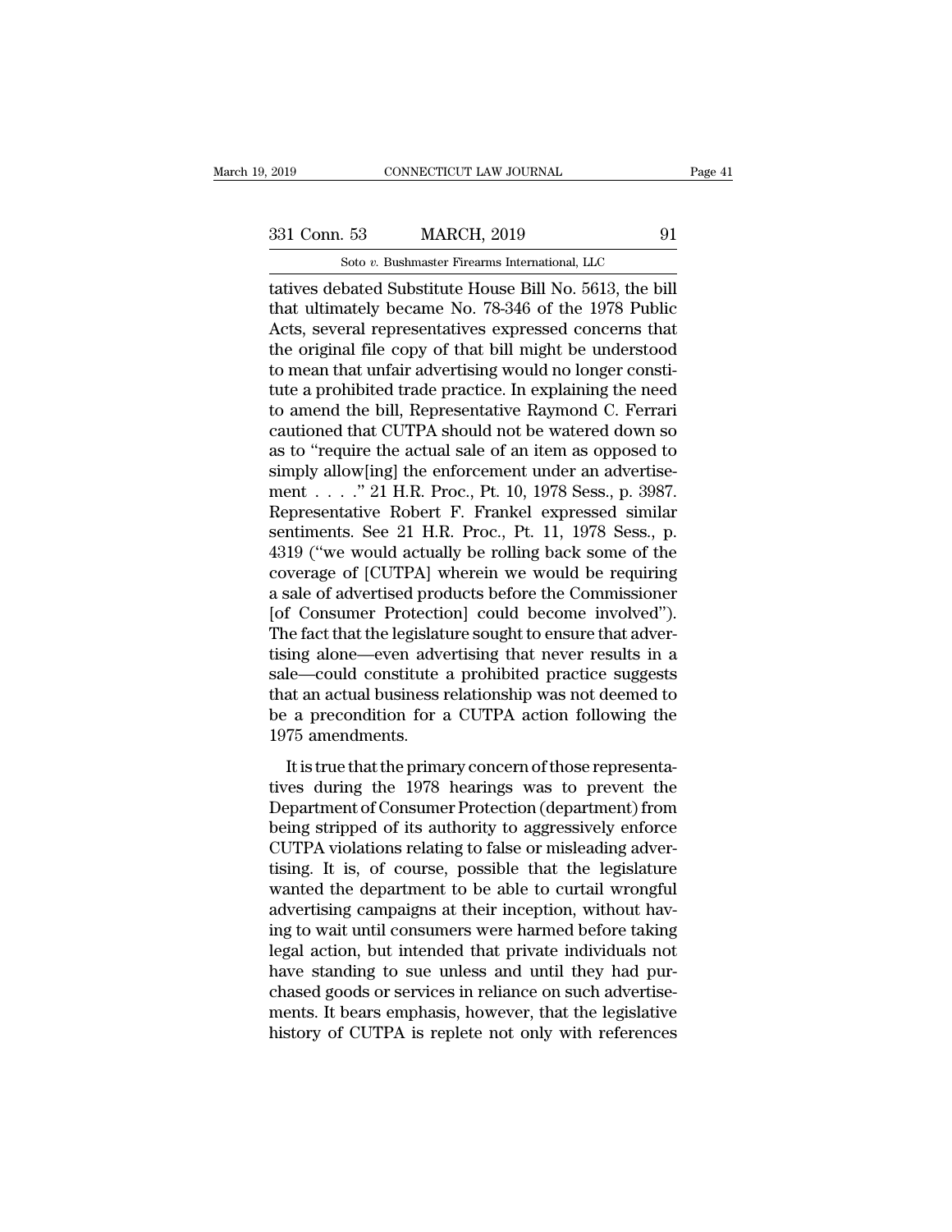tatives debated Substitute House Bill No. 5613, the bill that ultimately became No. 78-346 of the 1978 Public Acts, several representatives expressed concerns that the original file copy of that bill might be understood to mean that unfair advertising would no longer constitute a prohibited trade practice. In explaining the need to amend the bill, Representative Raymond C. Ferrari cautioned that CUTPA should not be watered down so as to "require the actual sale of an item as opposed to simply allow[ing] the enforcement under an advertisement . . . ." 21 H.R. Proc., Pt. 10, 1978 Sess., p. 3987. Representative Robert F. Frankel expressed similar sentiments. See 21 H.R. Proc., Pt. 11, 1978 Sess., p. 4319 ("we would actually be rolling back some of the coverage of [CUTPA] wherein we would be requiring a sale of advertised products before the Commissioner [of Consumer Protection] could become involved"). The fact that the legislature sought to ensure that advertising alone—even advertising that never results in a sale—could constitute a prohibited practice suggests that an actual business relationship was not deemed to be a precondition for a CUTPA action following the 1975 amendments.

It is true that the primary concern of those representatives during the 1978 hearings was to prevent the Department of Consumer Protection (department) from being stripped of its authority to aggressively enforce CUTPA violations relating to false or misleading advertising. It is, of course, possible that the legislature wanted the department to be able to curtail wrongful advertising campaigns at their inception, without having to wait until consumers were harmed before taking legal action, but intended that private individuals not have standing to sue unless and until they had purchased goods or services in reliance on such advertisements. It bears emphasis, however, that the legislative history of CUTPA is replete not only with references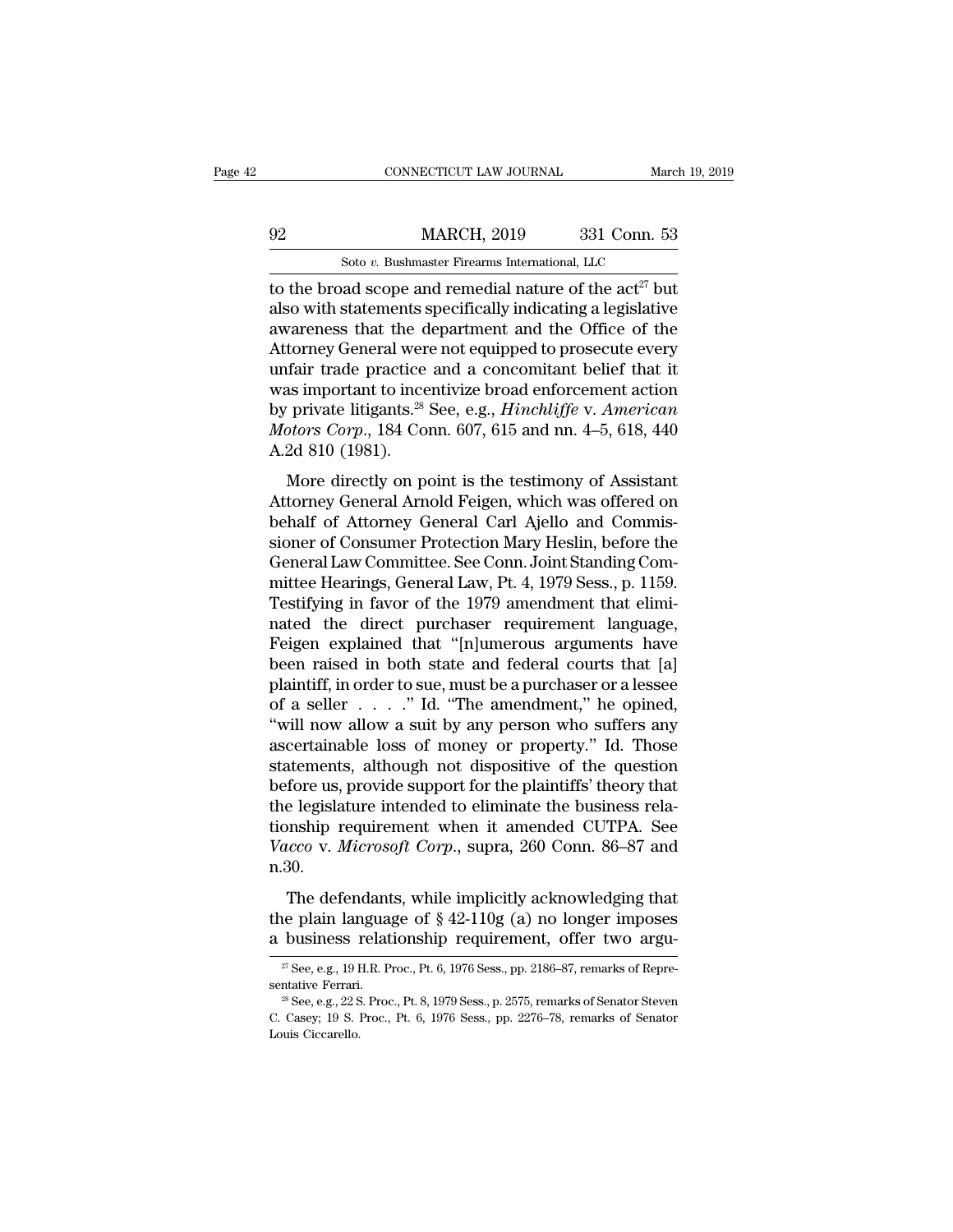to the broad scope and remedial nature of the act[27] but also with statements specifically indicating a legislative awareness that the department and the Office of the Attorney General were not equipped to prosecute every unfair trade practice and a concomitant belief that it was important to incentivize broad enforcement action by private litigants.[28] See, e.g., *Hinchliffe* v. *American Motors Corp.*, 184 Conn. 607, 615 and nn. 4–5, 618, 440 A.2d 810 (1981).

More directly on point is the testimony of Assistant Attorney General Arnold Feigen, which was offered on behalf of Attorney General Carl Ajello and Commissioner of Consumer Protection Mary Heslin, before the General Law Committee. See Conn. Joint Standing Committee Hearings, General Law, Pt. 4, 1979 Sess., p. 1159. Testifying in favor of the 1979 amendment that eliminated the direct purchaser requirement language, Feigen explained that "[n]umerous arguments have been raised in both state and federal courts that [a] plaintiff, in order to sue, must be a purchaser or a lessee of a seller . . . ." Id. "The amendment," he opined, "will now allow a suit by any person who suffers any ascertainable loss of money or property." Id. Those statements, although not dispositive of the question before us, provide support for the plaintiffs' theory that the legislature intended to eliminate the business relationship requirement when it amended CUTPA. See *Vacco* v. *Microsoft Corp.*, supra, 260 Conn. 86–87 and n.30.

The defendants, while implicitly acknowledging that the plain language of § 42-110g (a) no longer imposes a business relationship requirement, offer two argu-

---

[27] See, e.g., 19 H.R. Proc., Pt. 6, 1976 Sess., pp. 2186–87, remarks of Representative Ferrari.

[28] See, e.g., 22 S. Proc., Pt. 8, 1979 Sess., p. 2575, remarks of Senator Steven C. Casey; 19 S. Proc., Pt. 6, 1976 Sess., pp. 2276–78, remarks of Senator Louis Ciccarello.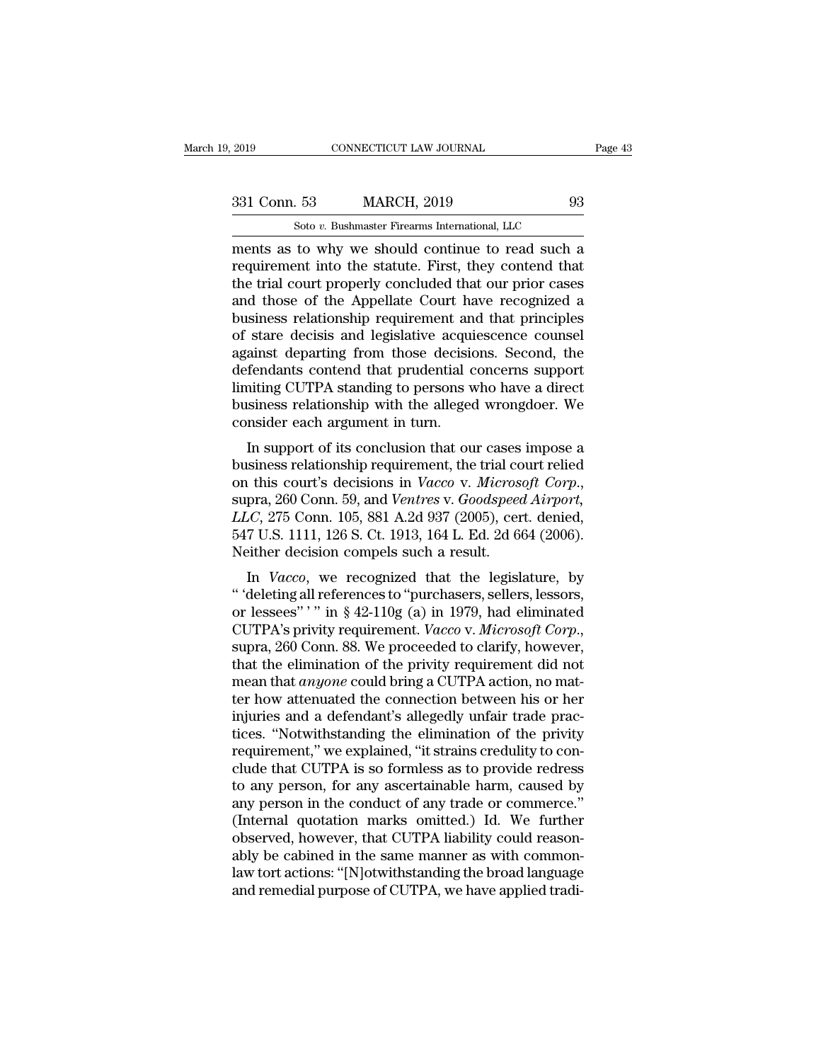ments as to why we should continue to read such a requirement into the statute. First, they contend that the trial court properly concluded that our prior cases and those of the Appellate Court have recognized a business relationship requirement and that principles of stare decisis and legislative acquiescence counsel against departing from those decisions. Second, the defendants contend that prudential concerns support limiting CUTPA standing to persons who have a direct business relationship with the alleged wrongdoer. We consider each argument in turn.

In support of its conclusion that our cases impose a business relationship requirement, the trial court relied on this court's decisions in *Vacco* v. *Microsoft Corp.*, supra, 260 Conn. 59, and *Ventres* v. *Goodspeed Airport, LLC*, 275 Conn. 105, 881 A.2d 937 (2005), cert. denied, 547 U.S. 1111, 126 S. Ct. 1913, 164 L. Ed. 2d 664 (2006). Neither decision compels such a result.

In *Vacco*, we recognized that the legislature, by " 'deleting all references to "purchasers, sellers, lessors, or lessees" ' " in § 42-110g (a) in 1979, had eliminated CUTPA's privity requirement. *Vacco* v. *Microsoft Corp.*, supra, 260 Conn. 88. We proceeded to clarify, however, that the elimination of the privity requirement did not mean that *anyone* could bring a CUTPA action, no matter how attenuated the connection between his or her injuries and a defendant's allegedly unfair trade practices. "Notwithstanding the elimination of the privity requirement," we explained, "it strains credulity to conclude that CUTPA is so formless as to provide redress to any person, for any ascertainable harm, caused by any person in the conduct of any trade or commerce." (Internal quotation marks omitted.) Id. We further observed, however, that CUTPA liability could reasonably be cabined in the same manner as with common-law tort actions: "[N]otwithstanding the broad language and remedial purpose of CUTPA, we have applied tradi-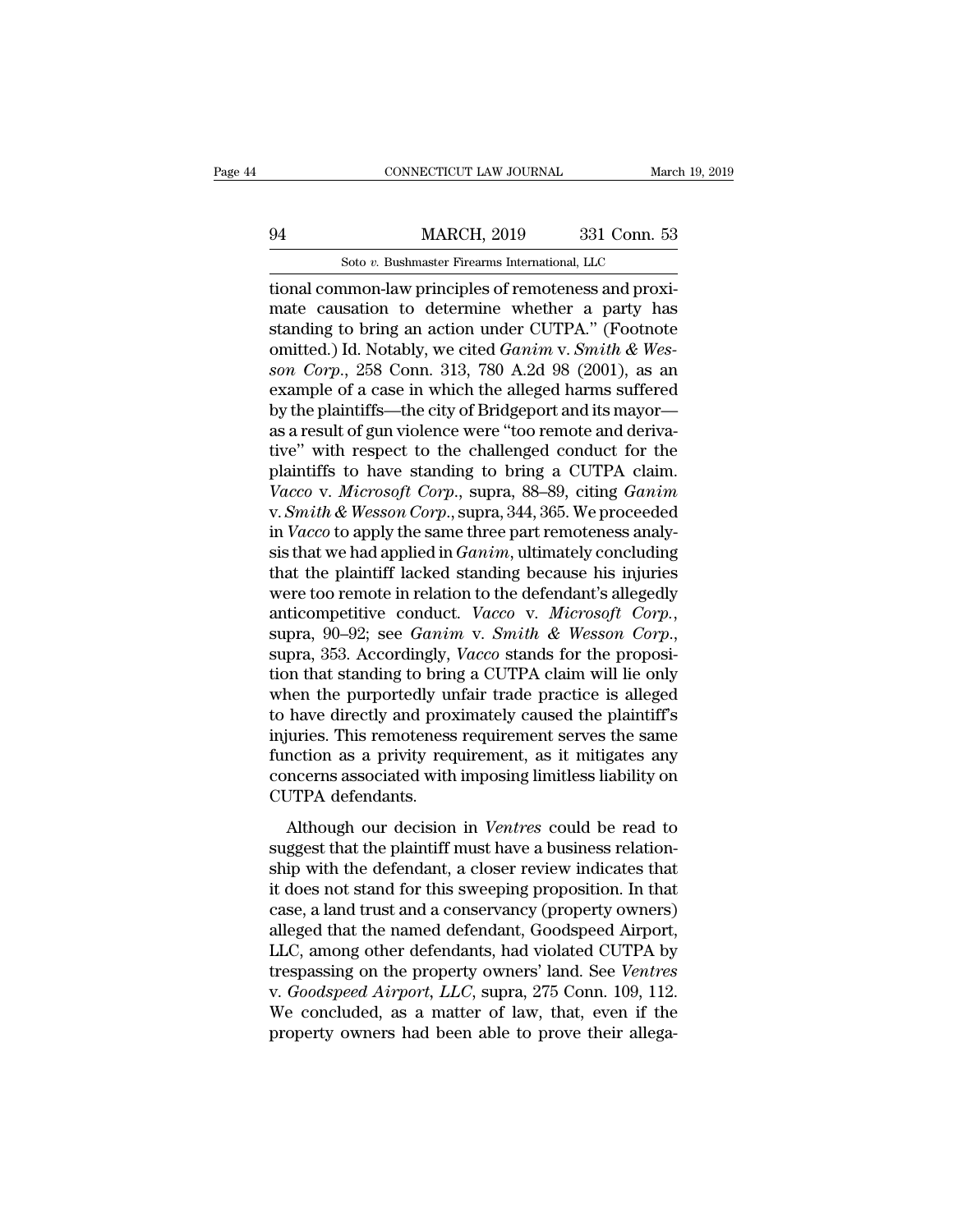tional common-law principles of remoteness and proximate causation to determine whether a party has standing to bring an action under CUTPA." (Footnote omitted.) Id. Notably, we cited *Ganim* v. *Smith & Wesson Corp.*, 258 Conn. 313, 780 A.2d 98 (2001), as an example of a case in which the alleged harms suffered by the plaintiffs—the city of Bridgeport and its mayor—as a result of gun violence were "too remote and derivative" with respect to the challenged conduct for the plaintiffs to have standing to bring a CUTPA claim. *Vacco* v. *Microsoft Corp.*, supra, 88–89, citing *Ganim* v. *Smith & Wesson Corp.*, supra, 344, 365. We proceeded in *Vacco* to apply the same three part remoteness analysis that we had applied in *Ganim*, ultimately concluding that the plaintiff lacked standing because his injuries were too remote in relation to the defendant's allegedly anticompetitive conduct. *Vacco* v. *Microsoft Corp.*, supra, 90–92; see *Ganim* v. *Smith & Wesson Corp.*, supra, 353. Accordingly, *Vacco* stands for the proposition that standing to bring a CUTPA claim will lie only when the purportedly unfair trade practice is alleged to have directly and proximately caused the plaintiff's injuries. This remoteness requirement serves the same function as a privity requirement, as it mitigates any concerns associated with imposing limitless liability on CUTPA defendants.

Although our decision in *Ventres* could be read to suggest that the plaintiff must have a business relationship with the defendant, a closer review indicates that it does not stand for this sweeping proposition. In that case, a land trust and a conservancy (property owners) alleged that the named defendant, Goodspeed Airport, LLC, among other defendants, had violated CUTPA by trespassing on the property owners' land. See *Ventres* v. *Goodspeed Airport, LLC*, supra, 275 Conn. 109, 112. We concluded, as a matter of law, that, even if the property owners had been able to prove their allega-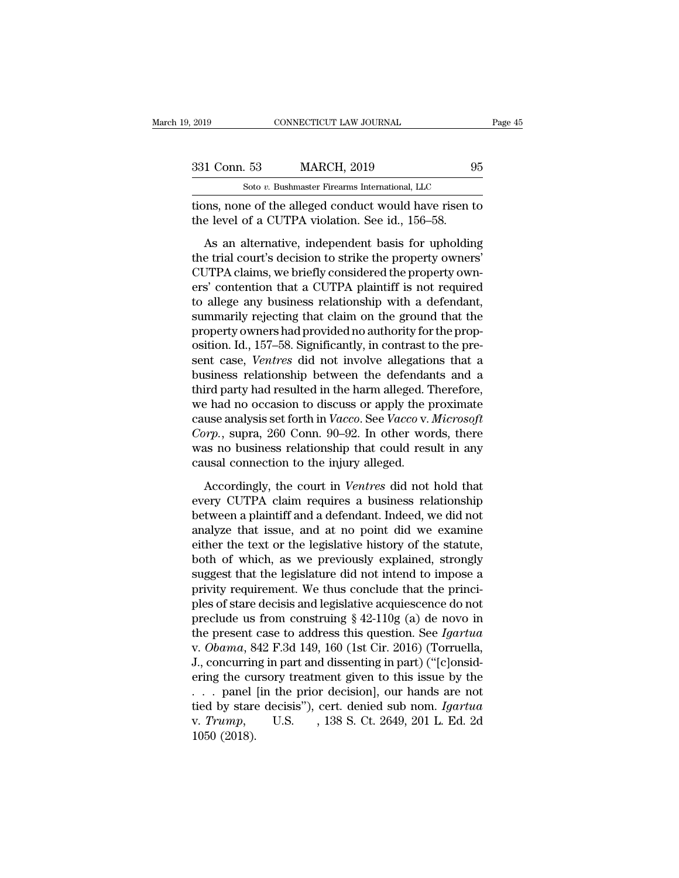tions, none of the alleged conduct would have risen to the level of a CUTPA violation. See id., 156–58.

As an alternative, independent basis for upholding the trial court's decision to strike the property owners' CUTPA claims, we briefly considered the property owners' contention that a CUTPA plaintiff is not required to allege any business relationship with a defendant, summarily rejecting that claim on the ground that the property owners had provided no authority for the proposition. Id., 157–58. Significantly, in contrast to the present case, *Ventres* did not involve allegations that a business relationship between the defendants and a third party had resulted in the harm alleged. Therefore, we had no occasion to discuss or apply the proximate cause analysis set forth in *Vacco*. See *Vacco* v. *Microsoft Corp.*, supra, 260 Conn. 90–92. In other words, there was no business relationship that could result in any causal connection to the injury alleged.

Accordingly, the court in *Ventres* did not hold that every CUTPA claim requires a business relationship between a plaintiff and a defendant. Indeed, we did not analyze that issue, and at no point did we examine either the text or the legislative history of the statute, both of which, as we previously explained, strongly suggest that the legislature did not intend to impose a privity requirement. We thus conclude that the principles of stare decisis and legislative acquiescence do not preclude us from construing § 42-110g (a) de novo in the present case to address this question. See *Igartua* v. *Obama*, 842 F.3d 149, 160 (1st Cir. 2016) (Torruella, J., concurring in part and dissenting in part) ("[c]onsidering the cursory treatment given to this issue by the . . . panel [in the prior decision], our hands are not tied by stare decisis"), cert. denied sub nom. *Igartua* v. *Trump*, U.S. , 138 S. Ct. 2649, 201 L. Ed. 2d 1050 (2018).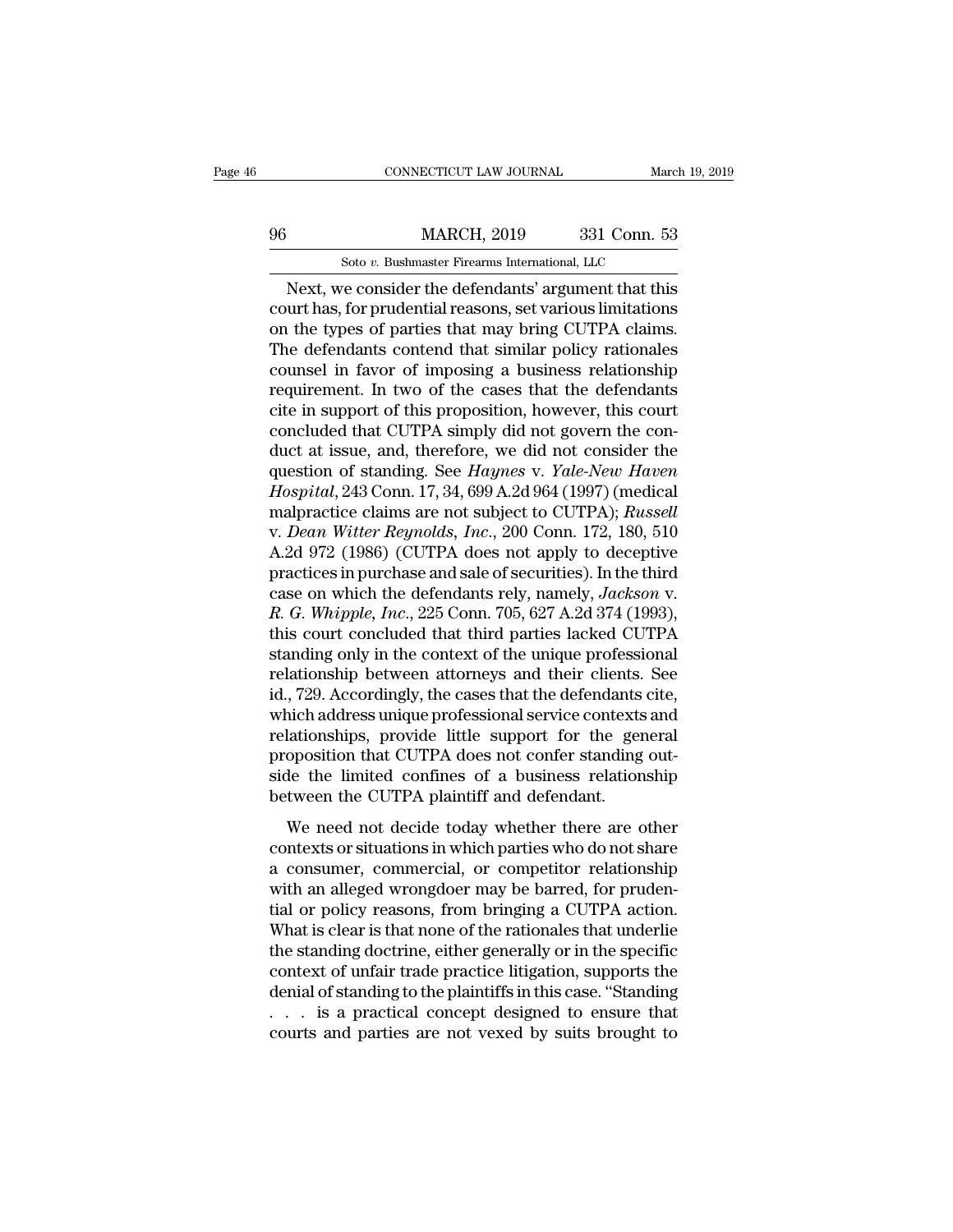Next, we consider the defendants' argument that this court has, for prudential reasons, set various limitations on the types of parties that may bring CUTPA claims. The defendants contend that similar policy rationales counsel in favor of imposing a business relationship requirement. In two of the cases that the defendants cite in support of this proposition, however, this court concluded that CUTPA simply did not govern the conduct at issue, and, therefore, we did not consider the question of standing. See *Haynes* v. *Yale-New Haven Hospital*, 243 Conn. 17, 34, 699 A.2d 964 (1997) (medical malpractice claims are not subject to CUTPA); *Russell* v. *Dean Witter Reynolds, Inc.*, 200 Conn. 172, 180, 510 A.2d 972 (1986) (CUTPA does not apply to deceptive practices in purchase and sale of securities). In the third case on which the defendants rely, namely, *Jackson* v. *R. G. Whipple, Inc.*, 225 Conn. 705, 627 A.2d 374 (1993), this court concluded that third parties lacked CUTPA standing only in the context of the unique professional relationship between attorneys and their clients. See id., 729. Accordingly, the cases that the defendants cite, which address unique professional service contexts and relationships, provide little support for the general proposition that CUTPA does not confer standing outside the limited confines of a business relationship between the CUTPA plaintiff and defendant.

We need not decide today whether there are other contexts or situations in which parties who do not share a consumer, commercial, or competitor relationship with an alleged wrongdoer may be barred, for prudential or policy reasons, from bringing a CUTPA action. What is clear is that none of the rationales that underlie the standing doctrine, either generally or in the specific context of unfair trade practice litigation, supports the denial of standing to the plaintiffs in this case. "Standing . . . is a practical concept designed to ensure that courts and parties are not vexed by suits brought to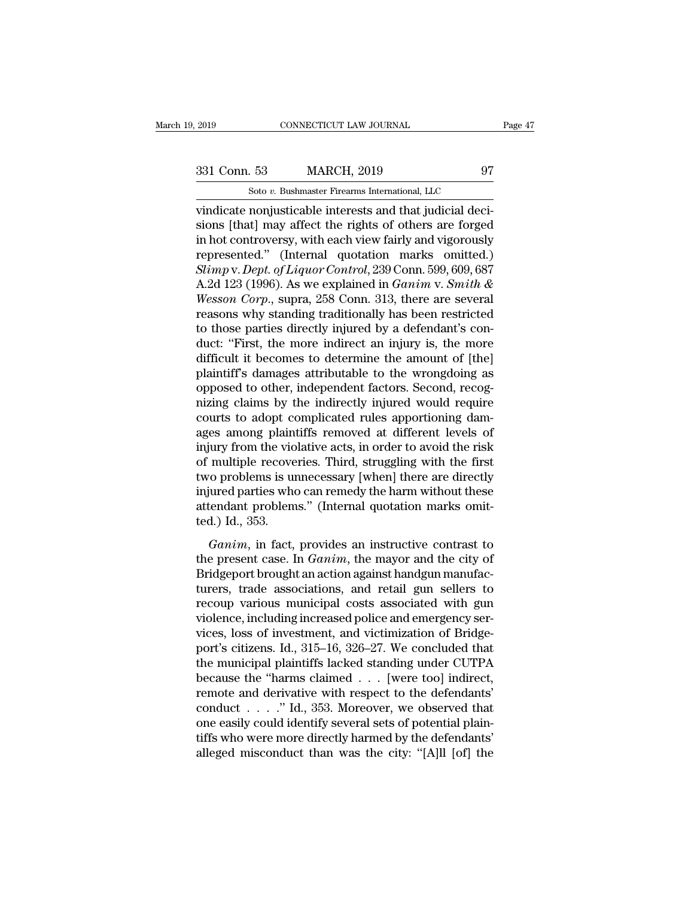vindicate nonjusticable interests and that judicial decisions [that] may affect the rights of others are forged in hot controversy, with each view fairly and vigorously represented." (Internal quotation marks omitted.) *Slimp* v. *Dept. of Liquor Control*, 239 Conn. 599, 609, 687 A.2d 123 (1996). As we explained in *Ganim* v. *Smith & Wesson Corp.*, supra, 258 Conn. 313, there are several reasons why standing traditionally has been restricted to those parties directly injured by a defendant's conduct: "First, the more indirect an injury is, the more difficult it becomes to determine the amount of [the] plaintiff's damages attributable to the wrongdoing as opposed to other, independent factors. Second, recognizing claims by the indirectly injured would require courts to adopt complicated rules apportioning damages among plaintiffs removed at different levels of injury from the violative acts, in order to avoid the risk of multiple recoveries. Third, struggling with the first two problems is unnecessary [when] there are directly injured parties who can remedy the harm without these attendant problems." (Internal quotation marks omitted.) Id., 353.

*Ganim*, in fact, provides an instructive contrast to the present case. In *Ganim*, the mayor and the city of Bridgeport brought an action against handgun manufacturers, trade associations, and retail gun sellers to recoup various municipal costs associated with gun violence, including increased police and emergency services, loss of investment, and victimization of Bridgeport's citizens. Id., 315–16, 326–27. We concluded that the municipal plaintiffs lacked standing under CUTPA because the "harms claimed . . . [were too] indirect, remote and derivative with respect to the defendants' conduct . . . ." Id., 353. Moreover, we observed that one easily could identify several sets of potential plaintiffs who were more directly harmed by the defendants' alleged misconduct than was the city: "[A]ll [of] the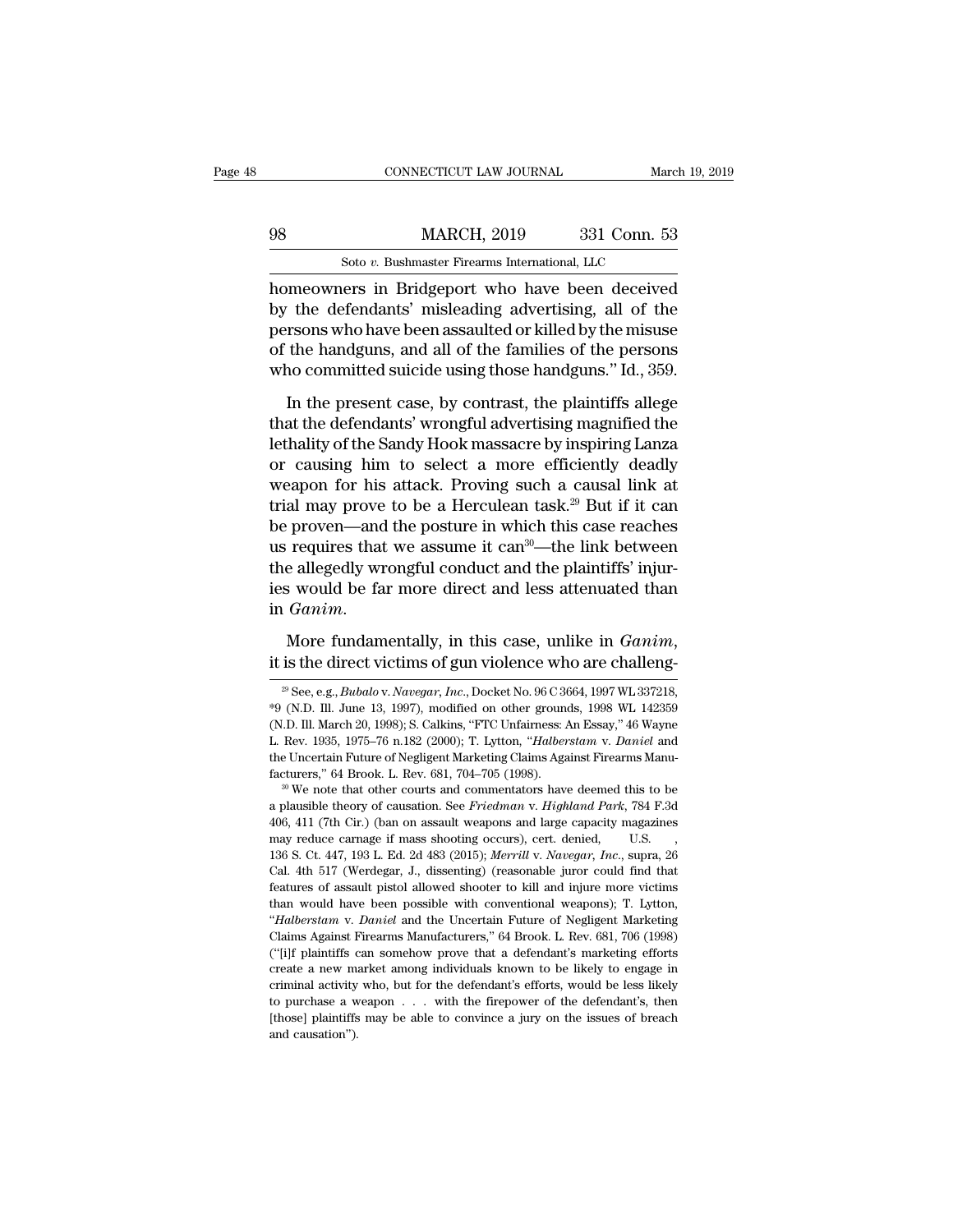homeowners in Bridgeport who have been deceived by the defendants' misleading advertising, all of the persons who have been assaulted or killed by the misuse of the handguns, and all of the families of the persons who committed suicide using those handguns." Id., 359.

In the present case, by contrast, the plaintiffs allege that the defendants' wrongful advertising magnified the lethality of the Sandy Hook massacre by inspiring Lanza or causing him to select a more efficiently deadly weapon for his attack. Proving such a causal link at trial may prove to be a Herculean task.[29] But if it can be proven—and the posture in which this case reaches us requires that we assume it can[30]—the link between the allegedly wrongful conduct and the plaintiffs' injuries would be far more direct and less attenuated than in *Ganim*.

More fundamentally, in this case, unlike in *Ganim*, it is the direct victims of gun violence who are challeng-

---

[29] See, e.g., *Bubalo* v. *Navegar, Inc.*, Docket No. 96 C 3664, 1997 WL 337218, *9 (N.D. Ill. June 13, 1997), modified on other grounds, 1998 WL 142359 (N.D. Ill. March 20, 1998); S. Calkins, "FTC Unfairness: An Essay," 46 Wayne L. Rev. 1935, 1975–76 n.182 (2000); T. Lytton, "*Halberstam* v. *Daniel* and the Uncertain Future of Negligent Marketing Claims Against Firearms Manufacturers," 64 Brook. L. Rev. 681, 704–705 (1998).

[30] We note that other courts and commentators have deemed this to be a plausible theory of causation. See *Friedman* v. *Highland Park*, 784 F.3d 406, 411 (7th Cir.) (ban on assault weapons and large capacity magazines may reduce carnage if mass shooting occurs), cert. denied, U.S. , 136 S. Ct. 447, 193 L. Ed. 2d 483 (2015); *Merrill* v. *Navegar, Inc.*, supra, 26 Cal. 4th 517 (Werdegar, J., dissenting) (reasonable juror could find that features of assault pistol allowed shooter to kill and injure more victims than would have been possible with conventional weapons); T. Lytton, "*Halberstam* v. *Daniel* and the Uncertain Future of Negligent Marketing Claims Against Firearms Manufacturers," 64 Brook. L. Rev. 681, 706 (1998) ("[i]f plaintiffs can somehow prove that a defendant's marketing efforts create a new market among individuals known to be likely to engage in criminal activity who, but for the defendant's efforts, would be less likely to purchase a weapon . . . with the firepower of the defendant's, then [those] plaintiffs may be able to convince a jury on the issues of breach and causation").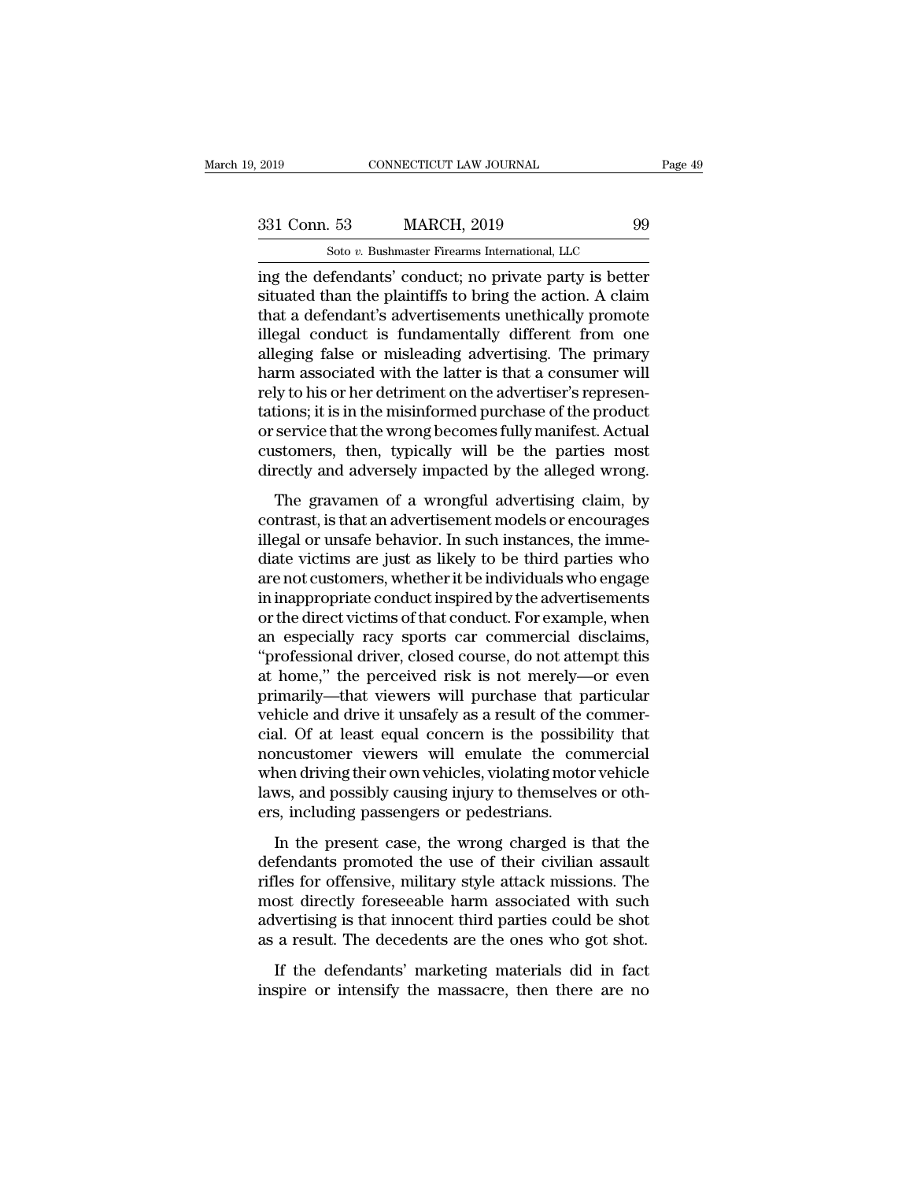ing the defendants' conduct; no private party is better situated than the plaintiffs to bring the action. A claim that a defendant's advertisements unethically promote illegal conduct is fundamentally different from one alleging false or misleading advertising. The primary harm associated with the latter is that a consumer will rely to his or her detriment on the advertiser's representations; it is in the misinformed purchase of the product or service that the wrong becomes fully manifest. Actual customers, then, typically will be the parties most directly and adversely impacted by the alleged wrong.

The gravamen of a wrongful advertising claim, by contrast, is that an advertisement models or encourages illegal or unsafe behavior. In such instances, the immediate victims are just as likely to be third parties who are not customers, whether it be individuals who engage in inappropriate conduct inspired by the advertisements or the direct victims of that conduct. For example, when an especially racy sports car commercial disclaims, "professional driver, closed course, do not attempt this at home," the perceived risk is not merely—or even primarily—that viewers will purchase that particular vehicle and drive it unsafely as a result of the commercial. Of at least equal concern is the possibility that noncustomer viewers will emulate the commercial when driving their own vehicles, violating motor vehicle laws, and possibly causing injury to themselves or others, including passengers or pedestrians.

In the present case, the wrong charged is that the defendants promoted the use of their civilian assault rifles for offensive, military style attack missions. The most directly foreseeable harm associated with such advertising is that innocent third parties could be shot as a result. The decedents are the ones who got shot.

If the defendants' marketing materials did in fact inspire or intensify the massacre, then there are no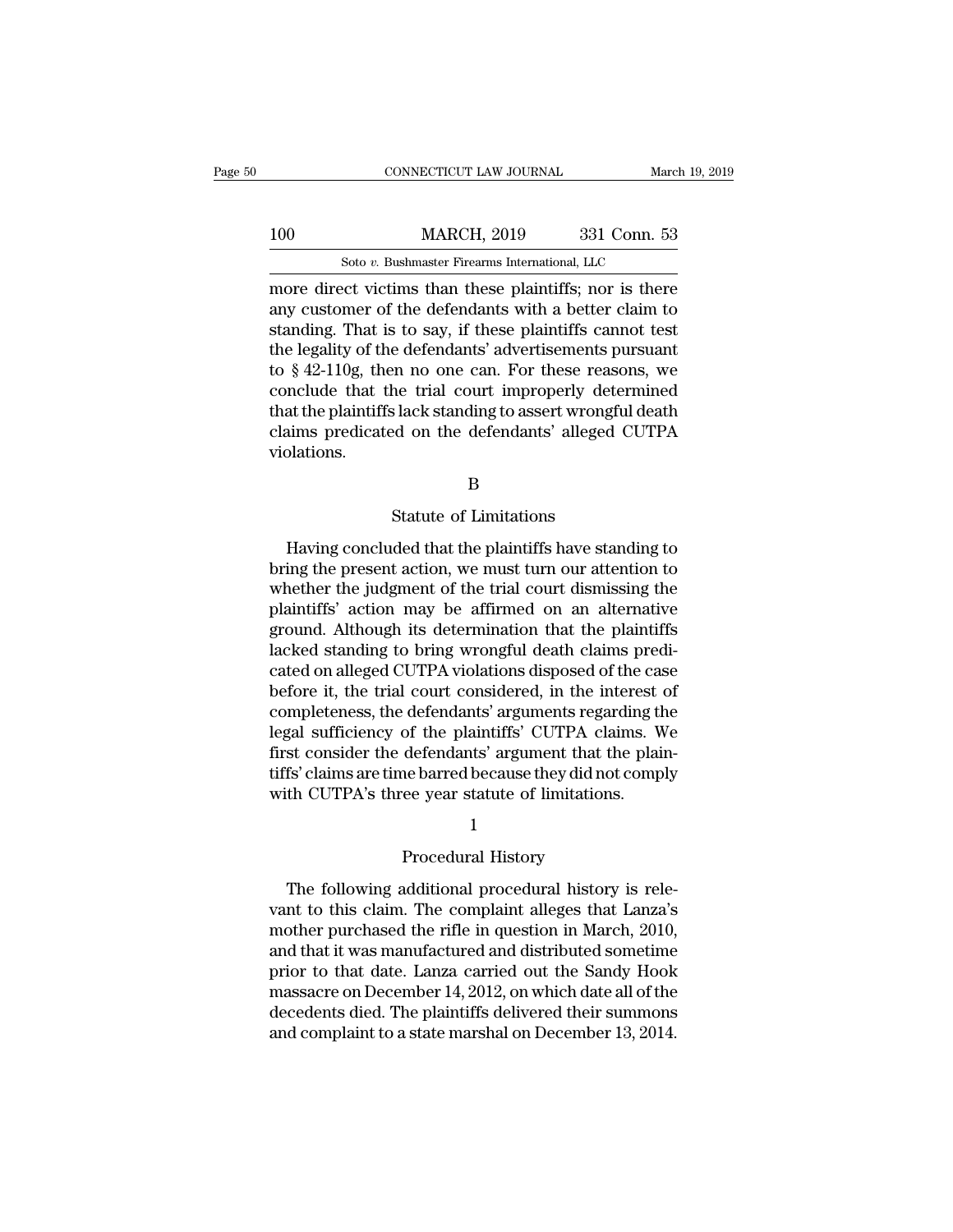more direct victims than these plaintiffs; nor is there any customer of the defendants with a better claim to standing. That is to say, if these plaintiffs cannot test the legality of the defendants' advertisements pursuant to § 42-110g, then no one can. For these reasons, we conclude that the trial court improperly determined that the plaintiffs lack standing to assert wrongful death claims predicated on the defendants' alleged CUTPA violations.

### B

### Statute of Limitations

Having concluded that the plaintiffs have standing to bring the present action, we must turn our attention to whether the judgment of the trial court dismissing the plaintiffs' action may be affirmed on an alternative ground. Although its determination that the plaintiffs lacked standing to bring wrongful death claims predicated on alleged CUTPA violations disposed of the case before it, the trial court considered, in the interest of completeness, the defendants' arguments regarding the legal sufficiency of the plaintiffs' CUTPA claims. We first consider the defendants' argument that the plaintiffs' claims are time barred because they did not comply with CUTPA's three year statute of limitations.

#### 1

#### Procedural History

The following additional procedural history is relevant to this claim. The complaint alleges that Lanza's mother purchased the rifle in question in March, 2010, and that it was manufactured and distributed sometime prior to that date. Lanza carried out the Sandy Hook massacre on December 14, 2012, on which date all of the decedents died. The plaintiffs delivered their summons and complaint to a state marshal on December 13, 2014.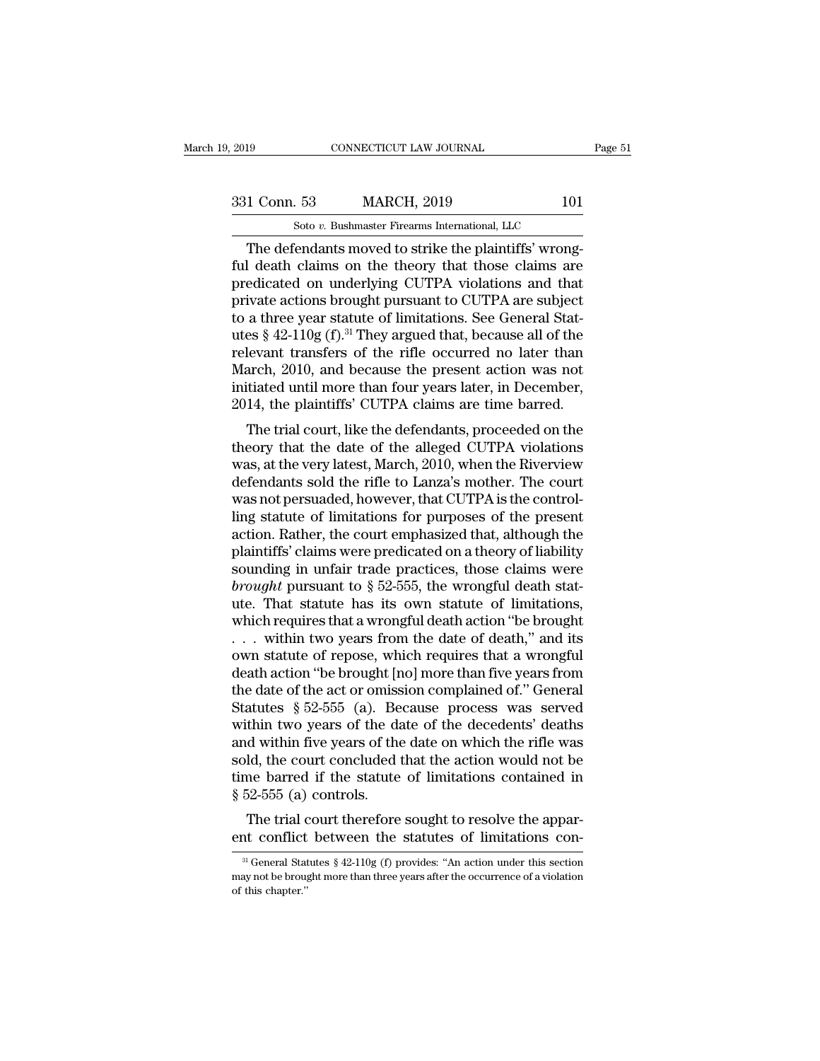The defendants moved to strike the plaintiffs' wrongful death claims on the theory that those claims are predicated on underlying CUTPA violations and that private actions brought pursuant to CUTPA are subject to a three year statute of limitations. See General Statutes § 42-110g (f).[31] They argued that, because all of the relevant transfers of the rifle occurred no later than March, 2010, and because the present action was not initiated until more than four years later, in December, 2014, the plaintiffs' CUTPA claims are time barred.

The trial court, like the defendants, proceeded on the theory that the date of the alleged CUTPA violations was, at the very latest, March, 2010, when the Riverview defendants sold the rifle to Lanza's mother. The court was not persuaded, however, that CUTPA is the controlling statute of limitations for purposes of the present action. Rather, the court emphasized that, although the plaintiffs' claims were predicated on a theory of liability sounding in unfair trade practices, those claims were *brought* pursuant to § 52-555, the wrongful death statute. That statute has its own statute of limitations, which requires that a wrongful death action "be brought . . . within two years from the date of death," and its own statute of repose, which requires that a wrongful death action "be brought [no] more than five years from the date of the act or omission complained of." General Statutes § 52-555 (a). Because process was served within two years of the date of the decedents' deaths and within five years of the date on which the rifle was sold, the court concluded that the action would not be time barred if the statute of limitations contained in § 52-555 (a) controls.

The trial court therefore sought to resolve the apparent conflict between the statutes of limitations con-

[31] General Statutes § 42-110g (f) provides: "An action under this section may not be brought more than three years after the occurrence of a violation of this chapter."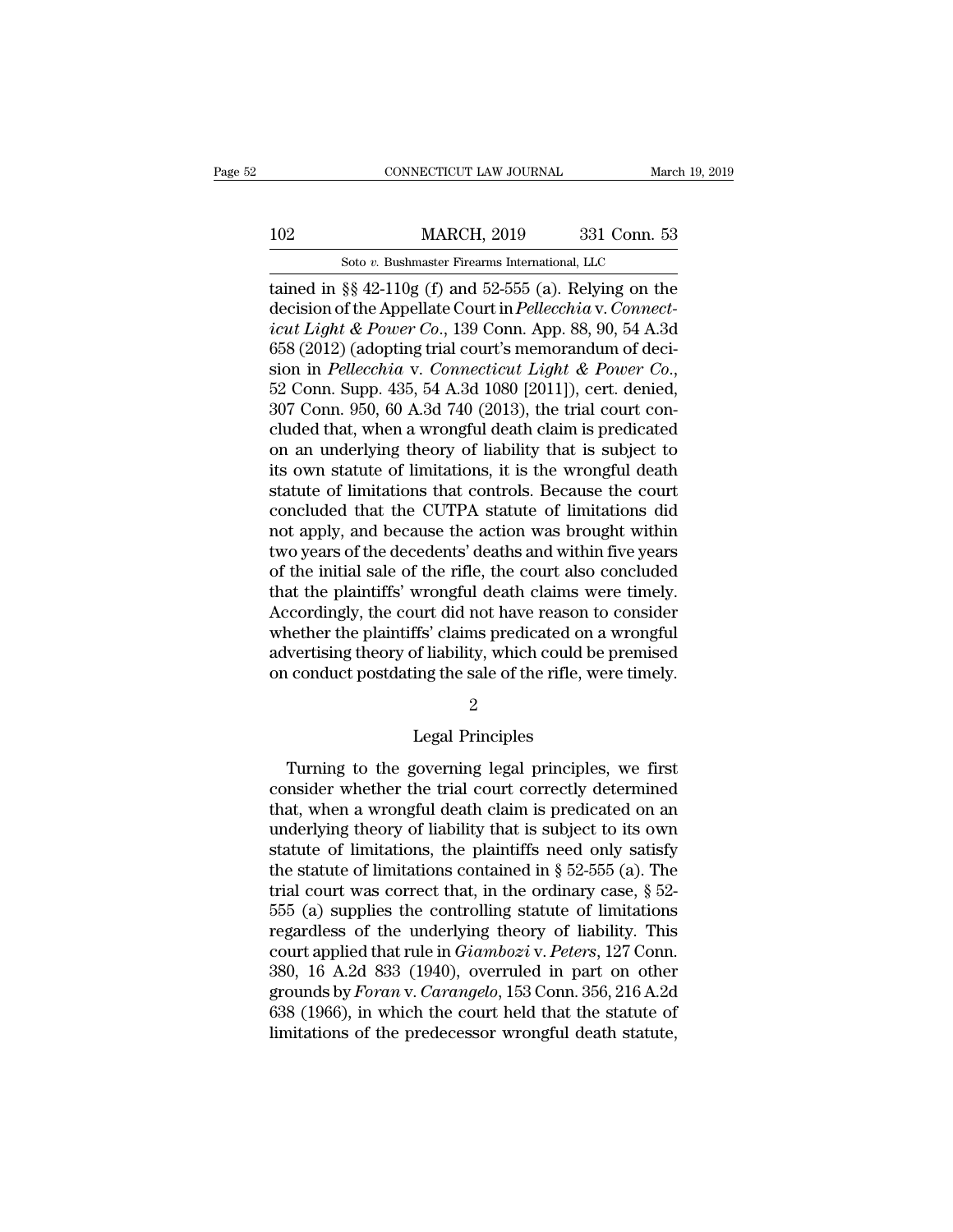tained in §§ 42-110g (f) and 52-555 (a). Relying on the decision of the Appellate Court in *Pellecchia* v. *Connecticut Light & Power Co.*, 139 Conn. App. 88, 90, 54 A.3d 658 (2012) (adopting trial court's memorandum of decision in *Pellecchia* v. *Connecticut Light & Power Co.*, 52 Conn. Supp. 435, 54 A.3d 1080 [2011]), cert. denied, 307 Conn. 950, 60 A.3d 740 (2013), the trial court concluded that, when a wrongful death claim is predicated on an underlying theory of liability that is subject to its own statute of limitations, it is the wrongful death statute of limitations that controls. Because the court concluded that the CUTPA statute of limitations did not apply, and because the action was brought within two years of the decedents' deaths and within five years of the initial sale of the rifle, the court also concluded that the plaintiffs' wrongful death claims were timely. Accordingly, the court did not have reason to consider whether the plaintiffs' claims predicated on a wrongful advertising theory of liability, which could be premised on conduct postdating the sale of the rifle, were timely.

2

Legal Principles

Turning to the governing legal principles, we first consider whether the trial court correctly determined that, when a wrongful death claim is predicated on an underlying theory of liability that is subject to its own statute of limitations, the plaintiffs need only satisfy the statute of limitations contained in § 52-555 (a). The trial court was correct that, in the ordinary case, § 52-555 (a) supplies the controlling statute of limitations regardless of the underlying theory of liability. This court applied that rule in *Giambozi* v. *Peters*, 127 Conn. 380, 16 A.2d 833 (1940), overruled in part on other grounds by *Foran* v. *Carangelo*, 153 Conn. 356, 216 A.2d 638 (1966), in which the court held that the statute of limitations of the predecessor wrongful death statute,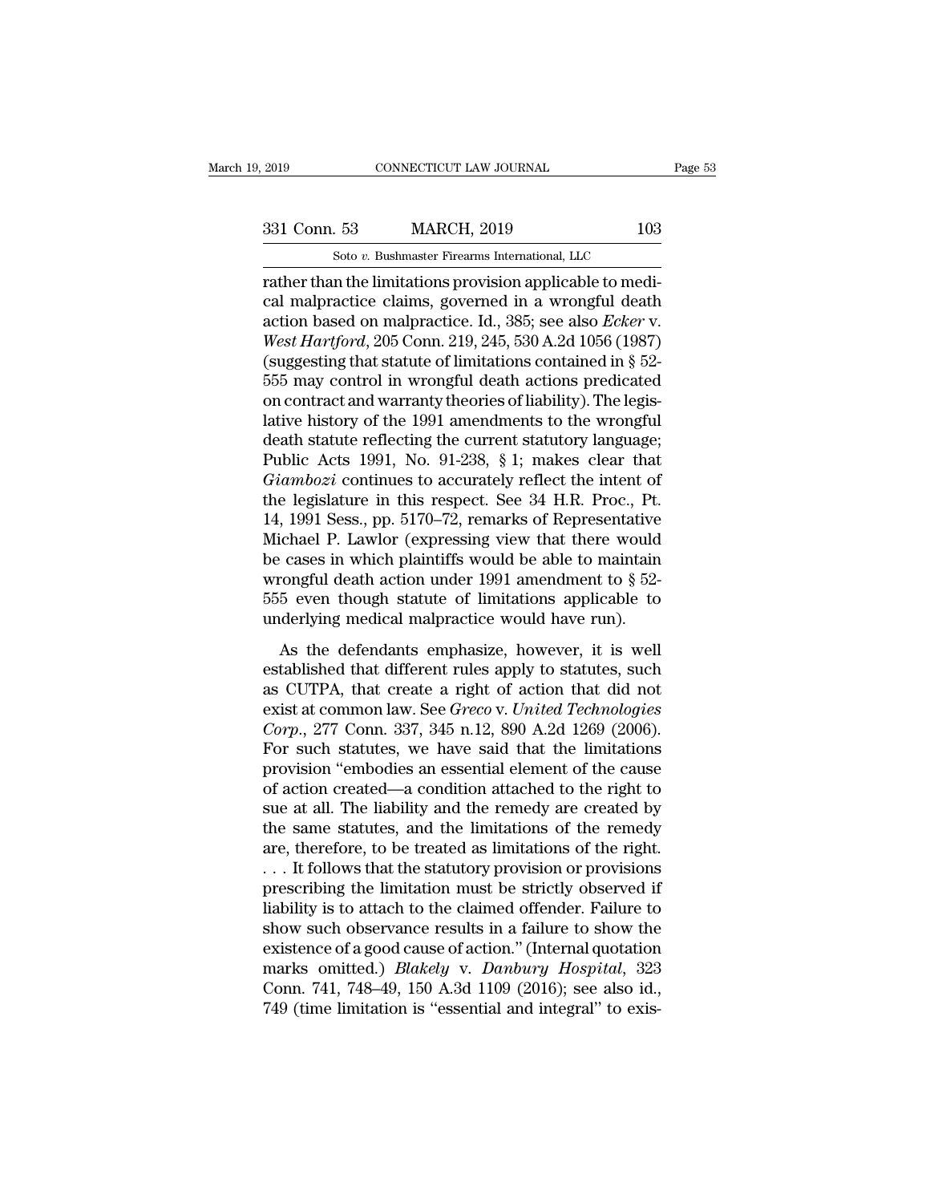rather than the limitations provision applicable to medical malpractice claims, governed in a wrongful death action based on malpractice. Id., 385; see also *Ecker* v. *West Hartford*, 205 Conn. 219, 245, 530 A.2d 1056 (1987) (suggesting that statute of limitations contained in § 52-555 may control in wrongful death actions predicated on contract and warranty theories of liability). The legislative history of the 1991 amendments to the wrongful death statute reflecting the current statutory language; Public Acts 1991, No. 91-238, § 1; makes clear that *Giambozi* continues to accurately reflect the intent of the legislature in this respect. See 34 H.R. Proc., Pt. 14, 1991 Sess., pp. 5170–72, remarks of Representative Michael P. Lawlor (expressing view that there would be cases in which plaintiffs would be able to maintain wrongful death action under 1991 amendment to § 52-555 even though statute of limitations applicable to underlying medical malpractice would have run).

As the defendants emphasize, however, it is well established that different rules apply to statutes, such as CUTPA, that create a right of action that did not exist at common law. See *Greco* v. *United Technologies Corp.*, 277 Conn. 337, 345 n.12, 890 A.2d 1269 (2006). For such statutes, we have said that the limitations provision "embodies an essential element of the cause of action created—a condition attached to the right to sue at all. The liability and the remedy are created by the same statutes, and the limitations of the remedy are, therefore, to be treated as limitations of the right. . . . It follows that the statutory provision or provisions prescribing the limitation must be strictly observed if liability is to attach to the claimed offender. Failure to show such observance results in a failure to show the existence of a good cause of action." (Internal quotation marks omitted.) *Blakely* v. *Danbury Hospital*, 323 Conn. 741, 748–49, 150 A.3d 1109 (2016); see also id., 749 (time limitation is "essential and integral" to exis-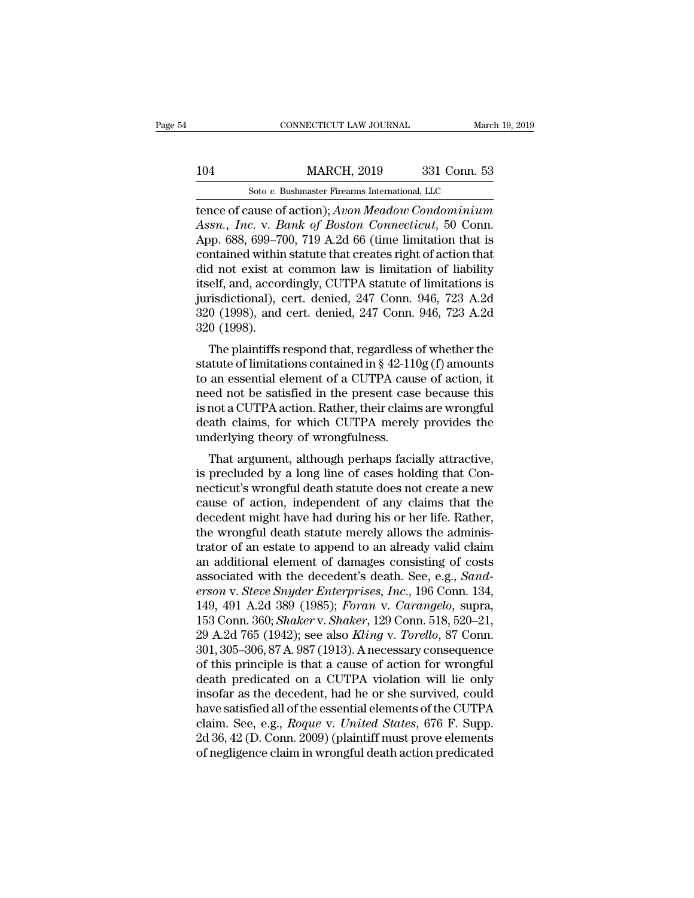tence of cause of action); *Avon Meadow Condominium Assn., Inc.* v. *Bank of Boston Connecticut*, 50 Conn. App. 688, 699–700, 719 A.2d 66 (time limitation that is contained within statute that creates right of action that did not exist at common law is limitation of liability itself, and, accordingly, CUTPA statute of limitations is jurisdictional), cert. denied, 247 Conn. 946, 723 A.2d 320 (1998), and cert. denied, 247 Conn. 946, 723 A.2d 320 (1998).

The plaintiffs respond that, regardless of whether the statute of limitations contained in § 42-110g (f) amounts to an essential element of a CUTPA cause of action, it need not be satisfied in the present case because this is not a CUTPA action. Rather, their claims are wrongful death claims, for which CUTPA merely provides the underlying theory of wrongfulness.

That argument, although perhaps facially attractive, is precluded by a long line of cases holding that Connecticut's wrongful death statute does not create a new cause of action, independent of any claims that the decedent might have had during his or her life. Rather, the wrongful death statute merely allows the administrator of an estate to append to an already valid claim an additional element of damages consisting of costs associated with the decedent's death. See, e.g., *Sanderson* v. *Steve Snyder Enterprises, Inc.*, 196 Conn. 134, 149, 491 A.2d 389 (1985); *Foran* v. *Carangelo*, supra, 153 Conn. 360; *Shaker* v. *Shaker*, 129 Conn. 518, 520–21, 29 A.2d 765 (1942); see also *Kling* v. *Torello*, 87 Conn. 301, 305–306, 87 A. 987 (1913). A necessary consequence of this principle is that a cause of action for wrongful death predicated on a CUTPA violation will lie only insofar as the decedent, had he or she survived, could have satisfied all of the essential elements of the CUTPA claim. See, e.g., *Roque* v. *United States*, 676 F. Supp. 2d 36, 42 (D. Conn. 2009) (plaintiff must prove elements of negligence claim in wrongful death action predicated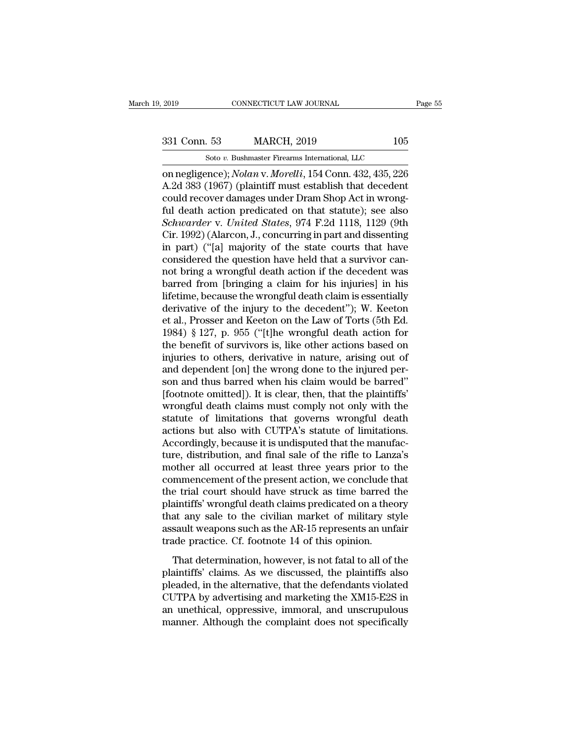on negligence); *Nolan* v. *Morelli*, 154 Conn. 432, 435, 226 A.2d 383 (1967) (plaintiff must establish that decedent could recover damages under Dram Shop Act in wrongful death action predicated on that statute); see also *Schwarder* v. *United States*, 974 F.2d 1118, 1129 (9th Cir. 1992) (Alarcon, J., concurring in part and dissenting in part) ("[a] majority of the state courts that have considered the question have held that a survivor cannot bring a wrongful death action if the decedent was barred from [bringing a claim for his injuries] in his lifetime, because the wrongful death claim is essentially derivative of the injury to the decedent"); W. Keeton et al., Prosser and Keeton on the Law of Torts (5th Ed. 1984) § 127, p. 955 ("[t]he wrongful death action for the benefit of survivors is, like other actions based on injuries to others, derivative in nature, arising out of and dependent [on] the wrong done to the injured person and thus barred when his claim would be barred" [footnote omitted]). It is clear, then, that the plaintiffs' wrongful death claims must comply not only with the statute of limitations that governs wrongful death actions but also with CUTPA's statute of limitations. Accordingly, because it is undisputed that the manufacture, distribution, and final sale of the rifle to Lanza's mother all occurred at least three years prior to the commencement of the present action, we conclude that the trial court should have struck as time barred the plaintiffs' wrongful death claims predicated on a theory that any sale to the civilian market of military style assault weapons such as the AR-15 represents an unfair trade practice. Cf. footnote 14 of this opinion.

That determination, however, is not fatal to all of the plaintiffs' claims. As we discussed, the plaintiffs also pleaded, in the alternative, that the defendants violated CUTPA by advertising and marketing the XM15-E2S in an unethical, oppressive, immoral, and unscrupulous manner. Although the complaint does not specifically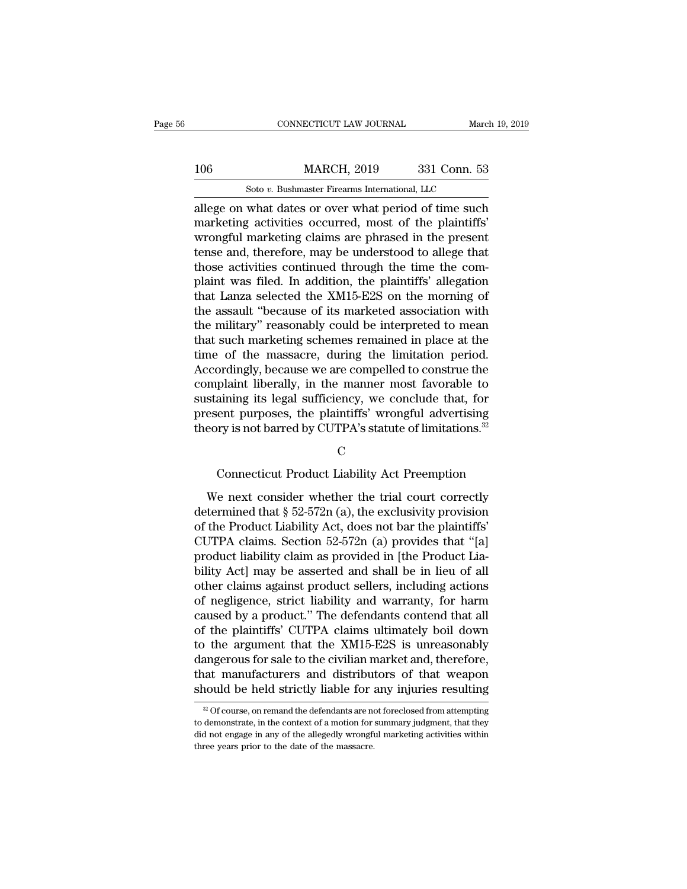allege on what dates or over what period of time such marketing activities occurred, most of the plaintiffs' wrongful marketing claims are phrased in the present tense and, therefore, may be understood to allege that those activities continued through the time the complaint was filed. In addition, the plaintiffs' allegation that Lanza selected the XM15-E2S on the morning of the assault "because of its marketed association with the military" reasonably could be interpreted to mean that such marketing schemes remained in place at the time of the massacre, during the limitation period. Accordingly, because we are compelled to construe the complaint liberally, in the manner most favorable to sustaining its legal sufficiency, we conclude that, for present purposes, the plaintiffs' wrongful advertising theory is not barred by CUTPA's statute of limitations.[32]

## C

### Connecticut Product Liability Act Preemption

We next consider whether the trial court correctly determined that § 52-572n (a), the exclusivity provision of the Product Liability Act, does not bar the plaintiffs' CUTPA claims. Section 52-572n (a) provides that "[a] product liability claim as provided in [the Product Liability Act] may be asserted and shall be in lieu of all other claims against product sellers, including actions of negligence, strict liability and warranty, for harm caused by a product." The defendants contend that all of the plaintiffs' CUTPA claims ultimately boil down to the argument that the XM15-E2S is unreasonably dangerous for sale to the civilian market and, therefore, that manufacturers and distributors of that weapon should be held strictly liable for any injuries resulting

[32] Of course, on remand the defendants are not foreclosed from attempting to demonstrate, in the context of a motion for summary judgment, that they did not engage in any of the allegedly wrongful marketing activities within three years prior to the date of the massacre.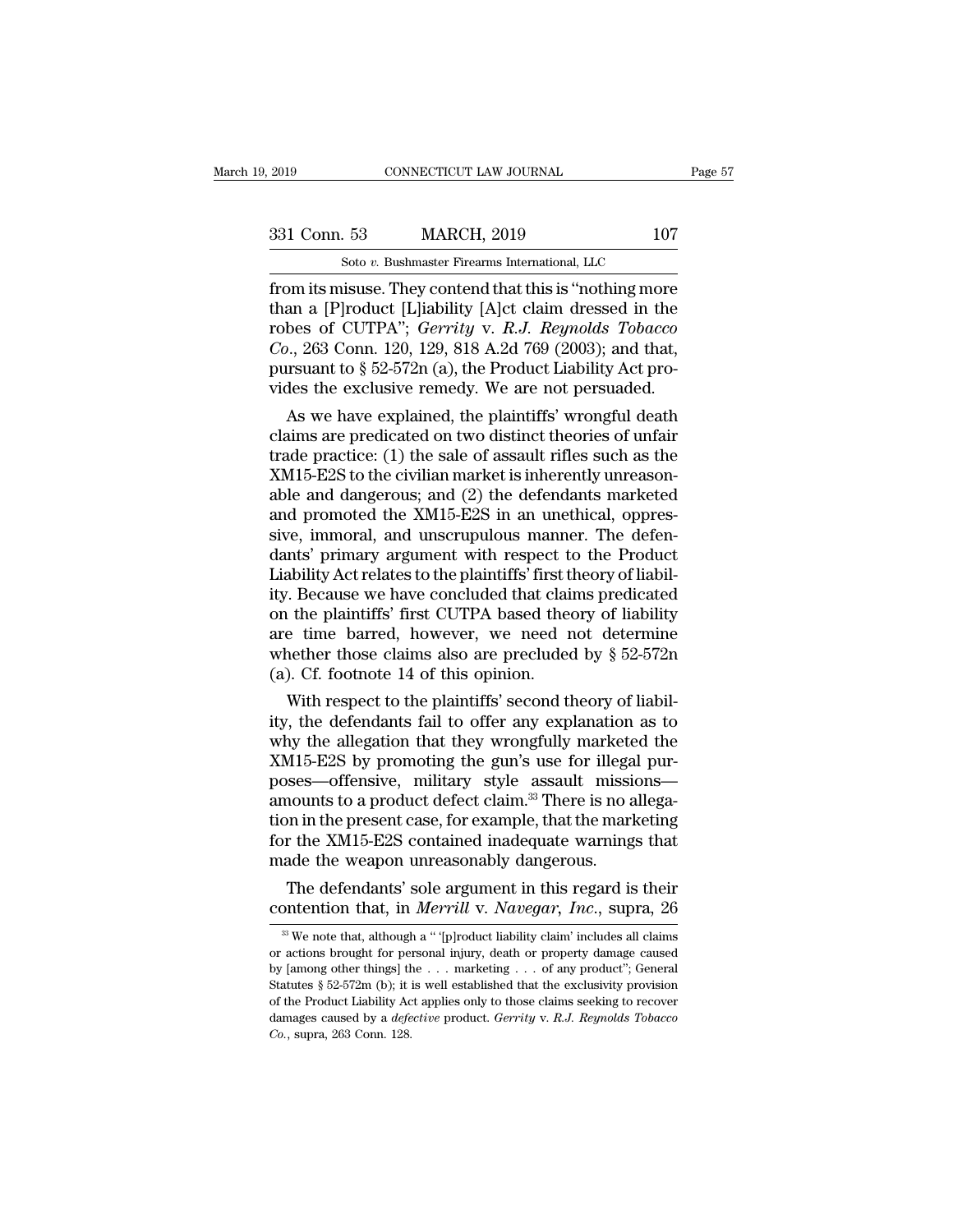from its misuse. They contend that this is "nothing more than a [P]roduct [L]iability [A]ct claim dressed in the robes of CUTPA"; *Gerrity* v. *R.J. Reynolds Tobacco Co.*, 263 Conn. 120, 129, 818 A.2d 769 (2003); and that, pursuant to § 52-572n (a), the Product Liability Act provides the exclusive remedy. We are not persuaded.

As we have explained, the plaintiffs' wrongful death claims are predicated on two distinct theories of unfair trade practice: (1) the sale of assault rifles such as the XM15-E2S to the civilian market is inherently unreasonable and dangerous; and (2) the defendants marketed and promoted the XM15-E2S in an unethical, oppressive, immoral, and unscrupulous manner. The defendants' primary argument with respect to the Product Liability Act relates to the plaintiffs' first theory of liability. Because we have concluded that claims predicated on the plaintiffs' first CUTPA based theory of liability are time barred, however, we need not determine whether those claims also are precluded by § 52-572n (a). Cf. footnote 14 of this opinion.

With respect to the plaintiffs' second theory of liability, the defendants fail to offer any explanation as to why the allegation that they wrongfully marketed the XM15-E2S by promoting the gun's use for illegal purposes—offensive, military style assault missions—amounts to a product defect claim.[33] There is no allegation in the present case, for example, that the marketing for the XM15-E2S contained inadequate warnings that made the weapon unreasonably dangerous.

The defendants' sole argument in this regard is their contention that, in *Merrill* v. *Navegar, Inc.*, supra, 26

[33] We note that, although a " '[p]roduct liability claim' includes all claims or actions brought for personal injury, death or property damage caused by [among other things] the . . . marketing . . . of any product"; General Statutes § 52-572m (b); it is well established that the exclusivity provision of the Product Liability Act applies only to those claims seeking to recover damages caused by a *defective* product. *Gerrity* v. *R.J. Reynolds Tobacco Co.*, supra, 263 Conn. 128.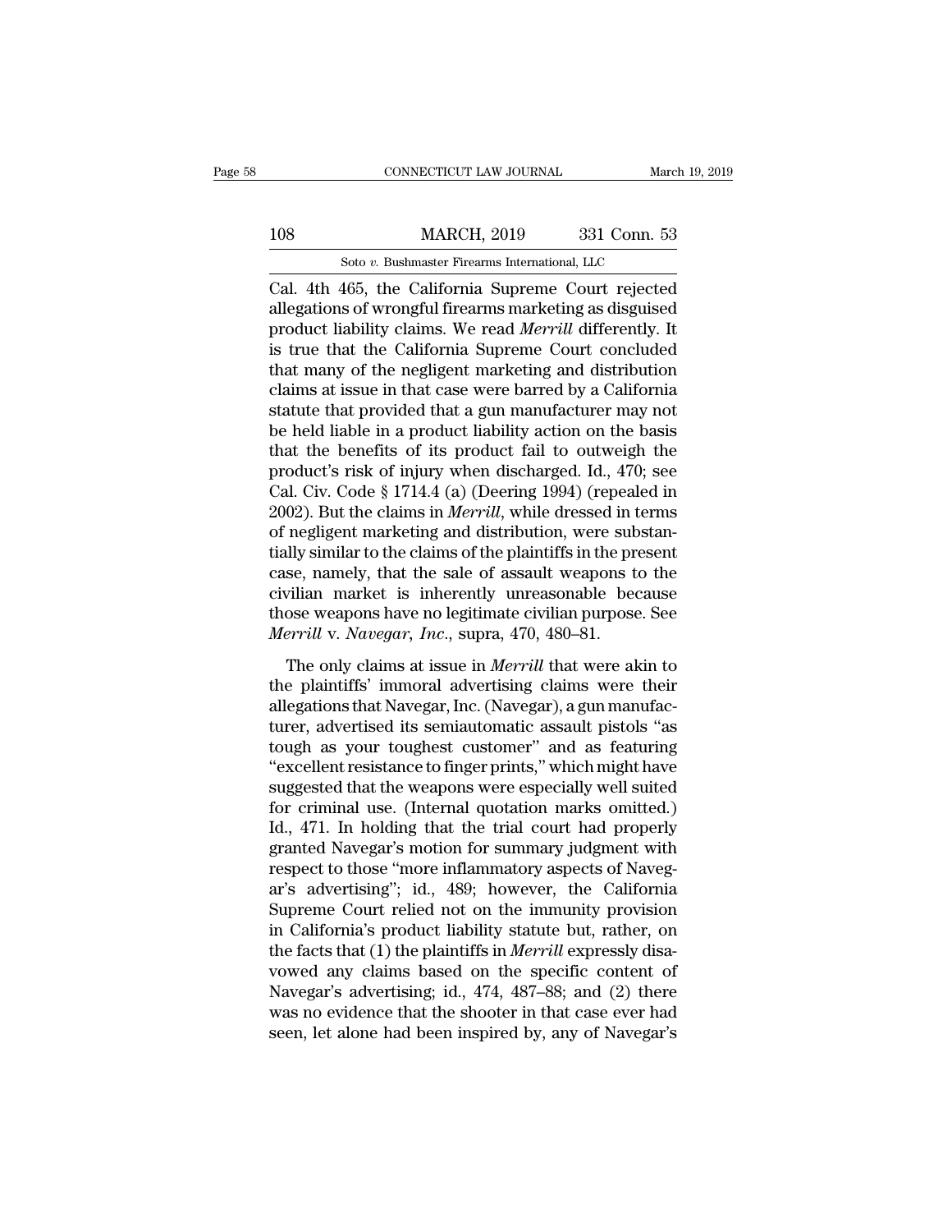Cal. 4th 465, the California Supreme Court rejected allegations of wrongful firearms marketing as disguised product liability claims. We read *Merrill* differently. It is true that the California Supreme Court concluded that many of the negligent marketing and distribution claims at issue in that case were barred by a California statute that provided that a gun manufacturer may not be held liable in a product liability action on the basis that the benefits of its product fail to outweigh the product's risk of injury when discharged. Id., 470; see Cal. Civ. Code § 1714.4 (a) (Deering 1994) (repealed in 2002). But the claims in *Merrill*, while dressed in terms of negligent marketing and distribution, were substantially similar to the claims of the plaintiffs in the present case, namely, that the sale of assault weapons to the civilian market is inherently unreasonable because those weapons have no legitimate civilian purpose. See *Merrill* v. *Navegar, Inc.*, supra, 470, 480–81.

The only claims at issue in *Merrill* that were akin to the plaintiffs' immoral advertising claims were their allegations that Navegar, Inc. (Navegar), a gun manufacturer, advertised its semiautomatic assault pistols "as tough as your toughest customer" and as featuring "excellent resistance to finger prints," which might have suggested that the weapons were especially well suited for criminal use. (Internal quotation marks omitted.) Id., 471. In holding that the trial court had properly granted Navegar's motion for summary judgment with respect to those "more inflammatory aspects of Navegar's advertising"; id., 489; however, the California Supreme Court relied not on the immunity provision in California's product liability statute but, rather, on the facts that (1) the plaintiffs in *Merrill* expressly disavowed any claims based on the specific content of Navegar's advertising; id., 474, 487–88; and (2) there was no evidence that the shooter in that case ever had seen, let alone had been inspired by, any of Navegar's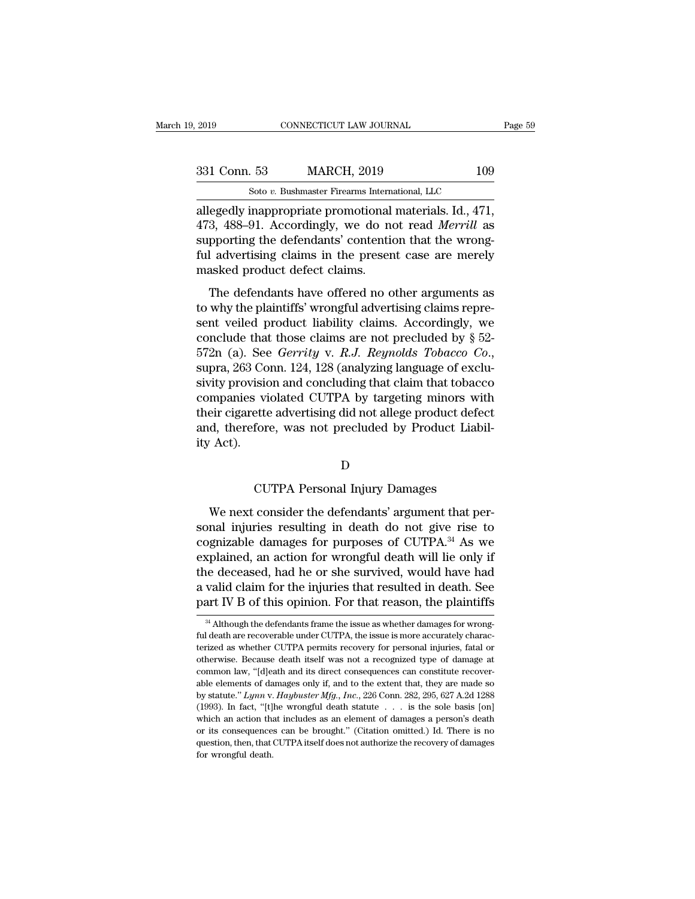allegedly inappropriate promotional materials. Id., 471, 473, 488–91. Accordingly, we do not read *Merrill* as supporting the defendants' contention that the wrongful advertising claims in the present case are merely masked product defect claims.

The defendants have offered no other arguments as to why the plaintiffs' wrongful advertising claims represent veiled product liability claims. Accordingly, we conclude that those claims are not precluded by § 52-572n (a). See *Gerrity* v. *R.J. Reynolds Tobacco Co.*, supra, 263 Conn. 124, 128 (analyzing language of exclusivity provision and concluding that claim that tobacco companies violated CUTPA by targeting minors with their cigarette advertising did not allege product defect and, therefore, was not precluded by Product Liability Act).

D

CUTPA Personal Injury Damages

We next consider the defendants' argument that personal injuries resulting in death do not give rise to cognizable damages for purposes of CUTPA.[34] As we explained, an action for wrongful death will lie only if the deceased, had he or she survived, would have had a valid claim for the injuries that resulted in death. See part IV B of this opinion. For that reason, the plaintiffs

[34] Although the defendants frame the issue as whether damages for wrongful death are recoverable under CUTPA, the issue is more accurately characterized as whether CUTPA permits recovery for personal injuries, fatal or otherwise. Because death itself was not a recognized type of damage at common law, "[d]eath and its direct consequences can constitute recoverable elements of damages only if, and to the extent that, they are made so by statute." *Lynn* v. *Haybuster Mfg., Inc.*, 226 Conn. 282, 295, 627 A.2d 1288 (1993). In fact, "[t]he wrongful death statute . . . is the sole basis [on] which an action that includes as an element of damages a person's death or its consequences can be brought." (Citation omitted.) Id. There is no question, then, that CUTPA itself does not authorize the recovery of damages for wrongful death.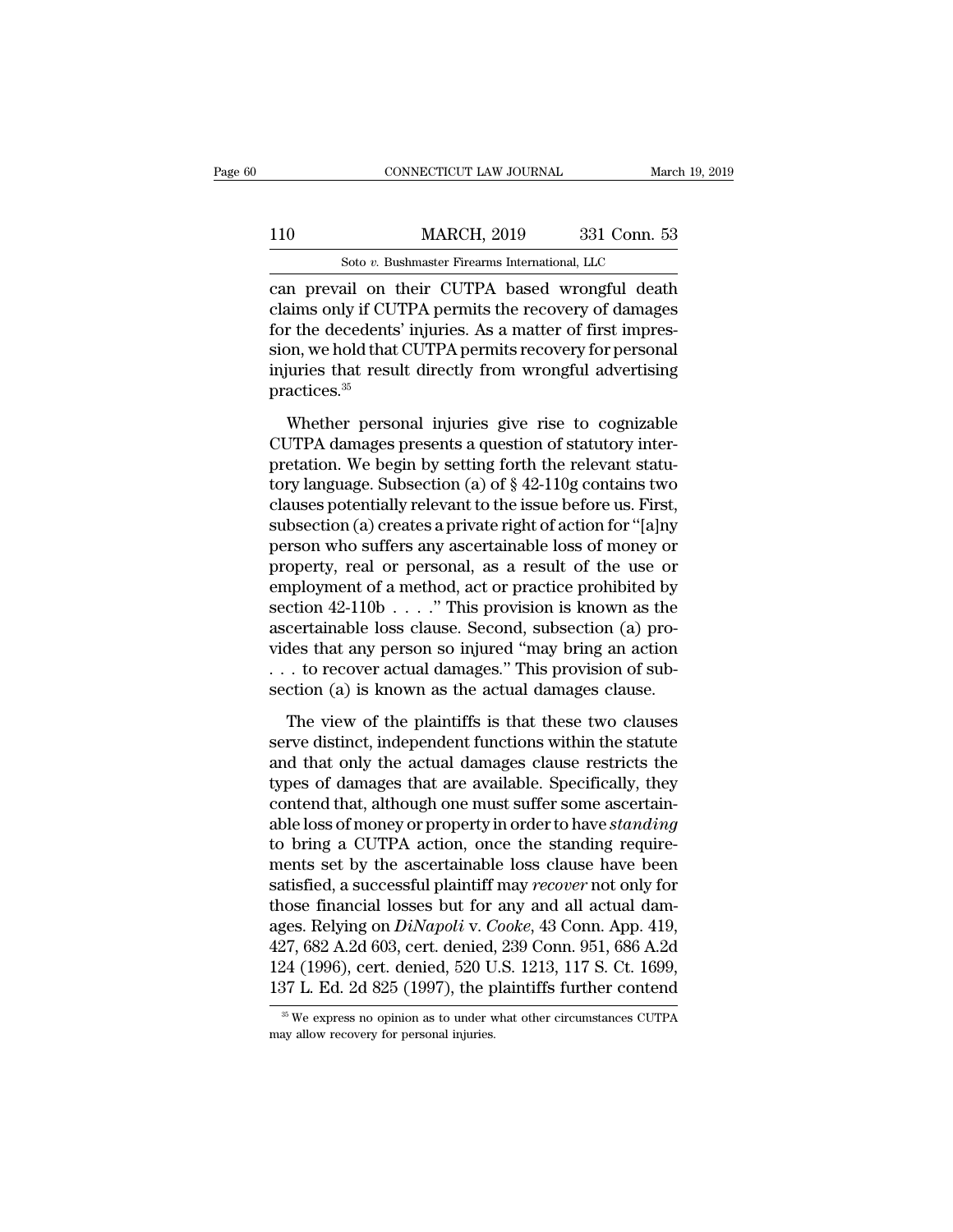can prevail on their CUTPA based wrongful death claims only if CUTPA permits the recovery of damages for the decedents' injuries. As a matter of first impression, we hold that CUTPA permits recovery for personal injuries that result directly from wrongful advertising practices.[35]

Whether personal injuries give rise to cognizable CUTPA damages presents a question of statutory interpretation. We begin by setting forth the relevant statutory language. Subsection (a) of § 42-110g contains two clauses potentially relevant to the issue before us. First, subsection (a) creates a private right of action for "[a]ny person who suffers any ascertainable loss of money or property, real or personal, as a result of the use or employment of a method, act or practice prohibited by section 42-110b . . . ." This provision is known as the ascertainable loss clause. Second, subsection (a) provides that any person so injured "may bring an action . . . to recover actual damages." This provision of subsection (a) is known as the actual damages clause.

The view of the plaintiffs is that these two clauses serve distinct, independent functions within the statute and that only the actual damages clause restricts the types of damages that are available. Specifically, they contend that, although one must suffer some ascertainable loss of money or property in order to have *standing* to bring a CUTPA action, once the standing requirements set by the ascertainable loss clause have been satisfied, a successful plaintiff may *recover* not only for those financial losses but for any and all actual damages. Relying on *DiNapoli* v. *Cooke*, 43 Conn. App. 419, 427, 682 A.2d 603, cert. denied, 239 Conn. 951, 686 A.2d 124 (1996), cert. denied, 520 U.S. 1213, 117 S. Ct. 1699, 137 L. Ed. 2d 825 (1997), the plaintiffs further contend

[35] We express no opinion as to under what other circumstances CUTPA may allow recovery for personal injuries.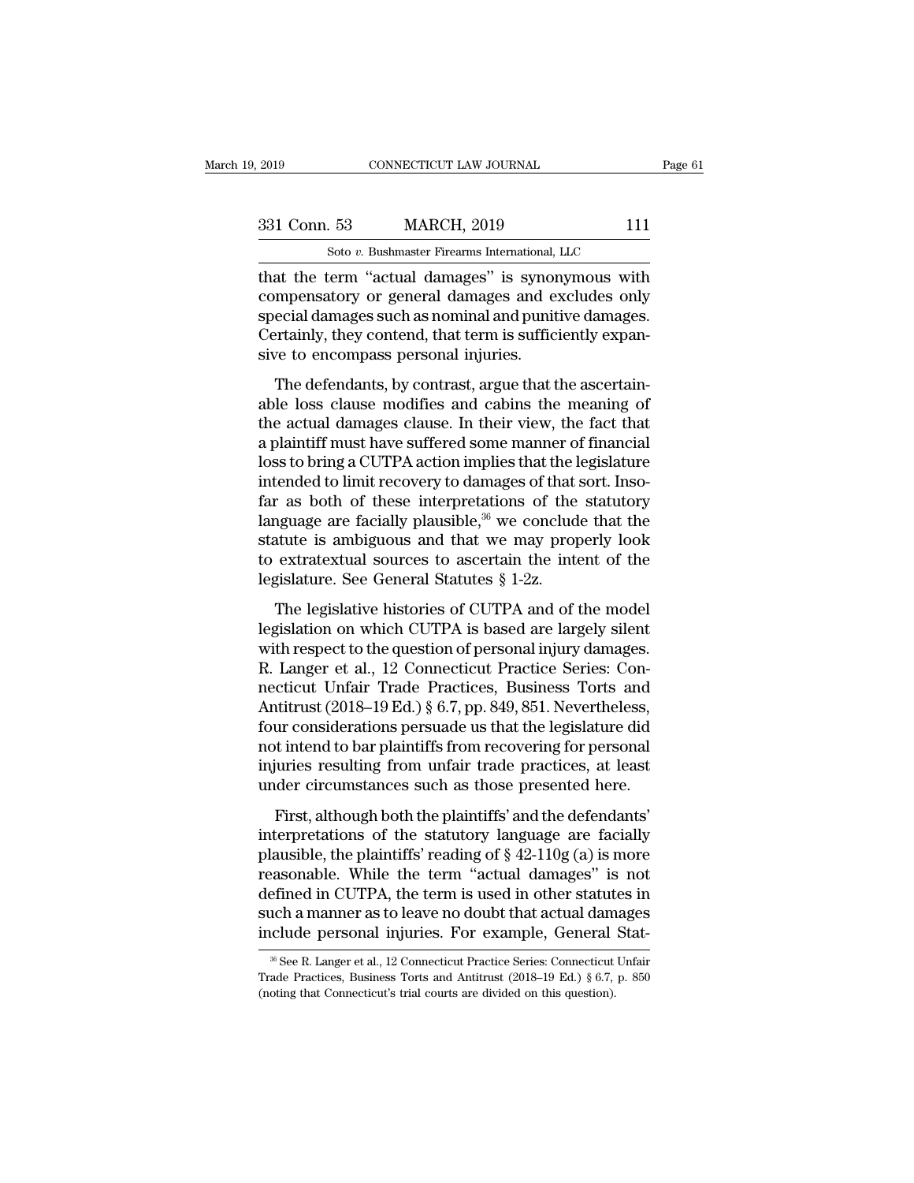that the term "actual damages" is synonymous with compensatory or general damages and excludes only special damages such as nominal and punitive damages. Certainly, they contend, that term is sufficiently expansive to encompass personal injuries.

The defendants, by contrast, argue that the ascertainable loss clause modifies and cabins the meaning of the actual damages clause. In their view, the fact that a plaintiff must have suffered some manner of financial loss to bring a CUTPA action implies that the legislature intended to limit recovery to damages of that sort. Insofar as both of these interpretations of the statutory language are facially plausible,[36] we conclude that the statute is ambiguous and that we may properly look to extratextual sources to ascertain the intent of the legislature. See General Statutes § 1-2z.

The legislative histories of CUTPA and of the model legislation on which CUTPA is based are largely silent with respect to the question of personal injury damages. R. Langer et al., 12 Connecticut Practice Series: Connecticut Unfair Trade Practices, Business Torts and Antitrust (2018–19 Ed.) § 6.7, pp. 849, 851. Nevertheless, four considerations persuade us that the legislature did not intend to bar plaintiffs from recovering for personal injuries resulting from unfair trade practices, at least under circumstances such as those presented here.

First, although both the plaintiffs' and the defendants' interpretations of the statutory language are facially plausible, the plaintiffs' reading of § 42-110g (a) is more reasonable. While the term "actual damages" is not defined in CUTPA, the term is used in other statutes in such a manner as to leave no doubt that actual damages include personal injuries. For example, General Stat-

[36] See R. Langer et al., 12 Connecticut Practice Series: Connecticut Unfair Trade Practices, Business Torts and Antitrust (2018–19 Ed.) § 6.7, p. 850 (noting that Connecticut's trial courts are divided on this question).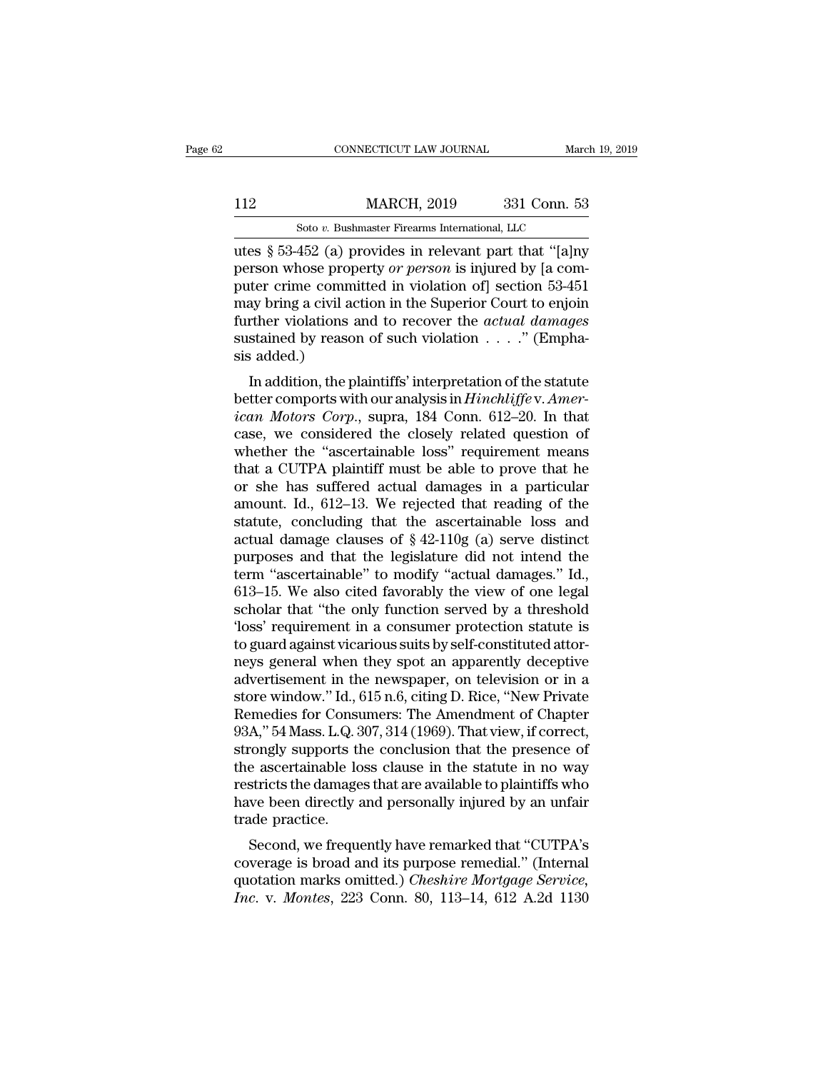utes § 53-452 (a) provides in relevant part that "[a]ny person whose property *or person* is injured by [a computer crime committed in violation of] section 53-451 may bring a civil action in the Superior Court to enjoin further violations and to recover the *actual damages* sustained by reason of such violation . . . ." (Emphasis added.)

In addition, the plaintiffs' interpretation of the statute better comports with our analysis in *Hinchliffe* v. *American Motors Corp.*, supra, 184 Conn. 612–20. In that case, we considered the closely related question of whether the "ascertainable loss" requirement means that a CUTPA plaintiff must be able to prove that he or she has suffered actual damages in a particular amount. Id., 612–13. We rejected that reading of the statute, concluding that the ascertainable loss and actual damage clauses of § 42-110g (a) serve distinct purposes and that the legislature did not intend the term "ascertainable" to modify "actual damages." Id., 613–15. We also cited favorably the view of one legal scholar that "the only function served by a threshold 'loss' requirement in a consumer protection statute is to guard against vicarious suits by self-constituted attorneys general when they spot an apparently deceptive advertisement in the newspaper, on television or in a store window." Id., 615 n.6, citing D. Rice, "New Private Remedies for Consumers: The Amendment of Chapter 93A," 54 Mass. L.Q. 307, 314 (1969). That view, if correct, strongly supports the conclusion that the presence of the ascertainable loss clause in the statute in no way restricts the damages that are available to plaintiffs who have been directly and personally injured by an unfair trade practice.

Second, we frequently have remarked that "CUTPA's coverage is broad and its purpose remedial." (Internal quotation marks omitted.) *Cheshire Mortgage Service, Inc.* v. *Montes*, 223 Conn. 80, 113–14, 612 A.2d 1130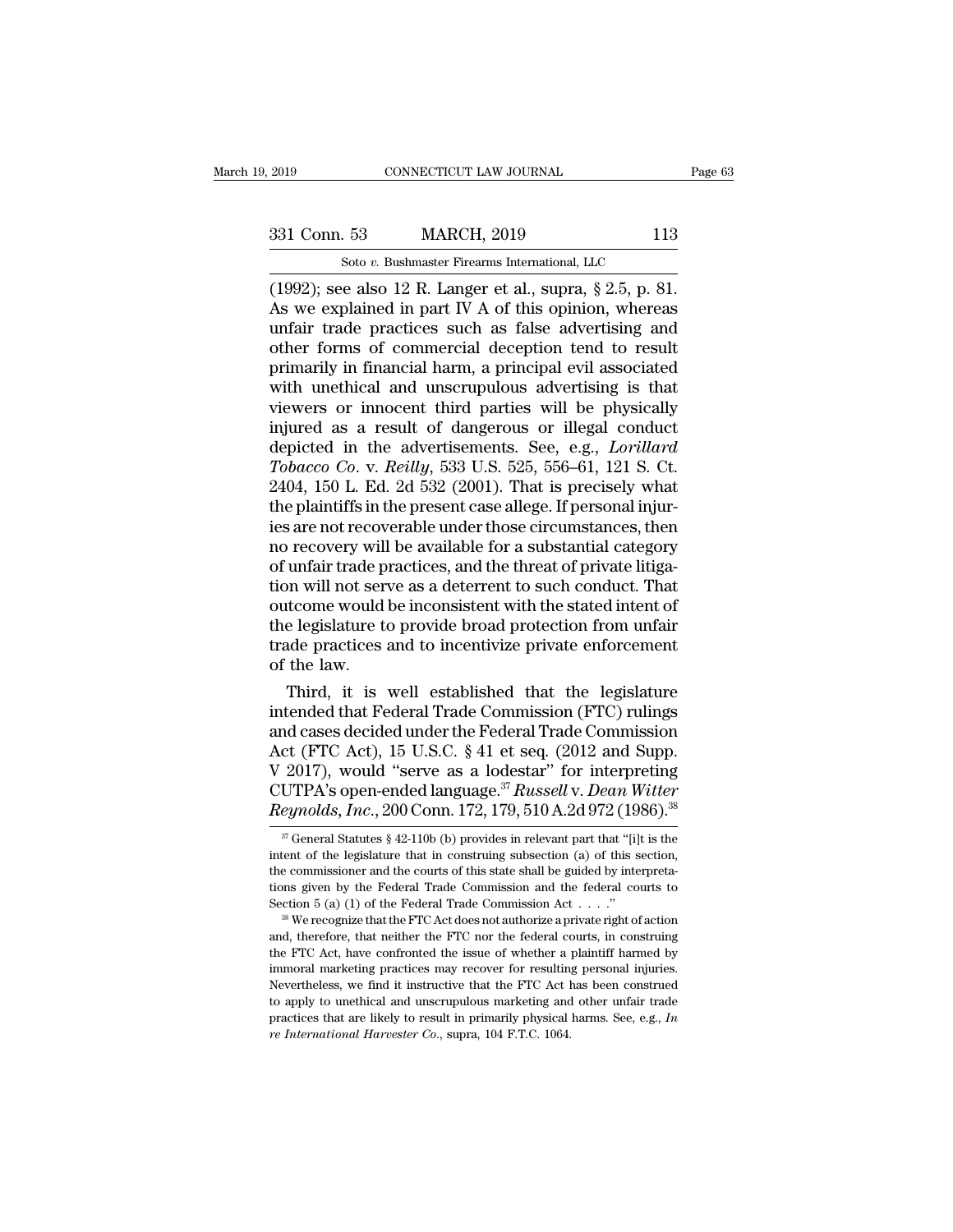(1992); see also 12 R. Langer et al., supra, § 2.5, p. 81. As we explained in part IV A of this opinion, whereas unfair trade practices such as false advertising and other forms of commercial deception tend to result primarily in financial harm, a principal evil associated with unethical and unscrupulous advertising is that viewers or innocent third parties will be physically injured as a result of dangerous or illegal conduct depicted in the advertisements. See, e.g., *Lorillard Tobacco Co.* v. *Reilly*, 533 U.S. 525, 556–61, 121 S. Ct. 2404, 150 L. Ed. 2d 532 (2001). That is precisely what the plaintiffs in the present case allege. If personal injuries are not recoverable under those circumstances, then no recovery will be available for a substantial category of unfair trade practices, and the threat of private litigation will not serve as a deterrent to such conduct. That outcome would be inconsistent with the stated intent of the legislature to provide broad protection from unfair trade practices and to incentivize private enforcement of the law.

Third, it is well established that the legislature intended that Federal Trade Commission (FTC) rulings and cases decided under the Federal Trade Commission Act (FTC Act), 15 U.S.C. § 41 et seq. (2012 and Supp. V 2017), would "serve as a lodestar" for interpreting CUTPA's open-ended language.[37] *Russell* v. *Dean Witter Reynolds, Inc.*, 200 Conn. 172, 179, 510 A.2d 972 (1986).[38]

[37] General Statutes § 42-110b (b) provides in relevant part that "[i]t is the intent of the legislature that in construing subsection (a) of this section, the commissioner and the courts of this state shall be guided by interpretations given by the Federal Trade Commission and the federal courts to Section 5 (a) (1) of the Federal Trade Commission Act . . . ."

[38] We recognize that the FTC Act does not authorize a private right of action and, therefore, that neither the FTC nor the federal courts, in construing the FTC Act, have confronted the issue of whether a plaintiff harmed by immoral marketing practices may recover for resulting personal injuries. Nevertheless, we find it instructive that the FTC Act has been construed to apply to unethical and unscrupulous marketing and other unfair trade practices that are likely to result in primarily physical harms. See, e.g., *In re International Harvester Co.*, supra, 104 F.T.C. 1064.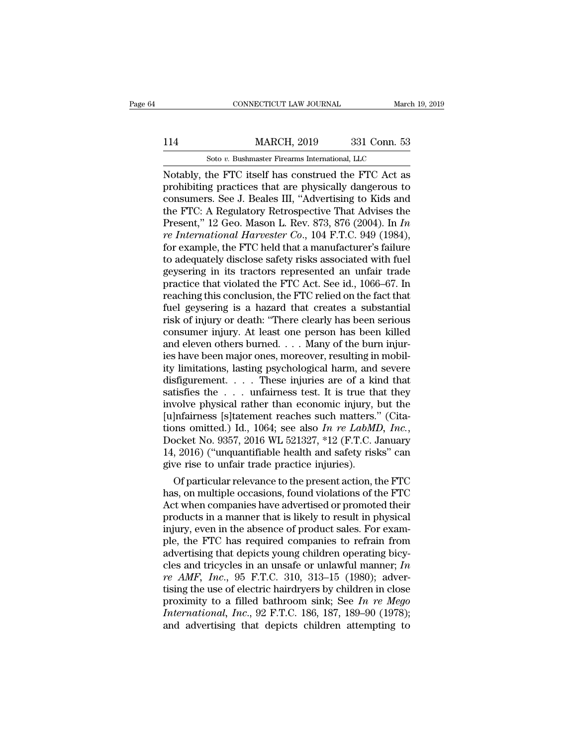Notably, the FTC itself has construed the FTC Act as prohibiting practices that are physically dangerous to consumers. See J. Beales III, "Advertising to Kids and the FTC: A Regulatory Retrospective That Advises the Present," 12 Geo. Mason L. Rev. 873, 876 (2004). In *In re International Harvester Co.*, 104 F.T.C. 949 (1984), for example, the FTC held that a manufacturer's failure to adequately disclose safety risks associated with fuel geysering in its tractors represented an unfair trade practice that violated the FTC Act. See id., 1066–67. In reaching this conclusion, the FTC relied on the fact that fuel geysering is a hazard that creates a substantial risk of injury or death: "There clearly has been serious consumer injury. At least one person has been killed and eleven others burned. . . . Many of the burn injuries have been major ones, moreover, resulting in mobility limitations, lasting psychological harm, and severe disfigurement. . . . These injuries are of a kind that satisfies the . . . unfairness test. It is true that they involve physical rather than economic injury, but the [u]nfairness [s]tatement reaches such matters." (Citations omitted.) Id., 1064; see also *In re LabMD, Inc.*, Docket No. 9357, 2016 WL 521327, *12 (F.T.C. January 14, 2016) ("unquantifiable health and safety risks" can give rise to unfair trade practice injuries).

Of particular relevance to the present action, the FTC has, on multiple occasions, found violations of the FTC Act when companies have advertised or promoted their products in a manner that is likely to result in physical injury, even in the absence of product sales. For example, the FTC has required companies to refrain from advertising that depicts young children operating bicycles and tricycles in an unsafe or unlawful manner; *In re AMF, Inc.*, 95 F.T.C. 310, 313–15 (1980); advertising the use of electric hairdryers by children in close proximity to a filled bathroom sink; See *In re Mego International, Inc.*, 92 F.T.C. 186, 187, 189–90 (1978); and advertising that depicts children attempting to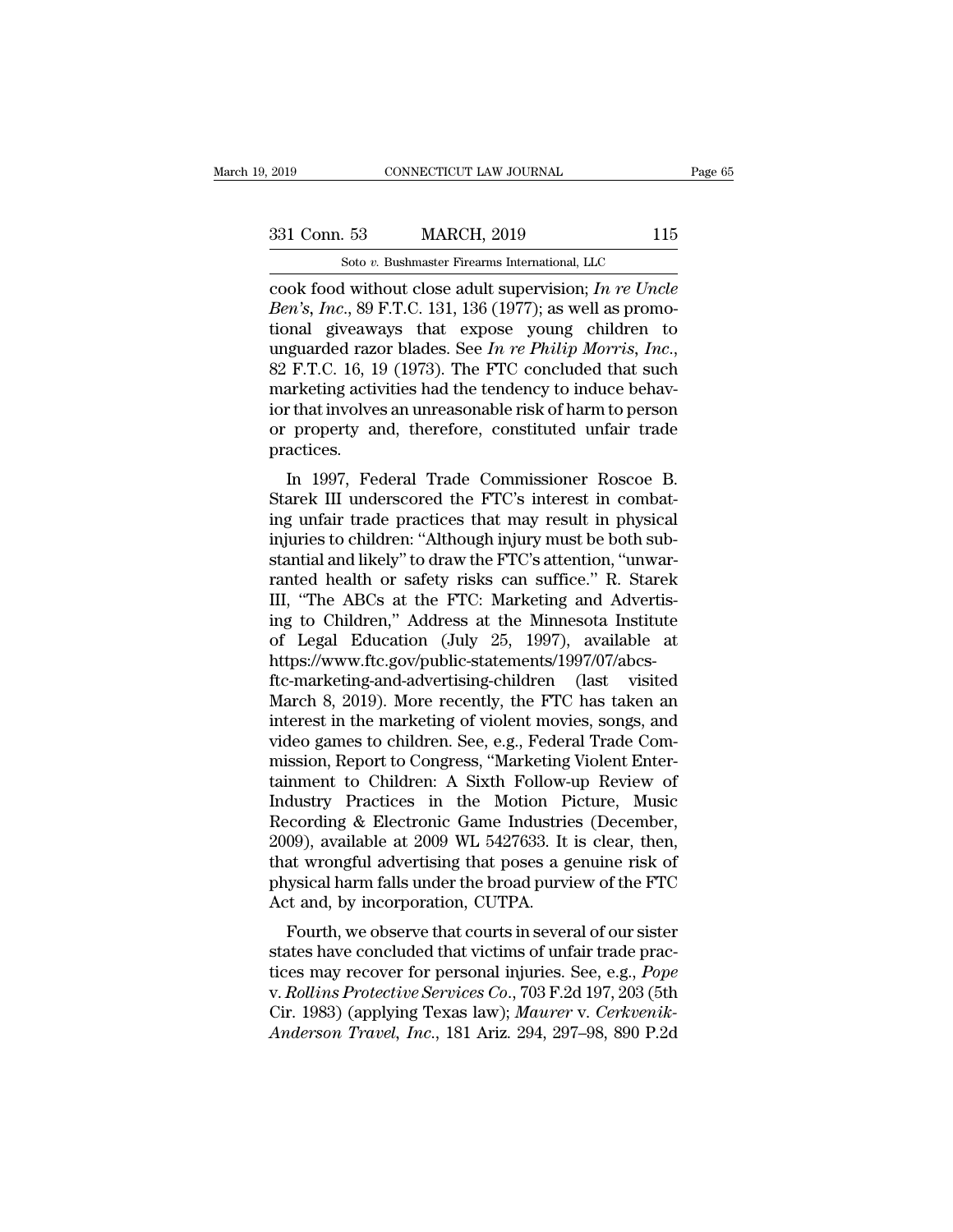cook food without close adult supervision; *In re Uncle Ben's, Inc.*, 89 F.T.C. 131, 136 (1977); as well as promotional giveaways that expose young children to unguarded razor blades. See *In re Philip Morris, Inc.*, 82 F.T.C. 16, 19 (1973). The FTC concluded that such marketing activities had the tendency to induce behavior that involves an unreasonable risk of harm to person or property and, therefore, constituted unfair trade practices.

In 1997, Federal Trade Commissioner Roscoe B. Starek III underscored the FTC's interest in combating unfair trade practices that may result in physical injuries to children: "Although injury must be both substantial and likely" to draw the FTC's attention, "unwarranted health or safety risks can suffice." R. Starek III, "The ABCs at the FTC: Marketing and Advertising to Children," Address at the Minnesota Institute of Legal Education (July 25, 1997), available at https://www.ftc.gov/public-statements/1997/07/abcs-ftc-marketing-and-advertising-children (last visited March 8, 2019). More recently, the FTC has taken an interest in the marketing of violent movies, songs, and video games to children. See, e.g., Federal Trade Commission, Report to Congress, "Marketing Violent Entertainment to Children: A Sixth Follow-up Review of Industry Practices in the Motion Picture, Music Recording & Electronic Game Industries (December, 2009), available at 2009 WL 5427633. It is clear, then, that wrongful advertising that poses a genuine risk of physical harm falls under the broad purview of the FTC Act and, by incorporation, CUTPA.

Fourth, we observe that courts in several of our sister states have concluded that victims of unfair trade practices may recover for personal injuries. See, e.g., *Pope* v. *Rollins Protective Services Co.*, 703 F.2d 197, 203 (5th Cir. 1983) (applying Texas law); *Maurer* v. *Cerkvenik-Anderson Travel, Inc.*, 181 Ariz. 294, 297–98, 890 P.2d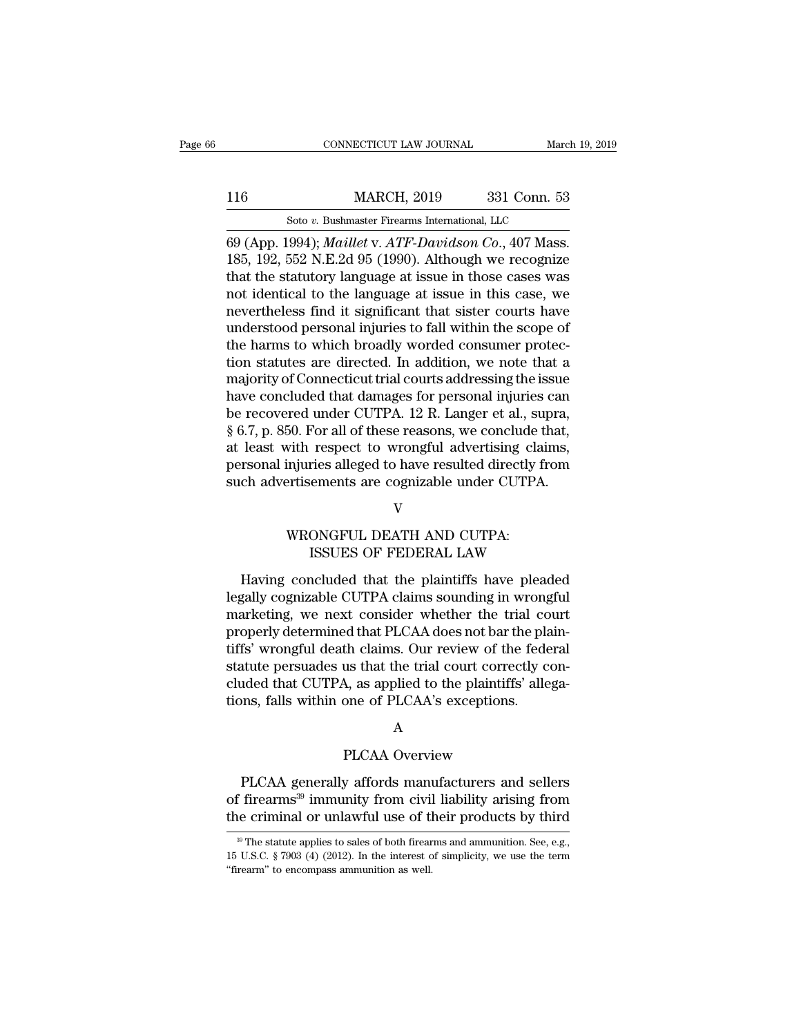69 (App. 1994); *Maillet* v. *ATF-Davidson Co.*, 407 Mass. 185, 192, 552 N.E.2d 95 (1990). Although we recognize that the statutory language at issue in those cases was not identical to the language at issue in this case, we nevertheless find it significant that sister courts have understood personal injuries to fall within the scope of the harms to which broadly worded consumer protection statutes are directed. In addition, we note that a majority of Connecticut trial courts addressing the issue have concluded that damages for personal injuries can be recovered under CUTPA. 12 R. Langer et al., supra, § 6.7, p. 850. For all of these reasons, we conclude that, at least with respect to wrongful advertising claims, personal injuries alleged to have resulted directly from such advertisements are cognizable under CUTPA.

## V

## WRONGFUL DEATH AND CUTPA: ISSUES OF FEDERAL LAW

Having concluded that the plaintiffs have pleaded legally cognizable CUTPA claims sounding in wrongful marketing, we next consider whether the trial court properly determined that PLCAA does not bar the plaintiffs' wrongful death claims. Our review of the federal statute persuades us that the trial court correctly concluded that CUTPA, as applied to the plaintiffs' allegations, falls within one of PLCAA's exceptions.

### A

### PLCAA Overview

PLCAA generally affords manufacturers and sellers of firearms[39] immunity from civil liability arising from the criminal or unlawful use of their products by third

---

[39] The statute applies to sales of both firearms and ammunition. See, e.g., 15 U.S.C. § 7903 (4) (2012). In the interest of simplicity, we use the term "firearm" to encompass ammunition as well.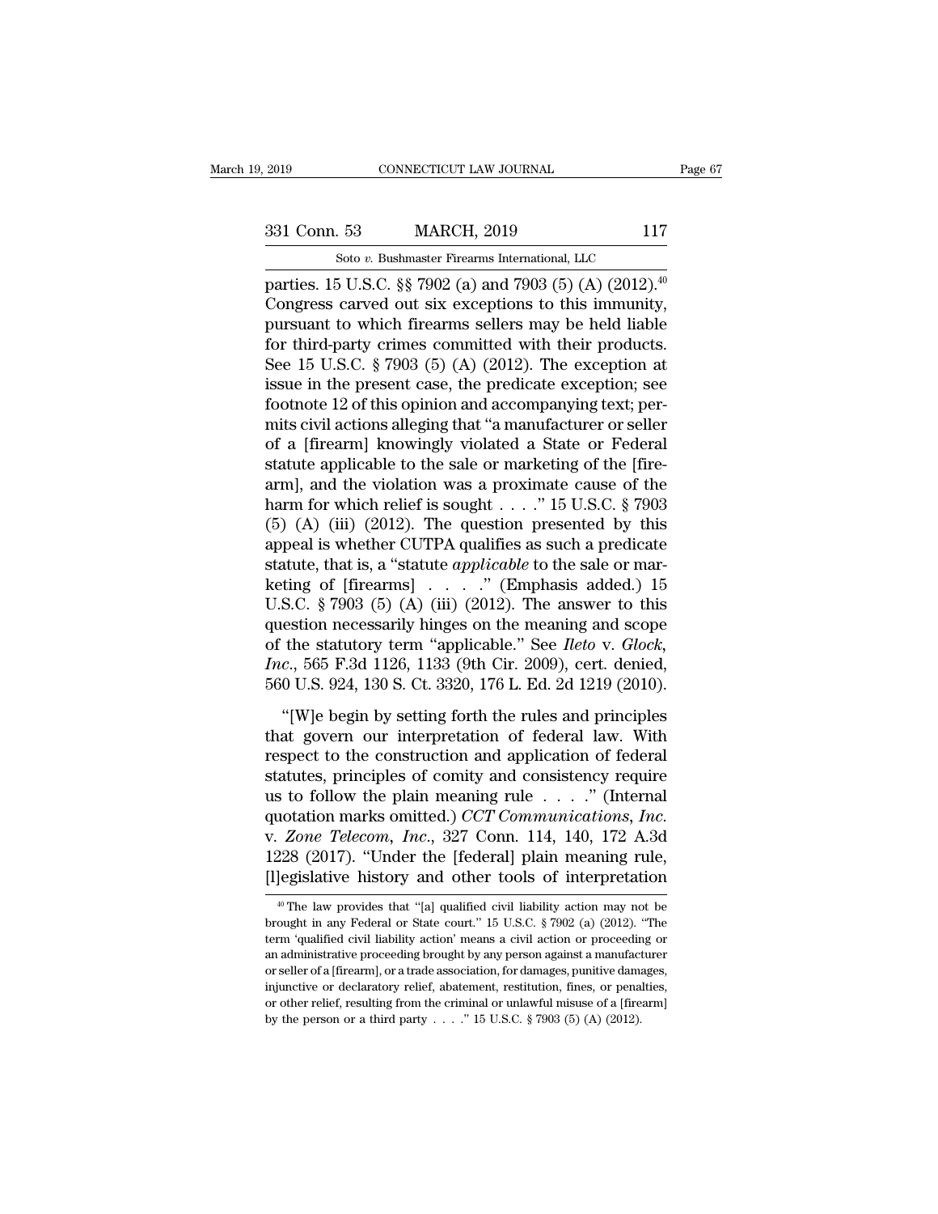parties. 15 U.S.C. §§ 7902 (a) and 7903 (5) (A) (2012).[40] Congress carved out six exceptions to this immunity, pursuant to which firearms sellers may be held liable for third-party crimes committed with their products. See 15 U.S.C. § 7903 (5) (A) (2012). The exception at issue in the present case, the predicate exception; see footnote 12 of this opinion and accompanying text; permits civil actions alleging that "a manufacturer or seller of a [firearm] knowingly violated a State or Federal statute applicable to the sale or marketing of the [firearm], and the violation was a proximate cause of the harm for which relief is sought . . . ." 15 U.S.C. § 7903 (5) (A) (iii) (2012). The question presented by this appeal is whether CUTPA qualifies as such a predicate statute, that is, a "statute *applicable* to the sale or marketing of [firearms] . . . ." (Emphasis added.) 15 U.S.C. § 7903 (5) (A) (iii) (2012). The answer to this question necessarily hinges on the meaning and scope of the statutory term "applicable." See *Ileto* v. *Glock, Inc.*, 565 F.3d 1126, 1133 (9th Cir. 2009), cert. denied, 560 U.S. 924, 130 S. Ct. 3320, 176 L. Ed. 2d 1219 (2010).

"[W]e begin by setting forth the rules and principles that govern our interpretation of federal law. With respect to the construction and application of federal statutes, principles of comity and consistency require us to follow the plain meaning rule . . . ." (Internal quotation marks omitted.) *CCT Communications, Inc.* v. *Zone Telecom, Inc.*, 327 Conn. 114, 140, 172 A.3d 1228 (2017). "Under the [federal] plain meaning rule, [l]egislative history and other tools of interpretation

[40] The law provides that "[a] qualified civil liability action may not be brought in any Federal or State court." 15 U.S.C. § 7902 (a) (2012). "The term 'qualified civil liability action' means a civil action or proceeding or an administrative proceeding brought by any person against a manufacturer or seller of a [firearm], or a trade association, for damages, punitive damages, injunctive or declaratory relief, abatement, restitution, fines, or penalties, or other relief, resulting from the criminal or unlawful misuse of a [firearm] by the person or a third party . . . ." 15 U.S.C. § 7903 (5) (A) (2012).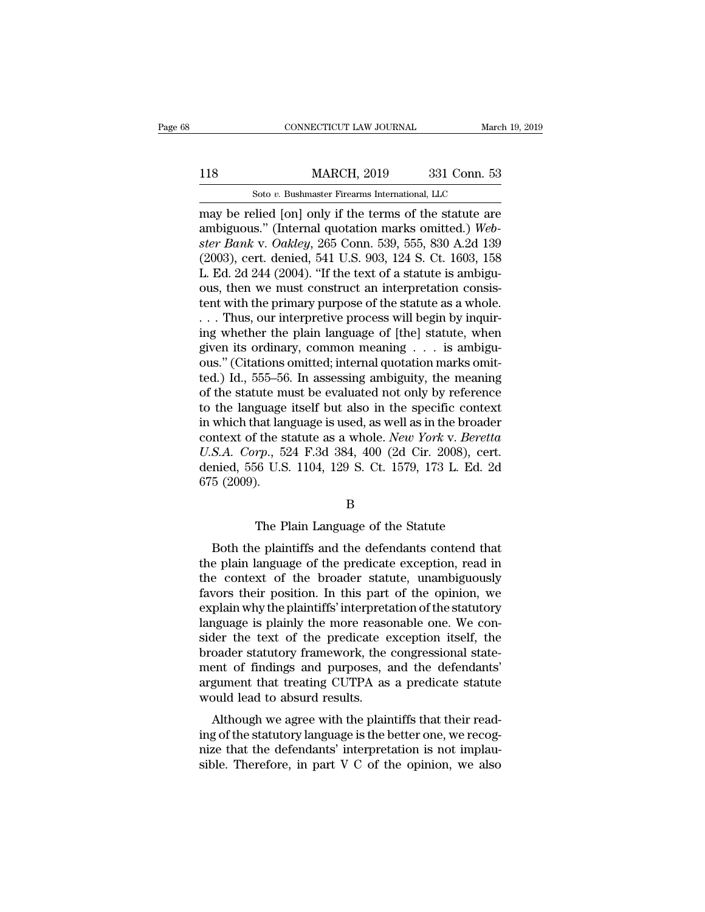may be relied [on] only if the terms of the statute are ambiguous." (Internal quotation marks omitted.) *Webster Bank* v. *Oakley*, 265 Conn. 539, 555, 830 A.2d 139 (2003), cert. denied, 541 U.S. 903, 124 S. Ct. 1603, 158 L. Ed. 2d 244 (2004). "If the text of a statute is ambiguous, then we must construct an interpretation consistent with the primary purpose of the statute as a whole. . . . Thus, our interpretive process will begin by inquiring whether the plain language of [the] statute, when given its ordinary, common meaning . . . is ambiguous." (Citations omitted; internal quotation marks omitted.) Id., 555–56. In assessing ambiguity, the meaning of the statute must be evaluated not only by reference to the language itself but also in the specific context in which that language is used, as well as in the broader context of the statute as a whole. *New York* v. *Beretta U.S.A. Corp.*, 524 F.3d 384, 400 (2d Cir. 2008), cert. denied, 556 U.S. 1104, 129 S. Ct. 1579, 173 L. Ed. 2d 675 (2009).

## B

## The Plain Language of the Statute

Both the plaintiffs and the defendants contend that the plain language of the predicate exception, read in the context of the broader statute, unambiguously favors their position. In this part of the opinion, we explain why the plaintiffs' interpretation of the statutory language is plainly the more reasonable one. We consider the text of the predicate exception itself, the broader statutory framework, the congressional statement of findings and purposes, and the defendants' argument that treating CUTPA as a predicate statute would lead to absurd results.

Although we agree with the plaintiffs that their reading of the statutory language is the better one, we recognize that the defendants' interpretation is not implausible. Therefore, in part V C of the opinion, we also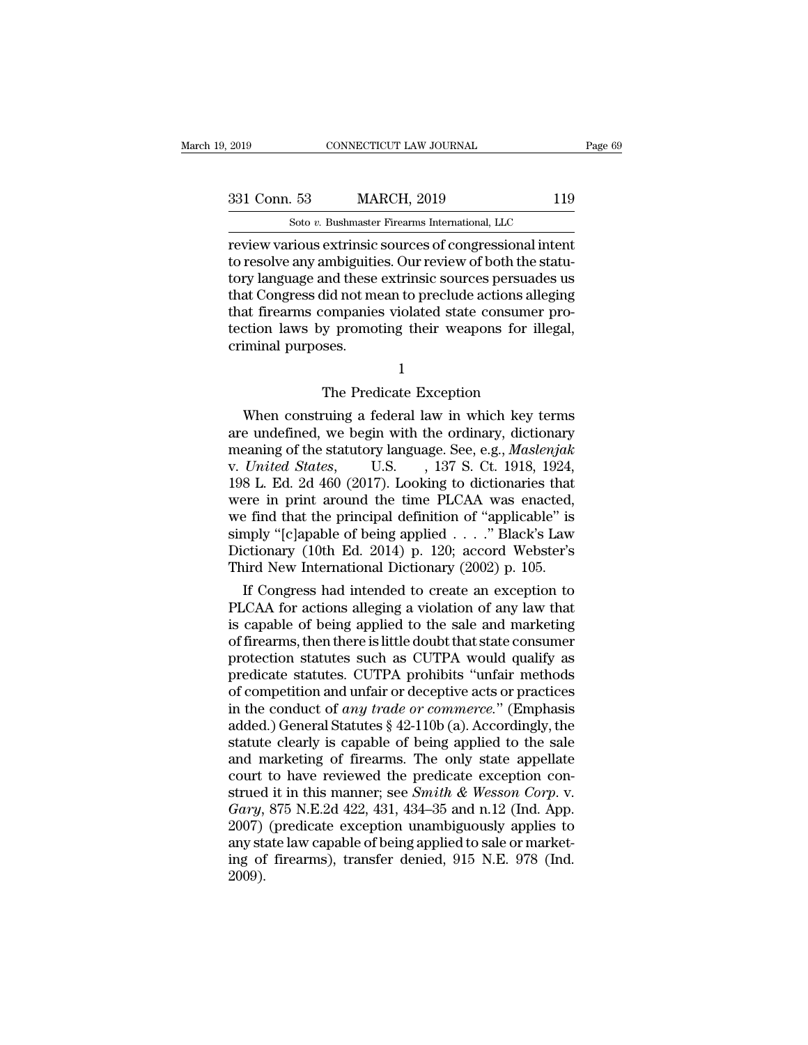review various extrinsic sources of congressional intent to resolve any ambiguities. Our review of both the statutory language and these extrinsic sources persuades us that Congress did not mean to preclude actions alleging that firearms companies violated state consumer protection laws by promoting their weapons for illegal, criminal purposes.

1

The Predicate Exception

When construing a federal law in which key terms are undefined, we begin with the ordinary, dictionary meaning of the statutory language. See, e.g., *Maslenjak* v. *United States*, U.S. , 137 S. Ct. 1918, 1924, 198 L. Ed. 2d 460 (2017). Looking to dictionaries that were in print around the time PLCAA was enacted, we find that the principal definition of "applicable" is simply "[c]apable of being applied . . . ." Black's Law Dictionary (10th Ed. 2014) p. 120; accord Webster's Third New International Dictionary (2002) p. 105.

If Congress had intended to create an exception to PLCAA for actions alleging a violation of any law that is capable of being applied to the sale and marketing of firearms, then there is little doubt that state consumer protection statutes such as CUTPA would qualify as predicate statutes. CUTPA prohibits "unfair methods of competition and unfair or deceptive acts or practices in the conduct of *any trade or commerce*." (Emphasis added.) General Statutes § 42-110b (a). Accordingly, the statute clearly is capable of being applied to the sale and marketing of firearms. The only state appellate court to have reviewed the predicate exception construed it in this manner; see *Smith & Wesson Corp.* v. *Gary*, 875 N.E.2d 422, 431, 434–35 and n.12 (Ind. App. 2007) (predicate exception unambiguously applies to any state law capable of being applied to sale or marketing of firearms), transfer denied, 915 N.E. 978 (Ind. 2009).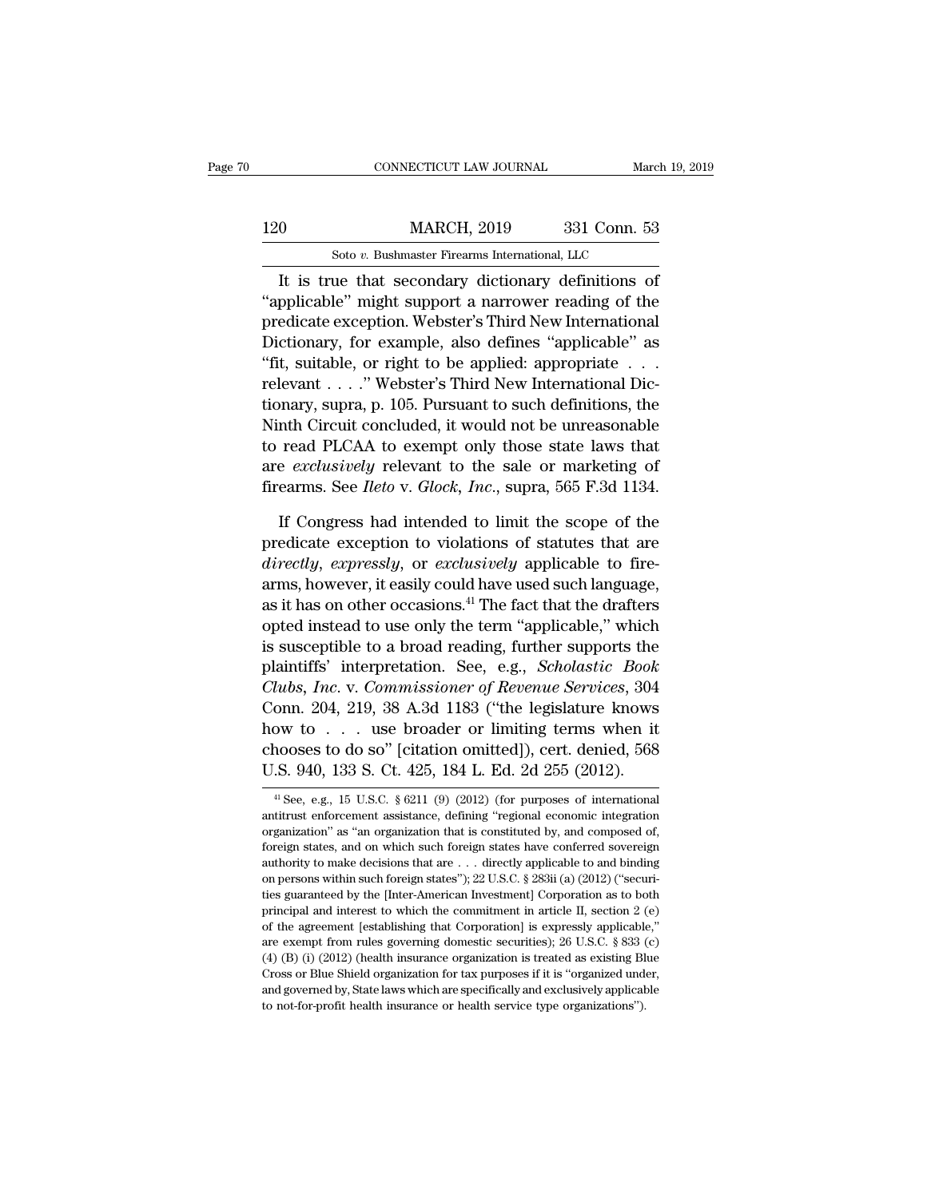It is true that secondary dictionary definitions of "applicable" might support a narrower reading of the predicate exception. Webster's Third New International Dictionary, for example, also defines "applicable" as "fit, suitable, or right to be applied: appropriate . . . relevant . . . ." Webster's Third New International Dictionary, supra, p. 105. Pursuant to such definitions, the Ninth Circuit concluded, it would not be unreasonable to read PLCAA to exempt only those state laws that are *exclusively* relevant to the sale or marketing of firearms. See *Ileto* v. *Glock, Inc.*, supra, 565 F.3d 1134.

If Congress had intended to limit the scope of the predicate exception to violations of statutes that are *directly*, *expressly*, or *exclusively* applicable to firearms, however, it easily could have used such language, as it has on other occasions.[41] The fact that the drafters opted instead to use only the term "applicable," which is susceptible to a broad reading, further supports the plaintiffs' interpretation. See, e.g., *Scholastic Book Clubs, Inc.* v. *Commissioner of Revenue Services*, 304 Conn. 204, 219, 38 A.3d 1183 ("the legislature knows how to . . . use broader or limiting terms when it chooses to do so" [citation omitted]), cert. denied, 568 U.S. 940, 133 S. Ct. 425, 184 L. Ed. 2d 255 (2012).

[41] See, e.g., 15 U.S.C. § 6211 (9) (2012) (for purposes of international antitrust enforcement assistance, defining "regional economic integration organization" as "an organization that is constituted by, and composed of, foreign states, and on which such foreign states have conferred sovereign authority to make decisions that are . . . directly applicable to and binding on persons within such foreign states"); 22 U.S.C. § 283ii (a) (2012) ("securities guaranteed by the [Inter-American Investment] Corporation as to both principal and interest to which the commitment in article II, section 2 (e) of the agreement [establishing that Corporation] is expressly applicable," are exempt from rules governing domestic securities); 26 U.S.C. § 833 (c) (4) (B) (i) (2012) (health insurance organization is treated as existing Blue Cross or Blue Shield organization for tax purposes if it is "organized under, and governed by, State laws which are specifically and exclusively applicable to not-for-profit health insurance or health service type organizations").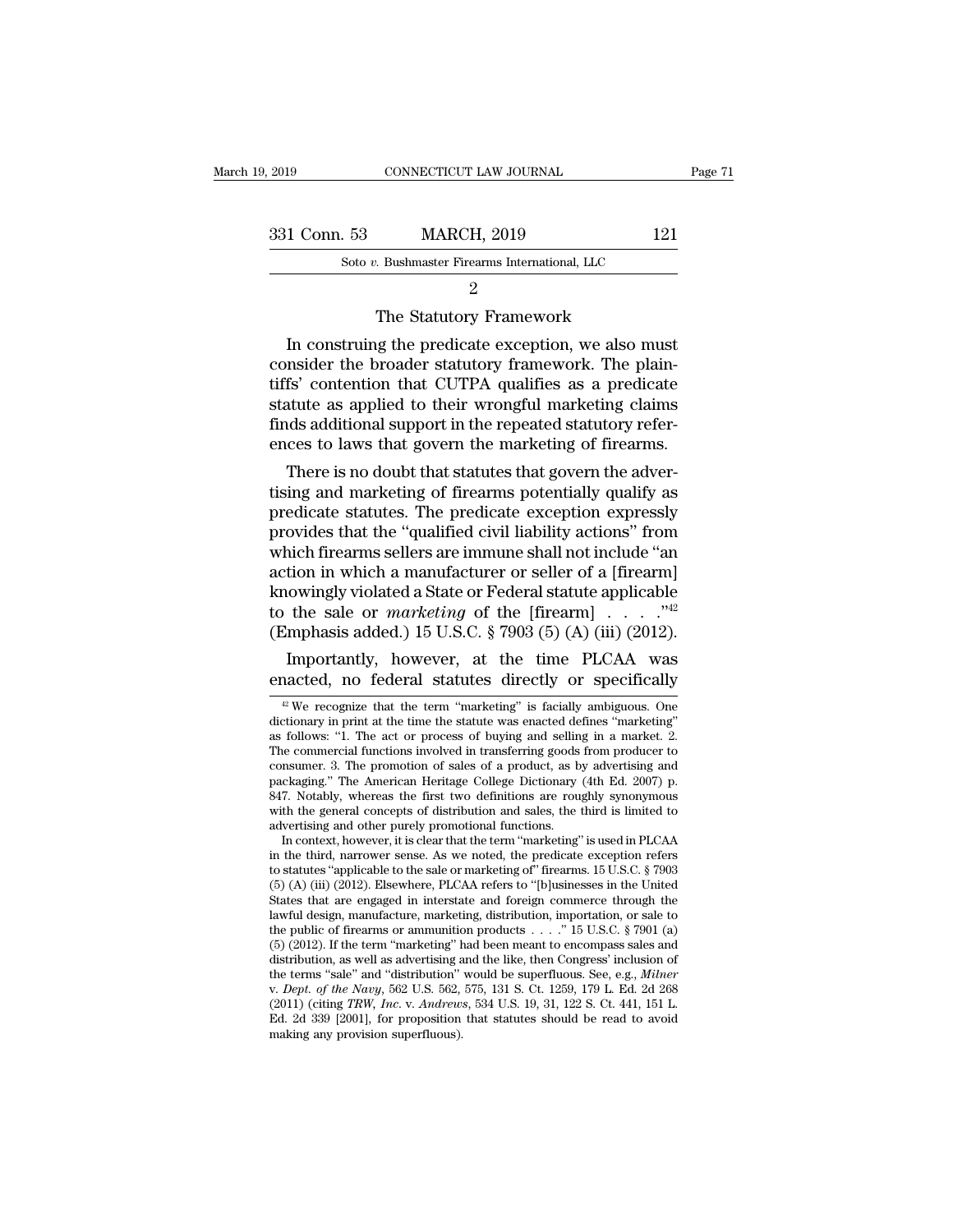## 2

## The Statutory Framework

In construing the predicate exception, we also must consider the broader statutory framework. The plaintiffs' contention that CUTPA qualifies as a predicate statute as applied to their wrongful marketing claims finds additional support in the repeated statutory references to laws that govern the marketing of firearms.

There is no doubt that statutes that govern the advertising and marketing of firearms potentially qualify as predicate statutes. The predicate exception expressly provides that the "qualified civil liability actions" from which firearms sellers are immune shall not include "an action in which a manufacturer or seller of a [firearm] knowingly violated a State or Federal statute applicable to the sale or *marketing* of the [firearm] . . . ."[42] (Emphasis added.) 15 U.S.C. § 7903 (5) (A) (iii) (2012).

Importantly, however, at the time PLCAA was enacted, no federal statutes directly or specifically

---

[42] We recognize that the term "marketing" is facially ambiguous. One dictionary in print at the time the statute was enacted defines "marketing" as follows: "1. The act or process of buying and selling in a market. 2. The commercial functions involved in transferring goods from producer to consumer. 3. The promotion of sales of a product, as by advertising and packaging." The American Heritage College Dictionary (4th Ed. 2007) p. 847. Notably, whereas the first two definitions are roughly synonymous with the general concepts of distribution and sales, the third is limited to advertising and other purely promotional functions.

In context, however, it is clear that the term "marketing" is used in PLCAA in the third, narrower sense. As we noted, the predicate exception refers to statutes "applicable to the sale or marketing of" firearms. 15 U.S.C. § 7903 (5) (A) (iii) (2012). Elsewhere, PLCAA refers to "[b]usinesses in the United States that are engaged in interstate and foreign commerce through the lawful design, manufacture, marketing, distribution, importation, or sale to the public of firearms or ammunition products . . . ." 15 U.S.C. § 7901 (a) (5) (2012). If the term "marketing" had been meant to encompass sales and distribution, as well as advertising and the like, then Congress' inclusion of the terms "sale" and "distribution" would be superfluous. See, e.g., *Milner* v. *Dept. of the Navy*, 562 U.S. 562, 575, 131 S. Ct. 1259, 179 L. Ed. 2d 268 (2011) (citing *TRW, Inc.* v. *Andrews*, 534 U.S. 19, 31, 122 S. Ct. 441, 151 L. Ed. 2d 339 [2001], for proposition that statutes should be read to avoid making any provision superfluous).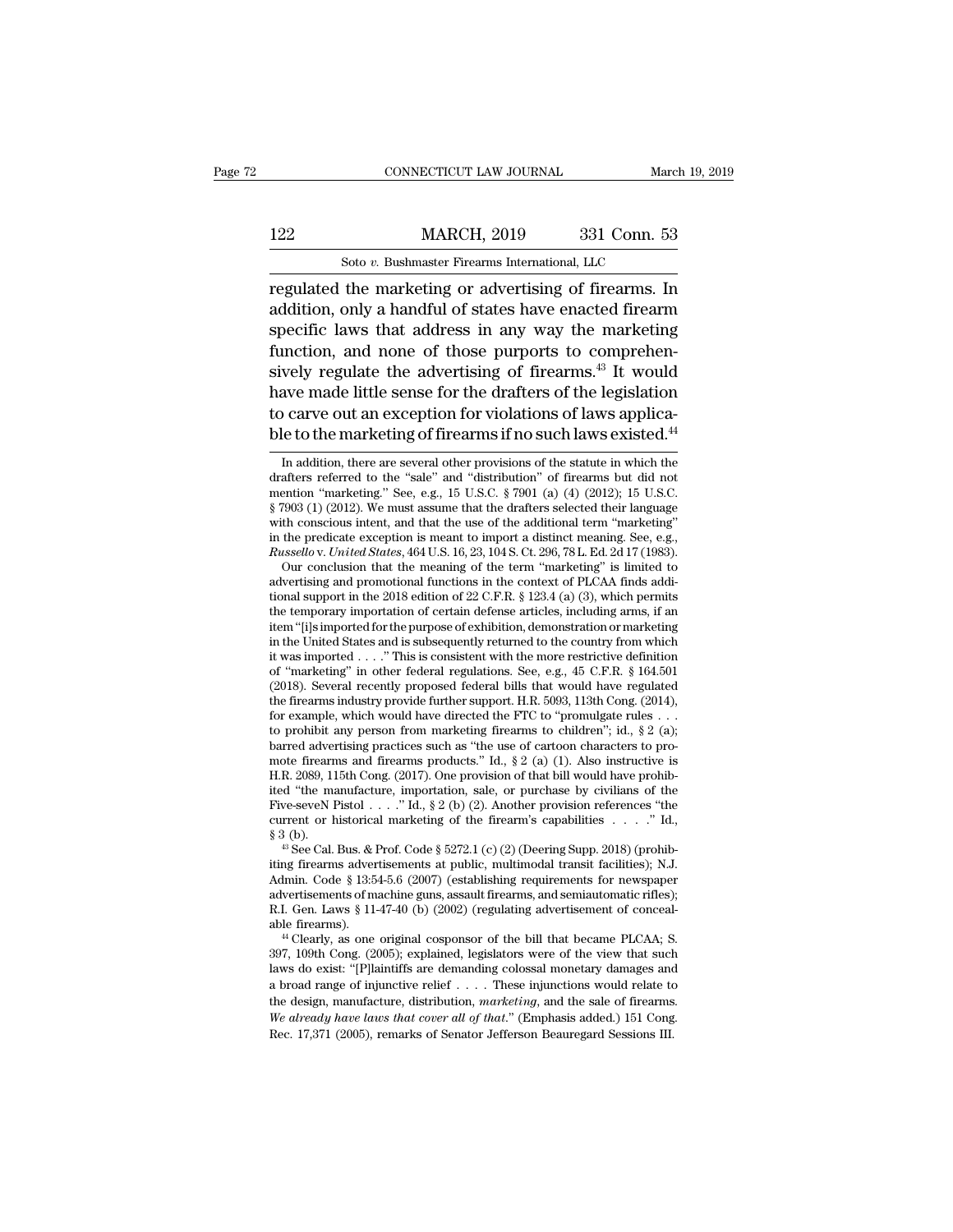regulated the marketing or advertising of firearms. In addition, only a handful of states have enacted firearm specific laws that address in any way the marketing function, and none of those purports to comprehensively regulate the advertising of firearms.[43] It would have made little sense for the drafters of the legislation to carve out an exception for violations of laws applicable to the marketing of firearms if no such laws existed.[44]

In addition, there are several other provisions of the statute in which the drafters referred to the "sale" and "distribution" of firearms but did not mention "marketing." See, e.g., 15 U.S.C. § 7901 (a) (4) (2012); 15 U.S.C. § 7903 (1) (2012). We must assume that the drafters selected their language with conscious intent, and that the use of the additional term "marketing" in the predicate exception is meant to import a distinct meaning. See, e.g., *Russello* v. *United States*, 464 U.S. 16, 23, 104 S. Ct. 296, 78 L. Ed. 2d 17 (1983).

Our conclusion that the meaning of the term "marketing" is limited to advertising and promotional functions in the context of PLCAA finds additional support in the 2018 edition of 22 C.F.R. § 123.4 (a) (3), which permits the temporary importation of certain defense articles, including arms, if an item "[i]s imported for the purpose of exhibition, demonstration or marketing in the United States and is subsequently returned to the country from which it was imported . . . ." This is consistent with the more restrictive definition of "marketing" in other federal regulations. See, e.g., 45 C.F.R. § 164.501 (2018). Several recently proposed federal bills that would have regulated the firearms industry provide further support. H.R. 5093, 113th Cong. (2014), for example, which would have directed the FTC to "promulgate rules . . . to prohibit any person from marketing firearms to children"; id., § 2 (a); barred advertising practices such as "the use of cartoon characters to promote firearms and firearms products." Id., § 2 (a) (1). Also instructive is H.R. 2089, 115th Cong. (2017). One provision of that bill would have prohibited "the manufacture, importation, sale, or purchase by civilians of the Five-seveN Pistol . . . ." Id., § 2 (b) (2). Another provision references "the current or historical marketing of the firearm's capabilities . . . ." Id., § 3 (b).

[43] See Cal. Bus. & Prof. Code § 5272.1 (c) (2) (Deering Supp. 2018) (prohibiting firearms advertisements at public, multimodal transit facilities); N.J. Admin. Code § 13:54-5.6 (2007) (establishing requirements for newspaper advertisements of machine guns, assault firearms, and semiautomatic rifles); R.I. Gen. Laws § 11-47-40 (b) (2002) (regulating advertisement of concealable firearms).

[44] Clearly, as one original cosponsor of the bill that became PLCAA; S. 397, 109th Cong. (2005); explained, legislators were of the view that such laws do exist: "[P]laintiffs are demanding colossal monetary damages and a broad range of injunctive relief . . . . These injunctions would relate to the design, manufacture, distribution, *marketing*, and the sale of firearms. *We already have laws that cover all of that*." (Emphasis added.) 151 Cong. Rec. 17,371 (2005), remarks of Senator Jefferson Beauregard Sessions III.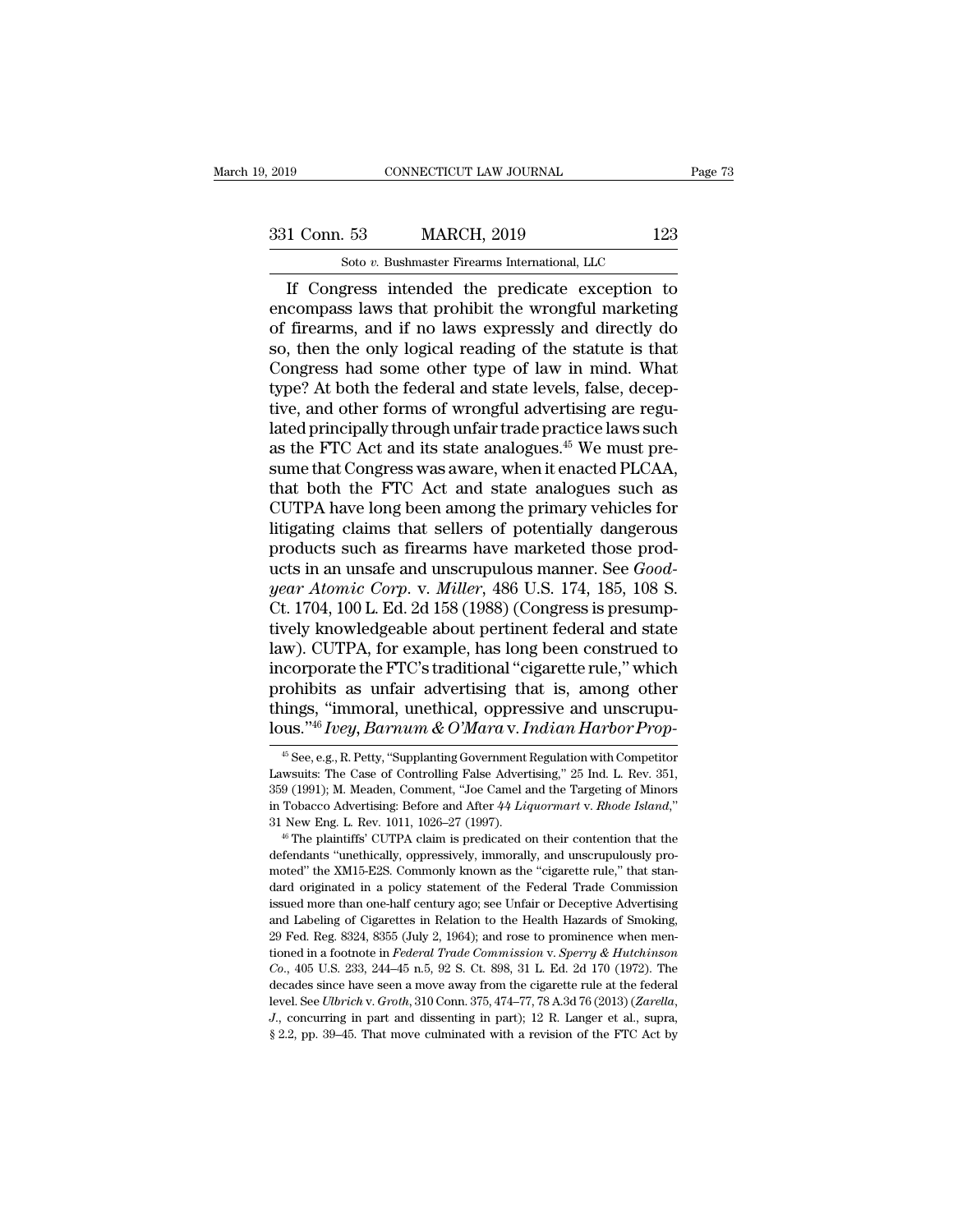If Congress intended the predicate exception to encompass laws that prohibit the wrongful marketing of firearms, and if no laws expressly and directly do so, then the only logical reading of the statute is that Congress had some other type of law in mind. What type? At both the federal and state levels, false, deceptive, and other forms of wrongful advertising are regulated principally through unfair trade practice laws such as the FTC Act and its state analogues.[45] We must presume that Congress was aware, when it enacted PLCAA, that both the FTC Act and state analogues such as CUTPA have long been among the primary vehicles for litigating claims that sellers of potentially dangerous products such as firearms have marketed those products in an unsafe and unscrupulous manner. See *Goodyear Atomic Corp.* v. *Miller*, 486 U.S. 174, 185, 108 S. Ct. 1704, 100 L. Ed. 2d 158 (1988) (Congress is presumptively knowledgeable about pertinent federal and state law). CUTPA, for example, has long been construed to incorporate the FTC's traditional "cigarette rule," which prohibits as unfair advertising that is, among other things, "immoral, unethical, oppressive and unscrupulous."[46] *Ivey, Barnum & O'Mara* v. *Indian Harbor Prop-*

---

[45] See, e.g., R. Petty, "Supplanting Government Regulation with Competitor Lawsuits: The Case of Controlling False Advertising," 25 Ind. L. Rev. 351, 359 (1991); M. Meaden, Comment, "Joe Camel and the Targeting of Minors in Tobacco Advertising: Before and After *44 Liquormart* v. *Rhode Island*," 31 New Eng. L. Rev. 1011, 1026–27 (1997).

[46] The plaintiffs' CUTPA claim is predicated on their contention that the defendants "unethically, oppressively, immorally, and unscrupulously promoted" the XM15-E2S. Commonly known as the "cigarette rule," that standard originated in a policy statement of the Federal Trade Commission issued more than one-half century ago; see Unfair or Deceptive Advertising and Labeling of Cigarettes in Relation to the Health Hazards of Smoking, 29 Fed. Reg. 8324, 8355 (July 2, 1964); and rose to prominence when mentioned in a footnote in *Federal Trade Commission* v. *Sperry & Hutchinson Co.*, 405 U.S. 233, 244–45 n.5, 92 S. Ct. 898, 31 L. Ed. 2d 170 (1972). The decades since have seen a move away from the cigarette rule at the federal level. See *Ulbrich* v. *Groth*, 310 Conn. 375, 474–77, 78 A.3d 76 (2013) (*Zarella, J.*, concurring in part and dissenting in part); 12 R. Langer et al., supra, § 2.2, pp. 39–45. That move culminated with a revision of the FTC Act by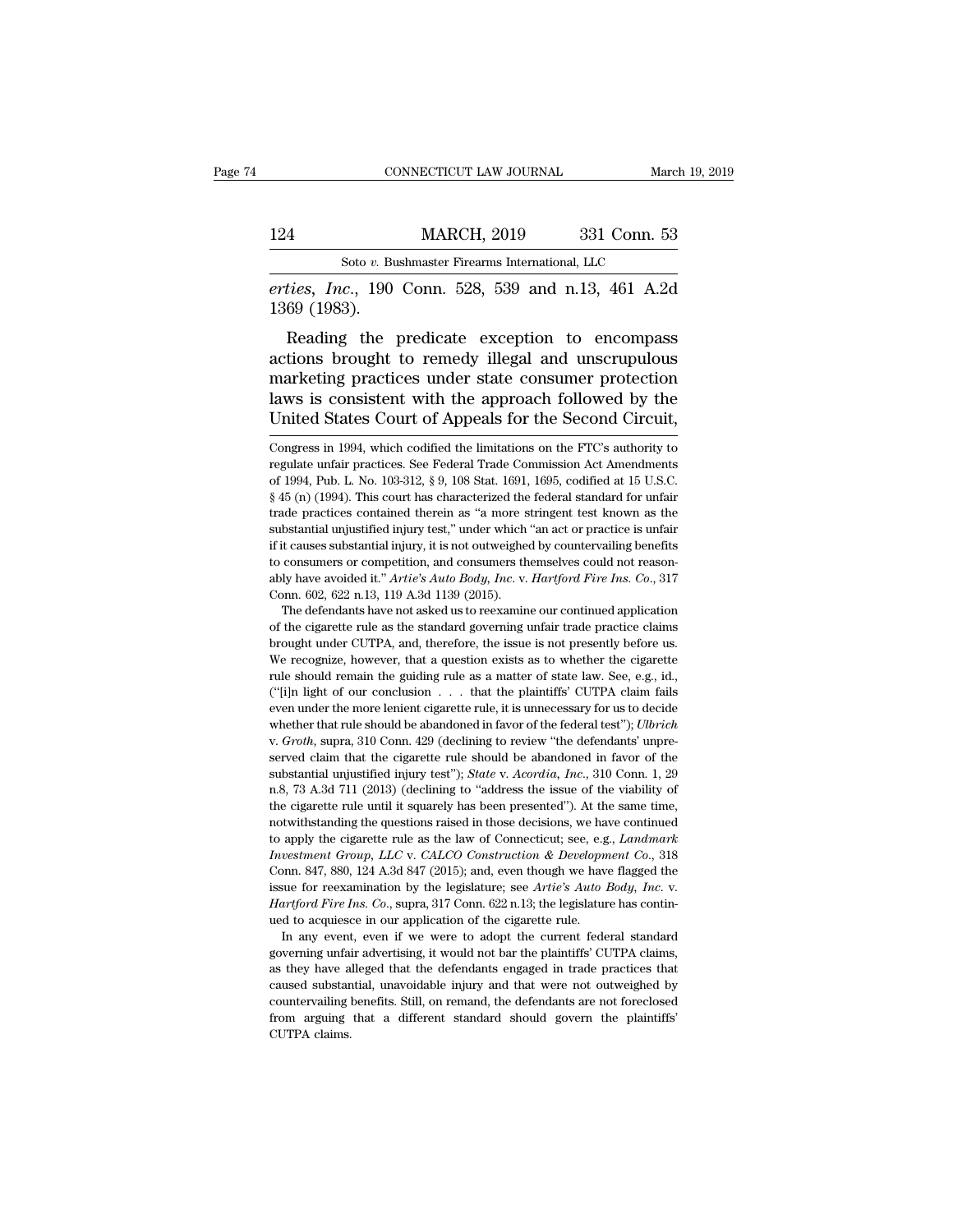*erties*, *Inc.*, 190 Conn. 528, 539 and n.13, 461 A.2d 1369 (1983).

Reading the predicate exception to encompass actions brought to remedy illegal and unscrupulous marketing practices under state consumer protection laws is consistent with the approach followed by the United States Court of Appeals for the Second Circuit,

Congress in 1994, which codified the limitations on the FTC's authority to regulate unfair practices. See Federal Trade Commission Act Amendments of 1994, Pub. L. No. 103-312, § 9, 108 Stat. 1691, 1695, codified at 15 U.S.C. § 45 (n) (1994). This court has characterized the federal standard for unfair trade practices contained therein as "a more stringent test known as the substantial unjustified injury test," under which "an act or practice is unfair if it causes substantial injury, it is not outweighed by countervailing benefits to consumers or competition, and consumers themselves could not reasonably have avoided it." *Artie's Auto Body, Inc.* v. *Hartford Fire Ins. Co.*, 317 Conn. 602, 622 n.13, 119 A.3d 1139 (2015).

The defendants have not asked us to reexamine our continued application of the cigarette rule as the standard governing unfair trade practice claims brought under CUTPA, and, therefore, the issue is not presently before us. We recognize, however, that a question exists as to whether the cigarette rule should remain the guiding rule as a matter of state law. See, e.g., id., ("[i]n light of our conclusion . . . that the plaintiffs' CUTPA claim fails even under the more lenient cigarette rule, it is unnecessary for us to decide whether that rule should be abandoned in favor of the federal test"); *Ulbrich* v. *Groth*, supra, 310 Conn. 429 (declining to review "the defendants' unpreserved claim that the cigarette rule should be abandoned in favor of the substantial unjustified injury test"); *State* v. *Acordia, Inc.*, 310 Conn. 1, 29 n.8, 73 A.3d 711 (2013) (declining to "address the issue of the viability of the cigarette rule until it squarely has been presented"). At the same time, notwithstanding the questions raised in those decisions, we have continued to apply the cigarette rule as the law of Connecticut; see, e.g., *Landmark Investment Group, LLC* v. *CALCO Construction & Development Co.*, 318 Conn. 847, 880, 124 A.3d 847 (2015); and, even though we have flagged the issue for reexamination by the legislature; see *Artie's Auto Body, Inc.* v. *Hartford Fire Ins. Co.*, supra, 317 Conn. 622 n.13; the legislature has continued to acquiesce in our application of the cigarette rule.

In any event, even if we were to adopt the current federal standard governing unfair advertising, it would not bar the plaintiffs' CUTPA claims, as they have alleged that the defendants engaged in trade practices that caused substantial, unavoidable injury and that were not outweighed by countervailing benefits. Still, on remand, the defendants are not foreclosed from arguing that a different standard should govern the plaintiffs' CUTPA claims.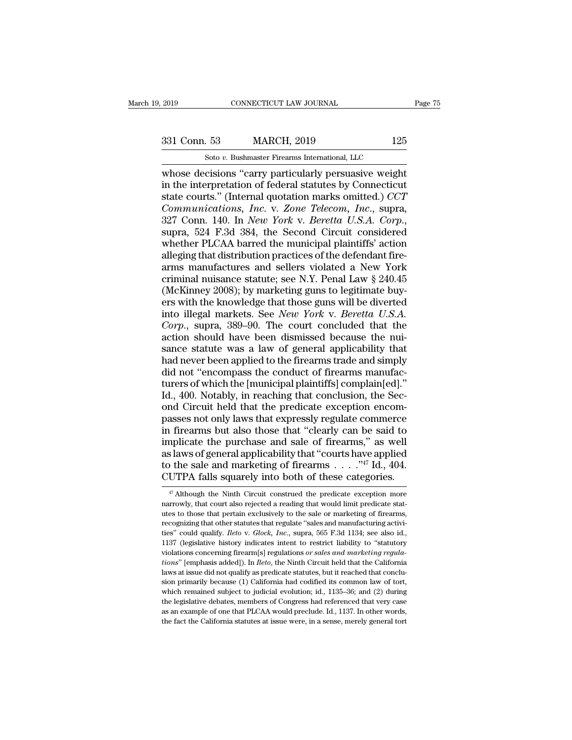whose decisions "carry particularly persuasive weight in the interpretation of federal statutes by Connecticut state courts." (Internal quotation marks omitted.) *CCT Communications, Inc.* v. *Zone Telecom, Inc.*, supra, 327 Conn. 140. In *New York* v. *Beretta U.S.A. Corp.*, supra, 524 F.3d 384, the Second Circuit considered whether PLCAA barred the municipal plaintiffs' action alleging that distribution practices of the defendant firearms manufactures and sellers violated a New York criminal nuisance statute; see N.Y. Penal Law § 240.45 (McKinney 2008); by marketing guns to legitimate buyers with the knowledge that those guns will be diverted into illegal markets. See *New York* v. *Beretta U.S.A. Corp.*, supra, 389–90. The court concluded that the action should have been dismissed because the nuisance statute was a law of general applicability that had never been applied to the firearms trade and simply did not "encompass the conduct of firearms manufacturers of which the [municipal plaintiffs] complain[ed]." Id., 400. Notably, in reaching that conclusion, the Second Circuit held that the predicate exception encompasses not only laws that expressly regulate commerce in firearms but also those that "clearly can be said to implicate the purchase and sale of firearms," as well as laws of general applicability that "courts have applied to the sale and marketing of firearms . . . ."[47] Id., 404. CUTPA falls squarely into both of these categories.

[47] Although the Ninth Circuit construed the predicate exception more narrowly, that court also rejected a reading that would limit predicate statutes to those that pertain exclusively to the sale or marketing of firearms, recognizing that other statutes that regulate "sales and manufacturing activities" could qualify. *Ileto* v. *Glock, Inc.*, supra, 565 F.3d 1134; see also id., 1137 (legislative history indicates intent to restrict liability to "statutory violations concerning firearm[s] regulations *or sales and marketing regulations*" [emphasis added]). In *Ileto*, the Ninth Circuit held that the California laws at issue did not qualify as predicate statutes, but it reached that conclusion primarily because (1) California had codified its common law of tort, which remained subject to judicial evolution; id., 1135–36; and (2) during the legislative debates, members of Congress had referenced that very case as an example of one that PLCAA would preclude. Id., 1137. In other words, the fact the California statutes at issue were, in a sense, merely general tort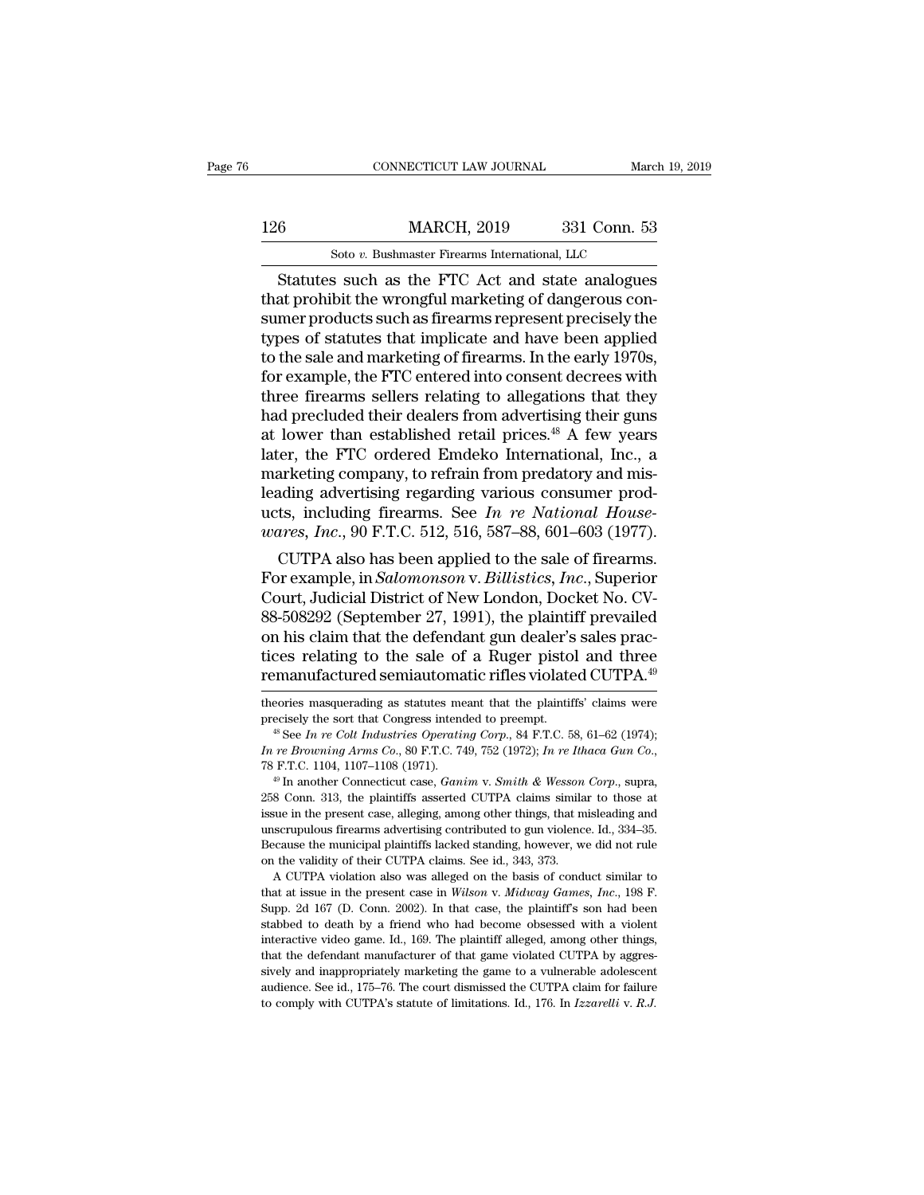Statutes such as the FTC Act and state analogues that prohibit the wrongful marketing of dangerous consumer products such as firearms represent precisely the types of statutes that implicate and have been applied to the sale and marketing of firearms. In the early 1970s, for example, the FTC entered into consent decrees with three firearms sellers relating to allegations that they had precluded their dealers from advertising their guns at lower than established retail prices.[48] A few years later, the FTC ordered Emdeko International, Inc., a marketing company, to refrain from predatory and misleading advertising regarding various consumer products, including firearms. See *In re National Housewares, Inc.*, 90 F.T.C. 512, 516, 587–88, 601–603 (1977).

CUTPA also has been applied to the sale of firearms. For example, in *Salomonson* v. *Billistics, Inc.*, Superior Court, Judicial District of New London, Docket No. CV-88-508292 (September 27, 1991), the plaintiff prevailed on his claim that the defendant gun dealer's sales practices relating to the sale of a Ruger pistol and three remanufactured semiautomatic rifles violated CUTPA.[49]

---

theories masquerading as statutes meant that the plaintiffs' claims were precisely the sort that Congress intended to preempt.

[48] See *In re Colt Industries Operating Corp.*, 84 F.T.C. 58, 61–62 (1974); *In re Browning Arms Co.*, 80 F.T.C. 749, 752 (1972); *In re Ithaca Gun Co.*, 78 F.T.C. 1104, 1107–1108 (1971).

[49] In another Connecticut case, *Ganim* v. *Smith & Wesson Corp.*, supra, 258 Conn. 313, the plaintiffs asserted CUTPA claims similar to those at issue in the present case, alleging, among other things, that misleading and unscrupulous firearms advertising contributed to gun violence. Id., 334–35. Because the municipal plaintiffs lacked standing, however, we did not rule on the validity of their CUTPA claims. See id., 343, 373.

A CUTPA violation also was alleged on the basis of conduct similar to that at issue in the present case in *Wilson* v. *Midway Games, Inc.*, 198 F. Supp. 2d 167 (D. Conn. 2002). In that case, the plaintiff's son had been stabbed to death by a friend who had become obsessed with a violent interactive video game. Id., 169. The plaintiff alleged, among other things, that the defendant manufacturer of that game violated CUTPA by aggressively and inappropriately marketing the game to a vulnerable adolescent audience. See id., 175–76. The court dismissed the CUTPA claim for failure to comply with CUTPA's statute of limitations. Id., 176. In *Izzarelli* v. *R.J.*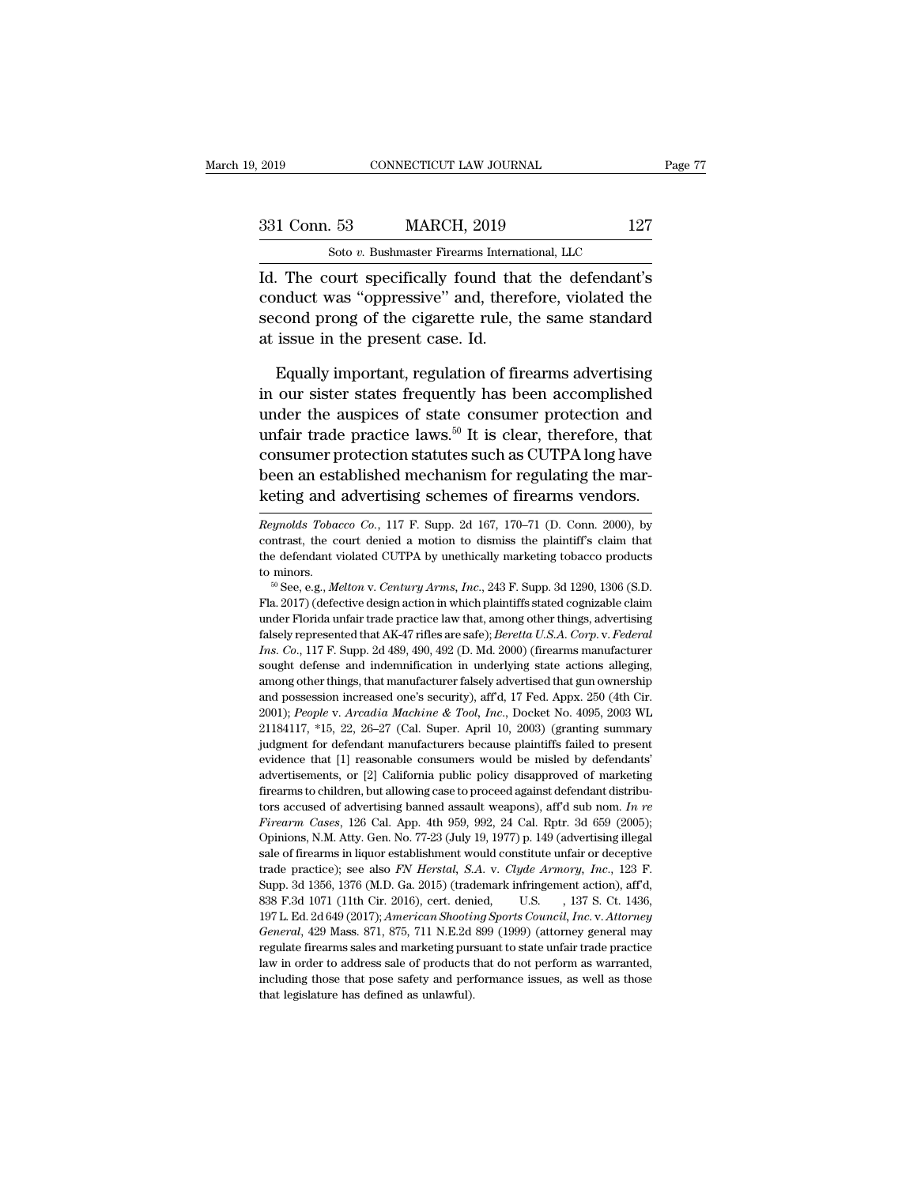Id. The court specifically found that the defendant's conduct was "oppressive" and, therefore, violated the second prong of the cigarette rule, the same standard at issue in the present case. Id.

Equally important, regulation of firearms advertising in our sister states frequently has been accomplished under the auspices of state consumer protection and unfair trade practice laws.[50] It is clear, therefore, that consumer protection statutes such as CUTPA long have been an established mechanism for regulating the marketing and advertising schemes of firearms vendors.

---

*Reynolds Tobacco Co.*, 117 F. Supp. 2d 167, 170–71 (D. Conn. 2000), by contrast, the court denied a motion to dismiss the plaintiff's claim that the defendant violated CUTPA by unethically marketing tobacco products to minors.

[50] See, e.g., *Melton* v. *Century Arms, Inc.*, 243 F. Supp. 3d 1290, 1306 (S.D. Fla. 2017) (defective design action in which plaintiffs stated cognizable claim under Florida unfair trade practice law that, among other things, advertising falsely represented that AK-47 rifles are safe); *Beretta U.S.A. Corp.* v. *Federal Ins. Co.*, 117 F. Supp. 2d 489, 490, 492 (D. Md. 2000) (firearms manufacturer sought defense and indemnification in underlying state actions alleging, among other things, that manufacturer falsely advertised that gun ownership and possession increased one's security), aff'd, 17 Fed. Appx. 250 (4th Cir. 2001); *People* v. *Arcadia Machine & Tool, Inc.*, Docket No. 4095, 2003 WL 21184117, *15, 22, 26–27 (Cal. Super. April 10, 2003) (granting summary judgment for defendant manufacturers because plaintiffs failed to present evidence that [1] reasonable consumers would be misled by defendants' advertisements, or [2] California public policy disapproved of marketing firearms to children, but allowing case to proceed against defendant distributors accused of advertising banned assault weapons), aff'd sub nom. *In re Firearm Cases*, 126 Cal. App. 4th 959, 992, 24 Cal. Rptr. 3d 659 (2005); Opinions, N.M. Atty. Gen. No. 77-23 (July 19, 1977) p. 149 (advertising illegal sale of firearms in liquor establishment would constitute unfair or deceptive trade practice); see also *FN Herstal, S.A.* v. *Clyde Armory, Inc.*, 123 F. Supp. 3d 1356, 1376 (M.D. Ga. 2015) (trademark infringement action), aff'd, 838 F.3d 1071 (11th Cir. 2016), cert. denied, U.S. , 137 S. Ct. 1436, 197 L. Ed. 2d 649 (2017); *American Shooting Sports Council, Inc.* v. *Attorney General*, 429 Mass. 871, 875, 711 N.E.2d 899 (1999) (attorney general may regulate firearms sales and marketing pursuant to state unfair trade practice law in order to address sale of products that do not perform as warranted, including those that pose safety and performance issues, as well as those that legislature has defined as unlawful).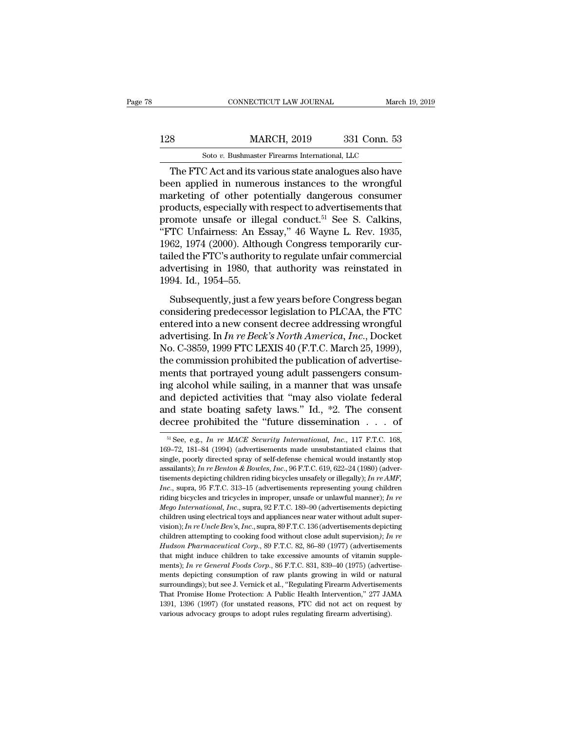The FTC Act and its various state analogues also have been applied in numerous instances to the wrongful marketing of other potentially dangerous consumer products, especially with respect to advertisements that promote unsafe or illegal conduct.[51] See S. Calkins, "FTC Unfairness: An Essay," 46 Wayne L. Rev. 1935, 1962, 1974 (2000). Although Congress temporarily curtailed the FTC's authority to regulate unfair commercial advertising in 1980, that authority was reinstated in 1994. Id., 1954–55.

Subsequently, just a few years before Congress began considering predecessor legislation to PLCAA, the FTC entered into a new consent decree addressing wrongful advertising. In *In re Beck's North America, Inc.*, Docket No. C-3859, 1999 FTC LEXIS 40 (F.T.C. March 25, 1999), the commission prohibited the publication of advertisements that portrayed young adult passengers consuming alcohol while sailing, in a manner that was unsafe and depicted activities that "may also violate federal and state boating safety laws." Id., *2. The consent decree prohibited the "future dissemination . . . of

[51] See, e.g., *In re MACE Security International, Inc.*, 117 F.T.C. 168, 169–72, 181–84 (1994) (advertisements made unsubstantiated claims that single, poorly directed spray of self-defense chemical would instantly stop assailants); *In re Benton & Bowles, Inc.*, 96 F.T.C. 619, 622–24 (1980) (advertisements depicting children riding bicycles unsafely or illegally); *In re AMF, Inc.*, supra, 95 F.T.C. 313–15 (advertisements representing young children riding bicycles and tricycles in improper, unsafe or unlawful manner); *In re Mego International, Inc.*, supra, 92 F.T.C. 189–90 (advertisements depicting children using electrical toys and appliances near water without adult supervision); *In re Uncle Ben's, Inc.*, supra, 89 F.T.C. 136 (advertisements depicting children attempting to cooking food without close adult supervision); *In re Hudson Pharmaceutical Corp.*, 89 F.T.C. 82, 86–89 (1977) (advertisements that might induce children to take excessive amounts of vitamin supplements); *In re General Foods Corp.*, 86 F.T.C. 831, 839–40 (1975) (advertisements depicting consumption of raw plants growing in wild or natural surroundings); but see J. Vernick et al., "Regulating Firearm Advertisements That Promise Home Protection: A Public Health Intervention," 277 JAMA 1391, 1396 (1997) (for unstated reasons, FTC did not act on request by various advocacy groups to adopt rules regulating firearm advertising).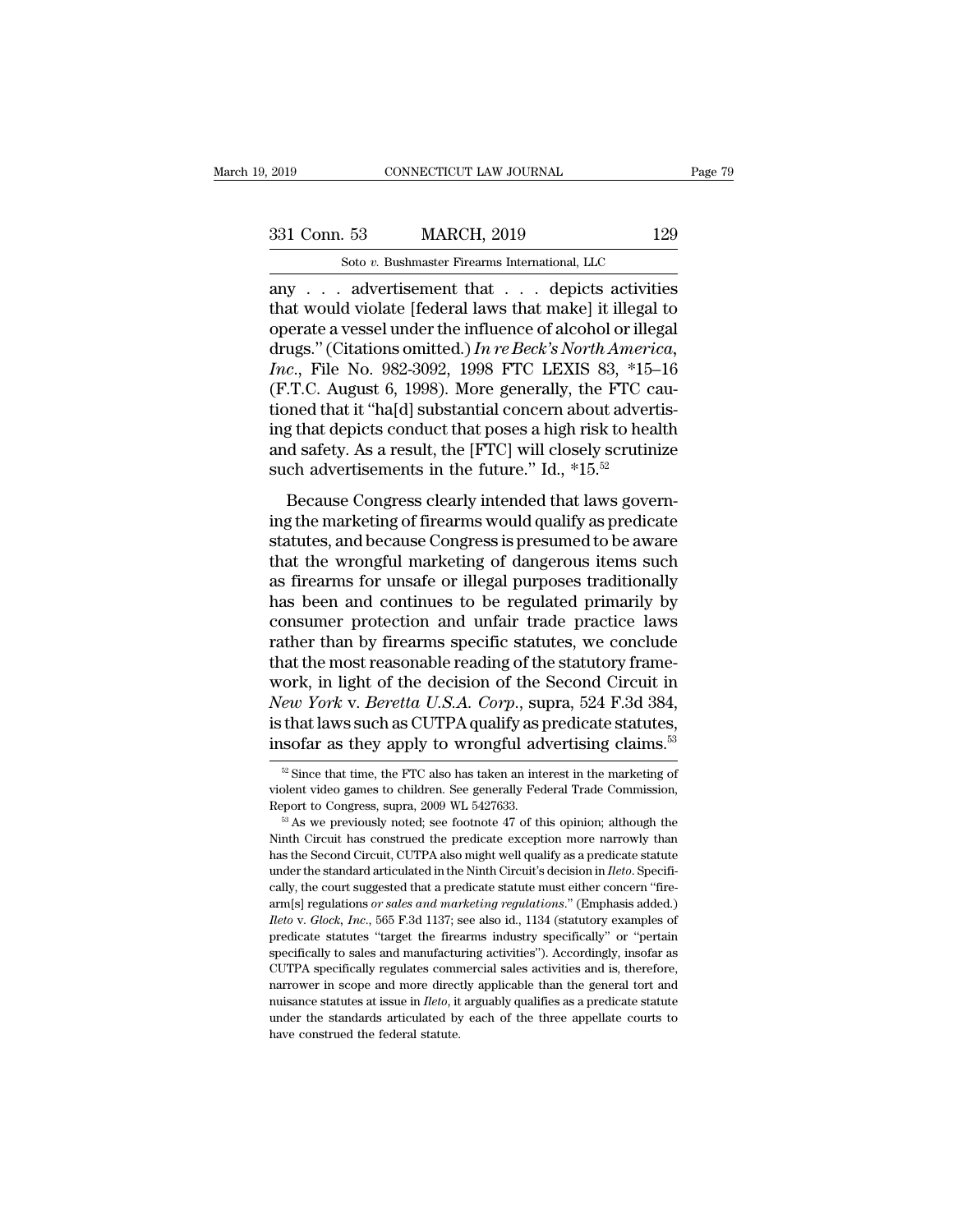any . . . advertisement that . . . depicts activities that would violate [federal laws that make] it illegal to operate a vessel under the influence of alcohol or illegal drugs." (Citations omitted.) *In re Beck's North America, Inc.*, File No. 982-3092, 1998 FTC LEXIS 83, *15–16 (F.T.C. August 6, 1998). More generally, the FTC cautioned that it "ha[d] substantial concern about advertising that depicts conduct that poses a high risk to health and safety. As a result, the [FTC] will closely scrutinize such advertisements in the future." Id., *15.[52]

Because Congress clearly intended that laws governing the marketing of firearms would qualify as predicate statutes, and because Congress is presumed to be aware that the wrongful marketing of dangerous items such as firearms for unsafe or illegal purposes traditionally has been and continues to be regulated primarily by consumer protection and unfair trade practice laws rather than by firearms specific statutes, we conclude that the most reasonable reading of the statutory framework, in light of the decision of the Second Circuit in *New York* v. *Beretta U.S.A. Corp.*, supra, 524 F.3d 384, is that laws such as CUTPA qualify as predicate statutes, insofar as they apply to wrongful advertising claims.[53]

[52] Since that time, the FTC also has taken an interest in the marketing of violent video games to children. See generally Federal Trade Commission, Report to Congress, supra, 2009 WL 5427633.

[53] As we previously noted; see footnote 47 of this opinion; although the Ninth Circuit has construed the predicate exception more narrowly than has the Second Circuit, CUTPA also might well qualify as a predicate statute under the standard articulated in the Ninth Circuit's decision in *Ileto*. Specifically, the court suggested that a predicate statute must either concern "firearm[s] regulations *or sales and marketing regulations*." (Emphasis added.) *Ileto* v. *Glock, Inc.*, 565 F.3d 1137; see also id., 1134 (statutory examples of predicate statutes "target the firearms industry specifically" or "pertain specifically to sales and manufacturing activities"). Accordingly, insofar as CUTPA specifically regulates commercial sales activities and is, therefore, narrower in scope and more directly applicable than the general tort and nuisance statutes at issue in *Ileto*, it arguably qualifies as a predicate statute under the standards articulated by each of the three appellate courts to have construed the federal statute.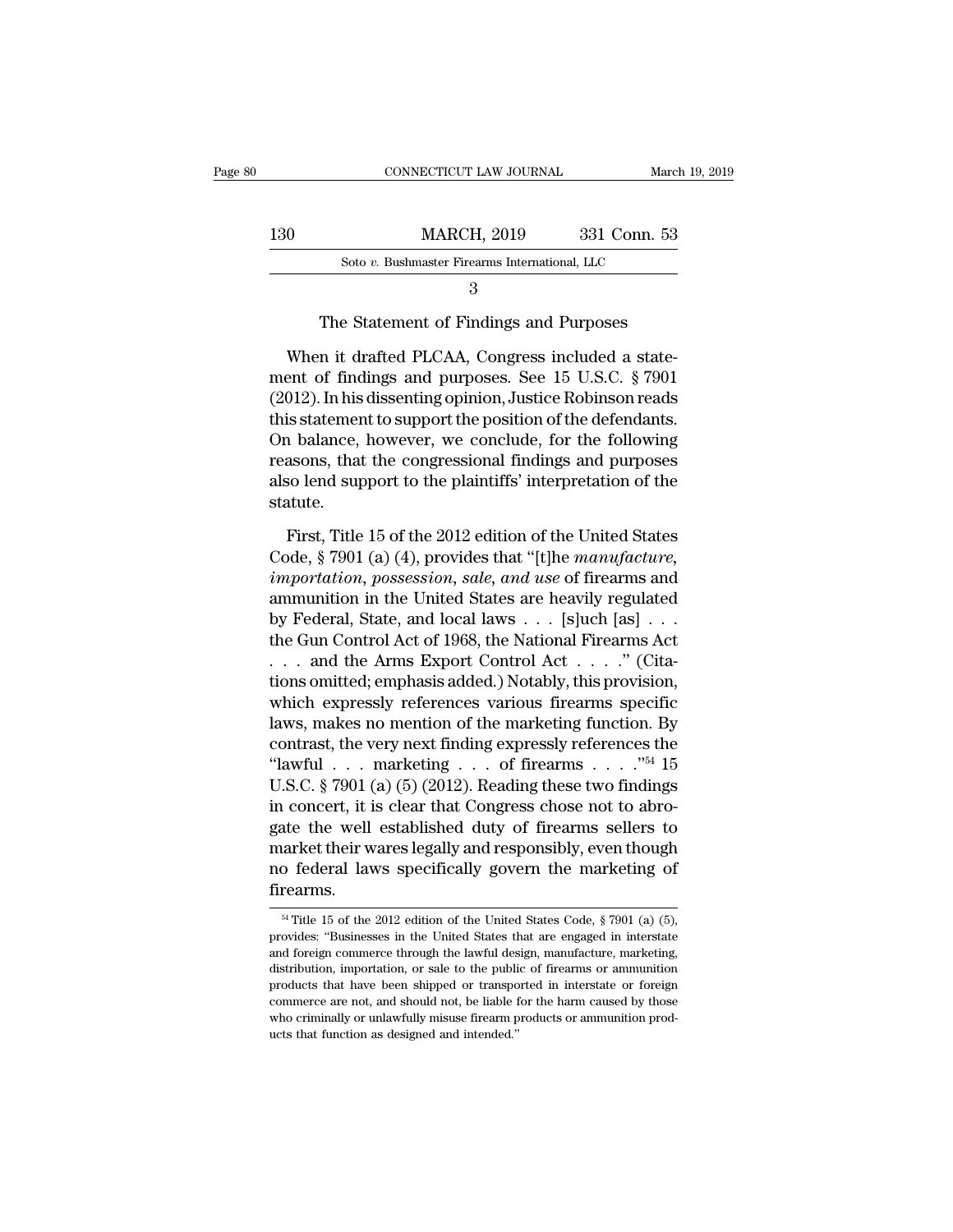3

### The Statement of Findings and Purposes

When it drafted PLCAA, Congress included a statement of findings and purposes. See 15 U.S.C. § 7901 (2012). In his dissenting opinion, Justice Robinson reads this statement to support the position of the defendants. On balance, however, we conclude, for the following reasons, that the congressional findings and purposes also lend support to the plaintiffs' interpretation of the statute.

First, Title 15 of the 2012 edition of the United States Code, § 7901 (a) (4), provides that "[t]he *manufacture*, *importation*, *possession*, *sale*, *and use* of firearms and ammunition in the United States are heavily regulated by Federal, State, and local laws . . . [s]uch [as] . . . the Gun Control Act of 1968, the National Firearms Act . . . and the Arms Export Control Act . . . ." (Citations omitted; emphasis added.) Notably, this provision, which expressly references various firearms specific laws, makes no mention of the marketing function. By contrast, the very next finding expressly references the "lawful . . . marketing . . . of firearms . . . ."[54] 15 U.S.C. § 7901 (a) (5) (2012). Reading these two findings in concert, it is clear that Congress chose not to abrogate the well established duty of firearms sellers to market their wares legally and responsibly, even though no federal laws specifically govern the marketing of firearms.

[54] Title 15 of the 2012 edition of the United States Code, § 7901 (a) (5), provides: "Businesses in the United States that are engaged in interstate and foreign commerce through the lawful design, manufacture, marketing, distribution, importation, or sale to the public of firearms or ammunition products that have been shipped or transported in interstate or foreign commerce are not, and should not, be liable for the harm caused by those who criminally or unlawfully misuse firearm products or ammunition products that function as designed and intended."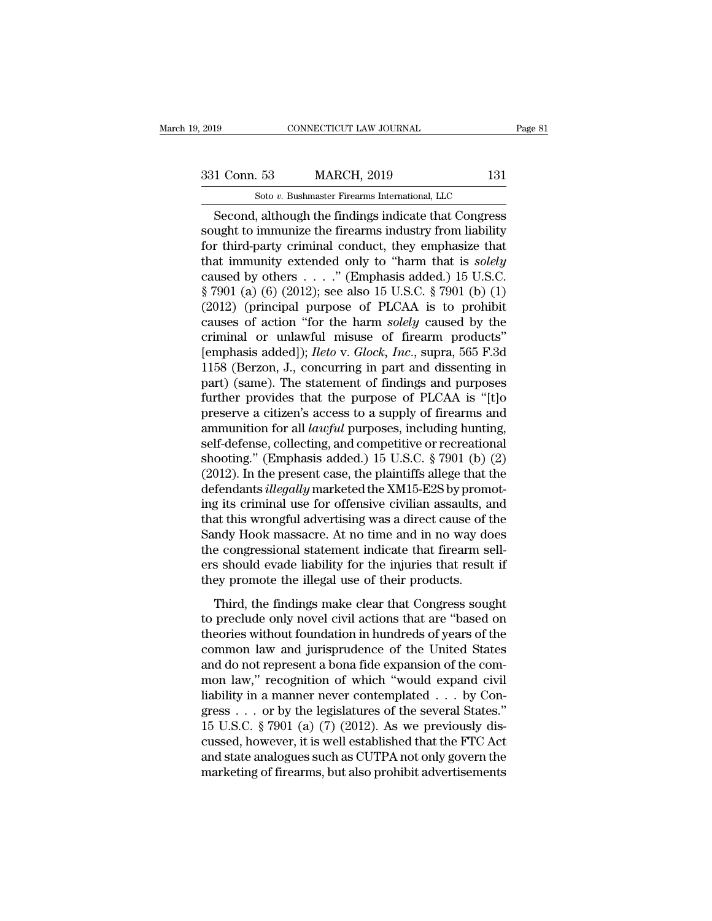Second, although the findings indicate that Congress sought to immunize the firearms industry from liability for third-party criminal conduct, they emphasize that that immunity extended only to "harm that is *solely* caused by others . . . ." (Emphasis added.) 15 U.S.C. § 7901 (a) (6) (2012); see also 15 U.S.C. § 7901 (b) (1) (2012) (principal purpose of PLCAA is to prohibit causes of action "for the harm *solely* caused by the criminal or unlawful misuse of firearm products" [emphasis added]); *Ileto* v. *Glock, Inc.*, supra, 565 F.3d 1158 (Berzon, J., concurring in part and dissenting in part) (same). The statement of findings and purposes further provides that the purpose of PLCAA is "[t]o preserve a citizen's access to a supply of firearms and ammunition for all *lawful* purposes, including hunting, self-defense, collecting, and competitive or recreational shooting." (Emphasis added.) 15 U.S.C. § 7901 (b) (2) (2012). In the present case, the plaintiffs allege that the defendants *illegally* marketed the XM15-E2S by promoting its criminal use for offensive civilian assaults, and that this wrongful advertising was a direct cause of the Sandy Hook massacre. At no time and in no way does the congressional statement indicate that firearm sellers should evade liability for the injuries that result if they promote the illegal use of their products.

Third, the findings make clear that Congress sought to preclude only novel civil actions that are "based on theories without foundation in hundreds of years of the common law and jurisprudence of the United States and do not represent a bona fide expansion of the common law," recognition of which "would expand civil liability in a manner never contemplated . . . by Congress . . . or by the legislatures of the several States." 15 U.S.C. § 7901 (a) (7) (2012). As we previously discussed, however, it is well established that the FTC Act and state analogues such as CUTPA not only govern the marketing of firearms, but also prohibit advertisements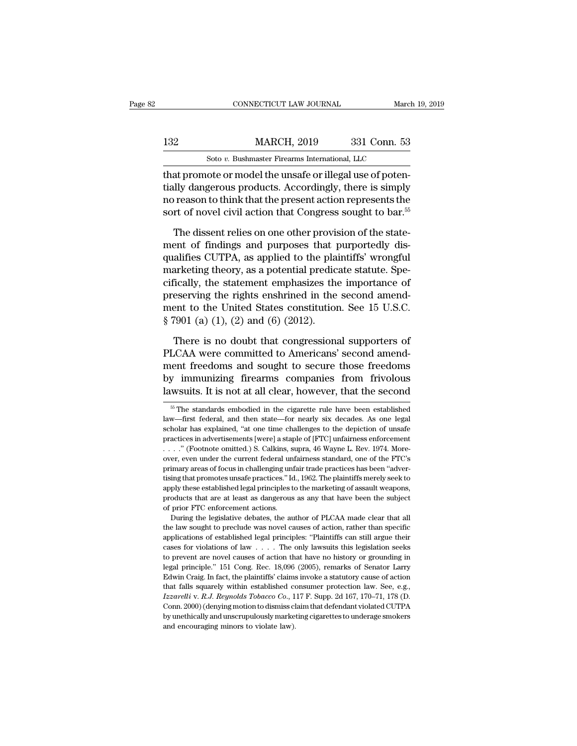that promote or model the unsafe or illegal use of potentially dangerous products. Accordingly, there is simply no reason to think that the present action represents the sort of novel civil action that Congress sought to bar.[55]

The dissent relies on one other provision of the statement of findings and purposes that purportedly disqualifies CUTPA, as applied to the plaintiffs' wrongful marketing theory, as a potential predicate statute. Specifically, the statement emphasizes the importance of preserving the rights enshrined in the second amendment to the United States constitution. See 15 U.S.C. § 7901 (a) (1), (2) and (6) (2012).

There is no doubt that congressional supporters of PLCAA were committed to Americans' second amendment freedoms and sought to secure those freedoms by immunizing firearms companies from frivolous lawsuits. It is not at all clear, however, that the second

---

[55] The standards embodied in the cigarette rule have been established law—first federal, and then state—for nearly six decades. As one legal scholar has explained, "at one time challenges to the depiction of unsafe practices in advertisements [were] a staple of [FTC] unfairness enforcement . . . ." (Footnote omitted.) S. Calkins, supra, 46 Wayne L. Rev. 1974. Moreover, even under the current federal unfairness standard, one of the FTC's primary areas of focus in challenging unfair trade practices has been "advertising that promotes unsafe practices." Id., 1962. The plaintiffs merely seek to apply these established legal principles to the marketing of assault weapons, products that are at least as dangerous as any that have been the subject of prior FTC enforcement actions.

During the legislative debates, the author of PLCAA made clear that all the law sought to preclude was novel causes of action, rather than specific applications of established legal principles: "Plaintiffs can still argue their cases for violations of law . . . . The only lawsuits this legislation seeks to prevent are novel causes of action that have no history or grounding in legal principle." 151 Cong. Rec. 18,096 (2005), remarks of Senator Larry Edwin Craig. In fact, the plaintiffs' claims invoke a statutory cause of action that falls squarely within established consumer protection law. See, e.g., *Izzarelli* v. *R.J. Reynolds Tobacco Co.*, 117 F. Supp. 2d 167, 170–71, 178 (D. Conn. 2000) (denying motion to dismiss claim that defendant violated CUTPA by unethically and unscrupulously marketing cigarettes to underage smokers and encouraging minors to violate law).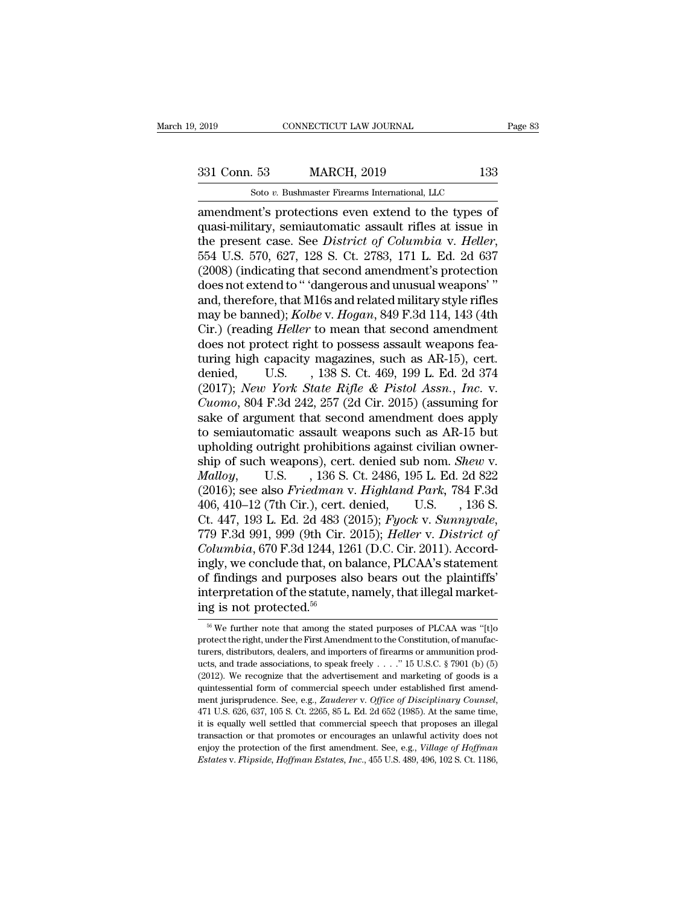amendment's protections even extend to the types of quasi-military, semiautomatic assault rifles at issue in the present case. See *District of Columbia* v. *Heller*, 554 U.S. 570, 627, 128 S. Ct. 2783, 171 L. Ed. 2d 637 (2008) (indicating that second amendment's protection does not extend to " 'dangerous and unusual weapons' " and, therefore, that M16s and related military style rifles may be banned); *Kolbe* v. *Hogan*, 849 F.3d 114, 143 (4th Cir.) (reading *Heller* to mean that second amendment does not protect right to possess assault weapons featuring high capacity magazines, such as AR-15), cert. denied, U.S. , 138 S. Ct. 469, 199 L. Ed. 2d 374 (2017); *New York State Rifle & Pistol Assn., Inc.* v. *Cuomo*, 804 F.3d 242, 257 (2d Cir. 2015) (assuming for sake of argument that second amendment does apply to semiautomatic assault weapons such as AR-15 but upholding outright prohibitions against civilian ownership of such weapons), cert. denied sub nom. *Shew* v. *Malloy*, U.S. , 136 S. Ct. 2486, 195 L. Ed. 2d 822 (2016); see also *Friedman* v. *Highland Park*, 784 F.3d 406, 410–12 (7th Cir.), cert. denied, U.S. , 136 S. Ct. 447, 193 L. Ed. 2d 483 (2015); *Fyock* v. *Sunnyvale*, 779 F.3d 991, 999 (9th Cir. 2015); *Heller* v. *District of Columbia*, 670 F.3d 1244, 1261 (D.C. Cir. 2011). Accordingly, we conclude that, on balance, PLCAA's statement of findings and purposes also bears out the plaintiffs' interpretation of the statute, namely, that illegal marketing is not protected.[56]

---

[56] We further note that among the stated purposes of PLCAA was "[t]o protect the right, under the First Amendment to the Constitution, of manufacturers, distributors, dealers, and importers of firearms or ammunition products, and trade associations, to speak freely . . . ." 15 U.S.C. § 7901 (b) (5) (2012). We recognize that the advertisement and marketing of goods is a quintessential form of commercial speech under established first amendment jurisprudence. See, e.g., *Zauderer* v. *Office of Disciplinary Counsel*, 471 U.S. 626, 637, 105 S. Ct. 2265, 85 L. Ed. 2d 652 (1985). At the same time, it is equally well settled that commercial speech that proposes an illegal transaction or that promotes or encourages an unlawful activity does not enjoy the protection of the first amendment. See, e.g., *Village of Hoffman Estates* v. *Flipside, Hoffman Estates, Inc.*, 455 U.S. 489, 496, 102 S. Ct. 1186,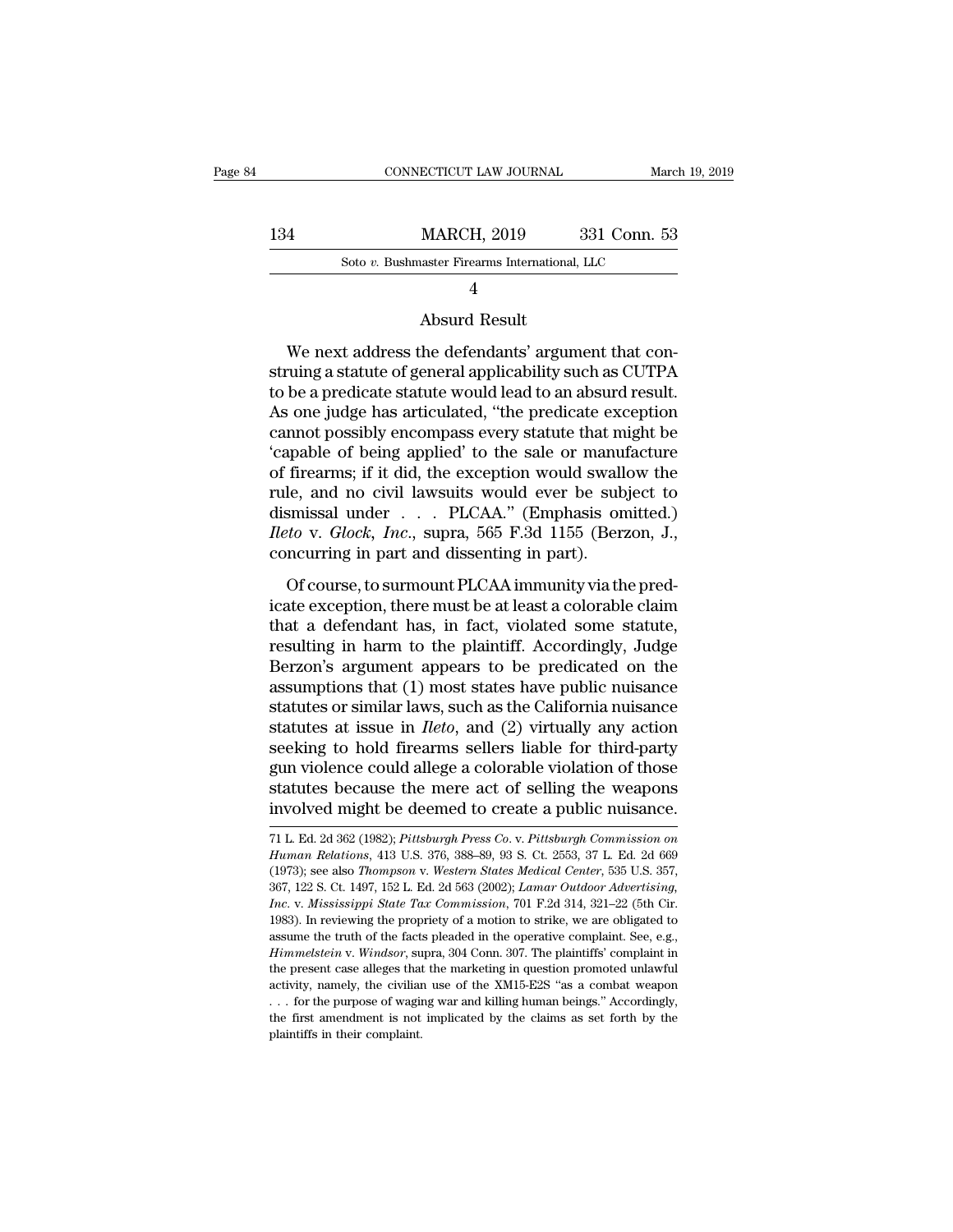4

Absurd Result

We next address the defendants' argument that construing a statute of general applicability such as CUTPA to be a predicate statute would lead to an absurd result. As one judge has articulated, "the predicate exception cannot possibly encompass every statute that might be 'capable of being applied' to the sale or manufacture of firearms; if it did, the exception would swallow the rule, and no civil lawsuits would ever be subject to dismissal under . . . PLCAA." (Emphasis omitted.) *Ileto* v. *Glock, Inc.*, supra, 565 F.3d 1155 (Berzon, J., concurring in part and dissenting in part).

Of course, to surmount PLCAA immunity via the predicate exception, there must be at least a colorable claim that a defendant has, in fact, violated some statute, resulting in harm to the plaintiff. Accordingly, Judge Berzon's argument appears to be predicated on the assumptions that (1) most states have public nuisance statutes or similar laws, such as the California nuisance statutes at issue in *Ileto*, and (2) virtually any action seeking to hold firearms sellers liable for third-party gun violence could allege a colorable violation of those statutes because the mere act of selling the weapons involved might be deemed to create a public nuisance.

---

71 L. Ed. 2d 362 (1982); *Pittsburgh Press Co.* v. *Pittsburgh Commission on Human Relations*, 413 U.S. 376, 388–89, 93 S. Ct. 2553, 37 L. Ed. 2d 669 (1973); see also *Thompson* v. *Western States Medical Center*, 535 U.S. 357, 367, 122 S. Ct. 1497, 152 L. Ed. 2d 563 (2002); *Lamar Outdoor Advertising, Inc.* v. *Mississippi State Tax Commission*, 701 F.2d 314, 321–22 (5th Cir. 1983). In reviewing the propriety of a motion to strike, we are obligated to assume the truth of the facts pleaded in the operative complaint. See, e.g., *Himmelstein* v. *Windsor*, supra, 304 Conn. 307. The plaintiffs' complaint in the present case alleges that the marketing in question promoted unlawful activity, namely, the civilian use of the XM15-E2S "as a combat weapon . . . for the purpose of waging war and killing human beings." Accordingly, the first amendment is not implicated by the claims as set forth by the plaintiffs in their complaint.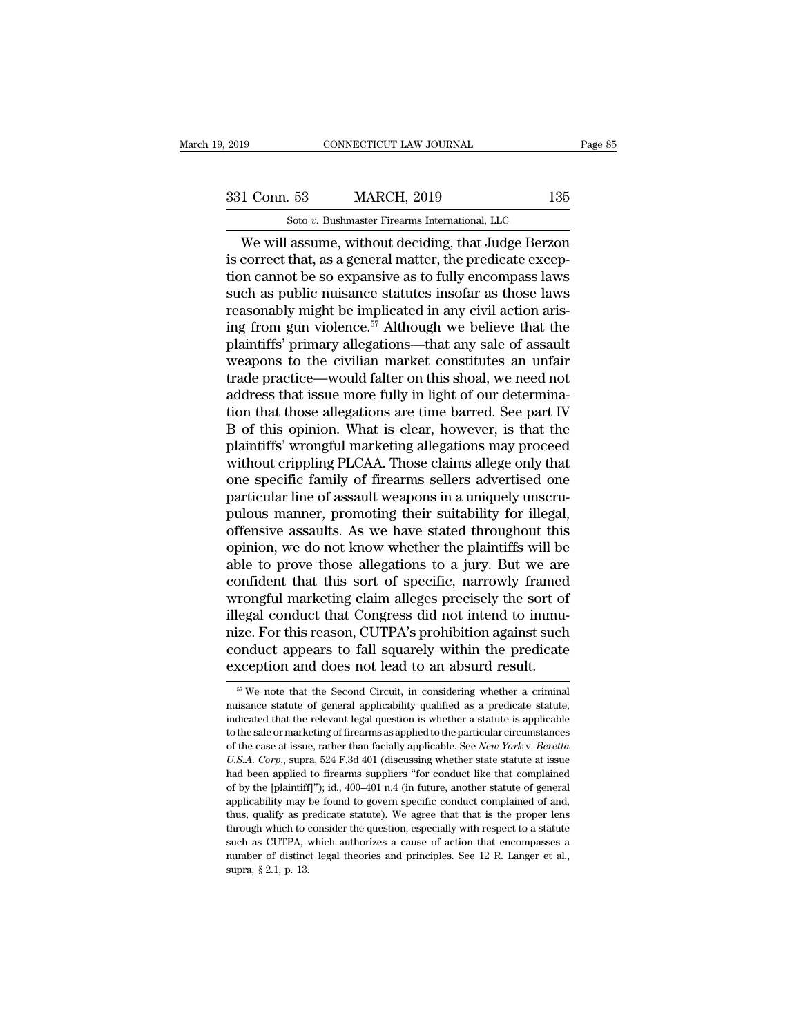We will assume, without deciding, that Judge Berzon is correct that, as a general matter, the predicate exception cannot be so expansive as to fully encompass laws such as public nuisance statutes insofar as those laws reasonably might be implicated in any civil action arising from gun violence.[57] Although we believe that the plaintiffs' primary allegations—that any sale of assault weapons to the civilian market constitutes an unfair trade practice—would falter on this shoal, we need not address that issue more fully in light of our determination that those allegations are time barred. See part IV B of this opinion. What is clear, however, is that the plaintiffs' wrongful marketing allegations may proceed without crippling PLCAA. Those claims allege only that one specific family of firearms sellers advertised one particular line of assault weapons in a uniquely unscrupulous manner, promoting their suitability for illegal, offensive assaults. As we have stated throughout this opinion, we do not know whether the plaintiffs will be able to prove those allegations to a jury. But we are confident that this sort of specific, narrowly framed wrongful marketing claim alleges precisely the sort of illegal conduct that Congress did not intend to immunize. For this reason, CUTPA's prohibition against such conduct appears to fall squarely within the predicate exception and does not lead to an absurd result.

[57] We note that the Second Circuit, in considering whether a criminal nuisance statute of general applicability qualified as a predicate statute, indicated that the relevant legal question is whether a statute is applicable to the sale or marketing of firearms as applied to the particular circumstances of the case at issue, rather than facially applicable. See *New York* v. *Beretta U.S.A. Corp.*, supra, 524 F.3d 401 (discussing whether state statute at issue had been applied to firearms suppliers "for conduct like that complained of by the [plaintiff]"); id., 400–401 n.4 (in future, another statute of general applicability may be found to govern specific conduct complained of and, thus, qualify as predicate statute). We agree that that is the proper lens through which to consider the question, especially with respect to a statute such as CUTPA, which authorizes a cause of action that encompasses a number of distinct legal theories and principles. See 12 R. Langer et al., supra, § 2.1, p. 13.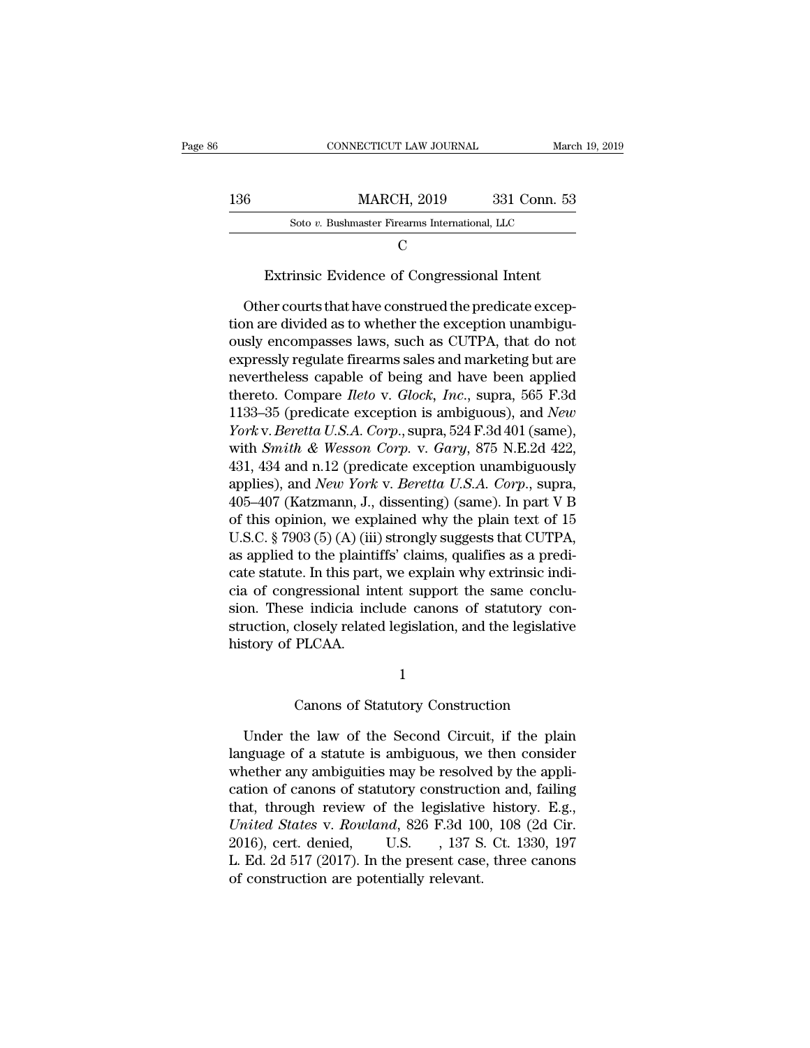C

Extrinsic Evidence of Congressional Intent

Other courts that have construed the predicate exception are divided as to whether the exception unambiguously encompasses laws, such as CUTPA, that do not expressly regulate firearms sales and marketing but are nevertheless capable of being and have been applied thereto. Compare *Ileto* v. *Glock, Inc.*, supra, 565 F.3d 1133–35 (predicate exception is ambiguous), and *New York* v. *Beretta U.S.A. Corp.*, supra, 524 F.3d 401 (same), with *Smith & Wesson Corp.* v. *Gary*, 875 N.E.2d 422, 431, 434 and n.12 (predicate exception unambiguously applies), and *New York* v. *Beretta U.S.A. Corp.*, supra, 405–407 (Katzmann, J., dissenting) (same). In part V B of this opinion, we explained why the plain text of 15 U.S.C. § 7903 (5) (A) (iii) strongly suggests that CUTPA, as applied to the plaintiffs' claims, qualifies as a predicate statute. In this part, we explain why extrinsic indicia of congressional intent support the same conclusion. These indicia include canons of statutory construction, closely related legislation, and the legislative history of PLCAA.

1

Canons of Statutory Construction

Under the law of the Second Circuit, if the plain language of a statute is ambiguous, we then consider whether any ambiguities may be resolved by the application of canons of statutory construction and, failing that, through review of the legislative history. E.g., *United States* v. *Rowland*, 826 F.3d 100, 108 (2d Cir. 2016), cert. denied, U.S. , 137 S. Ct. 1330, 197 L. Ed. 2d 517 (2017). In the present case, three canons of construction are potentially relevant.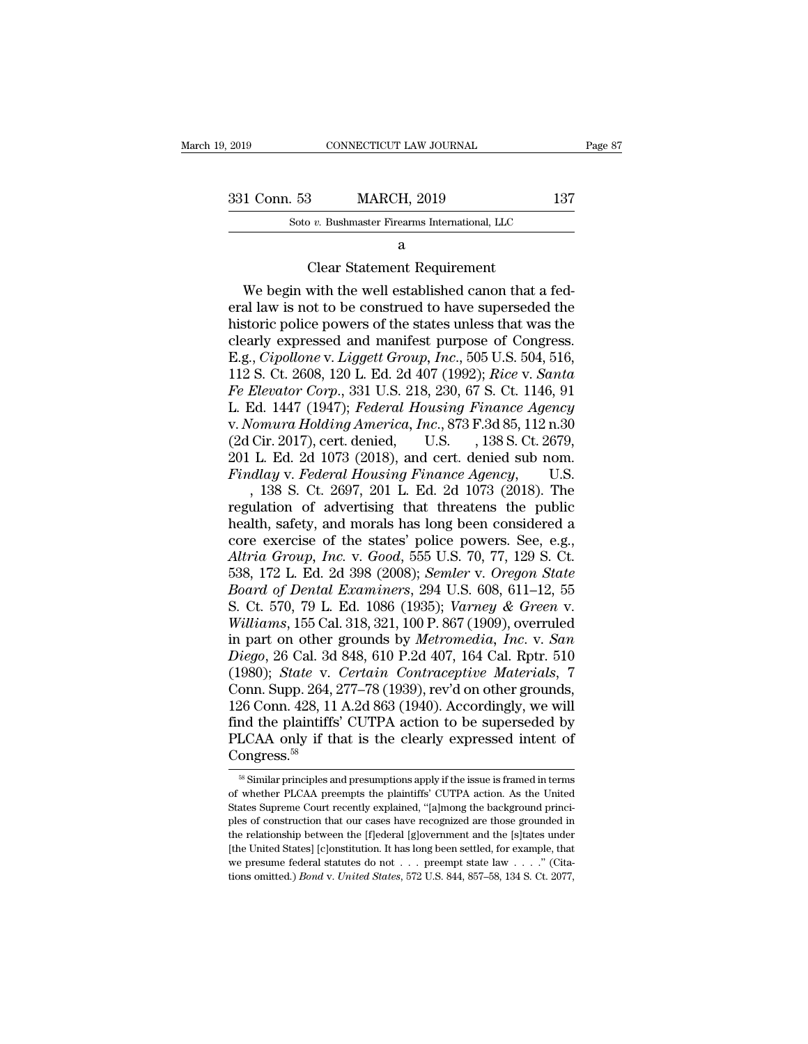a

Clear Statement Requirement

We begin with the well established canon that a federal law is not to be construed to have superseded the historic police powers of the states unless that was the clearly expressed and manifest purpose of Congress. E.g., *Cipollone* v. *Liggett Group, Inc.*, 505 U.S. 504, 516, 112 S. Ct. 2608, 120 L. Ed. 2d 407 (1992); *Rice* v. *Santa Fe Elevator Corp.*, 331 U.S. 218, 230, 67 S. Ct. 1146, 91 L. Ed. 1447 (1947); *Federal Housing Finance Agency* v. *Nomura Holding America, Inc.*, 873 F.3d 85, 112 n.30 (2d Cir. 2017), cert. denied, U.S. , 138 S. Ct. 2679, 201 L. Ed. 2d 1073 (2018), and cert. denied sub nom. *Findlay* v. *Federal Housing Finance Agency*, U.S. , 138 S. Ct. 2697, 201 L. Ed. 2d 1073 (2018). The regulation of advertising that threatens the public health, safety, and morals has long been considered a core exercise of the states' police powers. See, e.g., *Altria Group, Inc.* v. *Good*, 555 U.S. 70, 77, 129 S. Ct. 538, 172 L. Ed. 2d 398 (2008); *Semler* v. *Oregon State Board of Dental Examiners*, 294 U.S. 608, 611–12, 55 S. Ct. 570, 79 L. Ed. 1086 (1935); *Varney & Green* v. *Williams*, 155 Cal. 318, 321, 100 P. 867 (1909), overruled in part on other grounds by *Metromedia, Inc.* v. *San Diego*, 26 Cal. 3d 848, 610 P.2d 407, 164 Cal. Rptr. 510 (1980); *State* v. *Certain Contraceptive Materials*, 7 Conn. Supp. 264, 277–78 (1939), rev'd on other grounds, 126 Conn. 428, 11 A.2d 863 (1940). Accordingly, we will find the plaintiffs' CUTPA action to be superseded by PLCAA only if that is the clearly expressed intent of Congress.[58]

[58] Similar principles and presumptions apply if the issue is framed in terms of whether PLCAA preempts the plaintiffs' CUTPA action. As the United States Supreme Court recently explained, "[a]mong the background principles of construction that our cases have recognized are those grounded in the relationship between the [f]ederal [g]overnment and the [s]tates under [the United States] [c]onstitution. It has long been settled, for example, that we presume federal statutes do not . . . preempt state law . . . ." (Citations omitted.) *Bond* v. *United States*, 572 U.S. 844, 857–58, 134 S. Ct. 2077,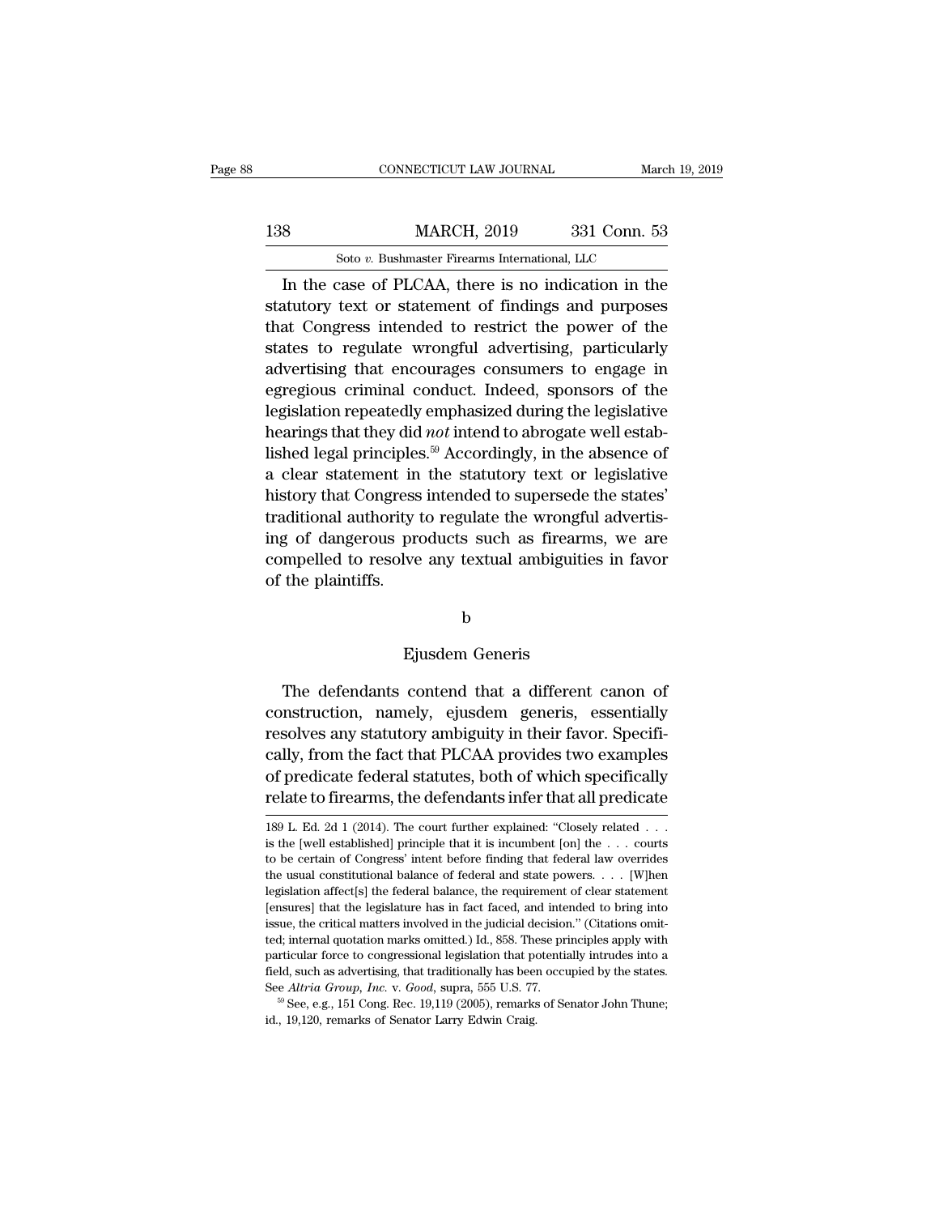In the case of PLCAA, there is no indication in the statutory text or statement of findings and purposes that Congress intended to restrict the power of the states to regulate wrongful advertising, particularly advertising that encourages consumers to engage in egregious criminal conduct. Indeed, sponsors of the legislation repeatedly emphasized during the legislative hearings that they did *not* intend to abrogate well established legal principles.[59] Accordingly, in the absence of a clear statement in the statutory text or legislative history that Congress intended to supersede the states' traditional authority to regulate the wrongful advertising of dangerous products such as firearms, we are compelled to resolve any textual ambiguities in favor of the plaintiffs.

b

Ejusdem Generis

The defendants contend that a different canon of construction, namely, ejusdem generis, essentially resolves any statutory ambiguity in their favor. Specifically, from the fact that PLCAA provides two examples of predicate federal statutes, both of which specifically relate to firearms, the defendants infer that all predicate

---

189 L. Ed. 2d 1 (2014). The court further explained: "Closely related . . . is the [well established] principle that it is incumbent [on] the . . . courts to be certain of Congress' intent before finding that federal law overrides the usual constitutional balance of federal and state powers. . . . [W]hen legislation affect[s] the federal balance, the requirement of clear statement [ensures] that the legislature has in fact faced, and intended to bring into issue, the critical matters involved in the judicial decision." (Citations omitted; internal quotation marks omitted.) Id., 858. These principles apply with particular force to congressional legislation that potentially intrudes into a field, such as advertising, that traditionally has been occupied by the states. See *Altria Group, Inc.* v. *Good*, supra, 555 U.S. 77.

[59] See, e.g., 151 Cong. Rec. 19,119 (2005), remarks of Senator John Thune; id., 19,120, remarks of Senator Larry Edwin Craig.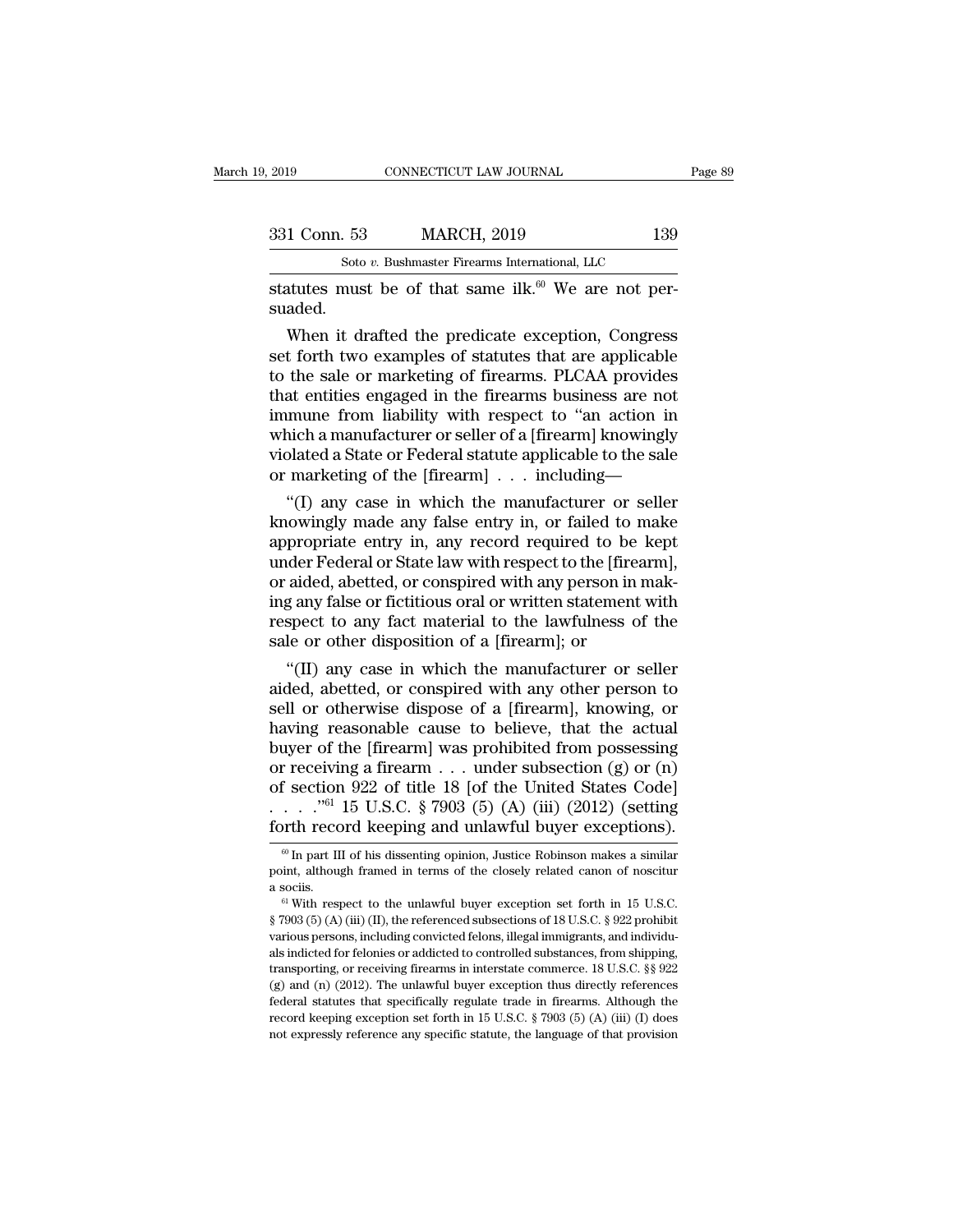statutes must be of that same ilk.[60] We are not persuaded.

When it drafted the predicate exception, Congress set forth two examples of statutes that are applicable to the sale or marketing of firearms. PLCAA provides that entities engaged in the firearms business are not immune from liability with respect to "an action in which a manufacturer or seller of a [firearm] knowingly violated a State or Federal statute applicable to the sale or marketing of the [firearm] . . . including—

"(I) any case in which the manufacturer or seller knowingly made any false entry in, or failed to make appropriate entry in, any record required to be kept under Federal or State law with respect to the [firearm], or aided, abetted, or conspired with any person in making any false or fictitious oral or written statement with respect to any fact material to the lawfulness of the sale or other disposition of a [firearm]; or

"(II) any case in which the manufacturer or seller aided, abetted, or conspired with any other person to sell or otherwise dispose of a [firearm], knowing, or having reasonable cause to believe, that the actual buyer of the [firearm] was prohibited from possessing or receiving a firearm . . . under subsection (g) or (n) of section 922 of title 18 [of the United States Code] . . . ."[61] 15 U.S.C. § 7903 (5) (A) (iii) (2012) (setting forth record keeping and unlawful buyer exceptions).

---

[60] In part III of his dissenting opinion, Justice Robinson makes a similar point, although framed in terms of the closely related canon of noscitur a sociis.

[61] With respect to the unlawful buyer exception set forth in 15 U.S.C. § 7903 (5) (A) (iii) (II), the referenced subsections of 18 U.S.C. § 922 prohibit various persons, including convicted felons, illegal immigrants, and individuals indicted for felonies or addicted to controlled substances, from shipping, transporting, or receiving firearms in interstate commerce. 18 U.S.C. §§ 922 (g) and (n) (2012). The unlawful buyer exception thus directly references federal statutes that specifically regulate trade in firearms. Although the record keeping exception set forth in 15 U.S.C. § 7903 (5) (A) (iii) (I) does not expressly reference any specific statute, the language of that provision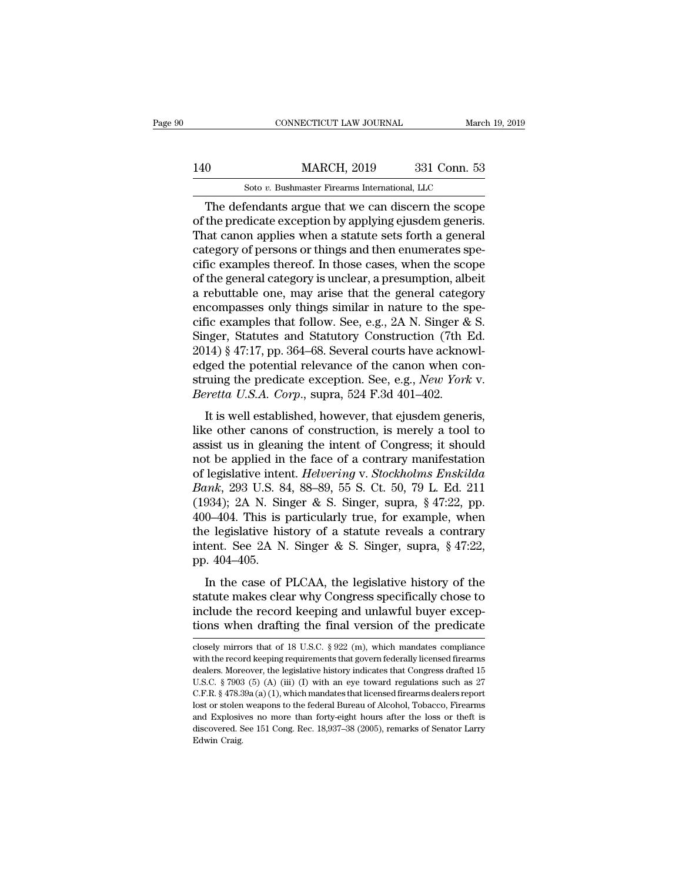The defendants argue that we can discern the scope of the predicate exception by applying ejusdem generis. That canon applies when a statute sets forth a general category of persons or things and then enumerates specific examples thereof. In those cases, when the scope of the general category is unclear, a presumption, albeit a rebuttable one, may arise that the general category encompasses only things similar in nature to the specific examples that follow. See, e.g., 2A N. Singer & S. Singer, Statutes and Statutory Construction (7th Ed. 2014) § 47:17, pp. 364–68. Several courts have acknowledged the potential relevance of the canon when construing the predicate exception. See, e.g., *New York* v. *Beretta U.S.A. Corp.*, supra, 524 F.3d 401–402.

It is well established, however, that ejusdem generis, like other canons of construction, is merely a tool to assist us in gleaning the intent of Congress; it should not be applied in the face of a contrary manifestation of legislative intent. *Helvering* v. *Stockholms Enskilda Bank*, 293 U.S. 84, 88–89, 55 S. Ct. 50, 79 L. Ed. 211 (1934); 2A N. Singer & S. Singer, supra, § 47:22, pp. 400–404. This is particularly true, for example, when the legislative history of a statute reveals a contrary intent. See 2A N. Singer & S. Singer, supra, § 47:22, pp. 404–405.

In the case of PLCAA, the legislative history of the statute makes clear why Congress specifically chose to include the record keeping and unlawful buyer exceptions when drafting the final version of the predicate

closely mirrors that of 18 U.S.C. § 922 (m), which mandates compliance with the record keeping requirements that govern federally licensed firearms dealers. Moreover, the legislative history indicates that Congress drafted 15 U.S.C. § 7903 (5) (A) (iii) (I) with an eye toward regulations such as 27 C.F.R. § 478.39a (a) (1), which mandates that licensed firearms dealers report lost or stolen weapons to the federal Bureau of Alcohol, Tobacco, Firearms and Explosives no more than forty-eight hours after the loss or theft is discovered. See 151 Cong. Rec. 18,937–38 (2005), remarks of Senator Larry Edwin Craig.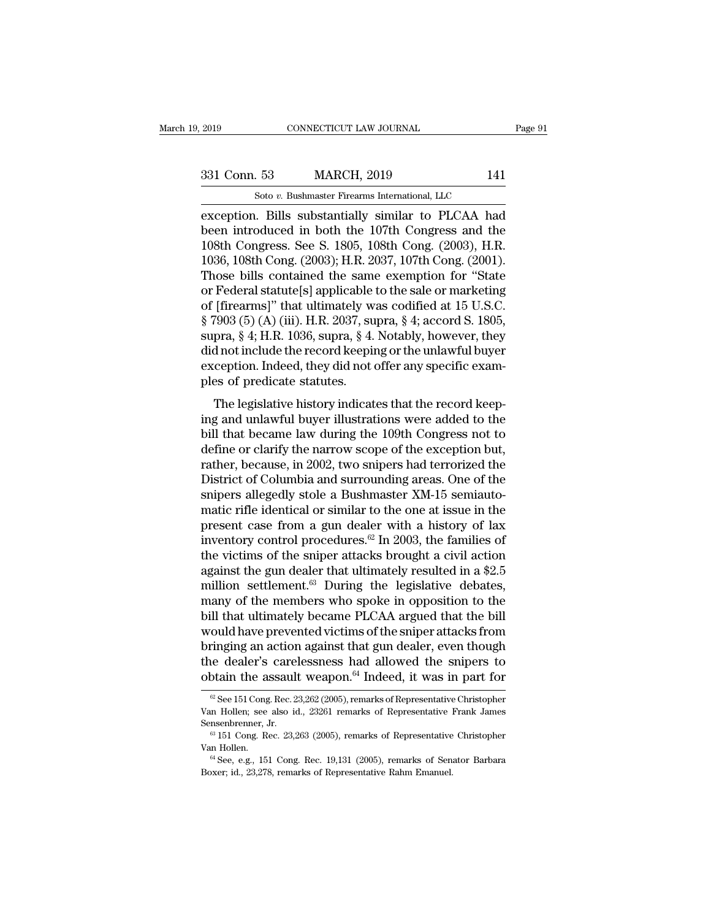exception. Bills substantially similar to PLCAA had been introduced in both the 107th Congress and the 108th Congress. See S. 1805, 108th Cong. (2003), H.R. 1036, 108th Cong. (2003); H.R. 2037, 107th Cong. (2001). Those bills contained the same exemption for "State or Federal statute[s] applicable to the sale or marketing of [firearms]" that ultimately was codified at 15 U.S.C. § 7903 (5) (A) (iii). H.R. 2037, supra, § 4; accord S. 1805, supra, § 4; H.R. 1036, supra, § 4. Notably, however, they did not include the record keeping or the unlawful buyer exception. Indeed, they did not offer any specific examples of predicate statutes.

The legislative history indicates that the record keeping and unlawful buyer illustrations were added to the bill that became law during the 109th Congress not to define or clarify the narrow scope of the exception but, rather, because, in 2002, two snipers had terrorized the District of Columbia and surrounding areas. One of the snipers allegedly stole a Bushmaster XM-15 semiautomatic rifle identical or similar to the one at issue in the present case from a gun dealer with a history of lax inventory control procedures.[62] In 2003, the families of the victims of the sniper attacks brought a civil action against the gun dealer that ultimately resulted in a $2.5 million settlement.[63] During the legislative debates, many of the members who spoke in opposition to the bill that ultimately became PLCAA argued that the bill would have prevented victims of the sniper attacks from bringing an action against that gun dealer, even though the dealer's carelessness had allowed the snipers to obtain the assault weapon.[64] Indeed, it was in part for

[62] See 151 Cong. Rec. 23,262 (2005), remarks of Representative Christopher Van Hollen; see also id., 23261 remarks of Representative Frank James Sensenbrenner, Jr.

[63] 151 Cong. Rec. 23,263 (2005), remarks of Representative Christopher Van Hollen.

[64] See, e.g., 151 Cong. Rec. 19,131 (2005), remarks of Senator Barbara Boxer; id., 23,278, remarks of Representative Rahm Emanuel.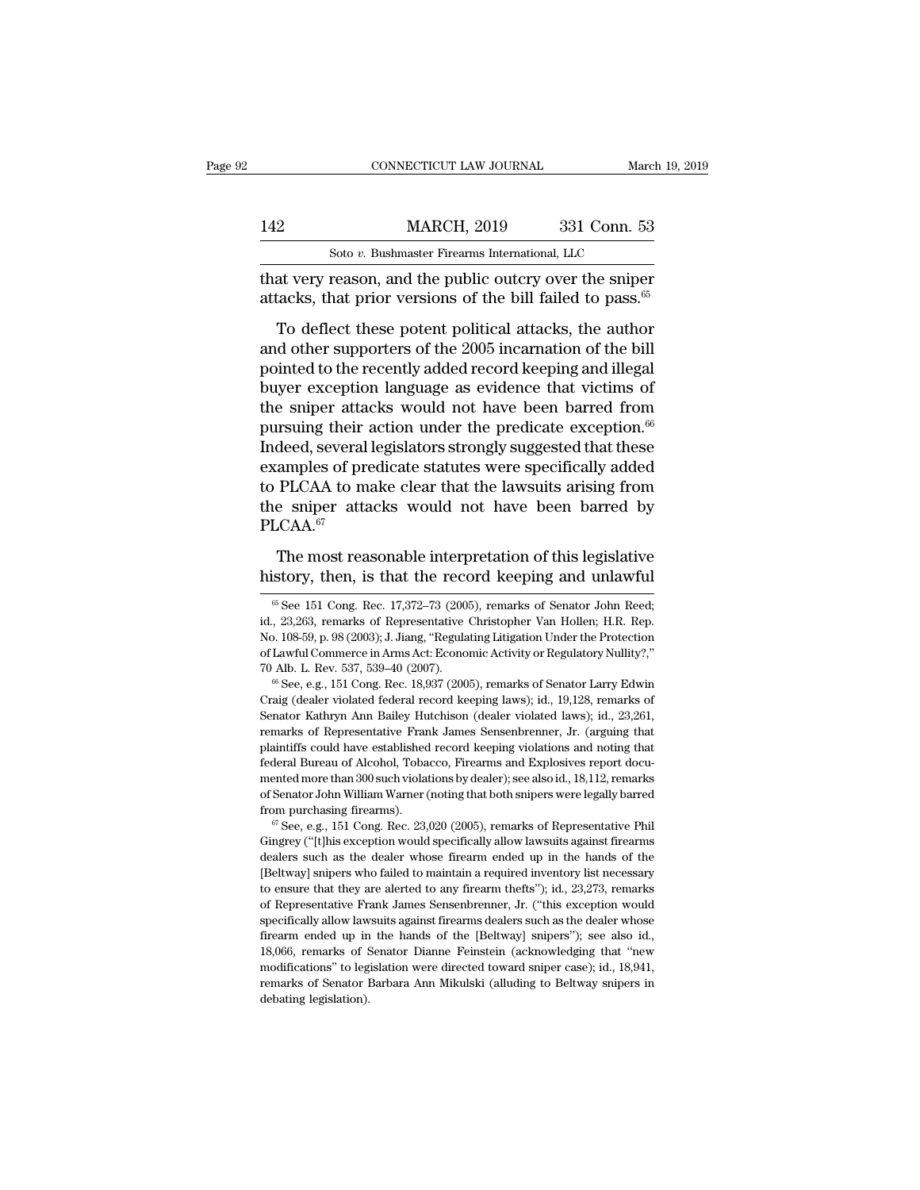that very reason, and the public outcry over the sniper attacks, that prior versions of the bill failed to pass.[65]

To deflect these potent political attacks, the author and other supporters of the 2005 incarnation of the bill pointed to the recently added record keeping and illegal buyer exception language as evidence that victims of the sniper attacks would not have been barred from pursuing their action under the predicate exception.[66] Indeed, several legislators strongly suggested that these examples of predicate statutes were specifically added to PLCAA to make clear that the lawsuits arising from the sniper attacks would not have been barred by PLCAA.[67]

The most reasonable interpretation of this legislative history, then, is that the record keeping and unlawful

---

[65] See 151 Cong. Rec. 17,372–73 (2005), remarks of Senator John Reed; id., 23,263, remarks of Representative Christopher Van Hollen; H.R. Rep. No. 108-59, p. 98 (2003); J. Jiang, "Regulating Litigation Under the Protection of Lawful Commerce in Arms Act: Economic Activity or Regulatory Nullity?," 70 Alb. L. Rev. 537, 539–40 (2007).

[66] See, e.g., 151 Cong. Rec. 18,937 (2005), remarks of Senator Larry Edwin Craig (dealer violated federal record keeping laws); id., 19,128, remarks of Senator Kathryn Ann Bailey Hutchison (dealer violated laws); id., 23,261, remarks of Representative Frank James Sensenbrenner, Jr. (arguing that plaintiffs could have established record keeping violations and noting that federal Bureau of Alcohol, Tobacco, Firearms and Explosives report documented more than 300 such violations by dealer); see also id., 18,112, remarks of Senator John William Warner (noting that both snipers were legally barred from purchasing firearms).

[67] See, e.g., 151 Cong. Rec. 23,020 (2005), remarks of Representative Phil Gingrey ("[t]his exception would specifically allow lawsuits against firearms dealers such as the dealer whose firearm ended up in the hands of the [Beltway] snipers who failed to maintain a required inventory list necessary to ensure that they are alerted to any firearm thefts"); id., 23,273, remarks of Representative Frank James Sensenbrenner, Jr. ("this exception would specifically allow lawsuits against firearms dealers such as the dealer whose firearm ended up in the hands of the [Beltway] snipers"); see also id., 18,066, remarks of Senator Dianne Feinstein (acknowledging that "new modifications" to legislation were directed toward sniper case); id., 18,941, remarks of Senator Barbara Ann Mikulski (alluding to Beltway snipers in debating legislation).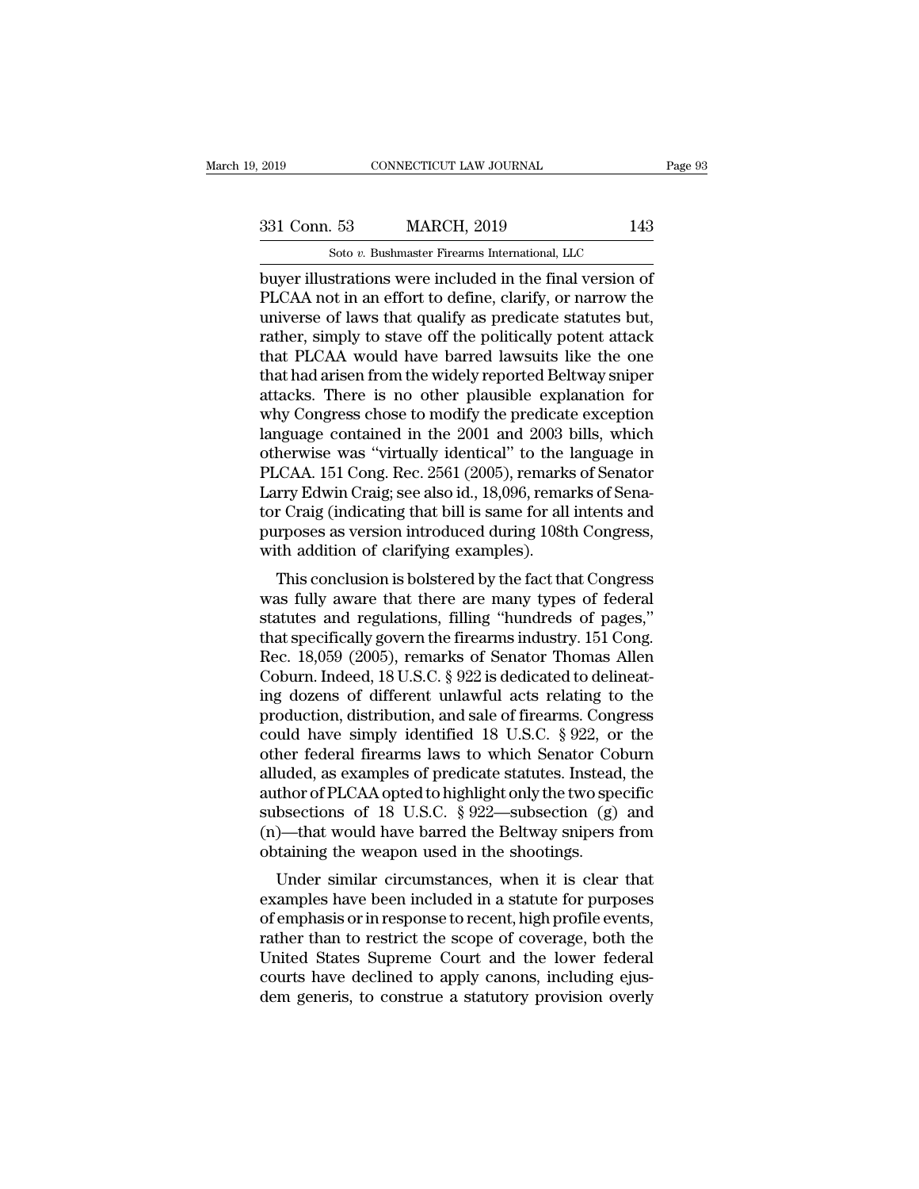buyer illustrations were included in the final version of PLCAA not in an effort to define, clarify, or narrow the universe of laws that qualify as predicate statutes but, rather, simply to stave off the politically potent attack that PLCAA would have barred lawsuits like the one that had arisen from the widely reported Beltway sniper attacks. There is no other plausible explanation for why Congress chose to modify the predicate exception language contained in the 2001 and 2003 bills, which otherwise was "virtually identical" to the language in PLCAA. 151 Cong. Rec. 2561 (2005), remarks of Senator Larry Edwin Craig; see also id., 18,096, remarks of Senator Craig (indicating that bill is same for all intents and purposes as version introduced during 108th Congress, with addition of clarifying examples).

This conclusion is bolstered by the fact that Congress was fully aware that there are many types of federal statutes and regulations, filling "hundreds of pages," that specifically govern the firearms industry. 151 Cong. Rec. 18,059 (2005), remarks of Senator Thomas Allen Coburn. Indeed, 18 U.S.C. § 922 is dedicated to delineating dozens of different unlawful acts relating to the production, distribution, and sale of firearms. Congress could have simply identified 18 U.S.C. § 922, or the other federal firearms laws to which Senator Coburn alluded, as examples of predicate statutes. Instead, the author of PLCAA opted to highlight only the two specific subsections of 18 U.S.C. § 922—subsection (g) and (n)—that would have barred the Beltway snipers from obtaining the weapon used in the shootings.

Under similar circumstances, when it is clear that examples have been included in a statute for purposes of emphasis or in response to recent, high profile events, rather than to restrict the scope of coverage, both the United States Supreme Court and the lower federal courts have declined to apply canons, including ejusdem generis, to construe a statutory provision overly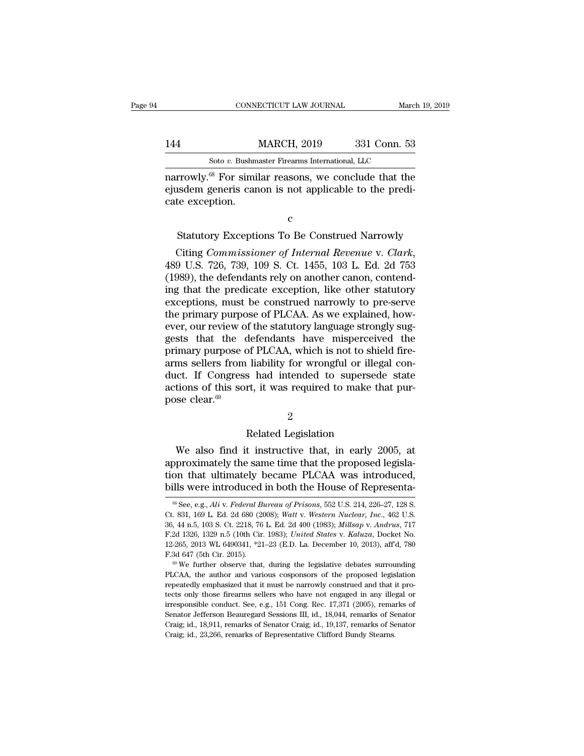narrowly.[68] For similar reasons, we conclude that the ejusdem generis canon is not applicable to the predicate exception.

c

Statutory Exceptions To Be Construed Narrowly

Citing *Commissioner of Internal Revenue* v. *Clark*, 489 U.S. 726, 739, 109 S. Ct. 1455, 103 L. Ed. 2d 753 (1989), the defendants rely on another canon, contending that the predicate exception, like other statutory exceptions, must be construed narrowly to pre-serve the primary purpose of PLCAA. As we explained, however, our review of the statutory language strongly suggests that the defendants have misperceived the primary purpose of PLCAA, which is not to shield firearms sellers from liability for wrongful or illegal conduct. If Congress had intended to supersede state actions of this sort, it was required to make that purpose clear.[69]

2

Related Legislation

We also find it instructive that, in early 2005, at approximately the same time that the proposed legislation that ultimately became PLCAA was introduced, bills were introduced in both the House of Representa-

---

[68] See, e.g., *Ali* v. *Federal Bureau of Prisons*, 552 U.S. 214, 226–27, 128 S. Ct. 831, 169 L. Ed. 2d 680 (2008); *Watt* v. *Western Nuclear, Inc.*, 462 U.S. 36, 44 n.5, 103 S. Ct. 2218, 76 L. Ed. 2d 400 (1983); *Millsap* v. *Andrus*, 717 F.2d 1326, 1329 n.5 (10th Cir. 1983); *United States* v. *Kaluza*, Docket No. 12-265, 2013 WL 6490341, *21–23 (E.D. La. December 10, 2013), aff'd, 780 F.3d 647 (5th Cir. 2015).

[69] We further observe that, during the legislative debates surrounding PLCAA, the author and various cosponsors of the proposed legislation repeatedly emphasized that it must be narrowly construed and that it protects only those firearms sellers who have not engaged in any illegal or irresponsible conduct. See, e.g., 151 Cong. Rec. 17,371 (2005), remarks of Senator Jefferson Beauregard Sessions III, id., 18,044, remarks of Senator Craig; id., 18,911, remarks of Senator Craig; id., 19,137, remarks of Senator Craig; id., 23,266, remarks of Representative Clifford Bundy Stearns.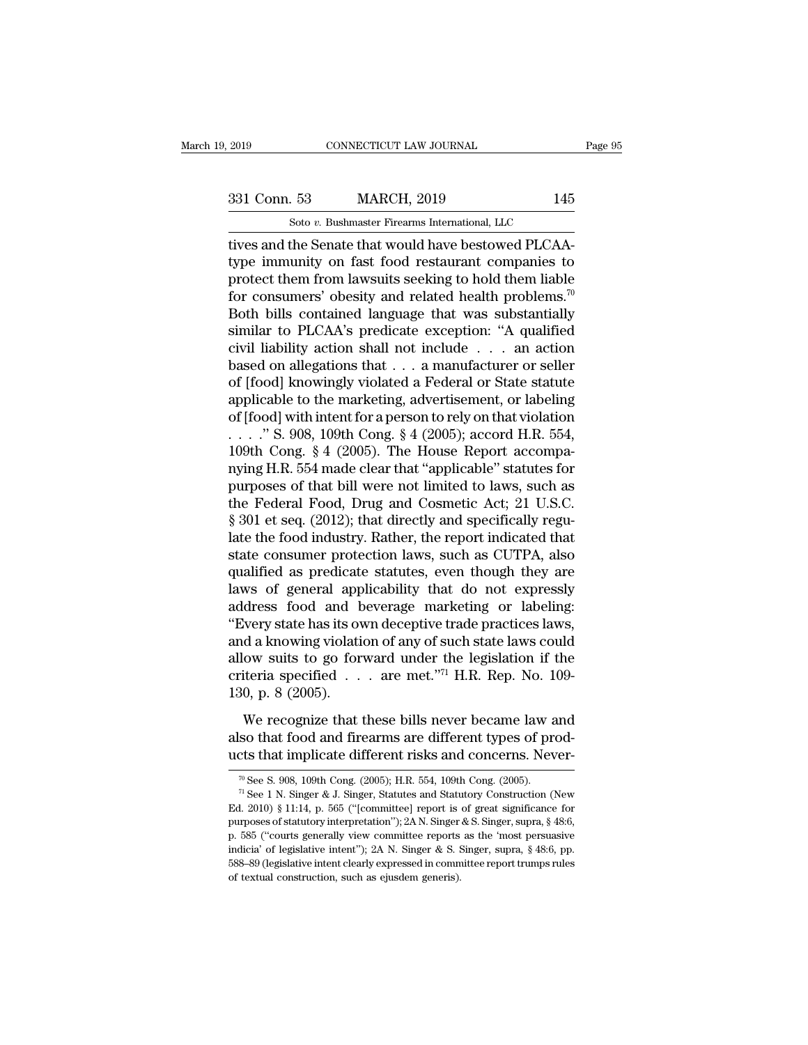tives and the Senate that would have bestowed PLCAA-type immunity on fast food restaurant companies to protect them from lawsuits seeking to hold them liable for consumers' obesity and related health problems.[70] Both bills contained language that was substantially similar to PLCAA's predicate exception: "A qualified civil liability action shall not include . . . an action based on allegations that . . . a manufacturer or seller of [food] knowingly violated a Federal or State statute applicable to the marketing, advertisement, or labeling of [food] with intent for a person to rely on that violation . . . ." S. 908, 109th Cong. § 4 (2005); accord H.R. 554, 109th Cong. § 4 (2005). The House Report accompanying H.R. 554 made clear that "applicable" statutes for purposes of that bill were not limited to laws, such as the Federal Food, Drug and Cosmetic Act; 21 U.S.C. § 301 et seq. (2012); that directly and specifically regulate the food industry. Rather, the report indicated that state consumer protection laws, such as CUTPA, also qualified as predicate statutes, even though they are laws of general applicability that do not expressly address food and beverage marketing or labeling: "Every state has its own deceptive trade practices laws, and a knowing violation of any of such state laws could allow suits to go forward under the legislation if the criteria specified . . . are met."[71] H.R. Rep. No. 109-130, p. 8 (2005).

We recognize that these bills never became law and also that food and firearms are different types of products that implicate different risks and concerns. Never-

---

[70] See S. 908, 109th Cong. (2005); H.R. 554, 109th Cong. (2005).

[71] See 1 N. Singer & J. Singer, Statutes and Statutory Construction (New Ed. 2010) § 11:14, p. 565 ("[committee] report is of great significance for purposes of statutory interpretation"); 2A N. Singer & S. Singer, supra, § 48:6, p. 585 ("courts generally view committee reports as the 'most persuasive indicia' of legislative intent"); 2A N. Singer & S. Singer, supra, § 48:6, pp. 588–89 (legislative intent clearly expressed in committee report trumps rules of textual construction, such as ejusdem generis).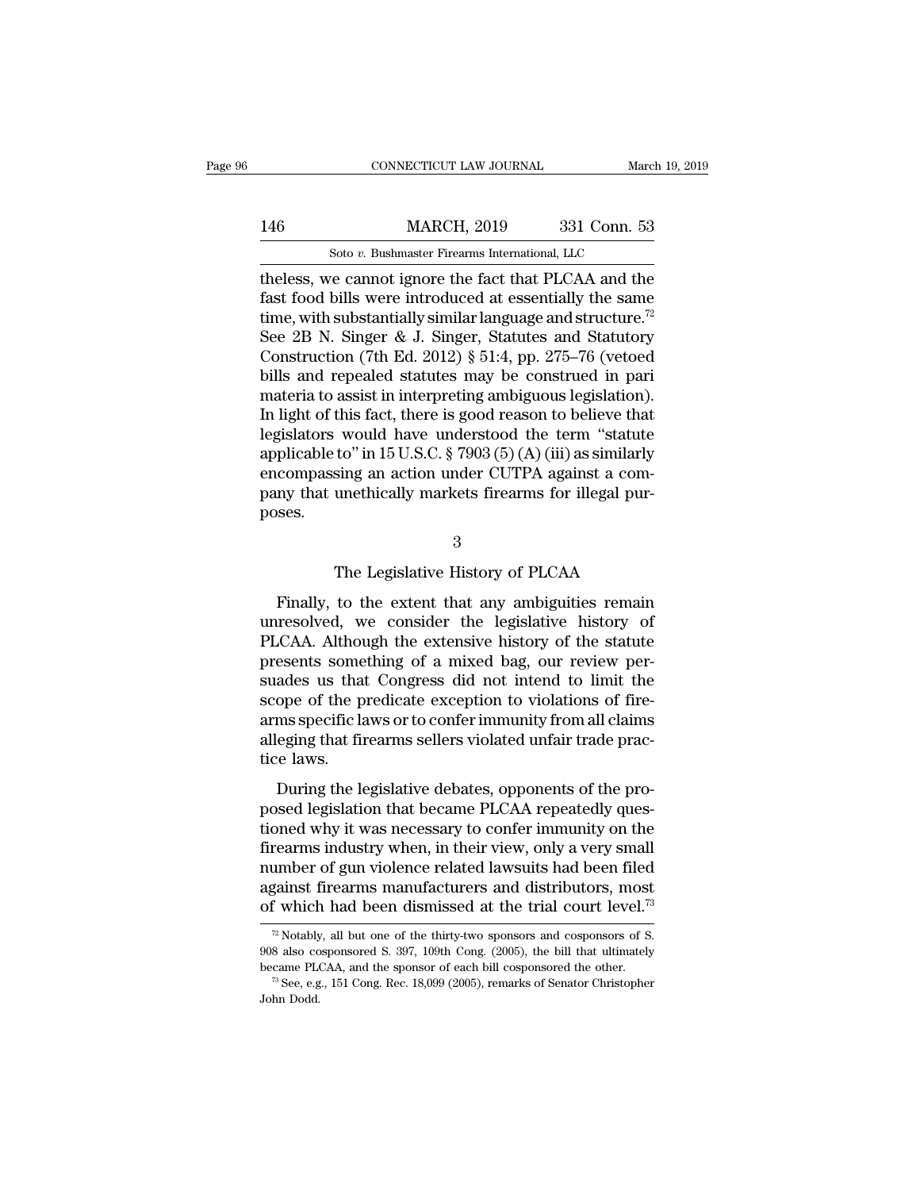theless, we cannot ignore the fact that PLCAA and the fast food bills were introduced at essentially the same time, with substantially similar language and structure.[72] See 2B N. Singer & J. Singer, Statutes and Statutory Construction (7th Ed. 2012) § 51:4, pp. 275–76 (vetoed bills and repealed statutes may be construed in pari materia to assist in interpreting ambiguous legislation). In light of this fact, there is good reason to believe that legislators would have understood the term "statute applicable to" in 15 U.S.C. § 7903 (5) (A) (iii) as similarly encompassing an action under CUTPA against a company that unethically markets firearms for illegal purposes.

### 3

### The Legislative History of PLCAA

Finally, to the extent that any ambiguities remain unresolved, we consider the legislative history of PLCAA. Although the extensive history of the statute presents something of a mixed bag, our review persuades us that Congress did not intend to limit the scope of the predicate exception to violations of firearms specific laws or to confer immunity from all claims alleging that firearms sellers violated unfair trade practice laws.

During the legislative debates, opponents of the proposed legislation that became PLCAA repeatedly questioned why it was necessary to confer immunity on the firearms industry when, in their view, only a very small number of gun violence related lawsuits had been filed against firearms manufacturers and distributors, most of which had been dismissed at the trial court level.[73]

[72] Notably, all but one of the thirty-two sponsors and cosponsors of S. 908 also cosponsored S. 397, 109th Cong. (2005), the bill that ultimately became PLCAA, and the sponsor of each bill cosponsored the other.

[73] See, e.g., 151 Cong. Rec. 18,099 (2005), remarks of Senator Christopher John Dodd.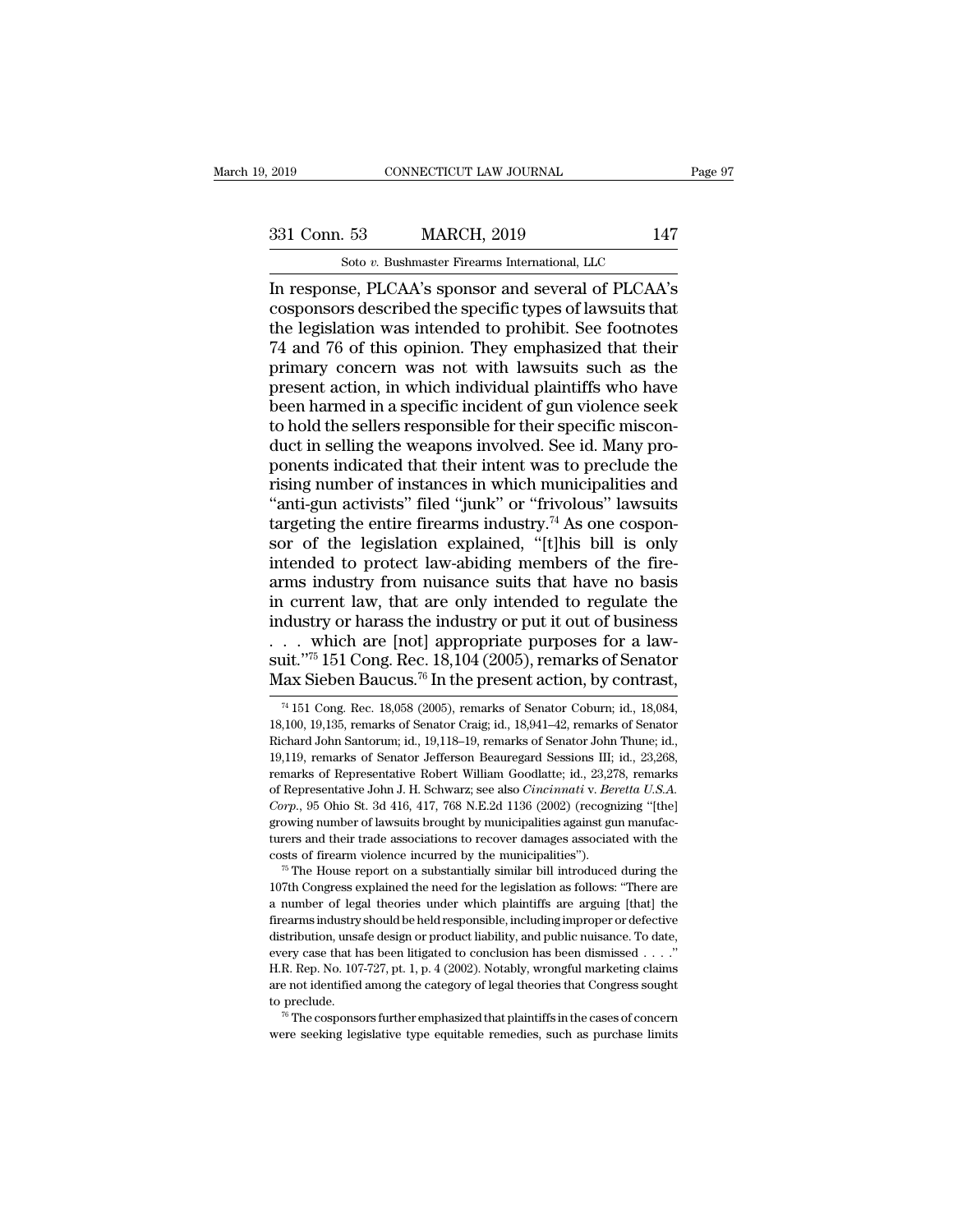In response, PLCAA's sponsor and several of PLCAA's cosponsors described the specific types of lawsuits that the legislation was intended to prohibit. See footnotes 74 and 76 of this opinion. They emphasized that their primary concern was not with lawsuits such as the present action, in which individual plaintiffs who have been harmed in a specific incident of gun violence seek to hold the sellers responsible for their specific misconduct in selling the weapons involved. See id. Many proponents indicated that their intent was to preclude the rising number of instances in which municipalities and "anti-gun activists" filed "junk" or "frivolous" lawsuits targeting the entire firearms industry.[74] As one cosponsor of the legislation explained, "[t]his bill is only intended to protect law-abiding members of the firearms industry from nuisance suits that have no basis in current law, that are only intended to regulate the industry or harass the industry or put it out of business . . . which are [not] appropriate purposes for a lawsuit."[75] 151 Cong. Rec. 18,104 (2005), remarks of Senator Max Sieben Baucus.[76] In the present action, by contrast,

[74] 151 Cong. Rec. 18,058 (2005), remarks of Senator Coburn; id., 18,084, 18,100, 19,135, remarks of Senator Craig; id., 18,941–42, remarks of Senator Richard John Santorum; id., 19,118–19, remarks of Senator John Thune; id., 19,119, remarks of Senator Jefferson Beauregard Sessions III; id., 23,268, remarks of Representative Robert William Goodlatte; id., 23,278, remarks of Representative John J. H. Schwarz; see also *Cincinnati* v. *Beretta U.S.A. Corp.*, 95 Ohio St. 3d 416, 417, 768 N.E.2d 1136 (2002) (recognizing "[the] growing number of lawsuits brought by municipalities against gun manufacturers and their trade associations to recover damages associated with the costs of firearm violence incurred by the municipalities").

[75] The House report on a substantially similar bill introduced during the 107th Congress explained the need for the legislation as follows: "There are a number of legal theories under which plaintiffs are arguing [that] the firearms industry should be held responsible, including improper or defective distribution, unsafe design or product liability, and public nuisance. To date, every case that has been litigated to conclusion has been dismissed . . . ." H.R. Rep. No. 107-727, pt. 1, p. 4 (2002). Notably, wrongful marketing claims are not identified among the category of legal theories that Congress sought to preclude.

[76] The cosponsors further emphasized that plaintiffs in the cases of concern were seeking legislative type equitable remedies, such as purchase limits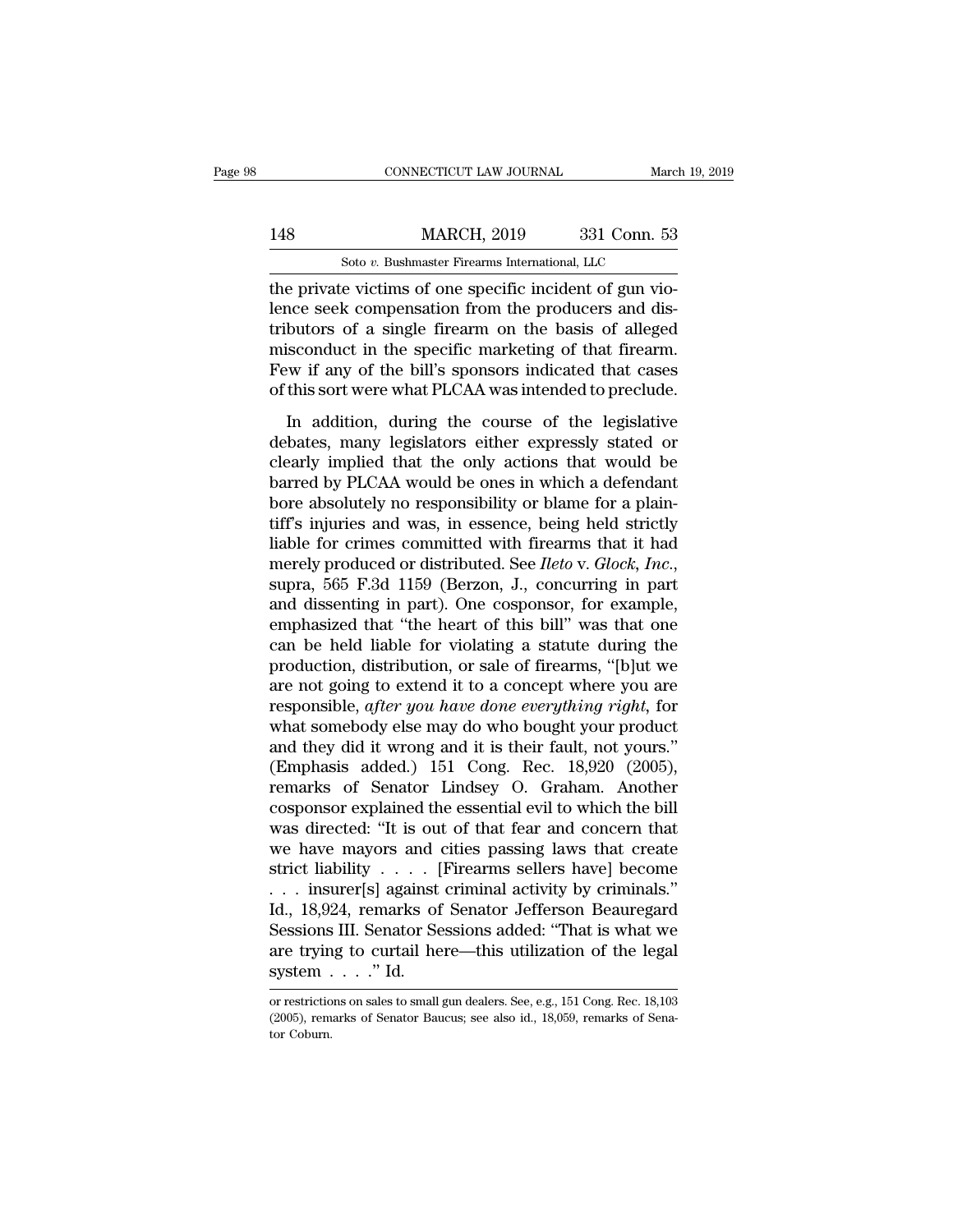the private victims of one specific incident of gun violence seek compensation from the producers and distributors of a single firearm on the basis of alleged misconduct in the specific marketing of that firearm. Few if any of the bill's sponsors indicated that cases of this sort were what PLCAA was intended to preclude.

In addition, during the course of the legislative debates, many legislators either expressly stated or clearly implied that the only actions that would be barred by PLCAA would be ones in which a defendant bore absolutely no responsibility or blame for a plaintiff's injuries and was, in essence, being held strictly liable for crimes committed with firearms that it had merely produced or distributed. See *Ileto* v. *Glock, Inc.*, supra, 565 F.3d 1159 (Berzon, J., concurring in part and dissenting in part). One cosponsor, for example, emphasized that "the heart of this bill" was that one can be held liable for violating a statute during the production, distribution, or sale of firearms, "[b]ut we are not going to extend it to a concept where you are responsible, *after you have done everything right*, for what somebody else may do who bought your product and they did it wrong and it is their fault, not yours." (Emphasis added.) 151 Cong. Rec. 18,920 (2005), remarks of Senator Lindsey O. Graham. Another cosponsor explained the essential evil to which the bill was directed: "It is out of that fear and concern that we have mayors and cities passing laws that create strict liability . . . . [Firearms sellers have] become . . . insurer[s] against criminal activity by criminals." Id., 18,924, remarks of Senator Jefferson Beauregard Sessions III. Senator Sessions added: "That is what we are trying to curtail here—this utilization of the legal system . . . ." Id.

or restrictions on sales to small gun dealers. See, e.g., 151 Cong. Rec. 18,103 (2005), remarks of Senator Baucus; see also id., 18,059, remarks of Senator Coburn.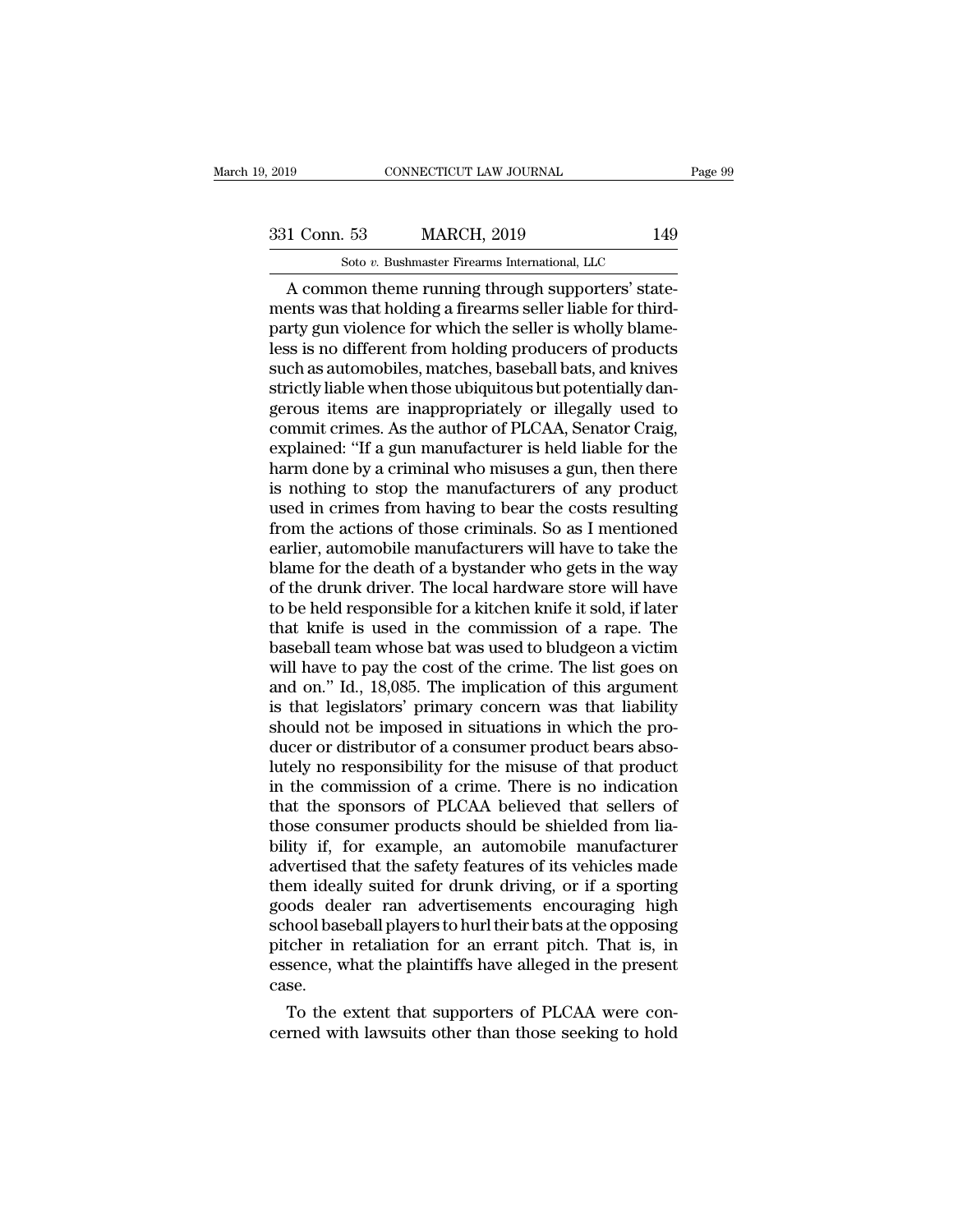A common theme running through supporters' statements was that holding a firearms seller liable for third-party gun violence for which the seller is wholly blameless is no different from holding producers of products such as automobiles, matches, baseball bats, and knives strictly liable when those ubiquitous but potentially dangerous items are inappropriately or illegally used to commit crimes. As the author of PLCAA, Senator Craig, explained: "If a gun manufacturer is held liable for the harm done by a criminal who misuses a gun, then there is nothing to stop the manufacturers of any product used in crimes from having to bear the costs resulting from the actions of those criminals. So as I mentioned earlier, automobile manufacturers will have to take the blame for the death of a bystander who gets in the way of the drunk driver. The local hardware store will have to be held responsible for a kitchen knife it sold, if later that knife is used in the commission of a rape. The baseball team whose bat was used to bludgeon a victim will have to pay the cost of the crime. The list goes on and on." Id., 18,085. The implication of this argument is that legislators' primary concern was that liability should not be imposed in situations in which the producer or distributor of a consumer product bears absolutely no responsibility for the misuse of that product in the commission of a crime. There is no indication that the sponsors of PLCAA believed that sellers of those consumer products should be shielded from liability if, for example, an automobile manufacturer advertised that the safety features of its vehicles made them ideally suited for drunk driving, or if a sporting goods dealer ran advertisements encouraging high school baseball players to hurl their bats at the opposing pitcher in retaliation for an errant pitch. That is, in essence, what the plaintiffs have alleged in the present case.

To the extent that supporters of PLCAA were concerned with lawsuits other than those seeking to hold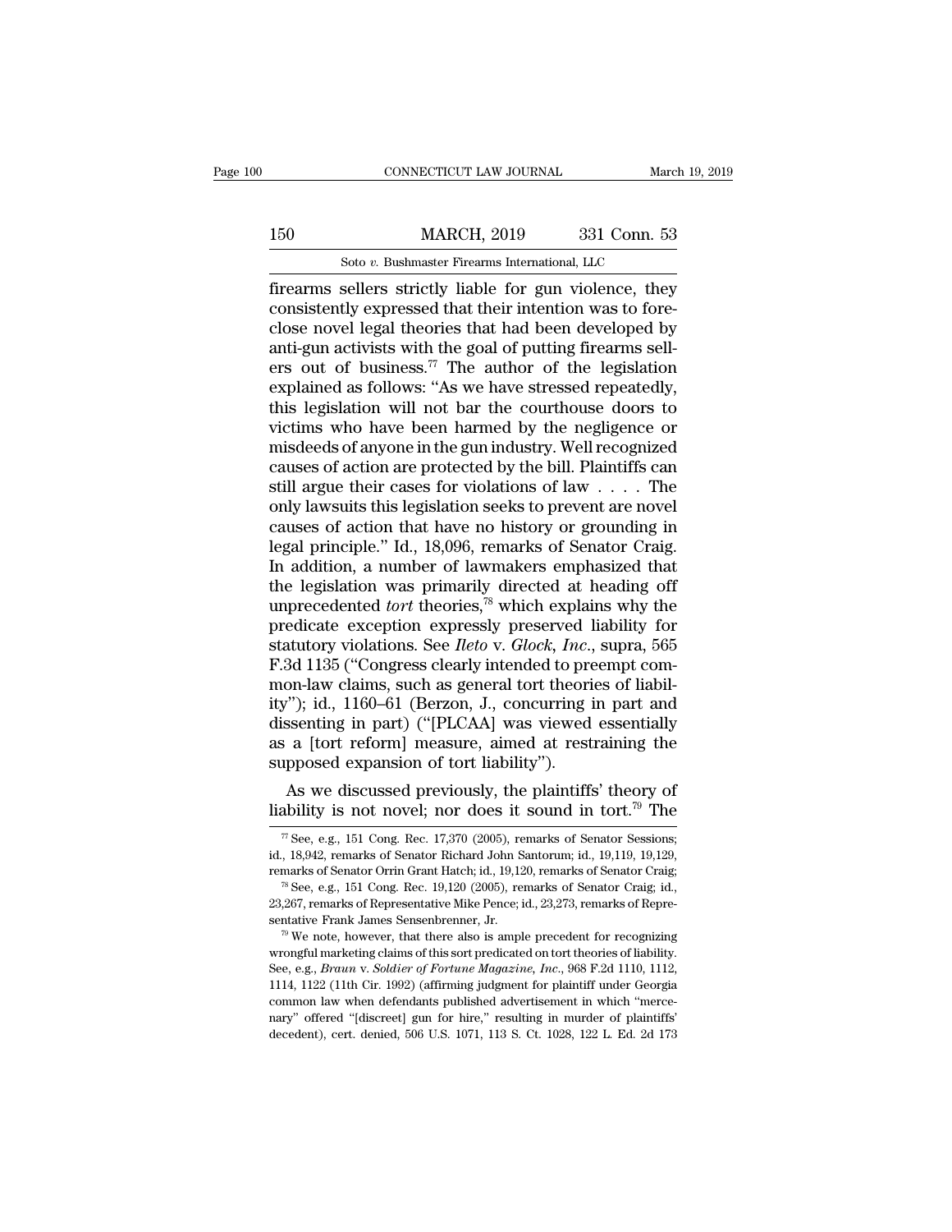firearms sellers strictly liable for gun violence, they consistently expressed that their intention was to foreclose novel legal theories that had been developed by anti-gun activists with the goal of putting firearms sellers out of business.[77] The author of the legislation explained as follows: "As we have stressed repeatedly, this legislation will not bar the courthouse doors to victims who have been harmed by the negligence or misdeeds of anyone in the gun industry. Well recognized causes of action are protected by the bill. Plaintiffs can still argue their cases for violations of law . . . . The only lawsuits this legislation seeks to prevent are novel causes of action that have no history or grounding in legal principle." Id., 18,096, remarks of Senator Craig. In addition, a number of lawmakers emphasized that the legislation was primarily directed at heading off unprecedented *tort* theories,[78] which explains why the predicate exception expressly preserved liability for statutory violations. See *Ileto* v. *Glock, Inc.*, supra, 565 F.3d 1135 ("Congress clearly intended to preempt common-law claims, such as general tort theories of liability"); id., 1160–61 (Berzon, J., concurring in part and dissenting in part) ("[PLCAA] was viewed essentially as a [tort reform] measure, aimed at restraining the supposed expansion of tort liability").

As we discussed previously, the plaintiffs' theory of liability is not novel; nor does it sound in tort.[79] The

[77] See, e.g., 151 Cong. Rec. 17,370 (2005), remarks of Senator Sessions; id., 18,942, remarks of Senator Richard John Santorum; id., 19,119, 19,129, remarks of Senator Orrin Grant Hatch; id., 19,120, remarks of Senator Craig;

[78] See, e.g., 151 Cong. Rec. 19,120 (2005), remarks of Senator Craig; id., 23,267, remarks of Representative Mike Pence; id., 23,273, remarks of Representative Frank James Sensenbrenner, Jr.

[79] We note, however, that there also is ample precedent for recognizing wrongful marketing claims of this sort predicated on tort theories of liability. See, e.g., *Braun* v. *Soldier of Fortune Magazine, Inc.*, 968 F.2d 1110, 1112, 1114, 1122 (11th Cir. 1992) (affirming judgment for plaintiff under Georgia common law when defendants published advertisement in which "mercenary" offered "[discreet] gun for hire," resulting in murder of plaintiffs' decedent), cert. denied, 506 U.S. 1071, 113 S. Ct. 1028, 122 L. Ed. 2d 173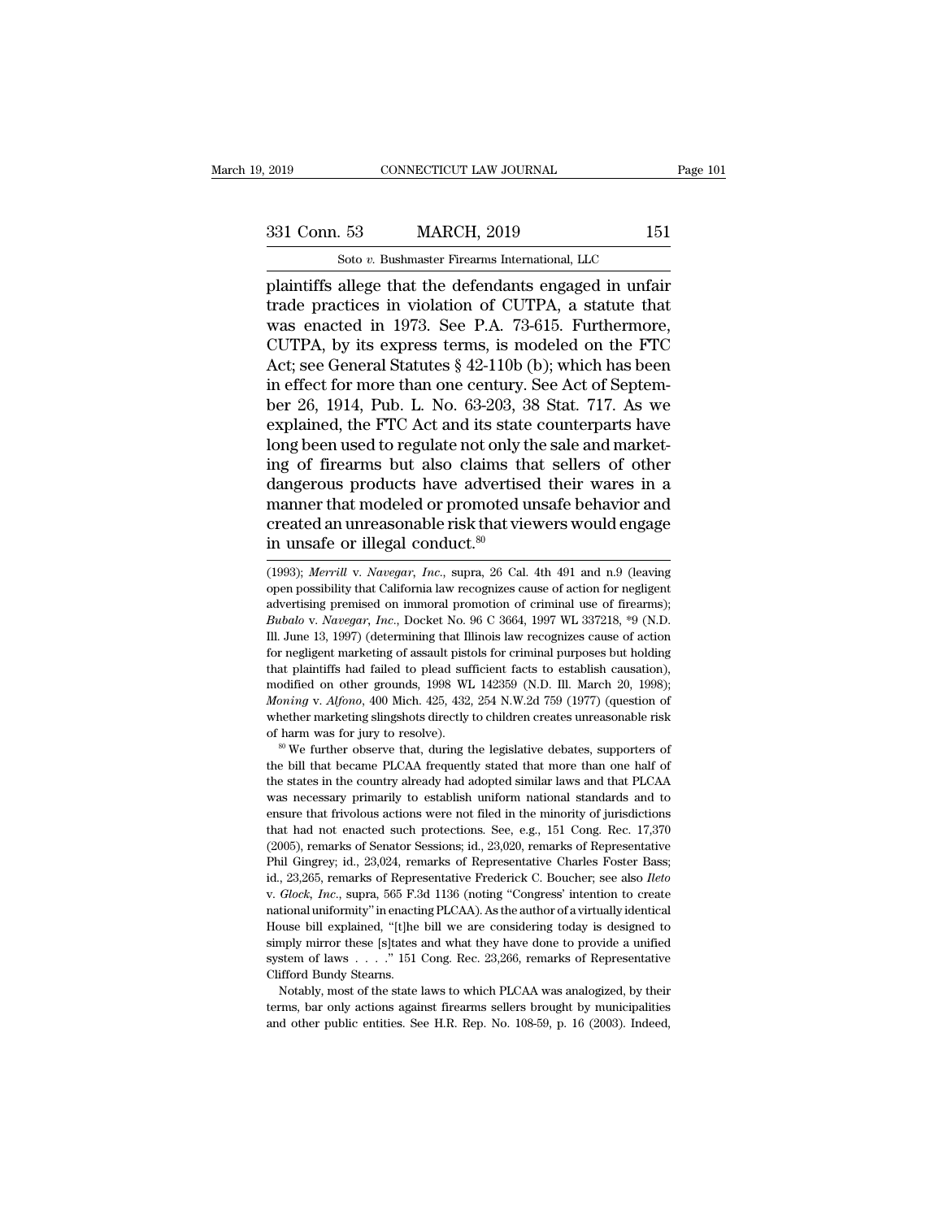plaintiffs allege that the defendants engaged in unfair trade practices in violation of CUTPA, a statute that was enacted in 1973. See P.A. 73-615. Furthermore, CUTPA, by its express terms, is modeled on the FTC Act; see General Statutes § 42-110b (b); which has been in effect for more than one century. See Act of September 26, 1914, Pub. L. No. 63-203, 38 Stat. 717. As we explained, the FTC Act and its state counterparts have long been used to regulate not only the sale and marketing of firearms but also claims that sellers of other dangerous products have advertised their wares in a manner that modeled or promoted unsafe behavior and created an unreasonable risk that viewers would engage in unsafe or illegal conduct.[80]

(1993); *Merrill* v. *Navegar, Inc.*, supra, 26 Cal. 4th 491 and n.9 (leaving open possibility that California law recognizes cause of action for negligent advertising premised on immoral promotion of criminal use of firearms); *Bubalo* v. *Navegar, Inc.*, Docket No. 96 C 3664, 1997 WL 337218, *9 (N.D. Ill. June 13, 1997) (determining that Illinois law recognizes cause of action for negligent marketing of assault pistols for criminal purposes but holding that plaintiffs had failed to plead sufficient facts to establish causation), modified on other grounds, 1998 WL 142359 (N.D. Ill. March 20, 1998); *Moning* v. *Alfono*, 400 Mich. 425, 432, 254 N.W.2d 759 (1977) (question of whether marketing slingshots directly to children creates unreasonable risk of harm was for jury to resolve).

[80] We further observe that, during the legislative debates, supporters of the bill that became PLCAA frequently stated that more than one half of the states in the country already had adopted similar laws and that PLCAA was necessary primarily to establish uniform national standards and to ensure that frivolous actions were not filed in the minority of jurisdictions that had not enacted such protections. See, e.g., 151 Cong. Rec. 17,370 (2005), remarks of Senator Sessions; id., 23,020, remarks of Representative Phil Gingrey; id., 23,024, remarks of Representative Charles Foster Bass; id., 23,265, remarks of Representative Frederick C. Boucher; see also *Ileto* v. *Glock, Inc.*, supra, 565 F.3d 1136 (noting "Congress' intention to create national uniformity" in enacting PLCAA). As the author of a virtually identical House bill explained, "[t]he bill we are considering today is designed to simply mirror these [s]tates and what they have done to provide a unified system of laws . . . ." 151 Cong. Rec. 23,266, remarks of Representative Clifford Bundy Stearns.

Notably, most of the state laws to which PLCAA was analogized, by their terms, bar only actions against firearms sellers brought by municipalities and other public entities. See H.R. Rep. No. 108-59, p. 16 (2003). Indeed,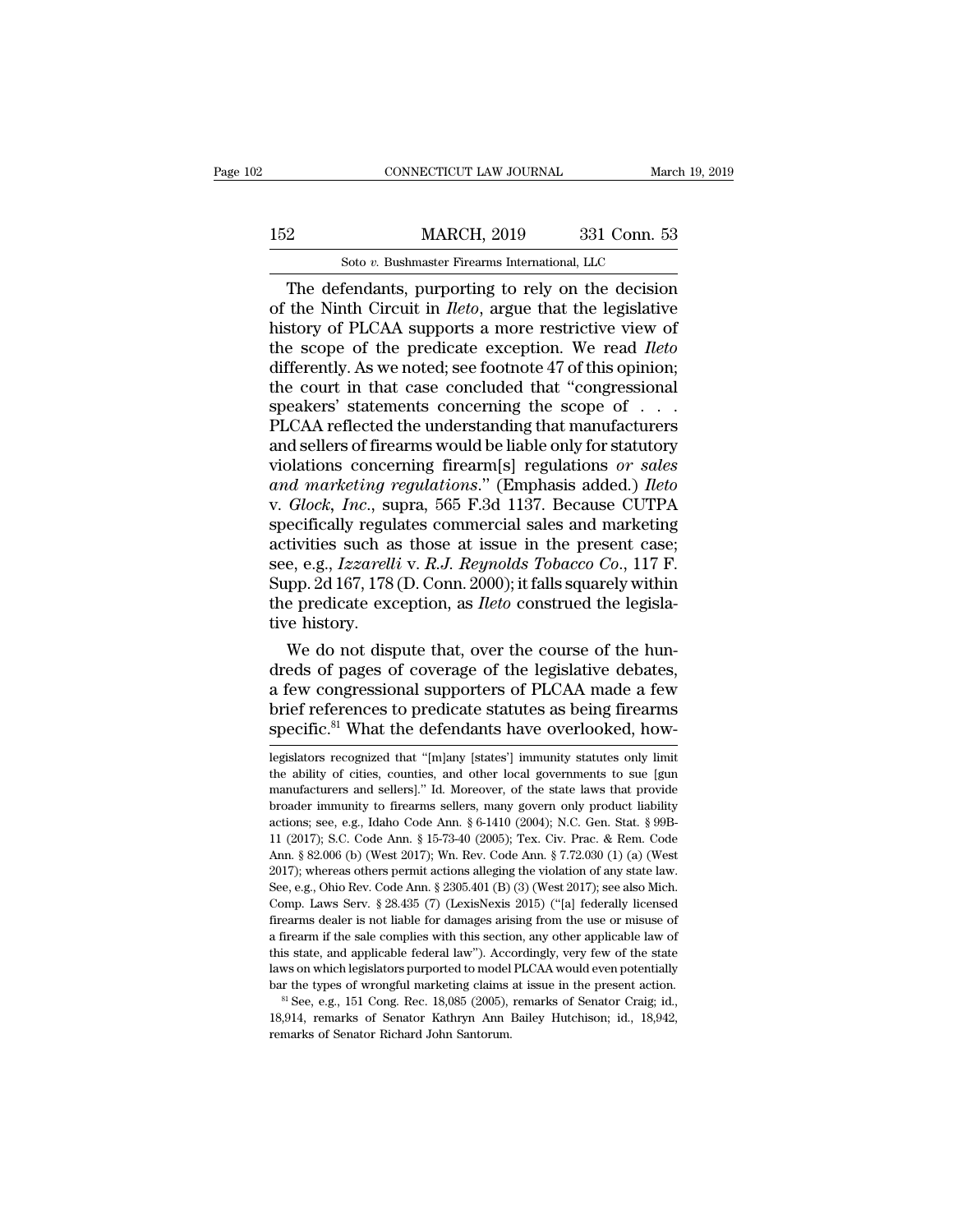The defendants, purporting to rely on the decision of the Ninth Circuit in *Ileto*, argue that the legislative history of PLCAA supports a more restrictive view of the scope of the predicate exception. We read *Ileto* differently. As we noted; see footnote 47 of this opinion; the court in that case concluded that "congressional speakers' statements concerning the scope of . . . PLCAA reflected the understanding that manufacturers and sellers of firearms would be liable only for statutory violations concerning firearm[s] regulations *or sales and marketing regulations*." (Emphasis added.) *Ileto* v. *Glock, Inc.*, supra, 565 F.3d 1137. Because CUTPA specifically regulates commercial sales and marketing activities such as those at issue in the present case; see, e.g., *Izzarelli* v. *R.J. Reynolds Tobacco Co.*, 117 F. Supp. 2d 167, 178 (D. Conn. 2000); it falls squarely within the predicate exception, as *Ileto* construed the legislative history.

We do not dispute that, over the course of the hundreds of pages of coverage of the legislative debates, a few congressional supporters of PLCAA made a few brief references to predicate statutes as being firearms specific.[81] What the defendants have overlooked, how-

---

legislators recognized that "[m]any [states'] immunity statutes only limit the ability of cities, counties, and other local governments to sue [gun manufacturers and sellers]." Id. Moreover, of the state laws that provide broader immunity to firearms sellers, many govern only product liability actions; see, e.g., Idaho Code Ann. § 6-1410 (2004); N.C. Gen. Stat. § 99B-11 (2017); S.C. Code Ann. § 15-73-40 (2005); Tex. Civ. Prac. & Rem. Code Ann. § 82.006 (b) (West 2017); Wn. Rev. Code Ann. § 7.72.030 (1) (a) (West 2017); whereas others permit actions alleging the violation of any state law. See, e.g., Ohio Rev. Code Ann. § 2305.401 (B) (3) (West 2017); see also Mich. Comp. Laws Serv. § 28.435 (7) (LexisNexis 2015) ("[a] federally licensed firearms dealer is not liable for damages arising from the use or misuse of a firearm if the sale complies with this section, any other applicable law of this state, and applicable federal law"). Accordingly, very few of the state laws on which legislators purported to model PLCAA would even potentially bar the types of wrongful marketing claims at issue in the present action.

[81] See, e.g., 151 Cong. Rec. 18,085 (2005), remarks of Senator Craig; id., 18,914, remarks of Senator Kathryn Ann Bailey Hutchison; id., 18,942, remarks of Senator Richard John Santorum.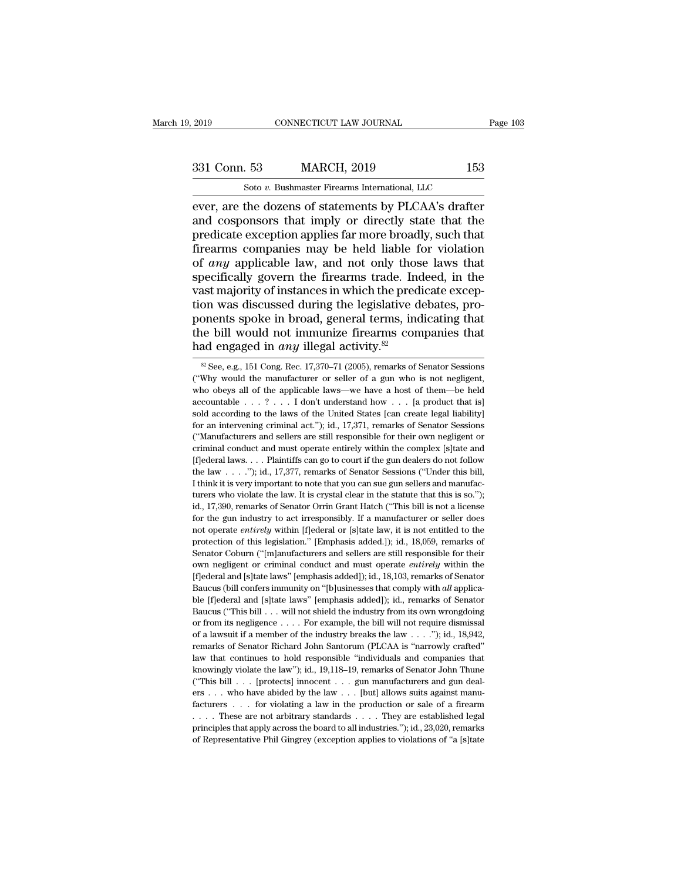ever, are the dozens of statements by PLCAA's drafter and cosponsors that imply or directly state that the predicate exception applies far more broadly, such that firearms companies may be held liable for violation of *any* applicable law, and not only those laws that specifically govern the firearms trade. Indeed, in the vast majority of instances in which the predicate exception was discussed during the legislative debates, proponents spoke in broad, general terms, indicating that the bill would not immunize firearms companies that had engaged in *any* illegal activity.[82]

[82] See, e.g., 151 Cong. Rec. 17,370–71 (2005), remarks of Senator Sessions ("Why would the manufacturer or seller of a gun who is not negligent, who obeys all of the applicable laws—we have a host of them—be held accountable . . . ? . . . I don't understand how . . . [a product that is] sold according to the laws of the United States [can create legal liability] for an intervening criminal act."); id., 17,371, remarks of Senator Sessions ("Manufacturers and sellers are still responsible for their own negligent or criminal conduct and must operate entirely within the complex [s]tate and [f]ederal laws. . . . Plaintiffs can go to court if the gun dealers do not follow the law . . . ."); id., 17,377, remarks of Senator Sessions ("Under this bill, I think it is very important to note that you can sue gun sellers and manufacturers who violate the law. It is crystal clear in the statute that this is so."); id., 17,390, remarks of Senator Orrin Grant Hatch ("This bill is not a license for the gun industry to act irresponsibly. If a manufacturer or seller does not operate *entirely* within [f]ederal or [s]tate law, it is not entitled to the protection of this legislation." [Emphasis added.]); id., 18,059, remarks of Senator Coburn ("[m]anufacturers and sellers are still responsible for their own negligent or criminal conduct and must operate *entirely* within the [f]ederal and [s]tate laws" [emphasis added]); id., 18,103, remarks of Senator Baucus (bill confers immunity on "[b]usinesses that comply with *all* applicable [f]ederal and [s]tate laws" [emphasis added]); id., remarks of Senator Baucus ("This bill . . . will not shield the industry from its own wrongdoing or from its negligence . . . . For example, the bill will not require dismissal of a lawsuit if a member of the industry breaks the law . . . ."); id., 18,942, remarks of Senator Richard John Santorum (PLCAA is "narrowly crafted" law that continues to hold responsible "individuals and companies that knowingly violate the law"); id., 19,118–19, remarks of Senator John Thune ("This bill . . . [protects] innocent . . . gun manufacturers and gun dealers . . . who have abided by the law . . . [but] allows suits against manufacturers . . . for violating a law in the production or sale of a firearm . . . . These are not arbitrary standards . . . . They are established legal principles that apply across the board to all industries."); id., 23,020, remarks of Representative Phil Gingrey (exception applies to violations of "a [s]tate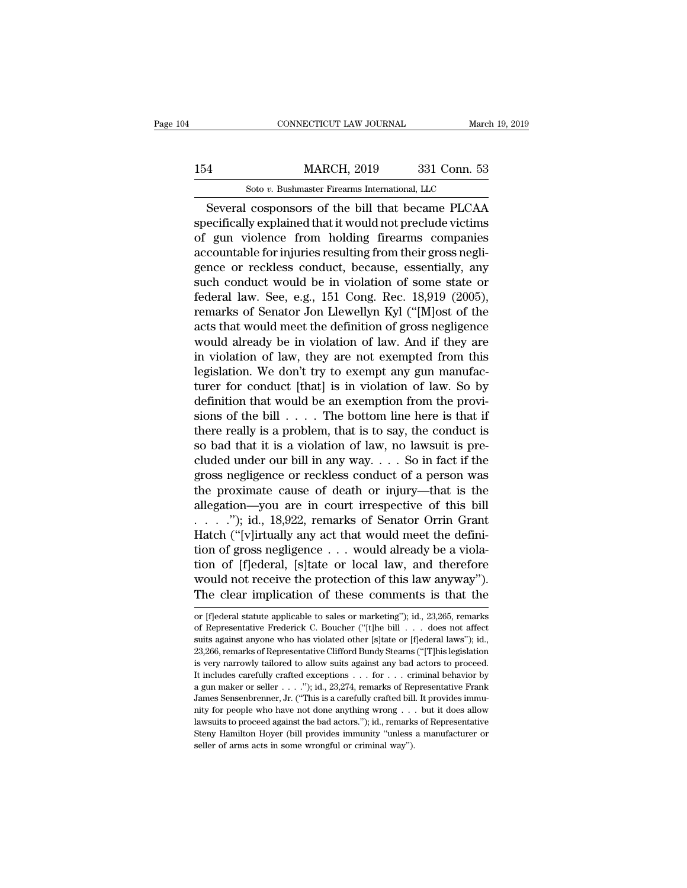Several cosponsors of the bill that became PLCAA specifically explained that it would not preclude victims of gun violence from holding firearms companies accountable for injuries resulting from their gross negligence or reckless conduct, because, essentially, any such conduct would be in violation of some state or federal law. See, e.g., 151 Cong. Rec. 18,919 (2005), remarks of Senator Jon Llewellyn Kyl ("[M]ost of the acts that would meet the definition of gross negligence would already be in violation of law. And if they are in violation of law, they are not exempted from this legislation. We don't try to exempt any gun manufacturer for conduct [that] is in violation of law. So by definition that would be an exemption from the provisions of the bill . . . . The bottom line here is that if there really is a problem, that is to say, the conduct is so bad that it is a violation of law, no lawsuit is precluded under our bill in any way. . . . So in fact if the gross negligence or reckless conduct of a person was the proximate cause of death or injury—that is the allegation—you are in court irrespective of this bill . . . ."); id., 18,922, remarks of Senator Orrin Grant Hatch ("[v]irtually any act that would meet the definition of gross negligence . . . would already be a violation of [f]ederal, [s]tate or local law, and therefore would not receive the protection of this law anyway"). The clear implication of these comments is that the

or [f]ederal statute applicable to sales or marketing"); id., 23,265, remarks of Representative Frederick C. Boucher ("[t]he bill . . . does not affect suits against anyone who has violated other [s]tate or [f]ederal laws"); id., 23,266, remarks of Representative Clifford Bundy Stearns ("[T]his legislation is very narrowly tailored to allow suits against any bad actors to proceed. It includes carefully crafted exceptions . . . for . . . criminal behavior by a gun maker or seller . . . ."); id., 23,274, remarks of Representative Frank James Sensenbrenner, Jr. ("This is a carefully crafted bill. It provides immunity for people who have not done anything wrong . . . but it does allow lawsuits to proceed against the bad actors."); id., remarks of Representative Steny Hamilton Hoyer (bill provides immunity "unless a manufacturer or seller of arms acts in some wrongful or criminal way").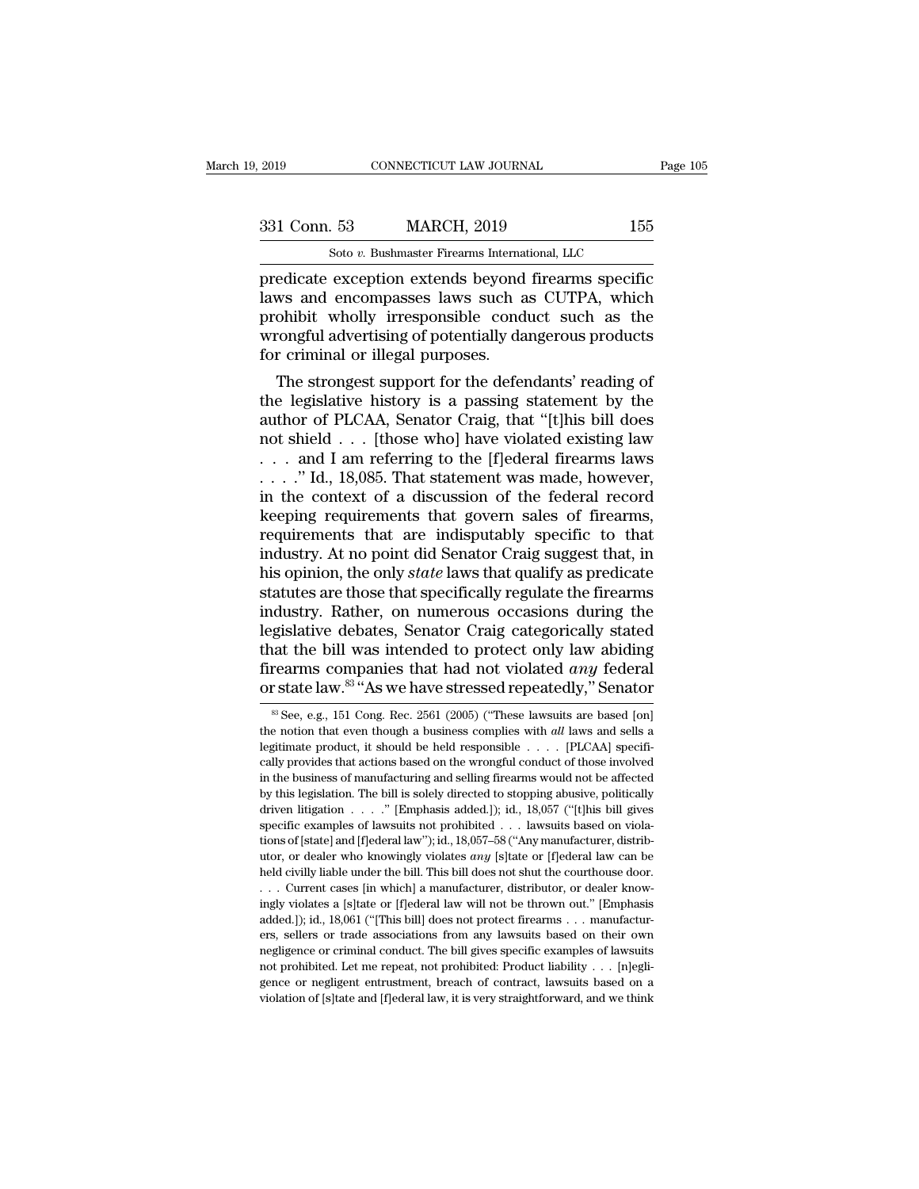predicate exception extends beyond firearms specific laws and encompasses laws such as CUTPA, which prohibit wholly irresponsible conduct such as the wrongful advertising of potentially dangerous products for criminal or illegal purposes.

The strongest support for the defendants' reading of the legislative history is a passing statement by the author of PLCAA, Senator Craig, that "[t]his bill does not shield . . . [those who] have violated existing law . . . and I am referring to the [f]ederal firearms laws . . . ." Id., 18,085. That statement was made, however, in the context of a discussion of the federal record keeping requirements that govern sales of firearms, requirements that are indisputably specific to that industry. At no point did Senator Craig suggest that, in his opinion, the only *state* laws that qualify as predicate statutes are those that specifically regulate the firearms industry. Rather, on numerous occasions during the legislative debates, Senator Craig categorically stated that the bill was intended to protect only law abiding firearms companies that had not violated *any* federal or state law.[83] "As we have stressed repeatedly," Senator

---

[83] See, e.g., 151 Cong. Rec. 2561 (2005) ("These lawsuits are based [on] the notion that even though a business complies with *all* laws and sells a legitimate product, it should be held responsible . . . . [PLCAA] specifically provides that actions based on the wrongful conduct of those involved in the business of manufacturing and selling firearms would not be affected by this legislation. The bill is solely directed to stopping abusive, politically driven litigation . . . ." [Emphasis added.]); id., 18,057 ("[t]his bill gives specific examples of lawsuits not prohibited . . . lawsuits based on violations of [state] and [f]ederal law"); id., 18,057–58 ("Any manufacturer, distributor, or dealer who knowingly violates *any* [s]tate or [f]ederal law can be held civilly liable under the bill. This bill does not shut the courthouse door. . . . Current cases [in which] a manufacturer, distributor, or dealer knowingly violates a [s]tate or [f]ederal law will not be thrown out." [Emphasis added.]); id., 18,061 ("[This bill] does not protect firearms . . . manufacturers, sellers or trade associations from any lawsuits based on their own negligence or criminal conduct. The bill gives specific examples of lawsuits not prohibited. Let me repeat, not prohibited: Product liability . . . [n]egligence or negligent entrustment, breach of contract, lawsuits based on a violation of [s]tate and [f]ederal law, it is very straightforward, and we think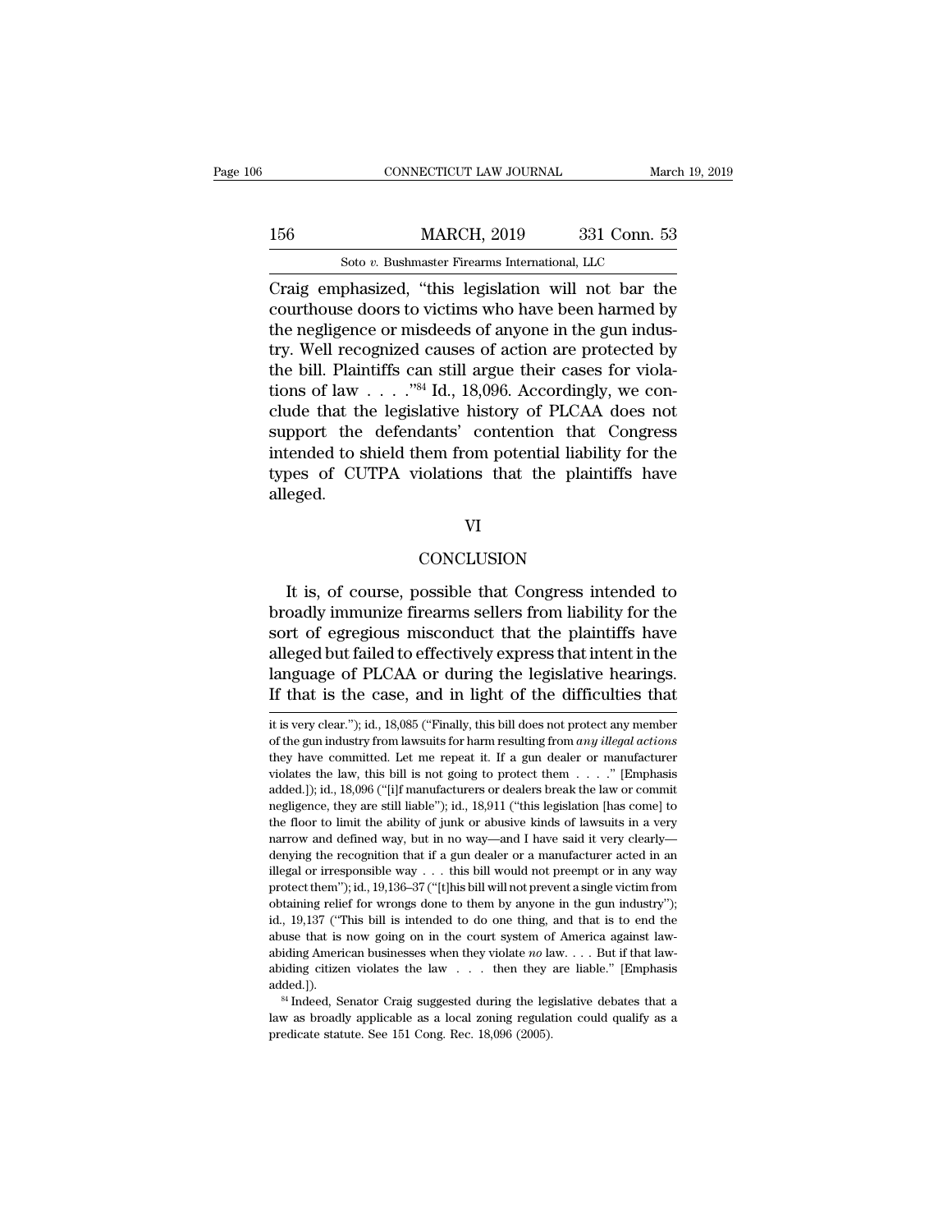Craig emphasized, "this legislation will not bar the courthouse doors to victims who have been harmed by the negligence or misdeeds of anyone in the gun industry. Well recognized causes of action are protected by the bill. Plaintiffs can still argue their cases for violations of law . . . ."[84] Id., 18,096. Accordingly, we conclude that the legislative history of PLCAA does not support the defendants' contention that Congress intended to shield them from potential liability for the types of CUTPA violations that the plaintiffs have alleged.

## VI

## CONCLUSION

It is, of course, possible that Congress intended to broadly immunize firearms sellers from liability for the sort of egregious misconduct that the plaintiffs have alleged but failed to effectively express that intent in the language of PLCAA or during the legislative hearings. If that is the case, and in light of the difficulties that

---

it is very clear."); id., 18,085 ("Finally, this bill does not protect any member of the gun industry from lawsuits for harm resulting from *any illegal actions* they have committed. Let me repeat it. If a gun dealer or manufacturer violates the law, this bill is not going to protect them . . . ." [Emphasis added.]); id., 18,096 ("[i]f manufacturers or dealers break the law or commit negligence, they are still liable"); id., 18,911 ("this legislation [has come] to the floor to limit the ability of junk or abusive kinds of lawsuits in a very narrow and defined way, but in no way—and I have said it very clearly—denying the recognition that if a gun dealer or a manufacturer acted in an illegal or irresponsible way . . . this bill would not preempt or in any way protect them"); id., 19,136–37 ("[t]his bill will not prevent a single victim from obtaining relief for wrongs done to them by anyone in the gun industry"); id., 19,137 ("This bill is intended to do one thing, and that is to end the abuse that is now going on in the court system of America against law-abiding American businesses when they violate *no* law. . . . But if that law-abiding citizen violates the law . . . then they are liable." [Emphasis added.]).

[84] Indeed, Senator Craig suggested during the legislative debates that a law as broadly applicable as a local zoning regulation could qualify as a predicate statute. See 151 Cong. Rec. 18,096 (2005).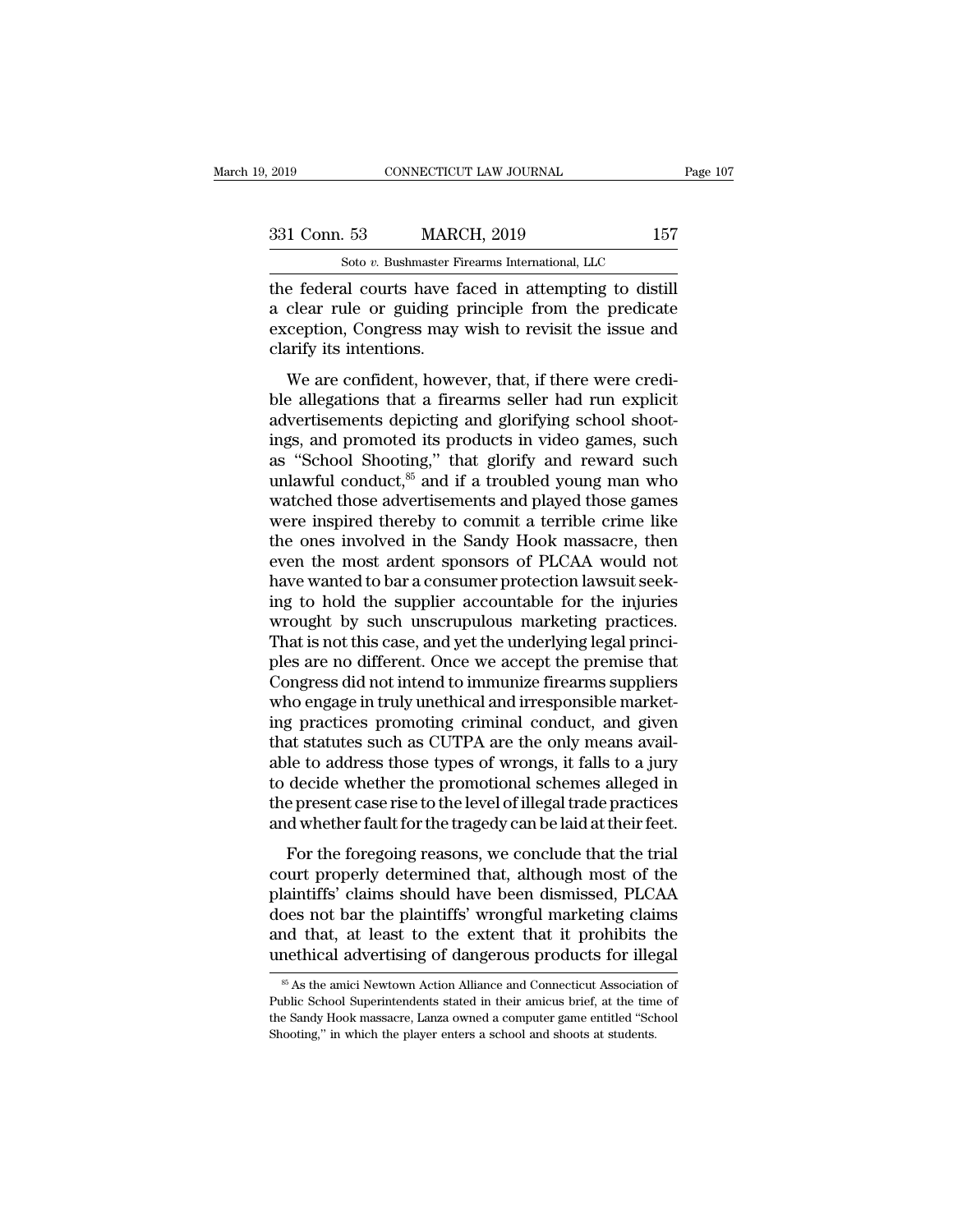the federal courts have faced in attempting to distill a clear rule or guiding principle from the predicate exception, Congress may wish to revisit the issue and clarify its intentions.

We are confident, however, that, if there were credible allegations that a firearms seller had run explicit advertisements depicting and glorifying school shootings, and promoted its products in video games, such as "School Shooting," that glorify and reward such unlawful conduct,[85] and if a troubled young man who watched those advertisements and played those games were inspired thereby to commit a terrible crime like the ones involved in the Sandy Hook massacre, then even the most ardent sponsors of PLCAA would not have wanted to bar a consumer protection lawsuit seeking to hold the supplier accountable for the injuries wrought by such unscrupulous marketing practices. That is not this case, and yet the underlying legal principles are no different. Once we accept the premise that Congress did not intend to immunize firearms suppliers who engage in truly unethical and irresponsible marketing practices promoting criminal conduct, and given that statutes such as CUTPA are the only means available to address those types of wrongs, it falls to a jury to decide whether the promotional schemes alleged in the present case rise to the level of illegal trade practices and whether fault for the tragedy can be laid at their feet.

For the foregoing reasons, we conclude that the trial court properly determined that, although most of the plaintiffs' claims should have been dismissed, PLCAA does not bar the plaintiffs' wrongful marketing claims and that, at least to the extent that it prohibits the unethical advertising of dangerous products for illegal

[85] As the amici Newtown Action Alliance and Connecticut Association of Public School Superintendents stated in their amicus brief, at the time of the Sandy Hook massacre, Lanza owned a computer game entitled "School Shooting," in which the player enters a school and shoots at students.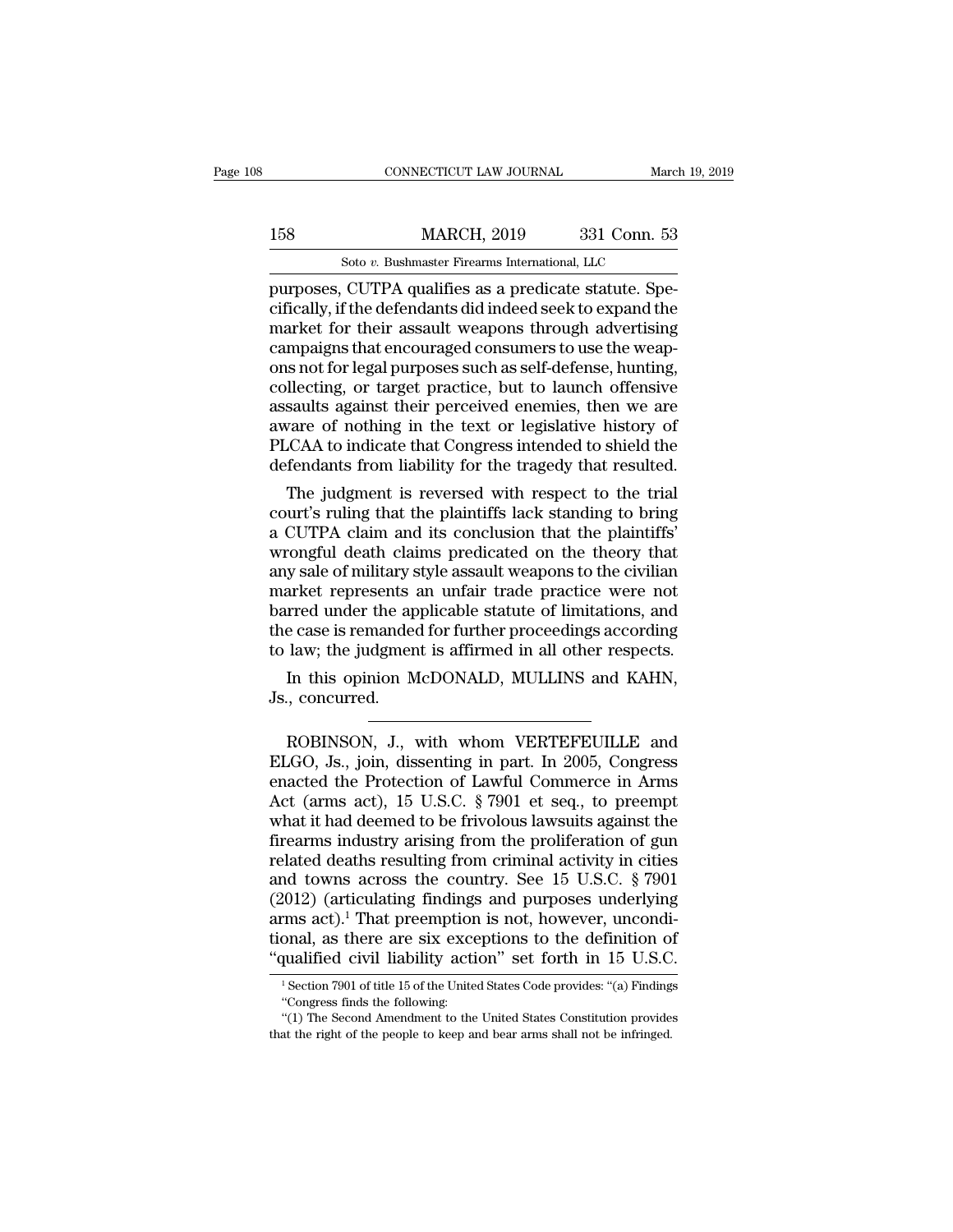purposes, CUTPA qualifies as a predicate statute. Specifically, if the defendants did indeed seek to expand the market for their assault weapons through advertising campaigns that encouraged consumers to use the weapons not for legal purposes such as self-defense, hunting, collecting, or target practice, but to launch offensive assaults against their perceived enemies, then we are aware of nothing in the text or legislative history of PLCAA to indicate that Congress intended to shield the defendants from liability for the tragedy that resulted.

The judgment is reversed with respect to the trial court's ruling that the plaintiffs lack standing to bring a CUTPA claim and its conclusion that the plaintiffs' wrongful death claims predicated on the theory that any sale of military style assault weapons to the civilian market represents an unfair trade practice were not barred under the applicable statute of limitations, and the case is remanded for further proceedings according to law; the judgment is affirmed in all other respects.

In this opinion McDONALD, MULLINS and KAHN, Js., concurred.

---

ROBINSON, J., with whom VERTEFEUILLE and ELGO, Js., join, dissenting in part. In 2005, Congress enacted the Protection of Lawful Commerce in Arms Act (arms act), 15 U.S.C. § 7901 et seq., to preempt what it had deemed to be frivolous lawsuits against the firearms industry arising from the proliferation of gun related deaths resulting from criminal activity in cities and towns across the country. See 15 U.S.C. § 7901 (2012) (articulating findings and purposes underlying arms act).[1] That preemption is not, however, unconditional, as there are six exceptions to the definition of "qualified civil liability action" set forth in 15 U.S.C.

[1] Section 7901 of title 15 of the United States Code provides: "(a) Findings

"Congress finds the following:

"(1) The Second Amendment to the United States Constitution provides that the right of the people to keep and bear arms shall not be infringed.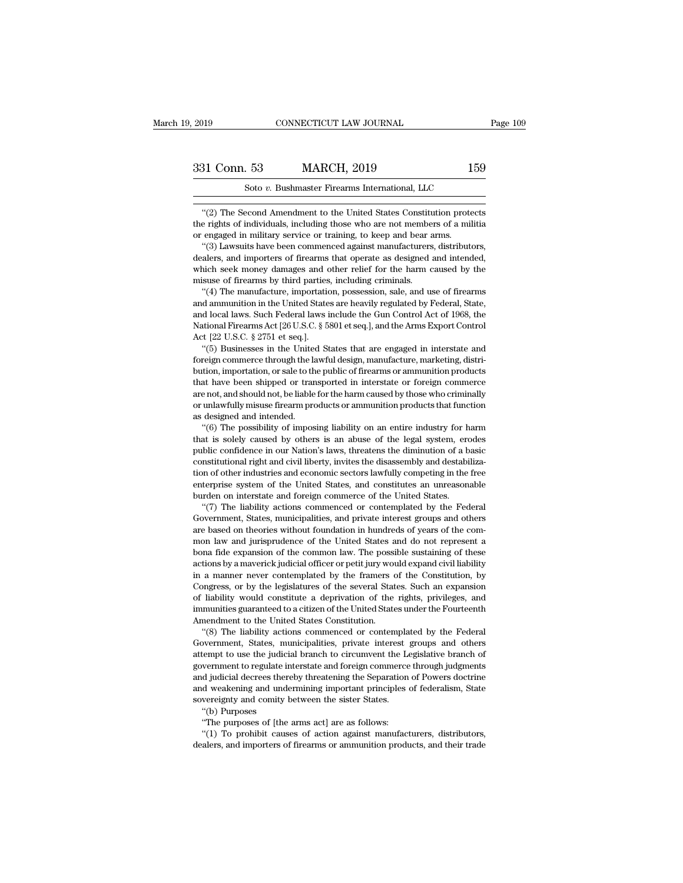"(2) The Second Amendment to the United States Constitution protects the rights of individuals, including those who are not members of a militia or engaged in military service or training, to keep and bear arms.

"(3) Lawsuits have been commenced against manufacturers, distributors, dealers, and importers of firearms that operate as designed and intended, which seek money damages and other relief for the harm caused by the misuse of firearms by third parties, including criminals.

"(4) The manufacture, importation, possession, sale, and use of firearms and ammunition in the United States are heavily regulated by Federal, State, and local laws. Such Federal laws include the Gun Control Act of 1968, the National Firearms Act [26 U.S.C. § 5801 et seq.], and the Arms Export Control Act [22 U.S.C. § 2751 et seq.].

"(5) Businesses in the United States that are engaged in interstate and foreign commerce through the lawful design, manufacture, marketing, distribution, importation, or sale to the public of firearms or ammunition products that have been shipped or transported in interstate or foreign commerce are not, and should not, be liable for the harm caused by those who criminally or unlawfully misuse firearm products or ammunition products that function as designed and intended.

"(6) The possibility of imposing liability on an entire industry for harm that is solely caused by others is an abuse of the legal system, erodes public confidence in our Nation's laws, threatens the diminution of a basic constitutional right and civil liberty, invites the disassembly and destabilization of other industries and economic sectors lawfully competing in the free enterprise system of the United States, and constitutes an unreasonable burden on interstate and foreign commerce of the United States.

"(7) The liability actions commenced or contemplated by the Federal Government, States, municipalities, and private interest groups and others are based on theories without foundation in hundreds of years of the common law and jurisprudence of the United States and do not represent a bona fide expansion of the common law. The possible sustaining of these actions by a maverick judicial officer or petit jury would expand civil liability in a manner never contemplated by the framers of the Constitution, by Congress, or by the legislatures of the several States. Such an expansion of liability would constitute a deprivation of the rights, privileges, and immunities guaranteed to a citizen of the United States under the Fourteenth Amendment to the United States Constitution.

"(8) The liability actions commenced or contemplated by the Federal Government, States, municipalities, private interest groups and others attempt to use the judicial branch to circumvent the Legislative branch of government to regulate interstate and foreign commerce through judgments and judicial decrees thereby threatening the Separation of Powers doctrine and weakening and undermining important principles of federalism, State sovereignty and comity between the sister States.

"(b) Purposes

"The purposes of [the arms act] are as follows:

"(1) To prohibit causes of action against manufacturers, distributors, dealers, and importers of firearms or ammunition products, and their trade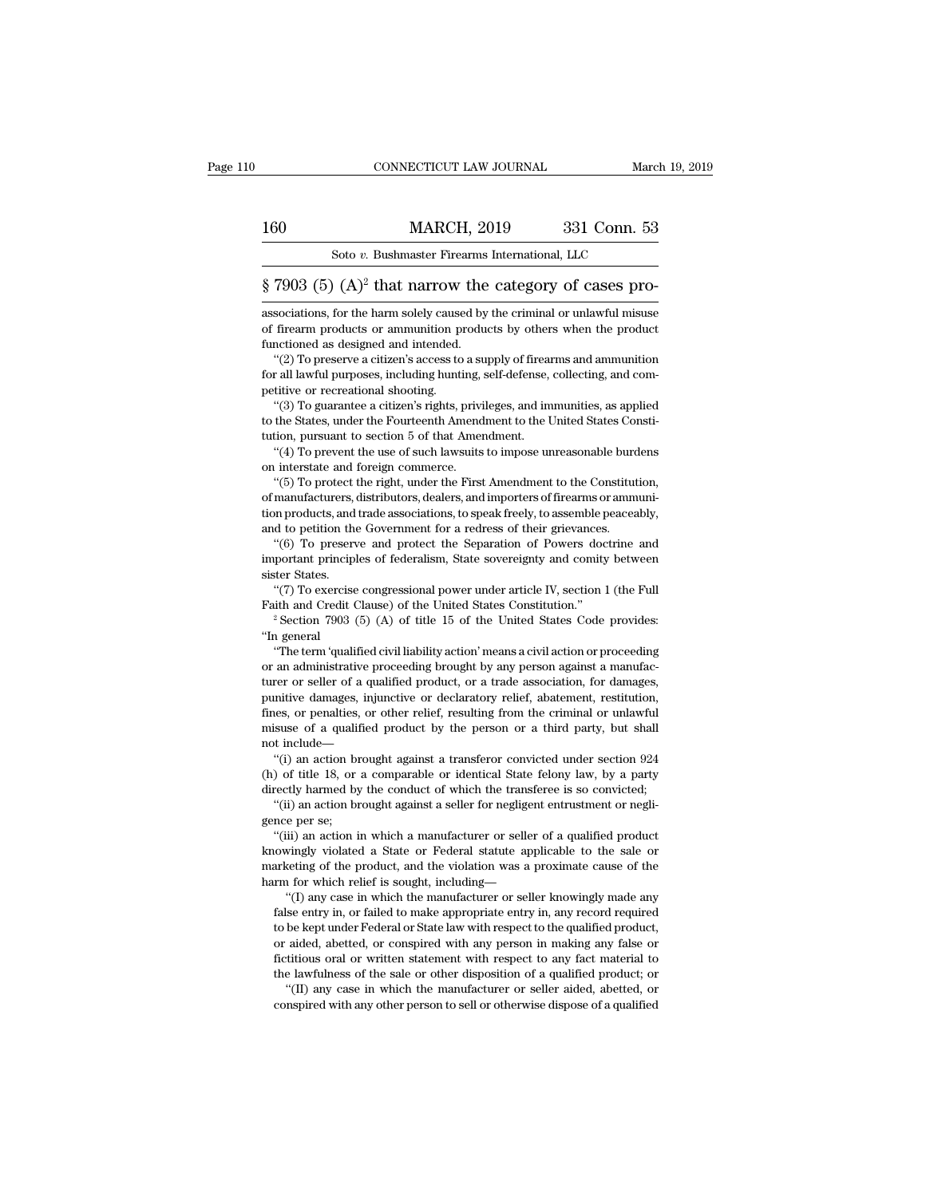§ 7903 (5) (A)[2] that narrow the category of cases pro-

associations, for the harm solely caused by the criminal or unlawful misuse of firearm products or ammunition products by others when the product functioned as designed and intended.

"(2) To preserve a citizen's access to a supply of firearms and ammunition for all lawful purposes, including hunting, self-defense, collecting, and competitive or recreational shooting.

"(3) To guarantee a citizen's rights, privileges, and immunities, as applied to the States, under the Fourteenth Amendment to the United States Constitution, pursuant to section 5 of that Amendment.

"(4) To prevent the use of such lawsuits to impose unreasonable burdens on interstate and foreign commerce.

"(5) To protect the right, under the First Amendment to the Constitution, of manufacturers, distributors, dealers, and importers of firearms or ammunition products, and trade associations, to speak freely, to assemble peaceably, and to petition the Government for a redress of their grievances.

"(6) To preserve and protect the Separation of Powers doctrine and important principles of federalism, State sovereignty and comity between sister States.

"(7) To exercise congressional power under article IV, section 1 (the Full Faith and Credit Clause) of the United States Constitution."

[2] Section 7903 (5) (A) of title 15 of the United States Code provides: "In general

"The term 'qualified civil liability action' means a civil action or proceeding or an administrative proceeding brought by any person against a manufacturer or seller of a qualified product, or a trade association, for damages, punitive damages, injunctive or declaratory relief, abatement, restitution, fines, or penalties, or other relief, resulting from the criminal or unlawful misuse of a qualified product by the person or a third party, but shall not include—

"(i) an action brought against a transferor convicted under section 924 (h) of title 18, or a comparable or identical State felony law, by a party directly harmed by the conduct of which the transferee is so convicted;

"(ii) an action brought against a seller for negligent entrustment or negligence per se;

"(iii) an action in which a manufacturer or seller of a qualified product knowingly violated a State or Federal statute applicable to the sale or marketing of the product, and the violation was a proximate cause of the harm for which relief is sought, including—

"(I) any case in which the manufacturer or seller knowingly made any false entry in, or failed to make appropriate entry in, any record required to be kept under Federal or State law with respect to the qualified product, or aided, abetted, or conspired with any person in making any false or fictitious oral or written statement with respect to any fact material to the lawfulness of the sale or other disposition of a qualified product; or

"(II) any case in which the manufacturer or seller aided, abetted, or conspired with any other person to sell or otherwise dispose of a qualified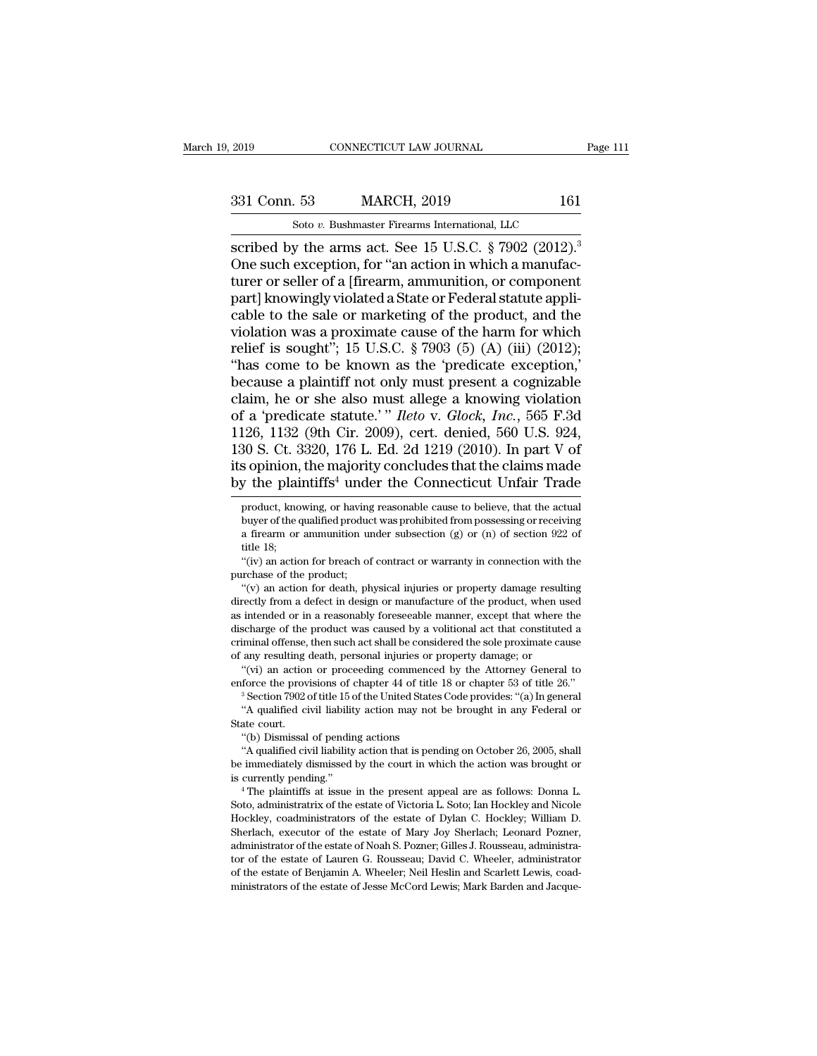scribed by the arms act. See 15 U.S.C. § 7902 (2012).[3] One such exception, for "an action in which a manufacturer or seller of a [firearm, ammunition, or component part] knowingly violated a State or Federal statute applicable to the sale or marketing of the product, and the violation was a proximate cause of the harm for which relief is sought"; 15 U.S.C. § 7903 (5) (A) (iii) (2012); "has come to be known as the 'predicate exception,' because a plaintiff not only must present a cognizable claim, he or she also must allege a knowing violation of a 'predicate statute.' " *Ileto* v. *Glock, Inc.*, 565 F.3d 1126, 1132 (9th Cir. 2009), cert. denied, 560 U.S. 924, 130 S. Ct. 3320, 176 L. Ed. 2d 1219 (2010). In part V of its opinion, the majority concludes that the claims made by the plaintiffs[4] under the Connecticut Unfair Trade

product, knowing, or having reasonable cause to believe, that the actual buyer of the qualified product was prohibited from possessing or receiving a firearm or ammunition under subsection (g) or (n) of section 922 of title 18;

"(iv) an action for breach of contract or warranty in connection with the purchase of the product;

"(v) an action for death, physical injuries or property damage resulting directly from a defect in design or manufacture of the product, when used as intended or in a reasonably foreseeable manner, except that where the discharge of the product was caused by a volitional act that constituted a criminal offense, then such act shall be considered the sole proximate cause of any resulting death, personal injuries or property damage; or

"(vi) an action or proceeding commenced by the Attorney General to enforce the provisions of chapter 44 of title 18 or chapter 53 of title 26."

[3] Section 7902 of title 15 of the United States Code provides: "(a) In general "A qualified civil liability action may not be brought in any Federal or State court.

"(b) Dismissal of pending actions

"A qualified civil liability action that is pending on October 26, 2005, shall be immediately dismissed by the court in which the action was brought or is currently pending."

[4] The plaintiffs at issue in the present appeal are as follows: Donna L. Soto, administratrix of the estate of Victoria L. Soto; Ian Hockley and Nicole Hockley, coadministrators of the estate of Dylan C. Hockley; William D. Sherlach, executor of the estate of Mary Joy Sherlach; Leonard Pozner, administrator of the estate of Noah S. Pozner; Gilles J. Rousseau, administrator of the estate of Lauren G. Rousseau; David C. Wheeler, administrator of the estate of Benjamin A. Wheeler; Neil Heslin and Scarlett Lewis, coadministrators of the estate of Jesse McCord Lewis; Mark Barden and Jacque-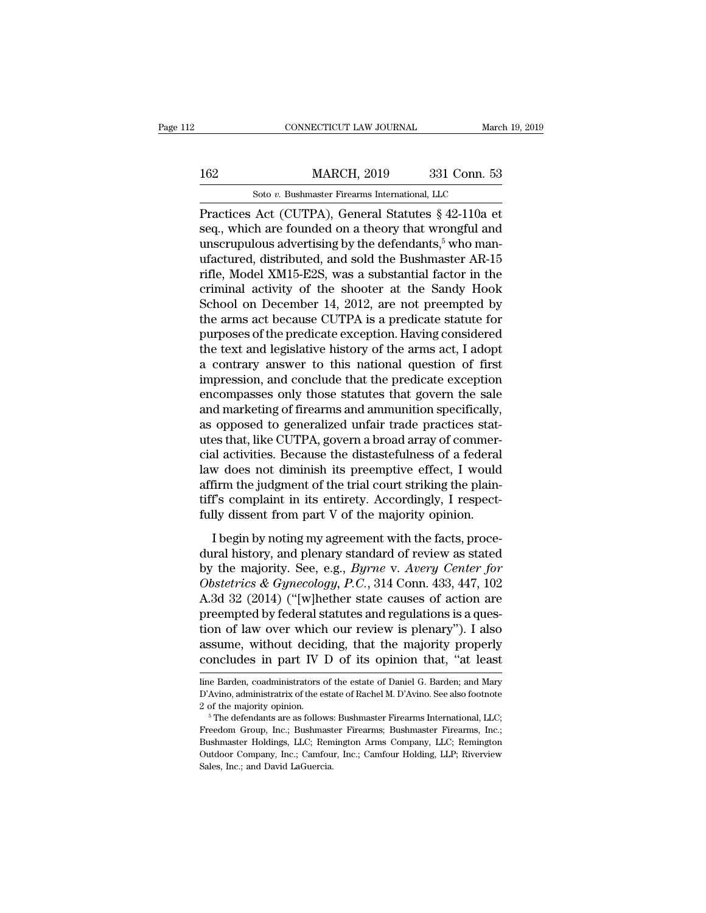Practices Act (CUTPA), General Statutes § 42-110a et seq., which are founded on a theory that wrongful and unscrupulous advertising by the defendants,[5] who manufactured, distributed, and sold the Bushmaster AR-15 rifle, Model XM15-E2S, was a substantial factor in the criminal activity of the shooter at the Sandy Hook School on December 14, 2012, are not preempted by the arms act because CUTPA is a predicate statute for purposes of the predicate exception. Having considered the text and legislative history of the arms act, I adopt a contrary answer to this national question of first impression, and conclude that the predicate exception encompasses only those statutes that govern the sale and marketing of firearms and ammunition specifically, as opposed to generalized unfair trade practices statutes that, like CUTPA, govern a broad array of commercial activities. Because the distastefulness of a federal law does not diminish its preemptive effect, I would affirm the judgment of the trial court striking the plaintiff's complaint in its entirety. Accordingly, I respectfully dissent from part V of the majority opinion.

I begin by noting my agreement with the facts, procedural history, and plenary standard of review as stated by the majority. See, e.g., *Byrne* v. *Avery Center for Obstetrics & Gynecology, P.C.*, 314 Conn. 433, 447, 102 A.3d 32 (2014) ("[w]hether state causes of action are preempted by federal statutes and regulations is a question of law over which our review is plenary"). I also assume, without deciding, that the majority properly concludes in part IV D of its opinion that, "at least

line Barden, coadministrators of the estate of Daniel G. Barden; and Mary D'Avino, administratrix of the estate of Rachel M. D'Avino. See also footnote 2 of the majority opinion.

[5] The defendants are as follows: Bushmaster Firearms International, LLC; Freedom Group, Inc.; Bushmaster Firearms; Bushmaster Firearms, Inc.; Bushmaster Holdings, LLC; Remington Arms Company, LLC; Remington Outdoor Company, Inc.; Camfour, Inc.; Camfour Holding, LLP; Riverview Sales, Inc.; and David LaGuercia.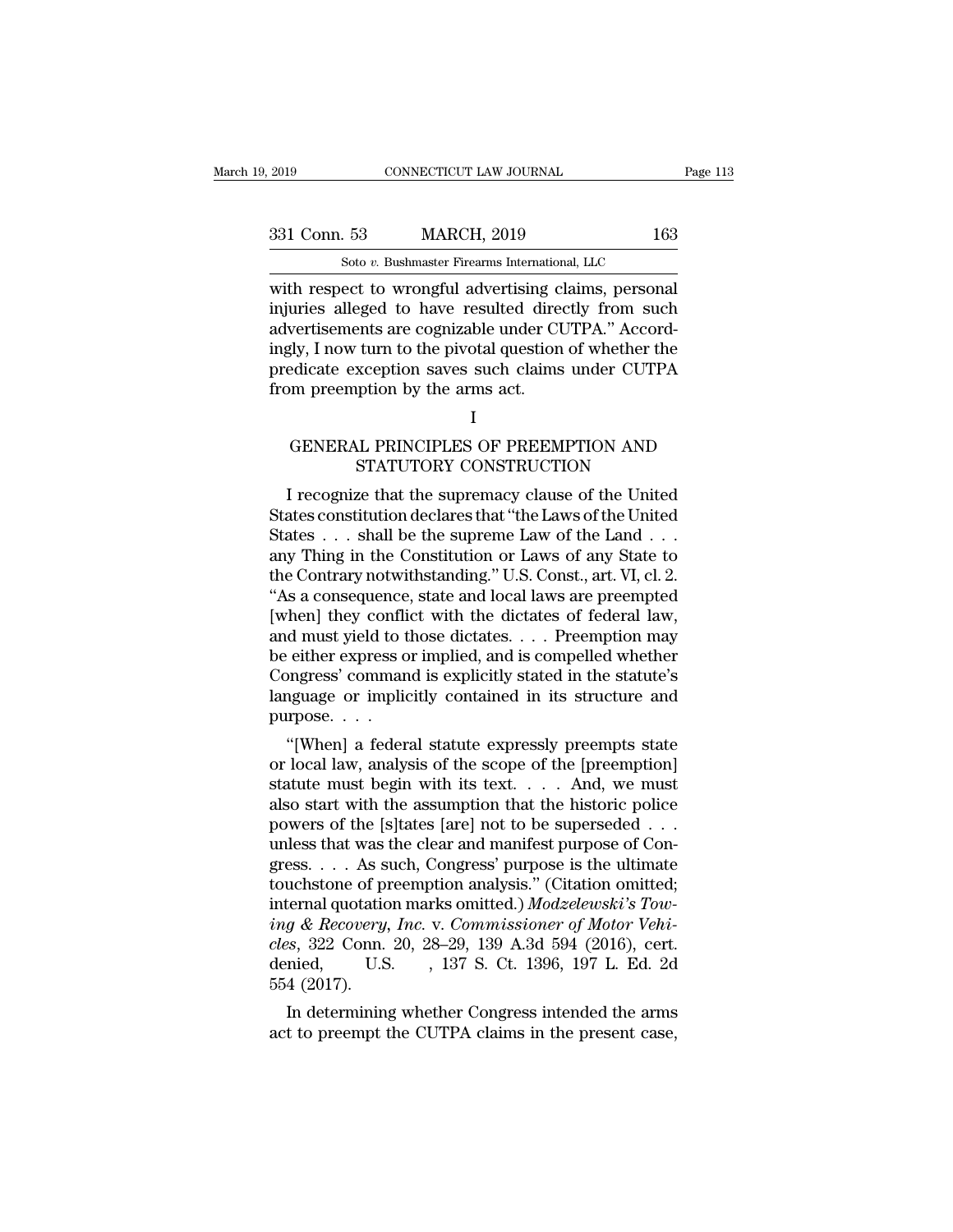with respect to wrongful advertising claims, personal injuries alleged to have resulted directly from such advertisements are cognizable under CUTPA." Accordingly, I now turn to the pivotal question of whether the predicate exception saves such claims under CUTPA from preemption by the arms act.

## I

## GENERAL PRINCIPLES OF PREEMPTION AND STATUTORY CONSTRUCTION

I recognize that the supremacy clause of the United States constitution declares that "the Laws of the United States . . . shall be the supreme Law of the Land . . . any Thing in the Constitution or Laws of any State to the Contrary notwithstanding." U.S. Const., art. VI, cl. 2. "As a consequence, state and local laws are preempted [when] they conflict with the dictates of federal law, and must yield to those dictates. . . . Preemption may be either express or implied, and is compelled whether Congress' command is explicitly stated in the statute's language or implicitly contained in its structure and purpose. . . .

"[When] a federal statute expressly preempts state or local law, analysis of the scope of the [preemption] statute must begin with its text. . . . And, we must also start with the assumption that the historic police powers of the [s]tates [are] not to be superseded . . . unless that was the clear and manifest purpose of Congress. . . . As such, Congress' purpose is the ultimate touchstone of preemption analysis." (Citation omitted; internal quotation marks omitted.) *Modzelewski's Towing & Recovery, Inc.* v. *Commissioner of Motor Vehicles*, 322 Conn. 20, 28–29, 139 A.3d 594 (2016), cert. denied, U.S. , 137 S. Ct. 1396, 197 L. Ed. 2d 554 (2017).

In determining whether Congress intended the arms act to preempt the CUTPA claims in the present case,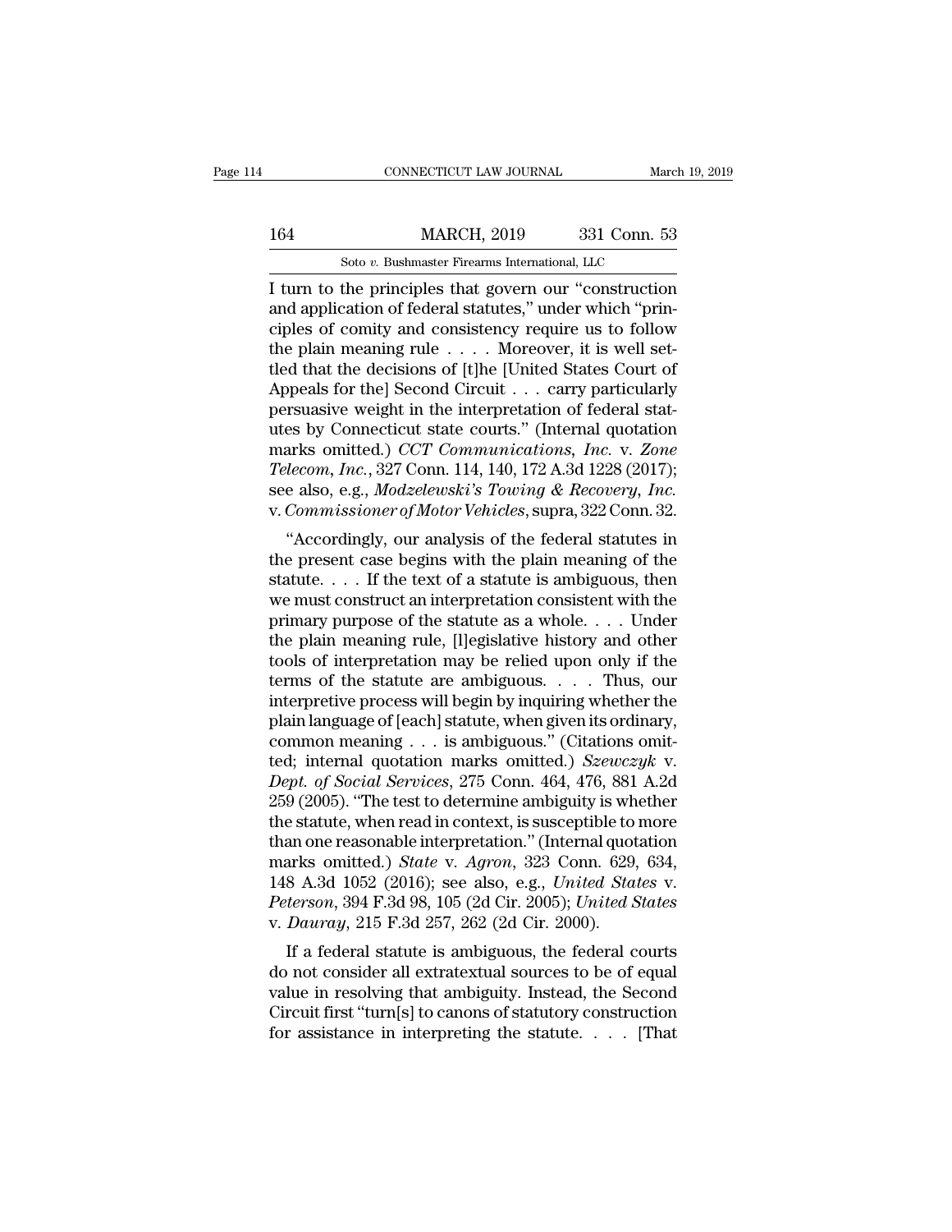I turn to the principles that govern our "construction and application of federal statutes," under which "principles of comity and consistency require us to follow the plain meaning rule . . . . Moreover, it is well settled that the decisions of [t]he [United States Court of Appeals for the] Second Circuit . . . carry particularly persuasive weight in the interpretation of federal statutes by Connecticut state courts." (Internal quotation marks omitted.) *CCT Communications, Inc.* v. *Zone Telecom, Inc.*, 327 Conn. 114, 140, 172 A.3d 1228 (2017); see also, e.g., *Modzelewski's Towing & Recovery, Inc.* v. *Commissioner of Motor Vehicles*, supra, 322 Conn. 32.

"Accordingly, our analysis of the federal statutes in the present case begins with the plain meaning of the statute. . . . If the text of a statute is ambiguous, then we must construct an interpretation consistent with the primary purpose of the statute as a whole. . . . Under the plain meaning rule, [l]egislative history and other tools of interpretation may be relied upon only if the terms of the statute are ambiguous. . . . Thus, our interpretive process will begin by inquiring whether the plain language of [each] statute, when given its ordinary, common meaning . . . is ambiguous." (Citations omitted; internal quotation marks omitted.) *Szewczyk* v. *Dept. of Social Services*, 275 Conn. 464, 476, 881 A.2d 259 (2005). "The test to determine ambiguity is whether the statute, when read in context, is susceptible to more than one reasonable interpretation." (Internal quotation marks omitted.) *State* v. *Agron*, 323 Conn. 629, 634, 148 A.3d 1052 (2016); see also, e.g., *United States* v. *Peterson*, 394 F.3d 98, 105 (2d Cir. 2005); *United States* v. *Dauray*, 215 F.3d 257, 262 (2d Cir. 2000).

If a federal statute is ambiguous, the federal courts do not consider all extratextual sources to be of equal value in resolving that ambiguity. Instead, the Second Circuit first "turn[s] to canons of statutory construction for assistance in interpreting the statute. . . . [That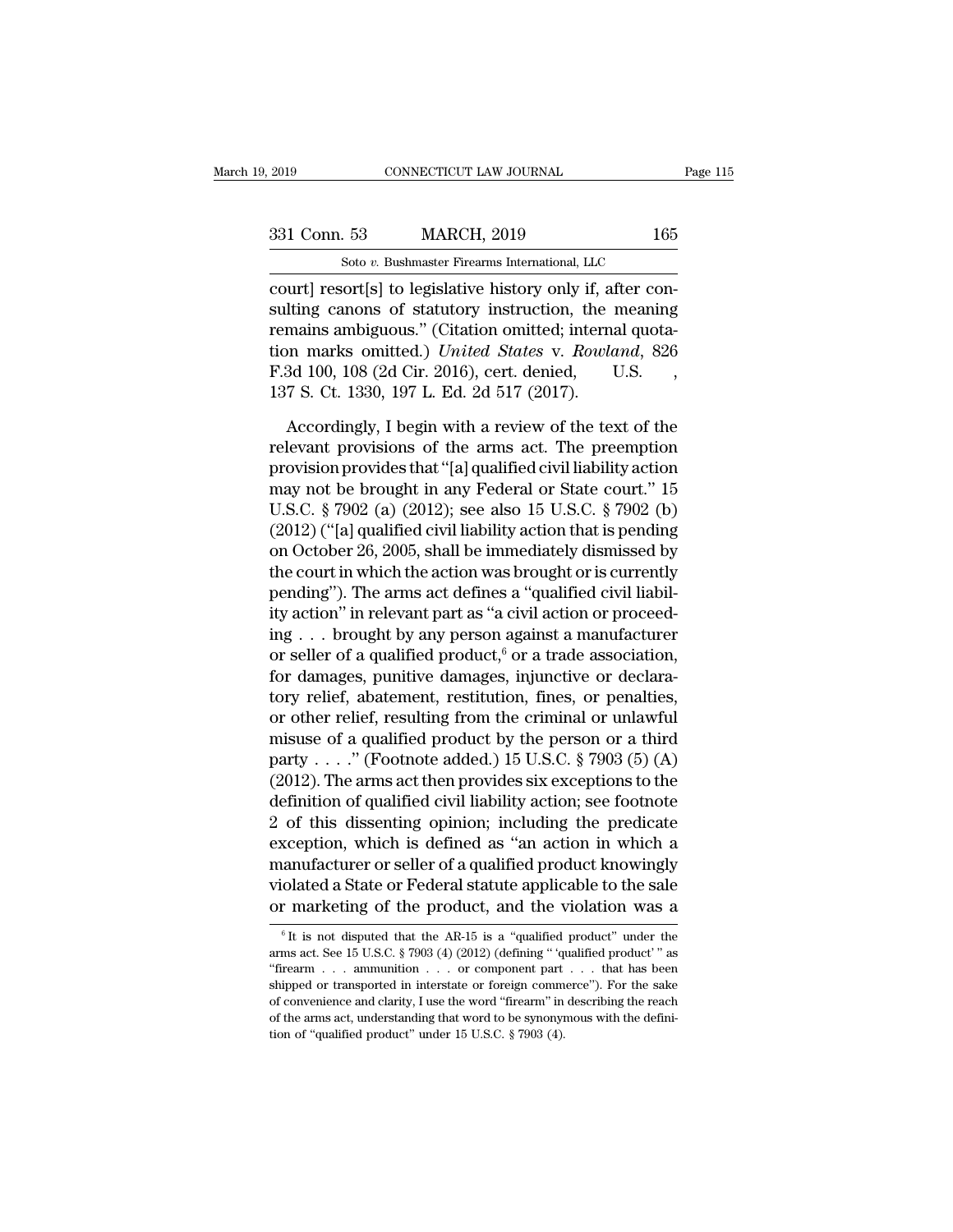court] resort[s] to legislative history only if, after consulting canons of statutory instruction, the meaning remains ambiguous." (Citation omitted; internal quotation marks omitted.) *United States* v. *Rowland*, 826 F.3d 100, 108 (2d Cir. 2016), cert. denied, U.S. , 137 S. Ct. 1330, 197 L. Ed. 2d 517 (2017).

Accordingly, I begin with a review of the text of the relevant provisions of the arms act. The preemption provision provides that "[a] qualified civil liability action may not be brought in any Federal or State court." 15 U.S.C. § 7902 (a) (2012); see also 15 U.S.C. § 7902 (b) (2012) ("[a] qualified civil liability action that is pending on October 26, 2005, shall be immediately dismissed by the court in which the action was brought or is currently pending"). The arms act defines a "qualified civil liability action" in relevant part as "a civil action or proceeding . . . brought by any person against a manufacturer or seller of a qualified product,[6] or a trade association, for damages, punitive damages, injunctive or declaratory relief, abatement, restitution, fines, or penalties, or other relief, resulting from the criminal or unlawful misuse of a qualified product by the person or a third party . . . ." (Footnote added.) 15 U.S.C. § 7903 (5) (A) (2012). The arms act then provides six exceptions to the definition of qualified civil liability action; see footnote 2 of this dissenting opinion; including the predicate exception, which is defined as "an action in which a manufacturer or seller of a qualified product knowingly violated a State or Federal statute applicable to the sale or marketing of the product, and the violation was a

[6] It is not disputed that the AR-15 is a "qualified product" under the arms act. See 15 U.S.C. § 7903 (4) (2012) (defining " 'qualified product' " as "firearm . . . ammunition . . . or component part . . . that has been shipped or transported in interstate or foreign commerce"). For the sake of convenience and clarity, I use the word "firearm" in describing the reach of the arms act, understanding that word to be synonymous with the definition of "qualified product" under 15 U.S.C. § 7903 (4).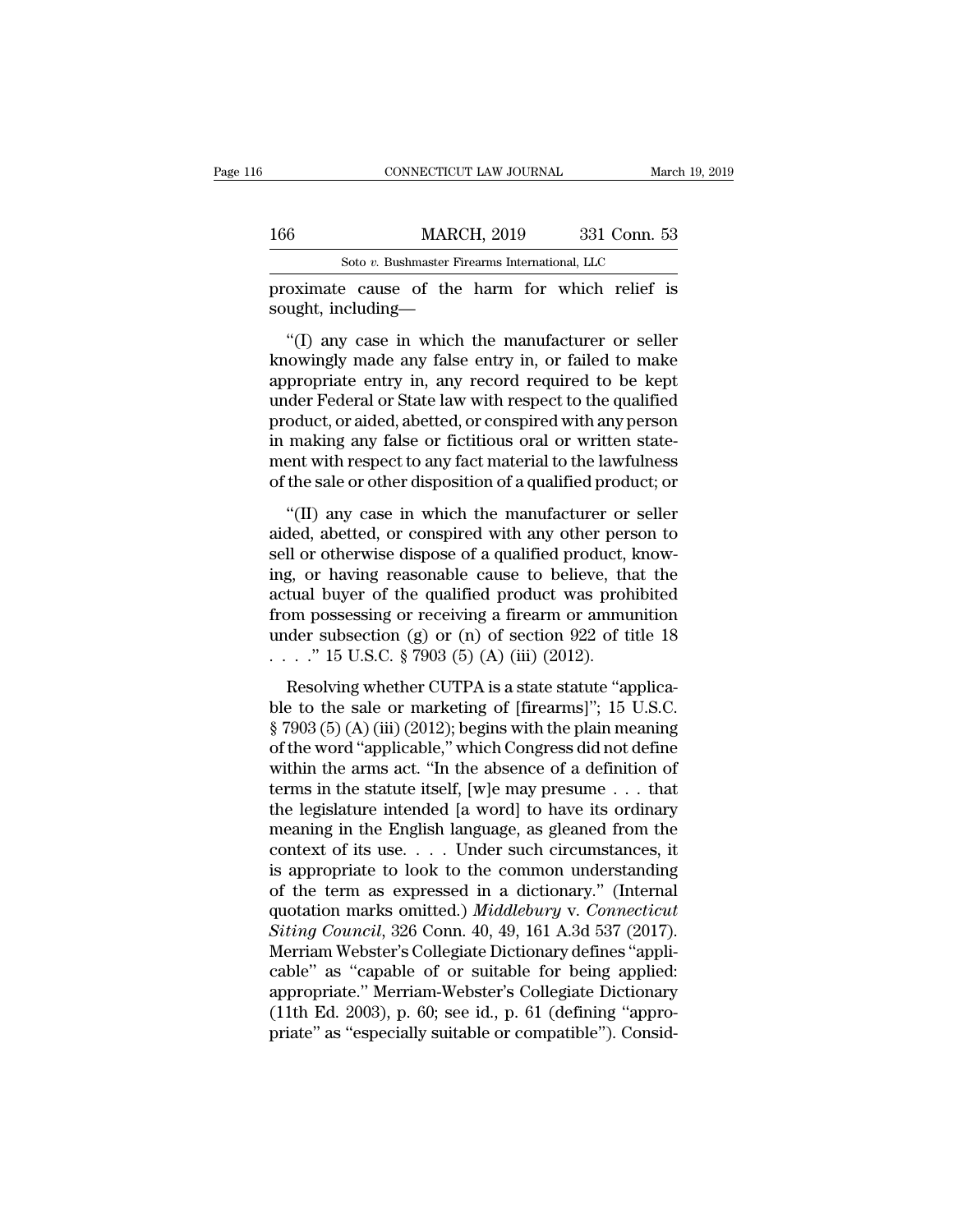proximate cause of the harm for which relief is sought, including—

"(I) any case in which the manufacturer or seller knowingly made any false entry in, or failed to make appropriate entry in, any record required to be kept under Federal or State law with respect to the qualified product, or aided, abetted, or conspired with any person in making any false or fictitious oral or written statement with respect to any fact material to the lawfulness of the sale or other disposition of a qualified product; or

"(II) any case in which the manufacturer or seller aided, abetted, or conspired with any other person to sell or otherwise dispose of a qualified product, knowing, or having reasonable cause to believe, that the actual buyer of the qualified product was prohibited from possessing or receiving a firearm or ammunition under subsection (g) or (n) of section 922 of title 18 . . . ." 15 U.S.C. § 7903 (5) (A) (iii) (2012).

Resolving whether CUTPA is a state statute "applicable to the sale or marketing of [firearms]"; 15 U.S.C. § 7903 (5) (A) (iii) (2012); begins with the plain meaning of the word "applicable," which Congress did not define within the arms act. "In the absence of a definition of terms in the statute itself, [w]e may presume . . . that the legislature intended [a word] to have its ordinary meaning in the English language, as gleaned from the context of its use. . . . Under such circumstances, it is appropriate to look to the common understanding of the term as expressed in a dictionary." (Internal quotation marks omitted.) *Middlebury* v. *Connecticut Siting Council*, 326 Conn. 40, 49, 161 A.3d 537 (2017). Merriam Webster's Collegiate Dictionary defines "applicable" as "capable of or suitable for being applied: appropriate." Merriam-Webster's Collegiate Dictionary (11th Ed. 2003), p. 60; see id., p. 61 (defining "appropriate" as "especially suitable or compatible"). Consid-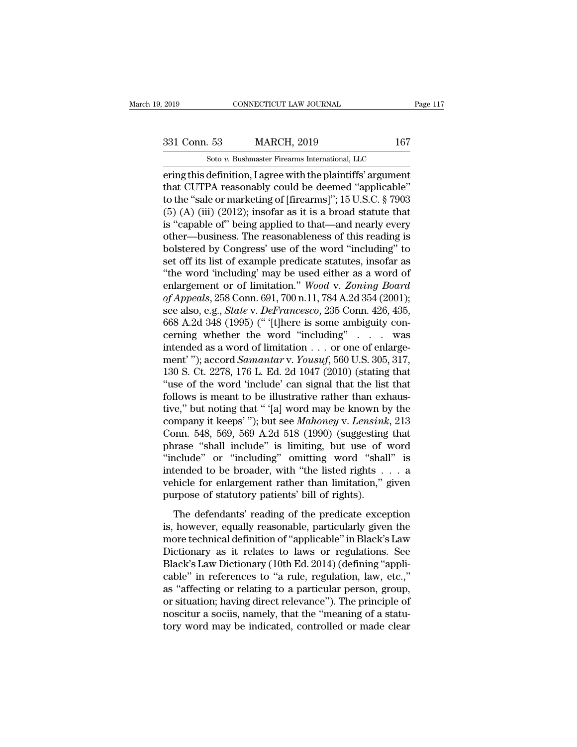ering this definition, I agree with the plaintiffs' argument that CUTPA reasonably could be deemed "applicable" to the "sale or marketing of [firearms]"; 15 U.S.C. § 7903 (5) (A) (iii) (2012); insofar as it is a broad statute that is "capable of" being applied to that—and nearly every other—business. The reasonableness of this reading is bolstered by Congress' use of the word "including" to set off its list of example predicate statutes, insofar as "the word 'including' may be used either as a word of enlargement or of limitation." *Wood* v. *Zoning Board of Appeals*, 258 Conn. 691, 700 n.11, 784 A.2d 354 (2001); see also, e.g., *State* v. *DeFrancesco*, 235 Conn. 426, 435, 668 A.2d 348 (1995) ("'[t]here is some ambiguity concerning whether the word "including" . . . was intended as a word of limitation . . . or one of enlargement'"); accord *Samantar* v. *Yousuf*, 560 U.S. 305, 317, 130 S. Ct. 2278, 176 L. Ed. 2d 1047 (2010) (stating that "use of the word 'include' can signal that the list that follows is meant to be illustrative rather than exhaustive," but noting that "'[a] word may be known by the company it keeps'"); but see *Mahoney* v. *Lensink*, 213 Conn. 548, 569, 569 A.2d 518 (1990) (suggesting that phrase "shall include" is limiting, but use of word "include" or "including" omitting word "shall" is intended to be broader, with "the listed rights . . . a vehicle for enlargement rather than limitation," given purpose of statutory patients' bill of rights).

The defendants' reading of the predicate exception is, however, equally reasonable, particularly given the more technical definition of "applicable" in Black's Law Dictionary as it relates to laws or regulations. See Black's Law Dictionary (10th Ed. 2014) (defining "applicable" in references to "a rule, regulation, law, etc.," as "affecting or relating to a particular person, group, or situation; having direct relevance"). The principle of noscitur a sociis, namely, that the "meaning of a statutory word may be indicated, controlled or made clear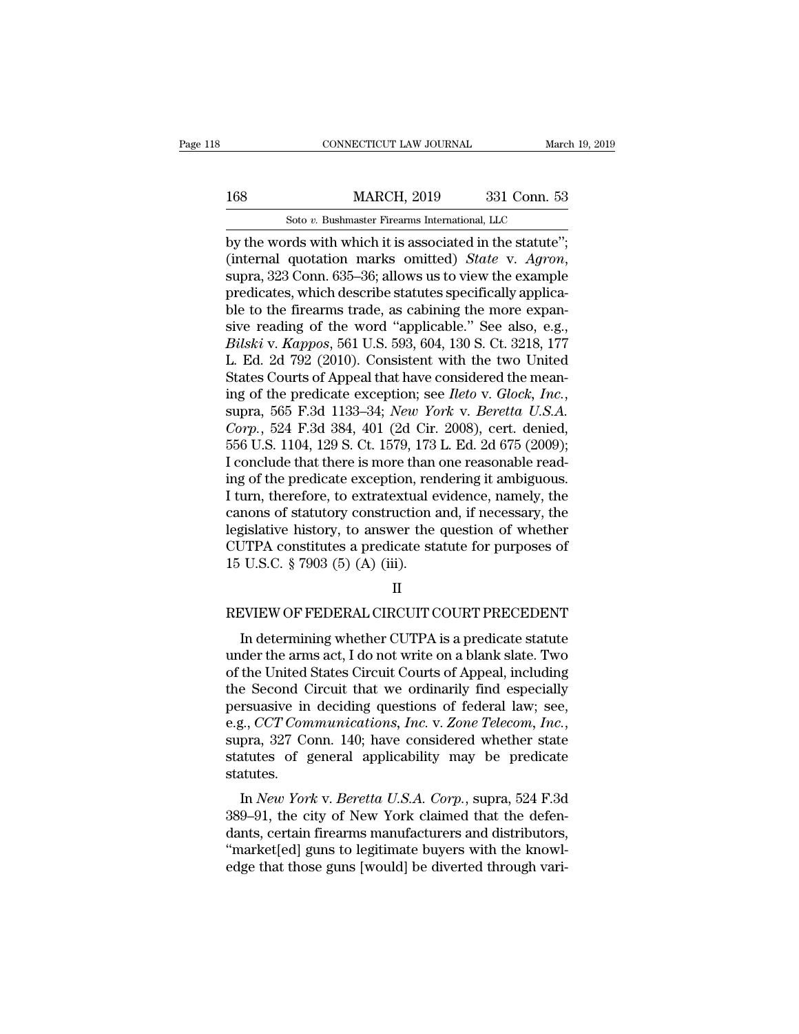by the words with which it is associated in the statute"; (internal quotation marks omitted) *State* v. *Agron*, supra, 323 Conn. 635–36; allows us to view the example predicates, which describe statutes specifically applicable to the firearms trade, as cabining the more expansive reading of the word "applicable." See also, e.g., *Bilski* v. *Kappos*, 561 U.S. 593, 604, 130 S. Ct. 3218, 177 L. Ed. 2d 792 (2010). Consistent with the two United States Courts of Appeal that have considered the meaning of the predicate exception; see *Ileto* v. *Glock, Inc.*, supra, 565 F.3d 1133–34; *New York* v. *Beretta U.S.A. Corp.*, 524 F.3d 384, 401 (2d Cir. 2008), cert. denied, 556 U.S. 1104, 129 S. Ct. 1579, 173 L. Ed. 2d 675 (2009); I conclude that there is more than one reasonable reading of the predicate exception, rendering it ambiguous. I turn, therefore, to extratextual evidence, namely, the canons of statutory construction and, if necessary, the legislative history, to answer the question of whether CUTPA constitutes a predicate statute for purposes of 15 U.S.C. § 7903 (5) (A) (iii).

## II

## REVIEW OF FEDERAL CIRCUIT COURT PRECEDENT

In determining whether CUTPA is a predicate statute under the arms act, I do not write on a blank slate. Two of the United States Circuit Courts of Appeal, including the Second Circuit that we ordinarily find especially persuasive in deciding questions of federal law; see, e.g., *CCT Communications, Inc.* v. *Zone Telecom, Inc.*, supra, 327 Conn. 140; have considered whether state statutes of general applicability may be predicate statutes.

In *New York* v. *Beretta U.S.A. Corp.*, supra, 524 F.3d 389–91, the city of New York claimed that the defendants, certain firearms manufacturers and distributors, "market[ed] guns to legitimate buyers with the knowledge that those guns [would] be diverted through vari-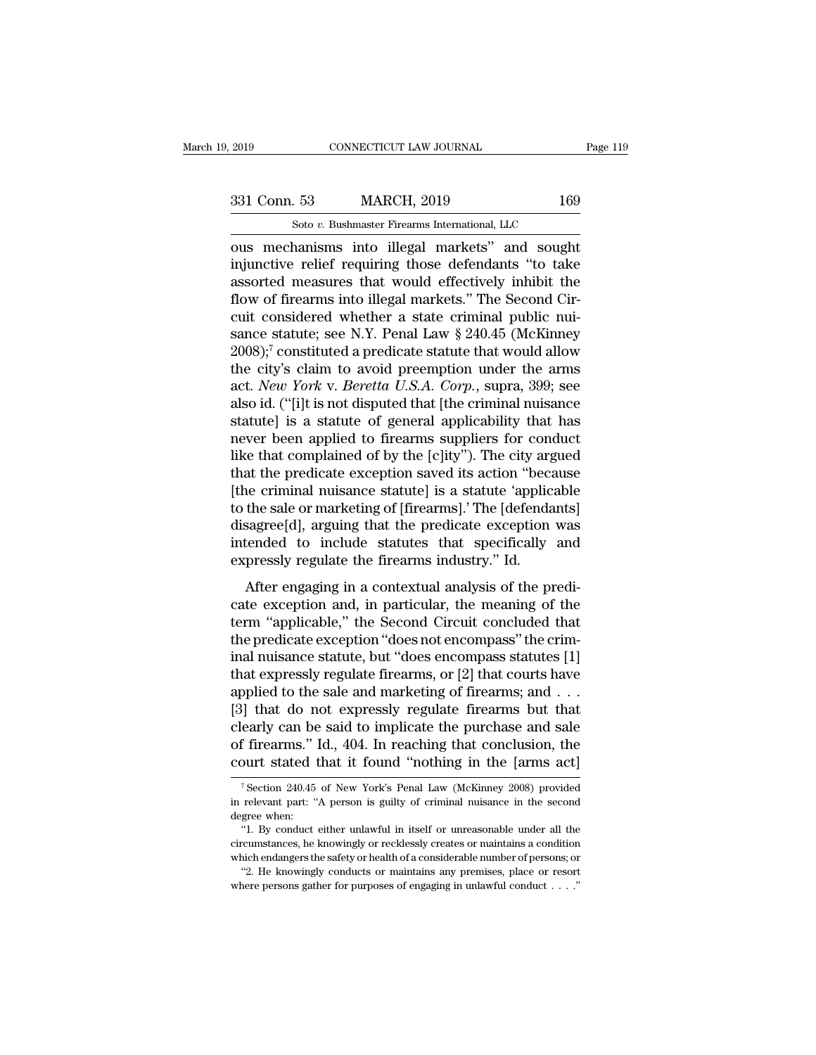ous mechanisms into illegal markets" and sought injunctive relief requiring those defendants "to take assorted measures that would effectively inhibit the flow of firearms into illegal markets." The Second Circuit considered whether a state criminal public nuisance statute; see N.Y. Penal Law § 240.45 (McKinney 2008);[7] constituted a predicate statute that would allow the city's claim to avoid preemption under the arms act. *New York* v. *Beretta U.S.A. Corp.*, supra, 399; see also id. ("[i]t is not disputed that [the criminal nuisance statute] is a statute of general applicability that has never been applied to firearms suppliers for conduct like that complained of by the [c]ity"). The city argued that the predicate exception saved its action "because [the criminal nuisance statute] is a statute 'applicable to the sale or marketing of [firearms].' The [defendants] disagree[d], arguing that the predicate exception was intended to include statutes that specifically and expressly regulate the firearms industry." Id.

After engaging in a contextual analysis of the predicate exception and, in particular, the meaning of the term "applicable," the Second Circuit concluded that the predicate exception "does not encompass" the criminal nuisance statute, but "does encompass statutes [1] that expressly regulate firearms, or [2] that courts have applied to the sale and marketing of firearms; and . . . [3] that do not expressly regulate firearms but that clearly can be said to implicate the purchase and sale of firearms." Id., 404. In reaching that conclusion, the court stated that it found "nothing in the [arms act]

[7] Section 240.45 of New York's Penal Law (McKinney 2008) provided in relevant part: "A person is guilty of criminal nuisance in the second degree when:

"1. By conduct either unlawful in itself or unreasonable under all the circumstances, he knowingly or recklessly creates or maintains a condition which endangers the safety or health of a considerable number of persons; or

"2. He knowingly conducts or maintains any premises, place or resort where persons gather for purposes of engaging in unlawful conduct . . . ."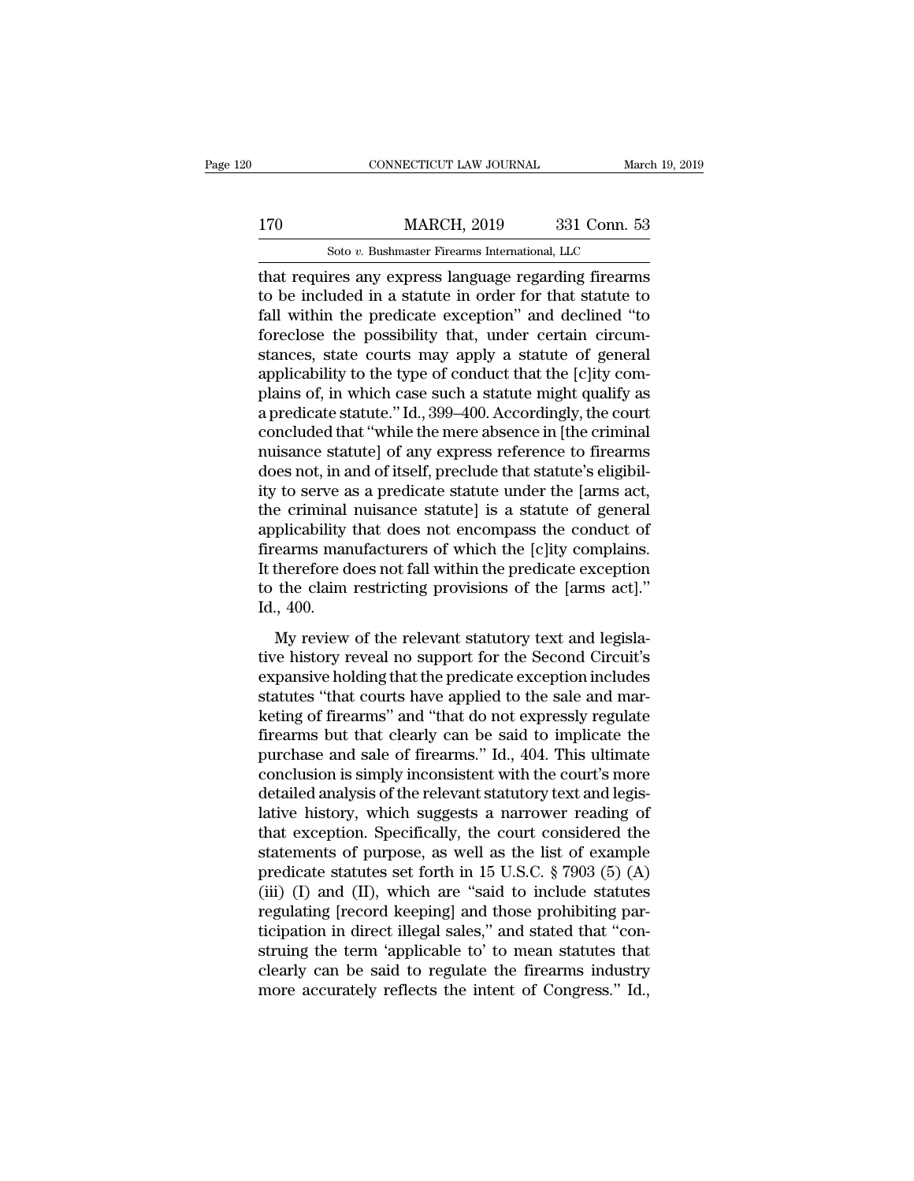that requires any express language regarding firearms to be included in a statute in order for that statute to fall within the predicate exception" and declined "to foreclose the possibility that, under certain circumstances, state courts may apply a statute of general applicability to the type of conduct that the [c]ity complains of, in which case such a statute might qualify as a predicate statute." Id., 399–400. Accordingly, the court concluded that "while the mere absence in [the criminal nuisance statute] of any express reference to firearms does not, in and of itself, preclude that statute's eligibility to serve as a predicate statute under the [arms act, the criminal nuisance statute] is a statute of general applicability that does not encompass the conduct of firearms manufacturers of which the [c]ity complains. It therefore does not fall within the predicate exception to the claim restricting provisions of the [arms act]." Id., 400.

My review of the relevant statutory text and legislative history reveal no support for the Second Circuit's expansive holding that the predicate exception includes statutes "that courts have applied to the sale and marketing of firearms" and "that do not expressly regulate firearms but that clearly can be said to implicate the purchase and sale of firearms." Id., 404. This ultimate conclusion is simply inconsistent with the court's more detailed analysis of the relevant statutory text and legislative history, which suggests a narrower reading of that exception. Specifically, the court considered the statements of purpose, as well as the list of example predicate statutes set forth in 15 U.S.C. § 7903 (5) (A) (iii) (I) and (II), which are "said to include statutes regulating [record keeping] and those prohibiting participation in direct illegal sales," and stated that "construing the term 'applicable to' to mean statutes that clearly can be said to regulate the firearms industry more accurately reflects the intent of Congress." Id.,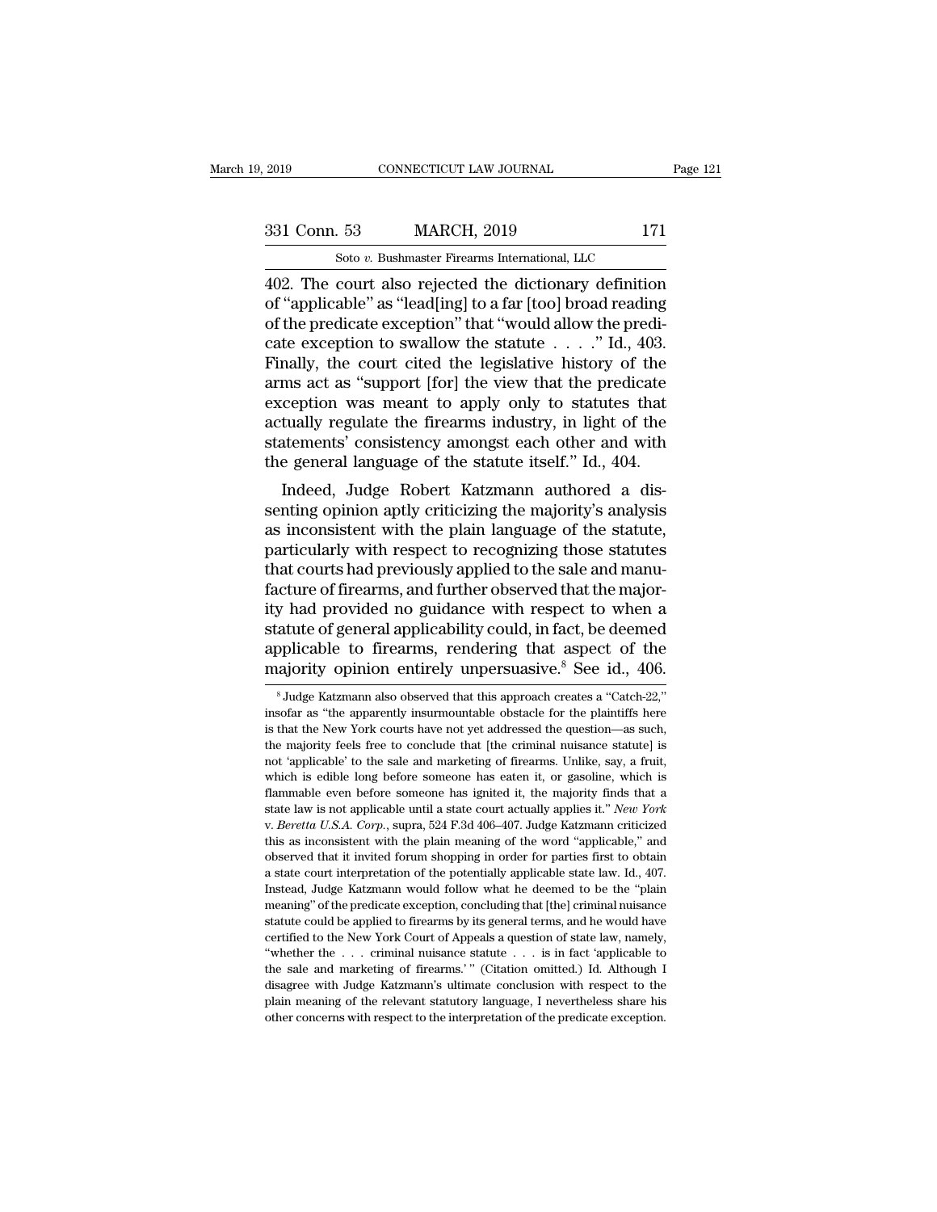402. The court also rejected the dictionary definition of "applicable" as "lead[ing] to a far [too] broad reading of the predicate exception" that "would allow the predicate exception to swallow the statute . . . ." Id., 403. Finally, the court cited the legislative history of the arms act as "support [for] the view that the predicate exception was meant to apply only to statutes that actually regulate the firearms industry, in light of the statements' consistency amongst each other and with the general language of the statute itself." Id., 404.

Indeed, Judge Robert Katzmann authored a dissenting opinion aptly criticizing the majority's analysis as inconsistent with the plain language of the statute, particularly with respect to recognizing those statutes that courts had previously applied to the sale and manufacture of firearms, and further observed that the majority had provided no guidance with respect to when a statute of general applicability could, in fact, be deemed applicable to firearms, rendering that aspect of the majority opinion entirely unpersuasive.[8] See id., 406.

[8] Judge Katzmann also observed that this approach creates a "Catch-22," insofar as "the apparently insurmountable obstacle for the plaintiffs here is that the New York courts have not yet addressed the question—as such, the majority feels free to conclude that [the criminal nuisance statute] is not 'applicable' to the sale and marketing of firearms. Unlike, say, a fruit, which is edible long before someone has eaten it, or gasoline, which is flammable even before someone has ignited it, the majority finds that a state law is not applicable until a state court actually applies it." *New York* v. *Beretta U.S.A. Corp.*, supra, 524 F.3d 406–407. Judge Katzmann criticized this as inconsistent with the plain meaning of the word "applicable," and observed that it invited forum shopping in order for parties first to obtain a state court interpretation of the potentially applicable state law. Id., 407. Instead, Judge Katzmann would follow what he deemed to be the "plain meaning" of the predicate exception, concluding that [the] criminal nuisance statute could be applied to firearms by its general terms, and he would have certified to the New York Court of Appeals a question of state law, namely, "whether the . . . criminal nuisance statute . . . is in fact 'applicable to the sale and marketing of firearms.'" (Citation omitted.) Id. Although I disagree with Judge Katzmann's ultimate conclusion with respect to the plain meaning of the relevant statutory language, I nevertheless share his other concerns with respect to the interpretation of the predicate exception.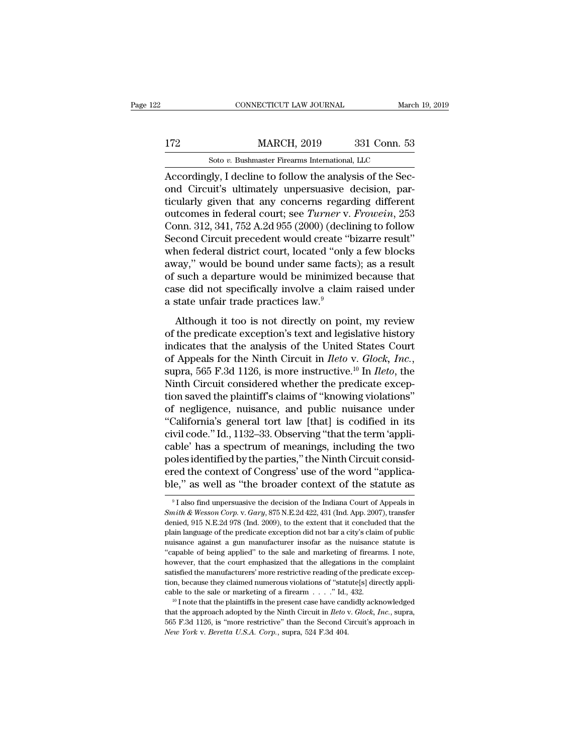Accordingly, I decline to follow the analysis of the Second Circuit's ultimately unpersuasive decision, particularly given that any concerns regarding different outcomes in federal court; see *Turner* v. *Frowein*, 253 Conn. 312, 341, 752 A.2d 955 (2000) (declining to follow Second Circuit precedent would create "bizarre result" when federal district court, located "only a few blocks away," would be bound under same facts); as a result of such a departure would be minimized because that case did not specifically involve a claim raised under a state unfair trade practices law.[9]

Although it too is not directly on point, my review of the predicate exception's text and legislative history indicates that the analysis of the United States Court of Appeals for the Ninth Circuit in *Ileto* v. *Glock, Inc.*, supra, 565 F.3d 1126, is more instructive.[10] In *Ileto*, the Ninth Circuit considered whether the predicate exception saved the plaintiff's claims of "knowing violations" of negligence, nuisance, and public nuisance under "California's general tort law [that] is codified in its civil code." Id., 1132–33. Observing "that the term 'applicable' has a spectrum of meanings, including the two poles identified by the parties," the Ninth Circuit considered the context of Congress' use of the word "applicable," as well as "the broader context of the statute as

[9] I also find unpersuasive the decision of the Indiana Court of Appeals in *Smith & Wesson Corp.* v. *Gary*, 875 N.E.2d 422, 431 (Ind. App. 2007), transfer denied, 915 N.E.2d 978 (Ind. 2009), to the extent that it concluded that the plain language of the predicate exception did not bar a city's claim of public nuisance against a gun manufacturer insofar as the nuisance statute is "capable of being applied" to the sale and marketing of firearms. I note, however, that the court emphasized that the allegations in the complaint satisfied the manufacturers' more restrictive reading of the predicate exception, because they claimed numerous violations of "statute[s] directly applicable to the sale or marketing of a firearm . . . ." Id., 432.

[10] I note that the plaintiffs in the present case have candidly acknowledged that the approach adopted by the Ninth Circuit in *Ileto* v. *Glock, Inc.*, supra, 565 F.3d 1126, is "more restrictive" than the Second Circuit's approach in *New York* v. *Beretta U.S.A. Corp.*, supra, 524 F.3d 404.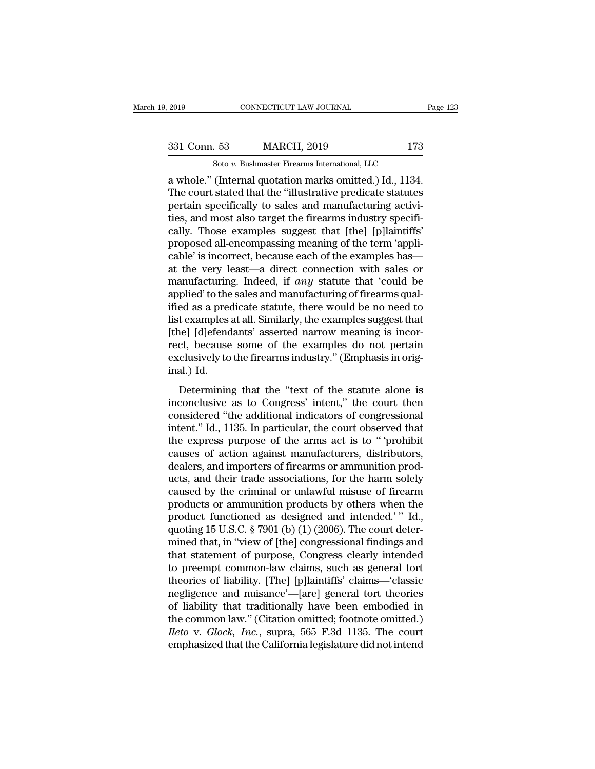a whole." (Internal quotation marks omitted.) Id., 1134. The court stated that the "illustrative predicate statutes pertain specifically to sales and manufacturing activities, and most also target the firearms industry specifically. Those examples suggest that [the] [p]laintiffs' proposed all-encompassing meaning of the term 'applicable' is incorrect, because each of the examples has—at the very least—a direct connection with sales or manufacturing. Indeed, if *any* statute that 'could be applied' to the sales and manufacturing of firearms qualified as a predicate statute, there would be no need to list examples at all. Similarly, the examples suggest that [the] [d]efendants' asserted narrow meaning is incorrect, because some of the examples do not pertain exclusively to the firearms industry." (Emphasis in original.) Id.

Determining that the "text of the statute alone is inconclusive as to Congress' intent," the court then considered "the additional indicators of congressional intent." Id., 1135. In particular, the court observed that the express purpose of the arms act is to " 'prohibit causes of action against manufacturers, distributors, dealers, and importers of firearms or ammunition products, and their trade associations, for the harm solely caused by the criminal or unlawful misuse of firearm products or ammunition products by others when the product functioned as designed and intended.' " Id., quoting 15 U.S.C. § 7901 (b) (1) (2006). The court determined that, in "view of [the] congressional findings and that statement of purpose, Congress clearly intended to preempt common-law claims, such as general tort theories of liability. [The] [p]laintiffs' claims—'classic negligence and nuisance'—[are] general tort theories of liability that traditionally have been embodied in the common law." (Citation omitted; footnote omitted.) *Ileto* v. *Glock, Inc.*, supra, 565 F.3d 1135. The court emphasized that the California legislature did not intend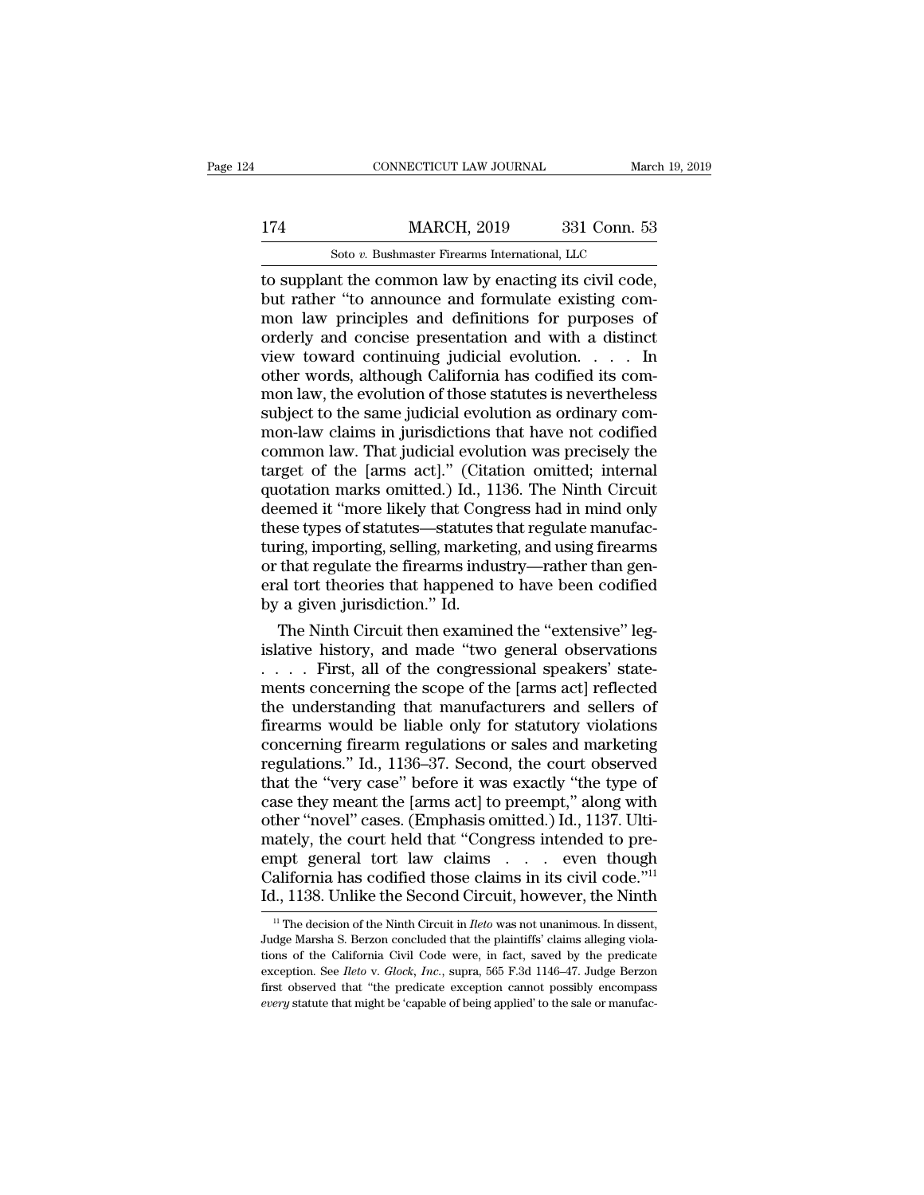to supplant the common law by enacting its civil code, but rather "to announce and formulate existing common law principles and definitions for purposes of orderly and concise presentation and with a distinct view toward continuing judicial evolution. . . . In other words, although California has codified its common law, the evolution of those statutes is nevertheless subject to the same judicial evolution as ordinary common-law claims in jurisdictions that have not codified common law. That judicial evolution was precisely the target of the [arms act]." (Citation omitted; internal quotation marks omitted.) Id., 1136. The Ninth Circuit deemed it "more likely that Congress had in mind only these types of statutes—statutes that regulate manufacturing, importing, selling, marketing, and using firearms or that regulate the firearms industry—rather than general tort theories that happened to have been codified by a given jurisdiction." Id.

The Ninth Circuit then examined the "extensive" legislative history, and made "two general observations . . . . First, all of the congressional speakers' statements concerning the scope of the [arms act] reflected the understanding that manufacturers and sellers of firearms would be liable only for statutory violations concerning firearm regulations or sales and marketing regulations." Id., 1136–37. Second, the court observed that the "very case" before it was exactly "the type of case they meant the [arms act] to preempt," along with other "novel" cases. (Emphasis omitted.) Id., 1137. Ultimately, the court held that "Congress intended to preempt general tort law claims . . . even though California has codified those claims in its civil code."[11] Id., 1138. Unlike the Second Circuit, however, the Ninth

[11] The decision of the Ninth Circuit in *Ileto* was not unanimous. In dissent, Judge Marsha S. Berzon concluded that the plaintiffs' claims alleging violations of the California Civil Code were, in fact, saved by the predicate exception. See *Ileto* v. *Glock, Inc.*, supra, 565 F.3d 1146–47. Judge Berzon first observed that "the predicate exception cannot possibly encompass *every* statute that might be 'capable of being applied' to the sale or manufac-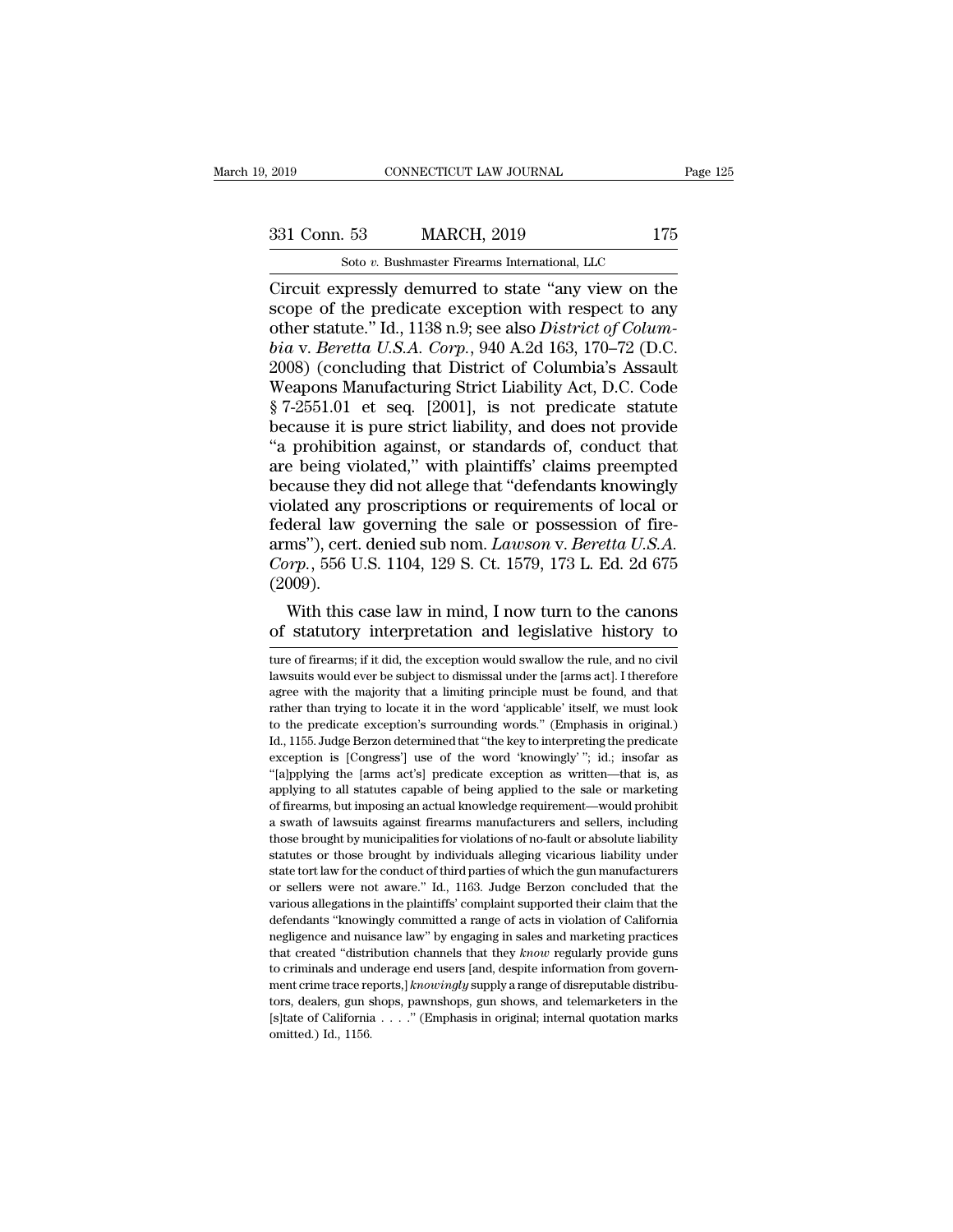Circuit expressly demurred to state "any view on the scope of the predicate exception with respect to any other statute." Id., 1138 n.9; see also *District of Columbia* v. *Beretta U.S.A. Corp.*, 940 A.2d 163, 170–72 (D.C. 2008) (concluding that District of Columbia's Assault Weapons Manufacturing Strict Liability Act, D.C. Code § 7-2551.01 et seq. [2001], is not predicate statute because it is pure strict liability, and does not provide "a prohibition against, or standards of, conduct that are being violated," with plaintiffs' claims preempted because they did not allege that "defendants knowingly violated any proscriptions or requirements of local or federal law governing the sale or possession of firearms"), cert. denied sub nom. *Lawson* v. *Beretta U.S.A. Corp.*, 556 U.S. 1104, 129 S. Ct. 1579, 173 L. Ed. 2d 675 (2009).

With this case law in mind, I now turn to the canons of statutory interpretation and legislative history to

---

ture of firearms; if it did, the exception would swallow the rule, and no civil lawsuits would ever be subject to dismissal under the [arms act]. I therefore agree with the majority that a limiting principle must be found, and that rather than trying to locate it in the word 'applicable' itself, we must look to the predicate exception's surrounding words." (Emphasis in original.) Id., 1155. Judge Berzon determined that "the key to interpreting the predicate exception is [Congress'] use of the word 'knowingly' "; id.; insofar as "[a]pplying the [arms act's] predicate exception as written—that is, as applying to all statutes capable of being applied to the sale or marketing of firearms, but imposing an actual knowledge requirement—would prohibit a swath of lawsuits against firearms manufacturers and sellers, including those brought by municipalities for violations of no-fault or absolute liability statutes or those brought by individuals alleging vicarious liability under state tort law for the conduct of third parties of which the gun manufacturers or sellers were not aware." Id., 1163. Judge Berzon concluded that the various allegations in the plaintiffs' complaint supported their claim that the defendants "knowingly committed a range of acts in violation of California negligence and nuisance law" by engaging in sales and marketing practices that created "distribution channels that they *know* regularly provide guns to criminals and underage end users [and, despite information from government crime trace reports,] *knowingly* supply a range of disreputable distributors, dealers, gun shops, pawnshops, gun shows, and telemarketers in the [s]tate of California . . . ." (Emphasis in original; internal quotation marks omitted.) Id., 1156.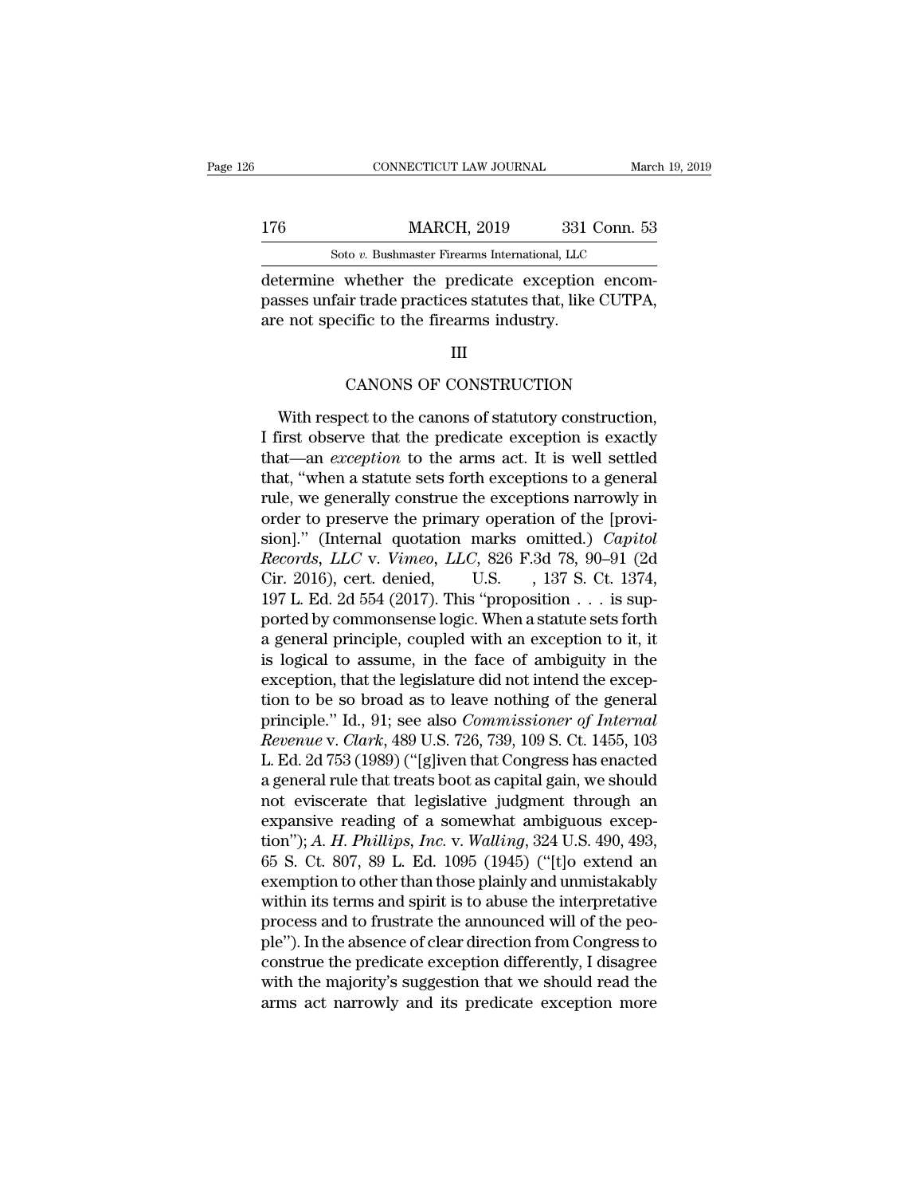determine whether the predicate exception encompasses unfair trade practices statutes that, like CUTPA, are not specific to the firearms industry.

### III

### CANONS OF CONSTRUCTION

With respect to the canons of statutory construction, I first observe that the predicate exception is exactly that—an *exception* to the arms act. It is well settled that, "when a statute sets forth exceptions to a general rule, we generally construe the exceptions narrowly in order to preserve the primary operation of the [provision]." (Internal quotation marks omitted.) *Capitol Records, LLC* v. *Vimeo, LLC*, 826 F.3d 78, 90–91 (2d Cir. 2016), cert. denied, U.S. , 137 S. Ct. 1374, 197 L. Ed. 2d 554 (2017). This "proposition . . . is supported by commonsense logic. When a statute sets forth a general principle, coupled with an exception to it, it is logical to assume, in the face of ambiguity in the exception, that the legislature did not intend the exception to be so broad as to leave nothing of the general principle." Id., 91; see also *Commissioner of Internal Revenue* v. *Clark*, 489 U.S. 726, 739, 109 S. Ct. 1455, 103 L. Ed. 2d 753 (1989) ("[g]iven that Congress has enacted a general rule that treats boot as capital gain, we should not eviscerate that legislative judgment through an expansive reading of a somewhat ambiguous exception"); *A. H. Phillips, Inc.* v. *Walling*, 324 U.S. 490, 493, 65 S. Ct. 807, 89 L. Ed. 1095 (1945) ("[t]o extend an exemption to other than those plainly and unmistakably within its terms and spirit is to abuse the interpretative process and to frustrate the announced will of the people"). In the absence of clear direction from Congress to construe the predicate exception differently, I disagree with the majority's suggestion that we should read the arms act narrowly and its predicate exception more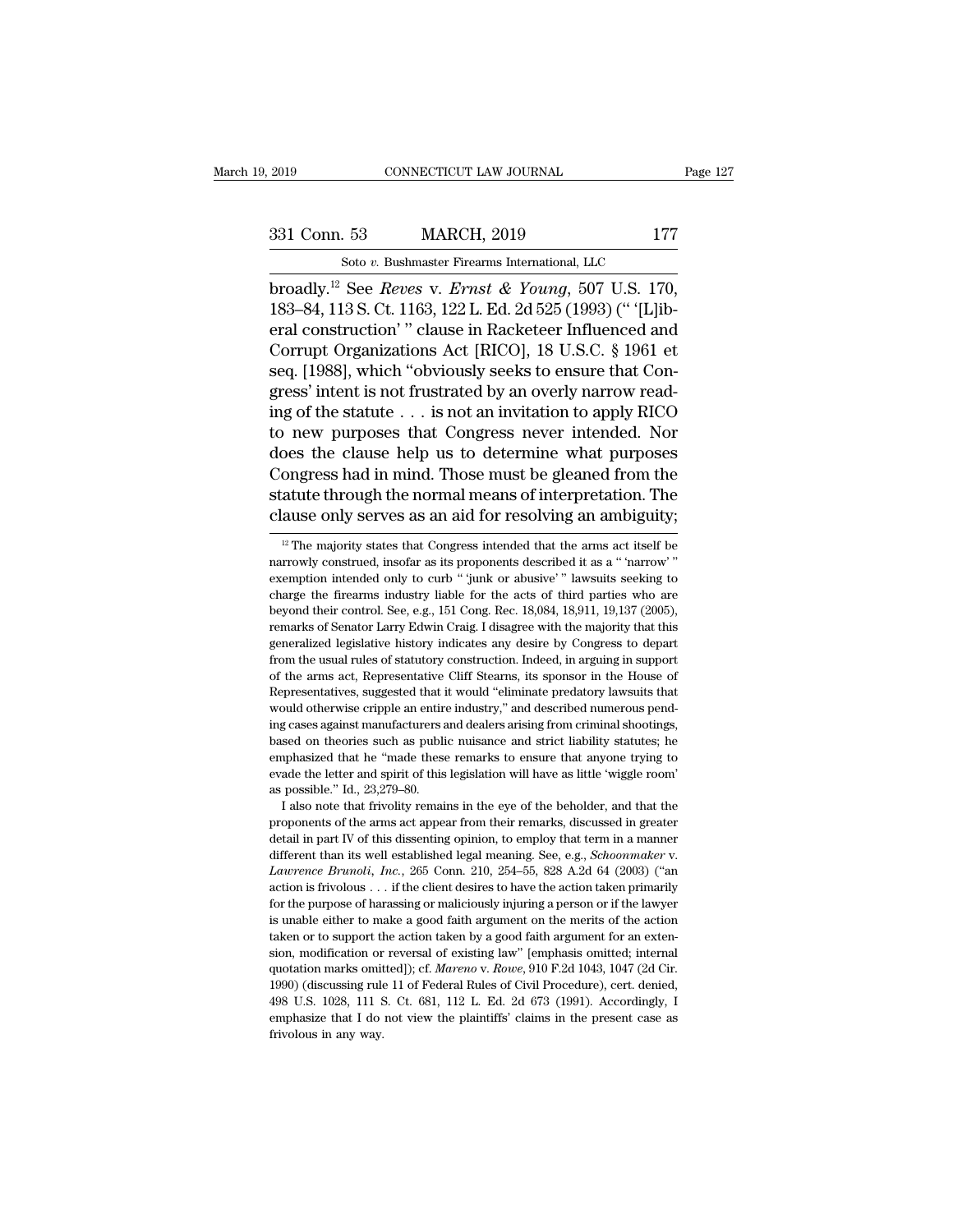broadly.[12] See *Reves* v. *Ernst & Young*, 507 U.S. 170, 183–84, 113 S. Ct. 1163, 122 L. Ed. 2d 525 (1993) (" '[L]iberal construction' " clause in Racketeer Influenced and Corrupt Organizations Act [RICO], 18 U.S.C. § 1961 et seq. [1988], which "obviously seeks to ensure that Congress' intent is not frustrated by an overly narrow reading of the statute . . . is not an invitation to apply RICO to new purposes that Congress never intended. Nor does the clause help us to determine what purposes Congress had in mind. Those must be gleaned from the statute through the normal means of interpretation. The clause only serves as an aid for resolving an ambiguity;

---

[12] The majority states that Congress intended that the arms act itself be narrowly construed, insofar as its proponents described it as a " 'narrow' " exemption intended only to curb " 'junk or abusive' " lawsuits seeking to charge the firearms industry liable for the acts of third parties who are beyond their control. See, e.g., 151 Cong. Rec. 18,084, 18,911, 19,137 (2005), remarks of Senator Larry Edwin Craig. I disagree with the majority that this generalized legislative history indicates any desire by Congress to depart from the usual rules of statutory construction. Indeed, in arguing in support of the arms act, Representative Cliff Stearns, its sponsor in the House of Representatives, suggested that it would "eliminate predatory lawsuits that would otherwise cripple an entire industry," and described numerous pending cases against manufacturers and dealers arising from criminal shootings, based on theories such as public nuisance and strict liability statutes; he emphasized that he "made these remarks to ensure that anyone trying to evade the letter and spirit of this legislation will have as little 'wiggle room' as possible." Id., 23,279–80.

I also note that frivolity remains in the eye of the beholder, and that the proponents of the arms act appear from their remarks, discussed in greater detail in part IV of this dissenting opinion, to employ that term in a manner different than its well established legal meaning. See, e.g., *Schoonmaker* v. *Lawrence Brunoli, Inc.*, 265 Conn. 210, 254–55, 828 A.2d 64 (2003) ("an action is frivolous . . . if the client desires to have the action taken primarily for the purpose of harassing or maliciously injuring a person or if the lawyer is unable either to make a good faith argument on the merits of the action taken or to support the action taken by a good faith argument for an extension, modification or reversal of existing law" [emphasis omitted; internal quotation marks omitted]); cf. *Mareno* v. *Rowe*, 910 F.2d 1043, 1047 (2d Cir. 1990) (discussing rule 11 of Federal Rules of Civil Procedure), cert. denied, 498 U.S. 1028, 111 S. Ct. 681, 112 L. Ed. 2d 673 (1991). Accordingly, I emphasize that I do not view the plaintiffs' claims in the present case as frivolous in any way.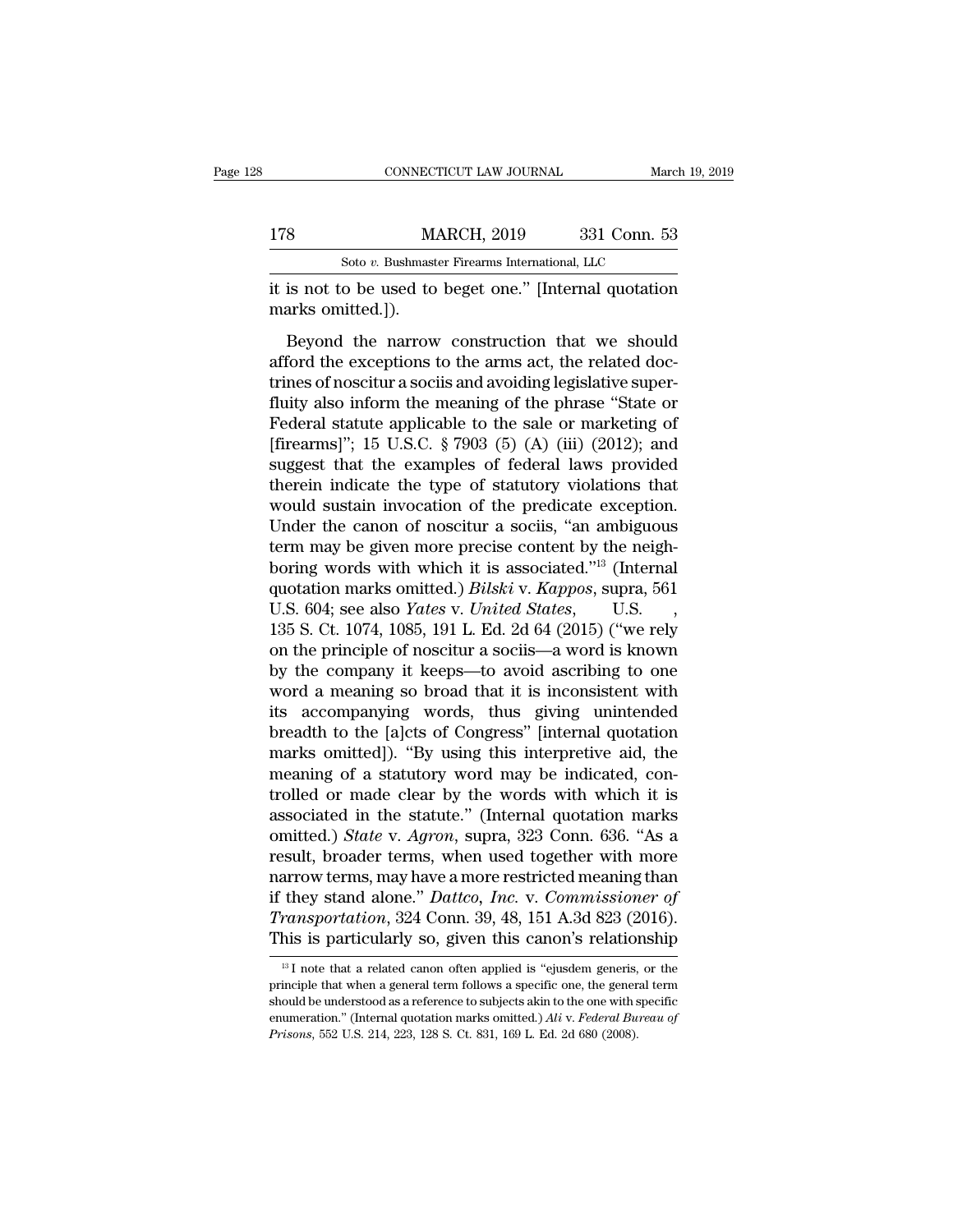it is not to be used to beget one." [Internal quotation marks omitted.]).

Beyond the narrow construction that we should afford the exceptions to the arms act, the related doctrines of noscitur a sociis and avoiding legislative superfluity also inform the meaning of the phrase "State or Federal statute applicable to the sale or marketing of [firearms]"; 15 U.S.C. § 7903 (5) (A) (iii) (2012); and suggest that the examples of federal laws provided therein indicate the type of statutory violations that would sustain invocation of the predicate exception. Under the canon of noscitur a sociis, "an ambiguous term may be given more precise content by the neighboring words with which it is associated."[13] (Internal quotation marks omitted.) *Bilski* v. *Kappos*, supra, 561 U.S. 604; see also *Yates* v. *United States*, U.S. , 135 S. Ct. 1074, 1085, 191 L. Ed. 2d 64 (2015) ("we rely on the principle of noscitur a sociis—a word is known by the company it keeps—to avoid ascribing to one word a meaning so broad that it is inconsistent with its accompanying words, thus giving unintended breadth to the [a]cts of Congress" [internal quotation marks omitted]). "By using this interpretive aid, the meaning of a statutory word may be indicated, controlled or made clear by the words with which it is associated in the statute." (Internal quotation marks omitted.) *State* v. *Agron*, supra, 323 Conn. 636. "As a result, broader terms, when used together with more narrow terms, may have a more restricted meaning than if they stand alone." *Dattco, Inc.* v. *Commissioner of Transportation*, 324 Conn. 39, 48, 151 A.3d 823 (2016). This is particularly so, given this canon's relationship

---

[13] I note that a related canon often applied is "ejusdem generis, or the principle that when a general term follows a specific one, the general term should be understood as a reference to subjects akin to the one with specific enumeration." (Internal quotation marks omitted.) *Ali* v. *Federal Bureau of Prisons*, 552 U.S. 214, 223, 128 S. Ct. 831, 169 L. Ed. 2d 680 (2008).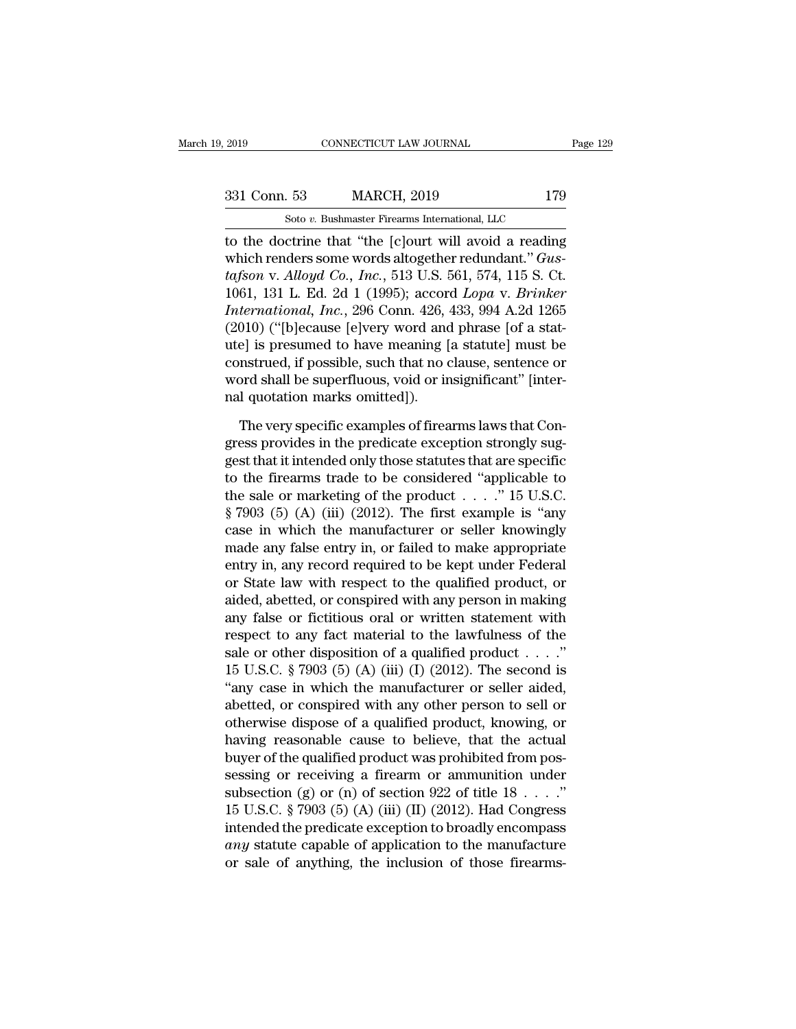to the doctrine that "the [c]ourt will avoid a reading which renders some words altogether redundant." *Gustafson* v. *Alloyd Co., Inc.*, 513 U.S. 561, 574, 115 S. Ct. 1061, 131 L. Ed. 2d 1 (1995); accord *Lopa* v. *Brinker International, Inc.*, 296 Conn. 426, 433, 994 A.2d 1265 (2010) ("[b]ecause [e]very word and phrase [of a statute] is presumed to have meaning [a statute] must be construed, if possible, such that no clause, sentence or word shall be superfluous, void or insignificant" [internal quotation marks omitted]).

The very specific examples of firearms laws that Congress provides in the predicate exception strongly suggest that it intended only those statutes that are specific to the firearms trade to be considered "applicable to the sale or marketing of the product . . . ." 15 U.S.C. § 7903 (5) (A) (iii) (2012). The first example is "any case in which the manufacturer or seller knowingly made any false entry in, or failed to make appropriate entry in, any record required to be kept under Federal or State law with respect to the qualified product, or aided, abetted, or conspired with any person in making any false or fictitious oral or written statement with respect to any fact material to the lawfulness of the sale or other disposition of a qualified product . . . ." 15 U.S.C. § 7903 (5) (A) (iii) (I) (2012). The second is "any case in which the manufacturer or seller aided, abetted, or conspired with any other person to sell or otherwise dispose of a qualified product, knowing, or having reasonable cause to believe, that the actual buyer of the qualified product was prohibited from possessing or receiving a firearm or ammunition under subsection (g) or (n) of section 922 of title 18 . . . ." 15 U.S.C. § 7903 (5) (A) (iii) (II) (2012). Had Congress intended the predicate exception to broadly encompass *any* statute capable of application to the manufacture or sale of anything, the inclusion of those firearms-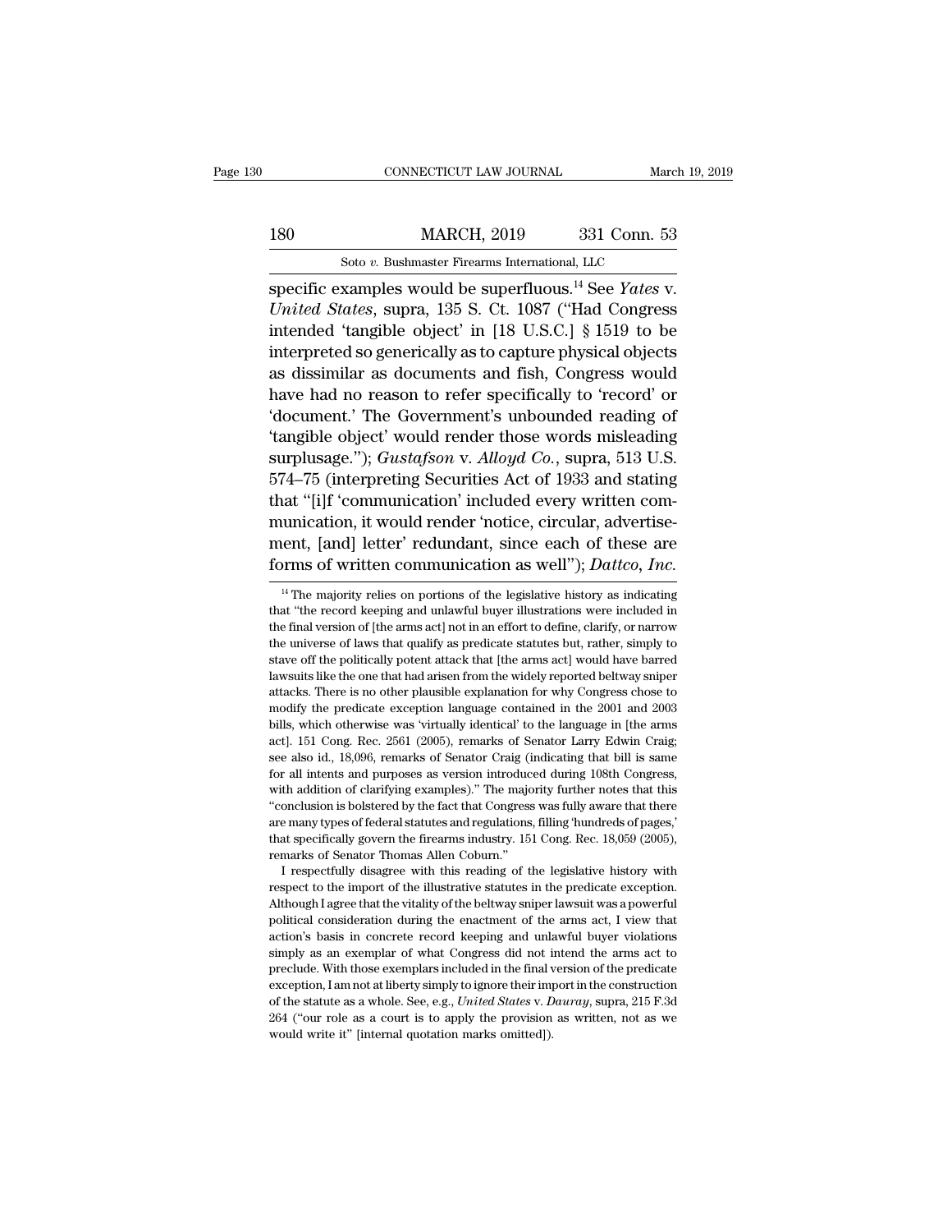specific examples would be superfluous.[14] See *Yates* v. *United States*, supra, 135 S. Ct. 1087 ("Had Congress intended 'tangible object' in [18 U.S.C.] § 1519 to be interpreted so generically as to capture physical objects as dissimilar as documents and fish, Congress would have had no reason to refer specifically to 'record' or 'document.' The Government's unbounded reading of 'tangible object' would render those words misleading surplusage."); *Gustafson* v. *Alloyd Co.*, supra, 513 U.S. 574–75 (interpreting Securities Act of 1933 and stating that "[i]f 'communication' included every written communication, it would render 'notice, circular, advertisement, [and] letter' redundant, since each of these are forms of written communication as well"); *Dattco, Inc.*

[14] The majority relies on portions of the legislative history as indicating that "the record keeping and unlawful buyer illustrations were included in the final version of [the arms act] not in an effort to define, clarify, or narrow the universe of laws that qualify as predicate statutes but, rather, simply to stave off the politically potent attack that [the arms act] would have barred lawsuits like the one that had arisen from the widely reported beltway sniper attacks. There is no other plausible explanation for why Congress chose to modify the predicate exception language contained in the 2001 and 2003 bills, which otherwise was 'virtually identical' to the language in [the arms act]. 151 Cong. Rec. 2561 (2005), remarks of Senator Larry Edwin Craig; see also id., 18,096, remarks of Senator Craig (indicating that bill is same for all intents and purposes as version introduced during 108th Congress, with addition of clarifying examples)." The majority further notes that this "conclusion is bolstered by the fact that Congress was fully aware that there are many types of federal statutes and regulations, filling 'hundreds of pages,' that specifically govern the firearms industry. 151 Cong. Rec. 18,059 (2005), remarks of Senator Thomas Allen Coburn."

I respectfully disagree with this reading of the legislative history with respect to the import of the illustrative statutes in the predicate exception. Although I agree that the vitality of the beltway sniper lawsuit was a powerful political consideration during the enactment of the arms act, I view that action's basis in concrete record keeping and unlawful buyer violations simply as an exemplar of what Congress did not intend the arms act to preclude. With those exemplars included in the final version of the predicate exception, I am not at liberty simply to ignore their import in the construction of the statute as a whole. See, e.g., *United States* v. *Dauray*, supra, 215 F.3d 264 ("our role as a court is to apply the provision as written, not as we would write it" [internal quotation marks omitted]).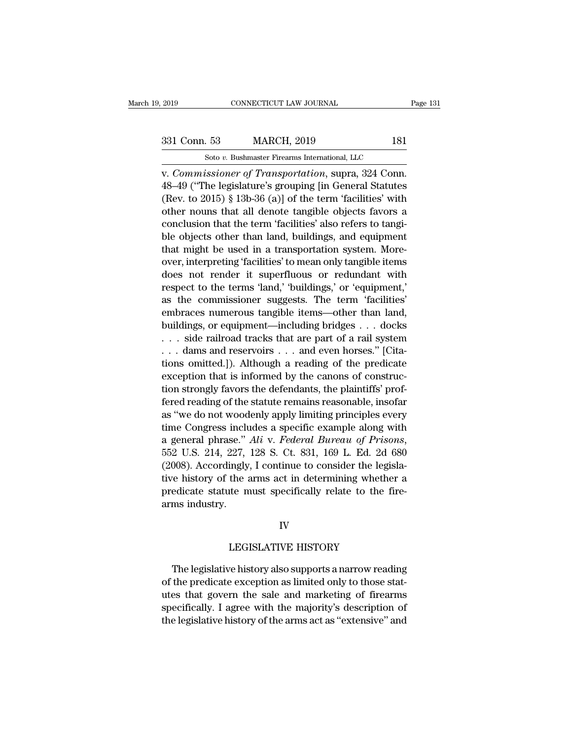v. *Commissioner of Transportation*, supra, 324 Conn. 48–49 ("The legislature's grouping [in General Statutes (Rev. to 2015) § 13b-36 (a)] of the term 'facilities' with other nouns that all denote tangible objects favors a conclusion that the term 'facilities' also refers to tangible objects other than land, buildings, and equipment that might be used in a transportation system. Moreover, interpreting 'facilities' to mean only tangible items does not render it superfluous or redundant with respect to the terms 'land,' 'buildings,' or 'equipment,' as the commissioner suggests. The term 'facilities' embraces numerous tangible items—other than land, buildings, or equipment—including bridges . . . docks . . . side railroad tracks that are part of a rail system . . . dams and reservoirs . . . and even horses." [Citations omitted.]). Although a reading of the predicate exception that is informed by the canons of construction strongly favors the defendants, the plaintiffs' proffered reading of the statute remains reasonable, insofar as "we do not woodenly apply limiting principles every time Congress includes a specific example along with a general phrase." *Ali* v. *Federal Bureau of Prisons*, 552 U.S. 214, 227, 128 S. Ct. 831, 169 L. Ed. 2d 680 (2008). Accordingly, I continue to consider the legislative history of the arms act in determining whether a predicate statute must specifically relate to the firearms industry.

## IV

## LEGISLATIVE HISTORY

The legislative history also supports a narrow reading of the predicate exception as limited only to those statutes that govern the sale and marketing of firearms specifically. I agree with the majority's description of the legislative history of the arms act as "extensive" and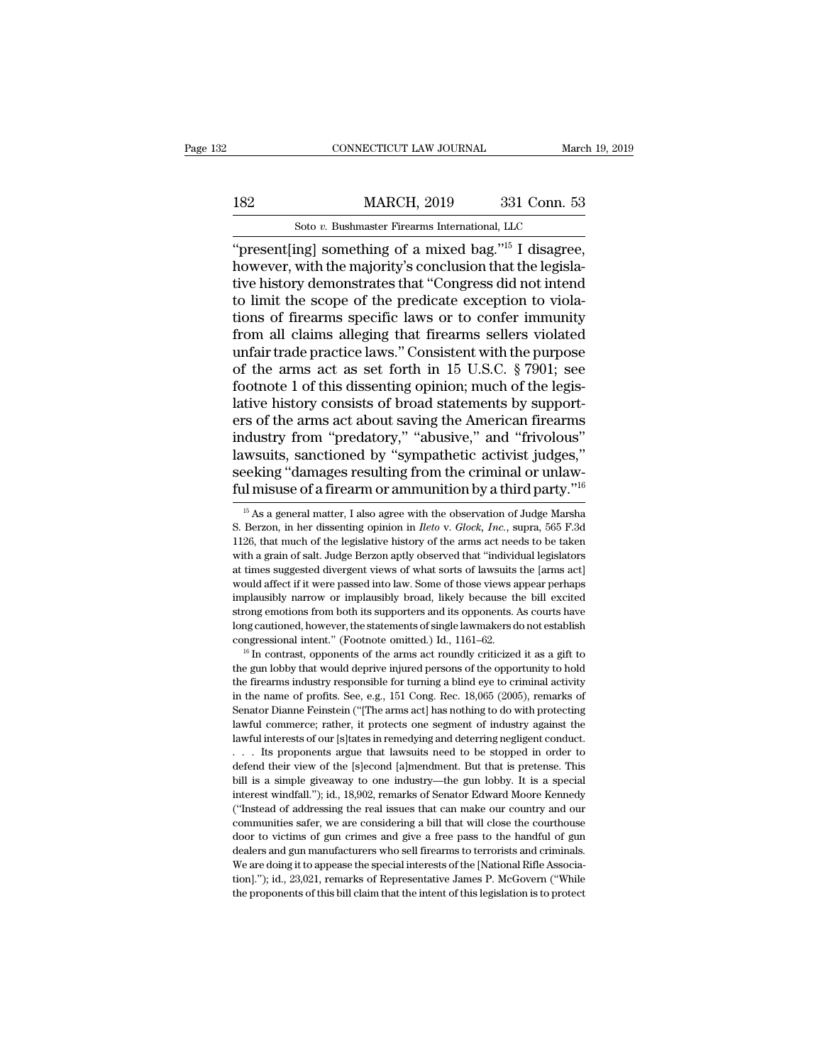"present[ing] something of a mixed bag."[15] I disagree, however, with the majority's conclusion that the legislative history demonstrates that "Congress did not intend to limit the scope of the predicate exception to violations of firearms specific laws or to confer immunity from all claims alleging that firearms sellers violated unfair trade practice laws." Consistent with the purpose of the arms act as set forth in 15 U.S.C. § 7901; see footnote 1 of this dissenting opinion; much of the legislative history consists of broad statements by supporters of the arms act about saving the American firearms industry from "predatory," "abusive," and "frivolous" lawsuits, sanctioned by "sympathetic activist judges," seeking "damages resulting from the criminal or unlawful misuse of a firearm or ammunition by a third party."[16]

[15] As a general matter, I also agree with the observation of Judge Marsha S. Berzon, in her dissenting opinion in *Ileto* v. *Glock, Inc.*, supra, 565 F.3d 1126, that much of the legislative history of the arms act needs to be taken with a grain of salt. Judge Berzon aptly observed that "individual legislators at times suggested divergent views of what sorts of lawsuits the [arms act] would affect if it were passed into law. Some of those views appear perhaps implausibly narrow or implausibly broad, likely because the bill excited strong emotions from both its supporters and its opponents. As courts have long cautioned, however, the statements of single lawmakers do not establish congressional intent." (Footnote omitted.) Id., 1161–62.

[16] In contrast, opponents of the arms act roundly criticized it as a gift to the gun lobby that would deprive injured persons of the opportunity to hold the firearms industry responsible for turning a blind eye to criminal activity in the name of profits. See, e.g., 151 Cong. Rec. 18,065 (2005), remarks of Senator Dianne Feinstein ("[The arms act] has nothing to do with protecting lawful commerce; rather, it protects one segment of industry against the lawful interests of our [s]tates in remedying and deterring negligent conduct. . . . Its proponents argue that lawsuits need to be stopped in order to defend their view of the [s]econd [a]mendment. But that is pretense. This bill is a simple giveaway to one industry—the gun lobby. It is a special interest windfall."); id., 18,902, remarks of Senator Edward Moore Kennedy ("Instead of addressing the real issues that can make our country and our communities safer, we are considering a bill that will close the courthouse door to victims of gun crimes and give a free pass to the handful of gun dealers and gun manufacturers who sell firearms to terrorists and criminals. We are doing it to appease the special interests of the [National Rifle Association]."); id., 23,021, remarks of Representative James P. McGovern ("While the proponents of this bill claim that the intent of this legislation is to protect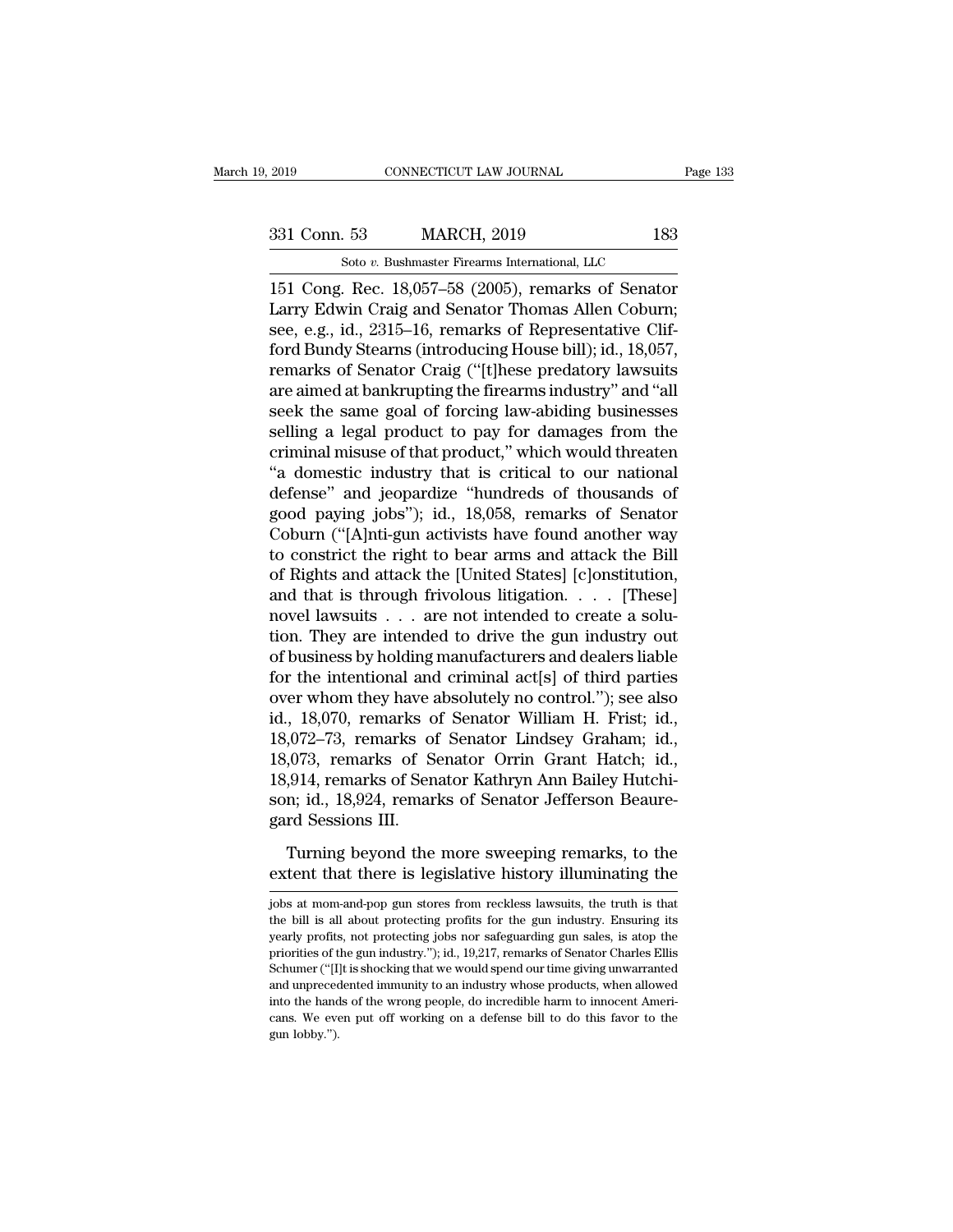151 Cong. Rec. 18,057–58 (2005), remarks of Senator Larry Edwin Craig and Senator Thomas Allen Coburn; see, e.g., id., 2315–16, remarks of Representative Clifford Bundy Stearns (introducing House bill); id., 18,057, remarks of Senator Craig ("[t]hese predatory lawsuits are aimed at bankrupting the firearms industry" and "all seek the same goal of forcing law-abiding businesses selling a legal product to pay for damages from the criminal misuse of that product," which would threaten "a domestic industry that is critical to our national defense" and jeopardize "hundreds of thousands of good paying jobs"); id., 18,058, remarks of Senator Coburn ("[A]nti-gun activists have found another way to constrict the right to bear arms and attack the Bill of Rights and attack the [United States] [c]onstitution, and that is through frivolous litigation. . . . [These] novel lawsuits . . . are not intended to create a solution. They are intended to drive the gun industry out of business by holding manufacturers and dealers liable for the intentional and criminal act[s] of third parties over whom they have absolutely no control."); see also id., 18,070, remarks of Senator William H. Frist; id., 18,072–73, remarks of Senator Lindsey Graham; id., 18,073, remarks of Senator Orrin Grant Hatch; id., 18,914, remarks of Senator Kathryn Ann Bailey Hutchison; id., 18,924, remarks of Senator Jefferson Beauregard Sessions III.

Turning beyond the more sweeping remarks, to the extent that there is legislative history illuminating the

---

jobs at mom-and-pop gun stores from reckless lawsuits, the truth is that the bill is all about protecting profits for the gun industry. Ensuring its yearly profits, not protecting jobs nor safeguarding gun sales, is atop the priorities of the gun industry."); id., 19,217, remarks of Senator Charles Ellis Schumer ("[I]t is shocking that we would spend our time giving unwarranted and unprecedented immunity to an industry whose products, when allowed into the hands of the wrong people, do incredible harm to innocent Americans. We even put off working on a defense bill to do this favor to the gun lobby.").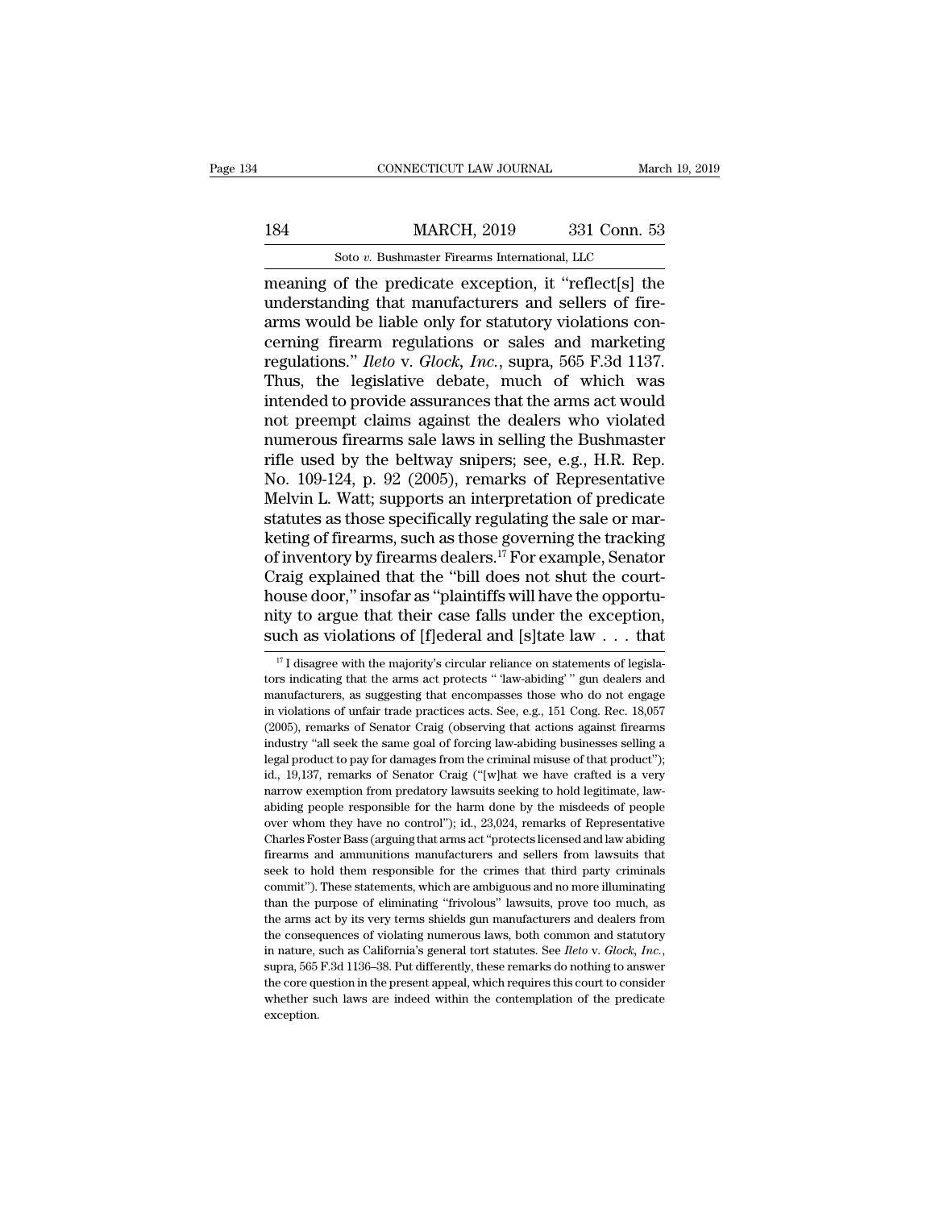meaning of the predicate exception, it "reflect[s] the understanding that manufacturers and sellers of firearms would be liable only for statutory violations concerning firearm regulations or sales and marketing regulations." *Ileto* v. *Glock, Inc.*, supra, 565 F.3d 1137. Thus, the legislative debate, much of which was intended to provide assurances that the arms act would not preempt claims against the dealers who violated numerous firearms sale laws in selling the Bushmaster rifle used by the beltway snipers; see, e.g., H.R. Rep. No. 109-124, p. 92 (2005), remarks of Representative Melvin L. Watt; supports an interpretation of predicate statutes as those specifically regulating the sale or marketing of firearms, such as those governing the tracking of inventory by firearms dealers.[17] For example, Senator Craig explained that the "bill does not shut the courthouse door," insofar as "plaintiffs will have the opportunity to argue that their case falls under the exception, such as violations of [f]ederal and [s]tate law . . . that

[17] I disagree with the majority's circular reliance on statements of legislators indicating that the arms act protects " 'law-abiding' " gun dealers and manufacturers, as suggesting that encompasses those who do not engage in violations of unfair trade practices acts. See, e.g., 151 Cong. Rec. 18,057 (2005), remarks of Senator Craig (observing that actions against firearms industry "all seek the same goal of forcing law-abiding businesses selling a legal product to pay for damages from the criminal misuse of that product"); id., 19,137, remarks of Senator Craig ("[w]hat we have crafted is a very narrow exemption from predatory lawsuits seeking to hold legitimate, law-abiding people responsible for the harm done by the misdeeds of people over whom they have no control"); id., 23,024, remarks of Representative Charles Foster Bass (arguing that arms act "protects licensed and law abiding firearms and ammunitions manufacturers and sellers from lawsuits that seek to hold them responsible for the crimes that third party criminals commit"). These statements, which are ambiguous and no more illuminating than the purpose of eliminating "frivolous" lawsuits, prove too much, as the arms act by its very terms shields gun manufacturers and dealers from the consequences of violating numerous laws, both common and statutory in nature, such as California's general tort statutes. See *Ileto* v. *Glock, Inc.*, supra, 565 F.3d 1136–38. Put differently, these remarks do nothing to answer the core question in the present appeal, which requires this court to consider whether such laws are indeed within the contemplation of the predicate exception.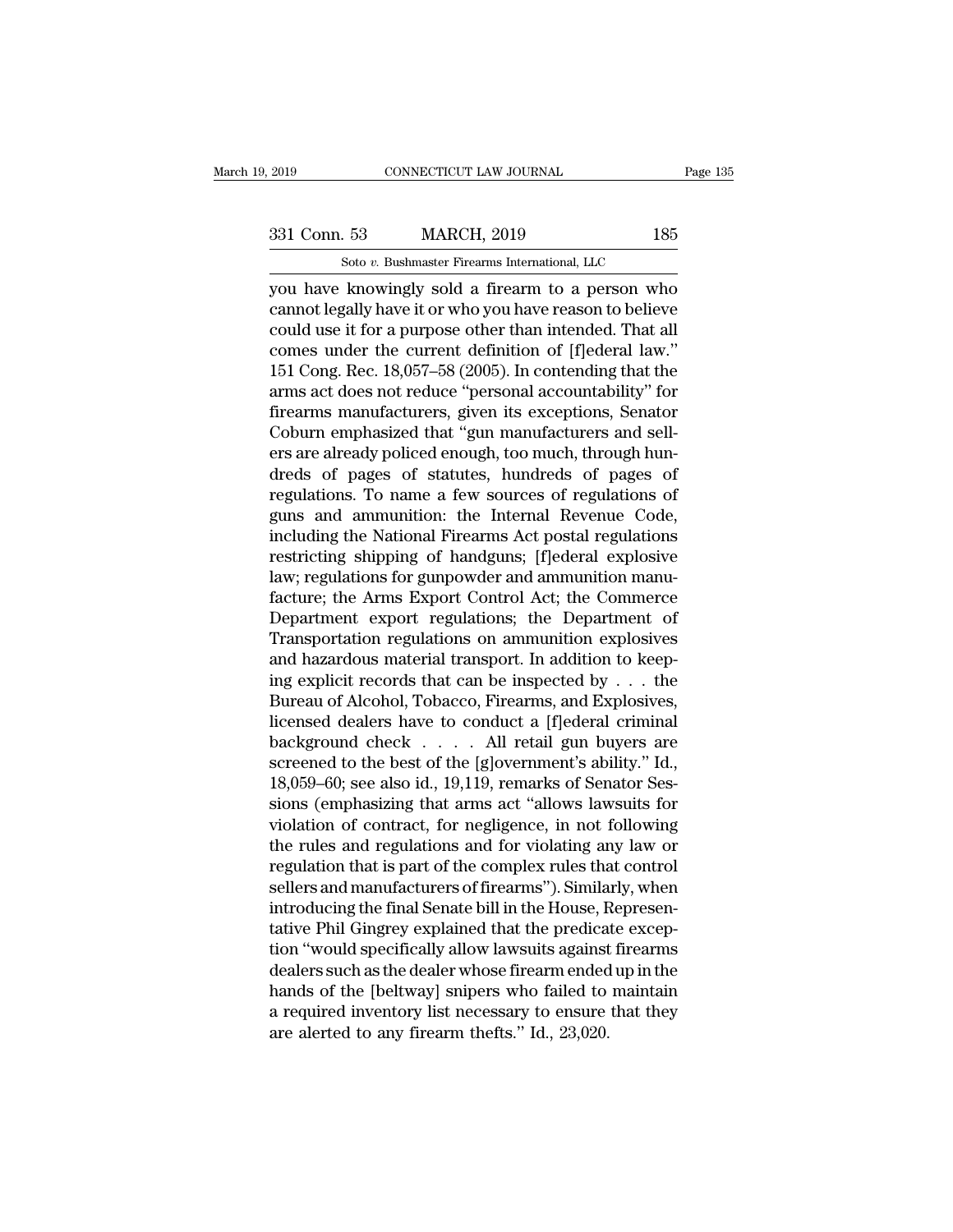you have knowingly sold a firearm to a person who cannot legally have it or who you have reason to believe could use it for a purpose other than intended. That all comes under the current definition of [f]ederal law." 151 Cong. Rec. 18,057–58 (2005). In contending that the arms act does not reduce "personal accountability" for firearms manufacturers, given its exceptions, Senator Coburn emphasized that "gun manufacturers and sellers are already policed enough, too much, through hundreds of pages of statutes, hundreds of pages of regulations. To name a few sources of regulations of guns and ammunition: the Internal Revenue Code, including the National Firearms Act postal regulations restricting shipping of handguns; [f]ederal explosive law; regulations for gunpowder and ammunition manufacture; the Arms Export Control Act; the Commerce Department export regulations; the Department of Transportation regulations on ammunition explosives and hazardous material transport. In addition to keeping explicit records that can be inspected by . . . the Bureau of Alcohol, Tobacco, Firearms, and Explosives, licensed dealers have to conduct a [f]ederal criminal background check . . . . All retail gun buyers are screened to the best of the [g]overnment's ability." Id., 18,059–60; see also id., 19,119, remarks of Senator Sessions (emphasizing that arms act "allows lawsuits for violation of contract, for negligence, in not following the rules and regulations and for violating any law or regulation that is part of the complex rules that control sellers and manufacturers of firearms"). Similarly, when introducing the final Senate bill in the House, Representative Phil Gingrey explained that the predicate exception "would specifically allow lawsuits against firearms dealers such as the dealer whose firearm ended up in the hands of the [beltway] snipers who failed to maintain a required inventory list necessary to ensure that they are alerted to any firearm thefts." Id., 23,020.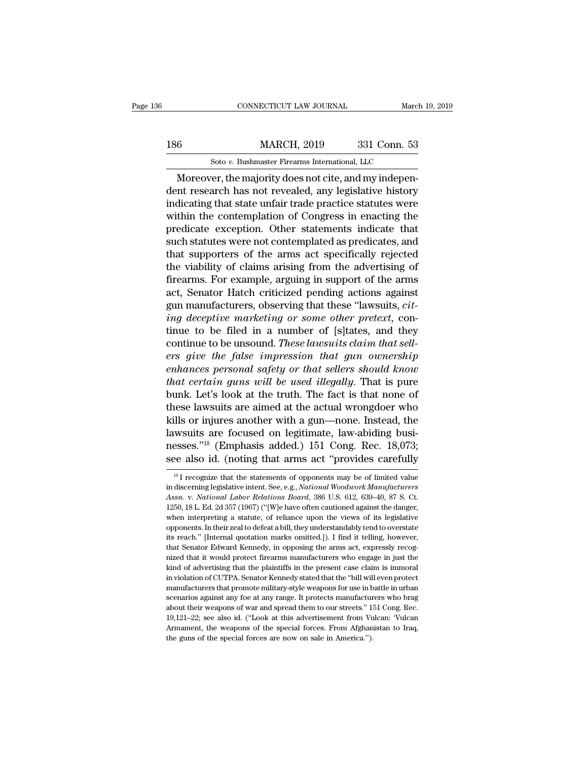Moreover, the majority does not cite, and my independent research has not revealed, any legislative history indicating that state unfair trade practice statutes were within the contemplation of Congress in enacting the predicate exception. Other statements indicate that such statutes were not contemplated as predicates, and that supporters of the arms act specifically rejected the viability of claims arising from the advertising of firearms. For example, arguing in support of the arms act, Senator Hatch criticized pending actions against gun manufacturers, observing that these "lawsuits, *citing deceptive marketing or some other pretext*, continue to be filed in a number of [s]tates, and they continue to be unsound. *These lawsuits claim that sellers give the false impression that gun ownership enhances personal safety or that sellers should know that certain guns will be used illegally.* That is pure bunk. Let's look at the truth. The fact is that none of these lawsuits are aimed at the actual wrongdoer who kills or injures another with a gun—none. Instead, the lawsuits are focused on legitimate, law-abiding businesses."[18] (Emphasis added.) 151 Cong. Rec. 18,073; see also id. (noting that arms act "provides carefully

---

[18] I recognize that the statements of opponents may be of limited value in discerning legislative intent. See, e.g., *National Woodwork Manufacturers Assn.* v. *National Labor Relations Board*, 386 U.S. 612, 639–40, 87 S. Ct. 1250, 18 L. Ed. 2d 357 (1967) ("[W]e have often cautioned against the danger, when interpreting a statute, of reliance upon the views of its legislative opponents. In their zeal to defeat a bill, they understandably tend to overstate its reach." [Internal quotation marks omitted.]). I find it telling, however, that Senator Edward Kennedy, in opposing the arms act, expressly recognized that it would protect firearms manufacturers who engage in just the kind of advertising that the plaintiffs in the present case claim is immoral in violation of CUTPA. Senator Kennedy stated that the "bill will even protect manufacturers that promote military-style weapons for use in battle in urban scenarios against any foe at any range. It protects manufacturers who brag about their weapons of war and spread them to our streets." 151 Cong. Rec. 19,121–22; see also id. ("Look at this advertisement from Vulcan: 'Vulcan Armament, the weapons of the special forces. From Afghanistan to Iraq, the guns of the special forces are now on sale in America.'").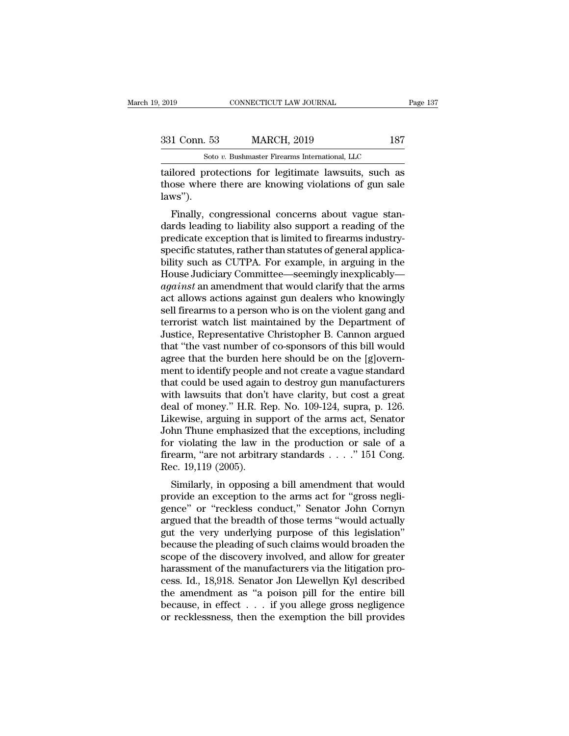tailored protections for legitimate lawsuits, such as those where there are knowing violations of gun sale laws").

Finally, congressional concerns about vague standards leading to liability also support a reading of the predicate exception that is limited to firearms industry-specific statutes, rather than statutes of general applicability such as CUTPA. For example, in arguing in the House Judiciary Committee—seemingly inexplicably—*against* an amendment that would clarify that the arms act allows actions against gun dealers who knowingly sell firearms to a person who is on the violent gang and terrorist watch list maintained by the Department of Justice, Representative Christopher B. Cannon argued that "the vast number of co-sponsors of this bill would agree that the burden here should be on the [g]overnment to identify people and not create a vague standard that could be used again to destroy gun manufacturers with lawsuits that don't have clarity, but cost a great deal of money." H.R. Rep. No. 109-124, supra, p. 126. Likewise, arguing in support of the arms act, Senator John Thune emphasized that the exceptions, including for violating the law in the production or sale of a firearm, "are not arbitrary standards . . . ." 151 Cong. Rec. 19,119 (2005).

Similarly, in opposing a bill amendment that would provide an exception to the arms act for "gross negligence" or "reckless conduct," Senator John Cornyn argued that the breadth of those terms "would actually gut the very underlying purpose of this legislation" because the pleading of such claims would broaden the scope of the discovery involved, and allow for greater harassment of the manufacturers via the litigation process. Id., 18,918. Senator Jon Llewellyn Kyl described the amendment as "a poison pill for the entire bill because, in effect . . . if you allege gross negligence or recklessness, then the exemption the bill provides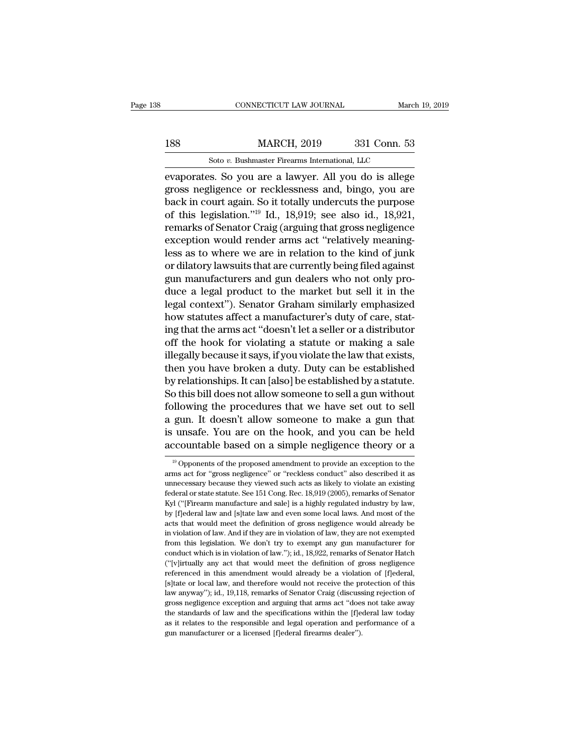evaporates. So you are a lawyer. All you do is allege gross negligence or recklessness and, bingo, you are back in court again. So it totally undercuts the purpose of this legislation."[19] Id., 18,919; see also id., 18,921, remarks of Senator Craig (arguing that gross negligence exception would render arms act "relatively meaningless as to where we are in relation to the kind of junk or dilatory lawsuits that are currently being filed against gun manufacturers and gun dealers who not only produce a legal product to the market but sell it in the legal context"). Senator Graham similarly emphasized how statutes affect a manufacturer's duty of care, stating that the arms act "doesn't let a seller or a distributor off the hook for violating a statute or making a sale illegally because it says, if you violate the law that exists, then you have broken a duty. Duty can be established by relationships. It can [also] be established by a statute. So this bill does not allow someone to sell a gun without following the procedures that we have set out to sell a gun. It doesn't allow someone to make a gun that is unsafe. You are on the hook, and you can be held accountable based on a simple negligence theory or a

[19] Opponents of the proposed amendment to provide an exception to the arms act for "gross negligence" or "reckless conduct" also described it as unnecessary because they viewed such acts as likely to violate an existing federal or state statute. See 151 Cong. Rec. 18,919 (2005), remarks of Senator Kyl ("[Firearm manufacture and sale] is a highly regulated industry by law, by [f]ederal law and [s]tate law and even some local laws. And most of the acts that would meet the definition of gross negligence would already be in violation of law. And if they are in violation of law, they are not exempted from this legislation. We don't try to exempt any gun manufacturer for conduct which is in violation of law."); id., 18,922, remarks of Senator Hatch ("[v]irtually any act that would meet the definition of gross negligence referenced in this amendment would already be a violation of [f]ederal, [s]tate or local law, and therefore would not receive the protection of this law anyway"); id., 19,118, remarks of Senator Craig (discussing rejection of gross negligence exception and arguing that arms act "does not take away the standards of law and the specifications within the [f]ederal law today as it relates to the responsible and legal operation and performance of a gun manufacturer or a licensed [f]ederal firearms dealer").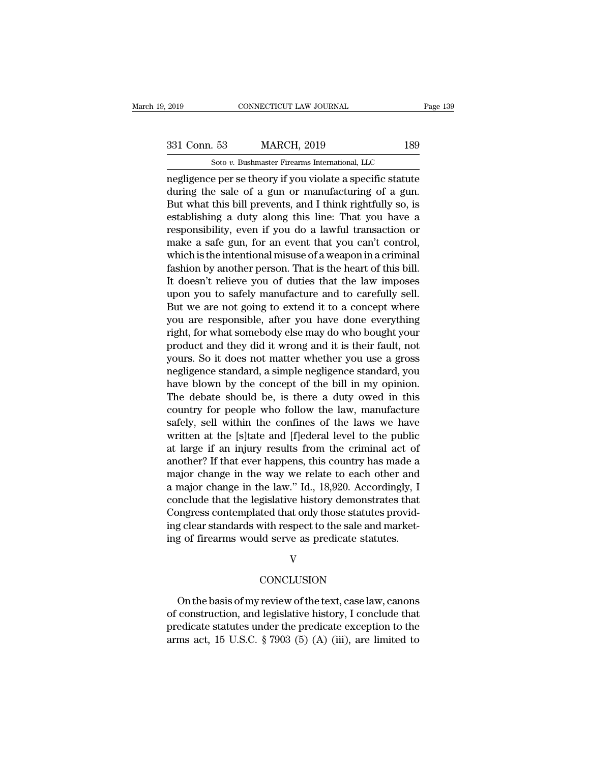negligence per se theory if you violate a specific statute during the sale of a gun or manufacturing of a gun. But what this bill prevents, and I think rightfully so, is establishing a duty along this line: That you have a responsibility, even if you do a lawful transaction or make a safe gun, for an event that you can't control, which is the intentional misuse of a weapon in a criminal fashion by another person. That is the heart of this bill. It doesn't relieve you of duties that the law imposes upon you to safely manufacture and to carefully sell. But we are not going to extend it to a concept where you are responsible, after you have done everything right, for what somebody else may do who bought your product and they did it wrong and it is their fault, not yours. So it does not matter whether you use a gross negligence standard, a simple negligence standard, you have blown by the concept of the bill in my opinion. The debate should be, is there a duty owed in this country for people who follow the law, manufacture safely, sell within the confines of the laws we have written at the [s]tate and [f]ederal level to the public at large if an injury results from the criminal act of another? If that ever happens, this country has made a major change in the way we relate to each other and a major change in the law." Id., 18,920. Accordingly, I conclude that the legislative history demonstrates that Congress contemplated that only those statutes providing clear standards with respect to the sale and marketing of firearms would serve as predicate statutes.

## V

## CONCLUSION

On the basis of my review of the text, case law, canons of construction, and legislative history, I conclude that predicate statutes under the predicate exception to the arms act, 15 U.S.C. § 7903 (5) (A) (iii), are limited to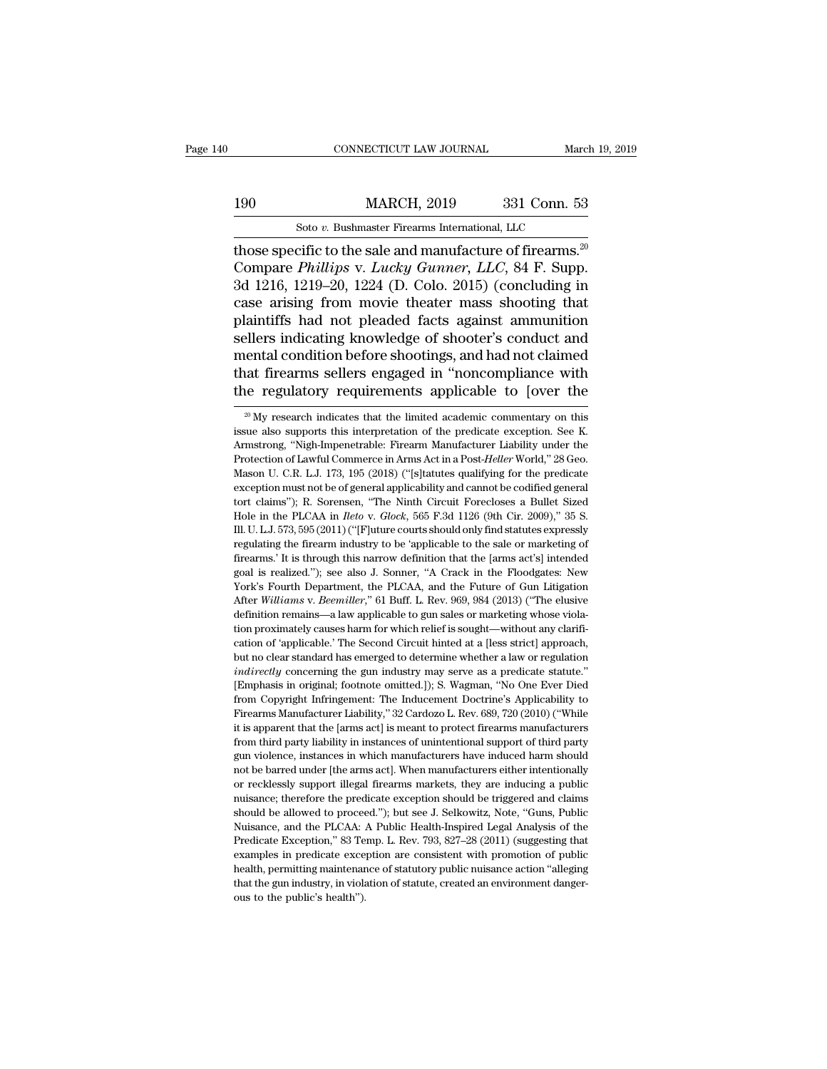those specific to the sale and manufacture of firearms.[20] Compare *Phillips* v. *Lucky Gunner, LLC*, 84 F. Supp. 3d 1216, 1219–20, 1224 (D. Colo. 2015) (concluding in case arising from movie theater mass shooting that plaintiffs had not pleaded facts against ammunition sellers indicating knowledge of shooter's conduct and mental condition before shootings, and had not claimed that firearms sellers engaged in "noncompliance with the regulatory requirements applicable to [over the

[20] My research indicates that the limited academic commentary on this issue also supports this interpretation of the predicate exception. See K. Armstrong, "Nigh-Impenetrable: Firearm Manufacturer Liability under the Protection of Lawful Commerce in Arms Act in a Post-*Heller* World," 28 Geo. Mason U. C.R. L.J. 173, 195 (2018) ("[s]tatutes qualifying for the predicate exception must not be of general applicability and cannot be codified general tort claims"); R. Sorensen, "The Ninth Circuit Forecloses a Bullet Sized Hole in the PLCAA in *Ileto* v. *Glock*, 565 F.3d 1126 (9th Cir. 2009)," 35 S. Ill. U. L.J. 573, 595 (2011) ("[F]uture courts should only find statutes expressly regulating the firearm industry to be 'applicable to the sale or marketing of firearms.' It is through this narrow definition that the [arms act's] intended goal is realized."); see also J. Sonner, "A Crack in the Floodgates: New York's Fourth Department, the PLCAA, and the Future of Gun Litigation After *Williams* v. *Beemiller*," 61 Buff. L. Rev. 969, 984 (2013) ("The elusive definition remains—a law applicable to gun sales or marketing whose violation proximately causes harm for which relief is sought—without any clarification of 'applicable.' The Second Circuit hinted at a [less strict] approach, but no clear standard has emerged to determine whether a law or regulation *indirectly* concerning the gun industry may serve as a predicate statute." [Emphasis in original; footnote omitted.]); S. Wagman, "No One Ever Died from Copyright Infringement: The Inducement Doctrine's Applicability to Firearms Manufacturer Liability," 32 Cardozo L. Rev. 689, 720 (2010) ("While it is apparent that the [arms act] is meant to protect firearms manufacturers from third party liability in instances of unintentional support of third party gun violence, instances in which manufacturers have induced harm should not be barred under [the arms act]. When manufacturers either intentionally or recklessly support illegal firearms markets, they are inducing a public nuisance; therefore the predicate exception should be triggered and claims should be allowed to proceed."); but see J. Selkowitz, Note, "Guns, Public Nuisance, and the PLCAA: A Public Health-Inspired Legal Analysis of the Predicate Exception," 83 Temp. L. Rev. 793, 827–28 (2011) (suggesting that examples in predicate exception are consistent with promotion of public health, permitting maintenance of statutory public nuisance action "alleging that the gun industry, in violation of statute, created an environment dangerous to the public's health").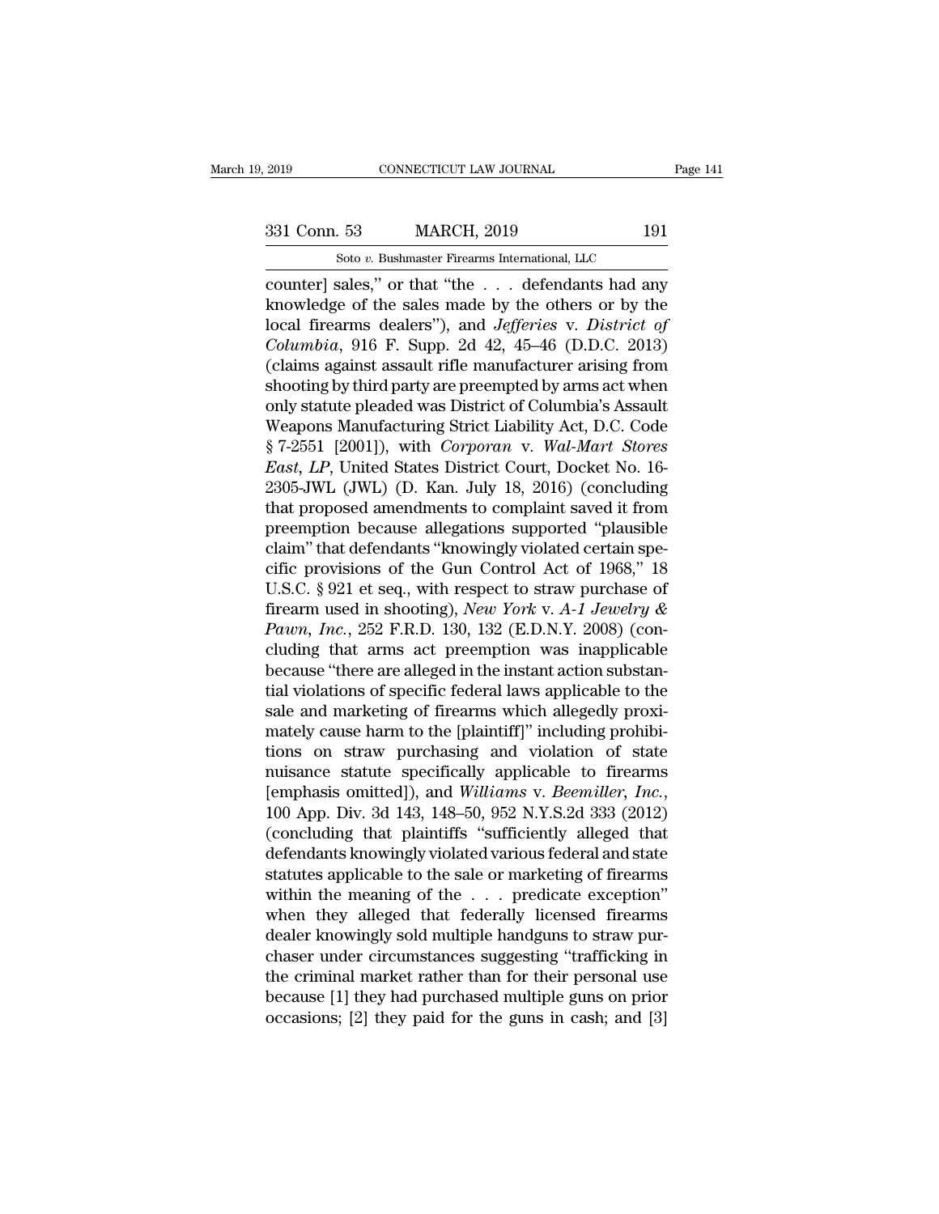counter] sales," or that "the . . . defendants had any knowledge of the sales made by the others or by the local firearms dealers"), and *Jefferies* v. *District of Columbia*, 916 F. Supp. 2d 42, 45–46 (D.D.C. 2013) (claims against assault rifle manufacturer arising from shooting by third party are preempted by arms act when only statute pleaded was District of Columbia's Assault Weapons Manufacturing Strict Liability Act, D.C. Code § 7-2551 [2001]), with *Corporan* v. *Wal-Mart Stores East, LP*, United States District Court, Docket No. 16-2305-JWL (JWL) (D. Kan. July 18, 2016) (concluding that proposed amendments to complaint saved it from preemption because allegations supported "plausible claim" that defendants "knowingly violated certain specific provisions of the Gun Control Act of 1968," 18 U.S.C. § 921 et seq., with respect to straw purchase of firearm used in shooting), *New York* v. *A-1 Jewelry & Pawn, Inc.*, 252 F.R.D. 130, 132 (E.D.N.Y. 2008) (concluding that arms act preemption was inapplicable because "there are alleged in the instant action substantial violations of specific federal laws applicable to the sale and marketing of firearms which allegedly proximately cause harm to the [plaintiff]" including prohibitions on straw purchasing and violation of state nuisance statute specifically applicable to firearms [emphasis omitted]), and *Williams* v. *Beemiller, Inc.*, 100 App. Div. 3d 143, 148–50, 952 N.Y.S.2d 333 (2012) (concluding that plaintiffs "sufficiently alleged that defendants knowingly violated various federal and state statutes applicable to the sale or marketing of firearms within the meaning of the . . . predicate exception" when they alleged that federally licensed firearms dealer knowingly sold multiple handguns to straw purchaser under circumstances suggesting "trafficking in the criminal market rather than for their personal use because [1] they had purchased multiple guns on prior occasions; [2] they paid for the guns in cash; and [3]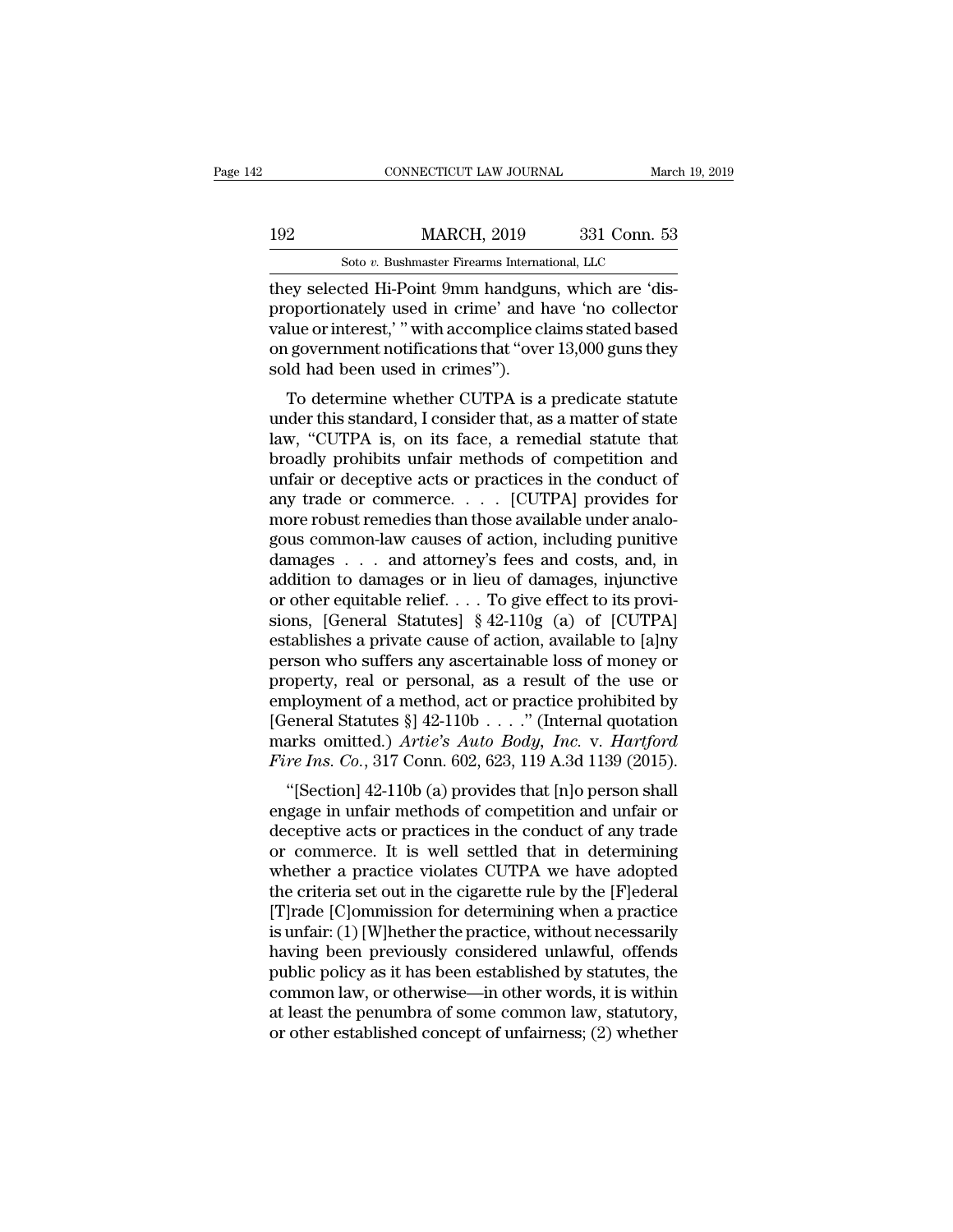they selected Hi-Point 9mm handguns, which are 'disproportionately used in crime' and have 'no collector value or interest,' " with accomplice claims stated based on government notifications that "over 13,000 guns they sold had been used in crimes").

To determine whether CUTPA is a predicate statute under this standard, I consider that, as a matter of state law, "CUTPA is, on its face, a remedial statute that broadly prohibits unfair methods of competition and unfair or deceptive acts or practices in the conduct of any trade or commerce. . . . [CUTPA] provides for more robust remedies than those available under analogous common-law causes of action, including punitive damages . . . and attorney's fees and costs, and, in addition to damages or in lieu of damages, injunctive or other equitable relief. . . . To give effect to its provisions, [General Statutes] § 42-110g (a) of [CUTPA] establishes a private cause of action, available to [a]ny person who suffers any ascertainable loss of money or property, real or personal, as a result of the use or employment of a method, act or practice prohibited by [General Statutes §] 42-110b . . . ." (Internal quotation marks omitted.) *Artie's Auto Body, Inc.* v. *Hartford Fire Ins. Co.*, 317 Conn. 602, 623, 119 A.3d 1139 (2015).

"[Section] 42-110b (a) provides that [n]o person shall engage in unfair methods of competition and unfair or deceptive acts or practices in the conduct of any trade or commerce. It is well settled that in determining whether a practice violates CUTPA we have adopted the criteria set out in the cigarette rule by the [F]ederal [T]rade [C]ommission for determining when a practice is unfair: (1) [W]hether the practice, without necessarily having been previously considered unlawful, offends public policy as it has been established by statutes, the common law, or otherwise—in other words, it is within at least the penumbra of some common law, statutory, or other established concept of unfairness; (2) whether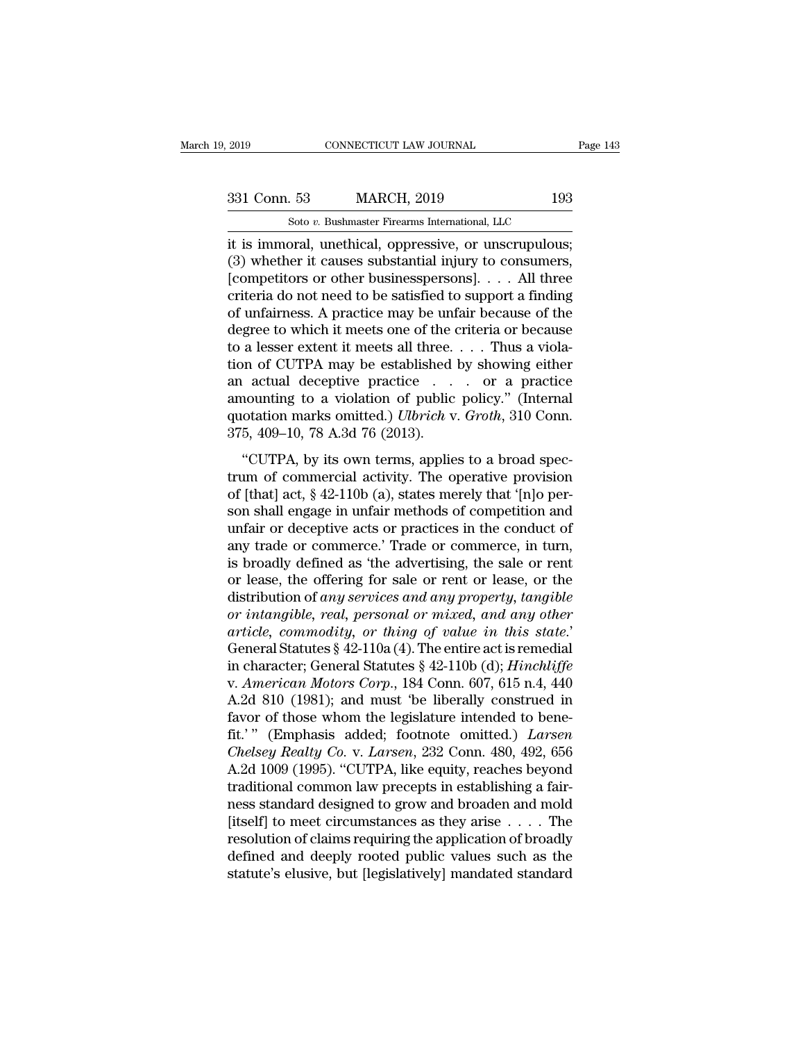it is immoral, unethical, oppressive, or unscrupulous; (3) whether it causes substantial injury to consumers, [competitors or other businesspersons]. . . . All three criteria do not need to be satisfied to support a finding of unfairness. A practice may be unfair because of the degree to which it meets one of the criteria or because to a lesser extent it meets all three. . . . Thus a violation of CUTPA may be established by showing either an actual deceptive practice . . . or a practice amounting to a violation of public policy." (Internal quotation marks omitted.) *Ulbrich* v. *Groth*, 310 Conn. 375, 409–10, 78 A.3d 76 (2013).

"CUTPA, by its own terms, applies to a broad spectrum of commercial activity. The operative provision of [that] act, § 42-110b (a), states merely that '[n]o person shall engage in unfair methods of competition and unfair or deceptive acts or practices in the conduct of any trade or commerce.' Trade or commerce, in turn, is broadly defined as 'the advertising, the sale or rent or lease, the offering for sale or rent or lease, or the distribution of *any services and any property, tangible or intangible, real, personal or mixed, and any other article, commodity, or thing of value in this state*.' General Statutes § 42-110a (4). The entire act is remedial in character; General Statutes § 42-110b (d); *Hinchliffe* v. *American Motors Corp.*, 184 Conn. 607, 615 n.4, 440 A.2d 810 (1981); and must 'be liberally construed in favor of those whom the legislature intended to benefit.' " (Emphasis added; footnote omitted.) *Larsen Chelsey Realty Co.* v. *Larsen*, 232 Conn. 480, 492, 656 A.2d 1009 (1995). "CUTPA, like equity, reaches beyond traditional common law precepts in establishing a fairness standard designed to grow and broaden and mold [itself] to meet circumstances as they arise . . . . The resolution of claims requiring the application of broadly defined and deeply rooted public values such as the statute's elusive, but [legislatively] mandated standard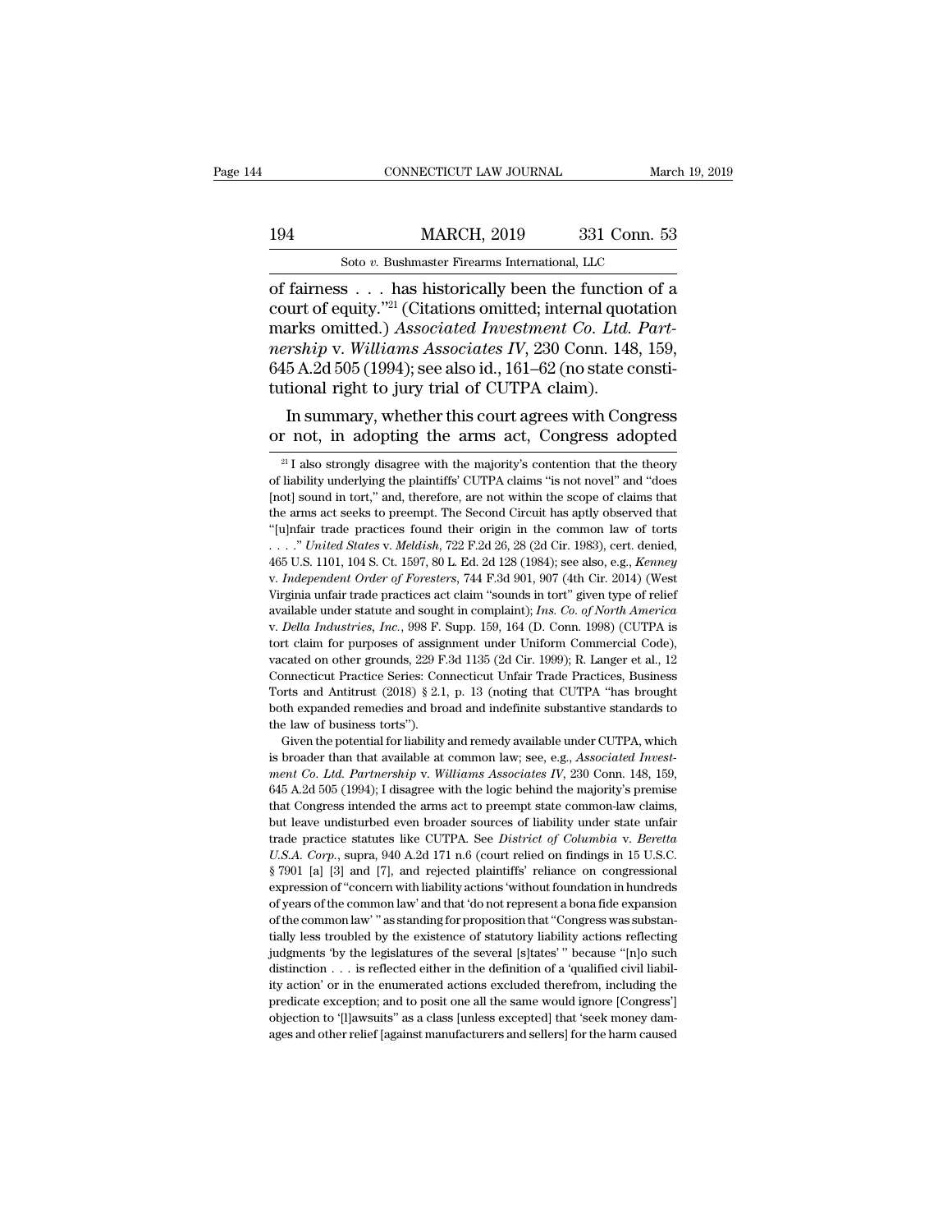of fairness . . . has historically been the function of a court of equity."[21] (Citations omitted; internal quotation marks omitted.) *Associated Investment Co. Ltd. Partnership* v. *Williams Associates IV*, 230 Conn. 148, 159, 645 A.2d 505 (1994); see also id., 161–62 (no state constitutional right to jury trial of CUTPA claim).

In summary, whether this court agrees with Congress or not, in adopting the arms act, Congress adopted

[21] I also strongly disagree with the majority's contention that the theory of liability underlying the plaintiffs' CUTPA claims "is not novel" and "does [not] sound in tort," and, therefore, are not within the scope of claims that the arms act seeks to preempt. The Second Circuit has aptly observed that "[u]nfair trade practices found their origin in the common law of torts . . . ." *United States* v. *Meldish*, 722 F.2d 26, 28 (2d Cir. 1983), cert. denied, 465 U.S. 1101, 104 S. Ct. 1597, 80 L. Ed. 2d 128 (1984); see also, e.g., *Kenney* v. *Independent Order of Foresters*, 744 F.3d 901, 907 (4th Cir. 2014) (West Virginia unfair trade practices act claim "sounds in tort" given type of relief available under statute and sought in complaint); *Ins. Co. of North America* v. *Della Industries, Inc.*, 998 F. Supp. 159, 164 (D. Conn. 1998) (CUTPA is tort claim for purposes of assignment under Uniform Commercial Code), vacated on other grounds, 229 F.3d 1135 (2d Cir. 1999); R. Langer et al., 12 Connecticut Practice Series: Connecticut Unfair Trade Practices, Business Torts and Antitrust (2018) § 2.1, p. 13 (noting that CUTPA "has brought both expanded remedies and broad and indefinite substantive standards to the law of business torts").

Given the potential for liability and remedy available under CUTPA, which is broader than that available at common law; see, e.g., *Associated Investment Co. Ltd. Partnership* v. *Williams Associates IV*, 230 Conn. 148, 159, 645 A.2d 505 (1994); I disagree with the logic behind the majority's premise that Congress intended the arms act to preempt state common-law claims, but leave undisturbed even broader sources of liability under state unfair trade practice statutes like CUTPA. See *District of Columbia* v. *Beretta U.S.A. Corp.*, supra, 940 A.2d 171 n.6 (court relied on findings in 15 U.S.C. § 7901 [a] [3] and [7], and rejected plaintiffs' reliance on congressional expression of "concern with liability actions 'without foundation in hundreds of years of the common law' and that 'do not represent a bona fide expansion of the common law' " as standing for proposition that "Congress was substantially less troubled by the existence of statutory liability actions reflecting judgments 'by the legislatures of the several [s]tates' " because "[n]o such distinction . . . is reflected either in the definition of a 'qualified civil liability action' or in the enumerated actions excluded therefrom, including the predicate exception; and to posit one all the same would ignore [Congress'] objection to '[l]awsuits" as a class [unless excepted] that 'seek money damages and other relief [against manufacturers and sellers] for the harm caused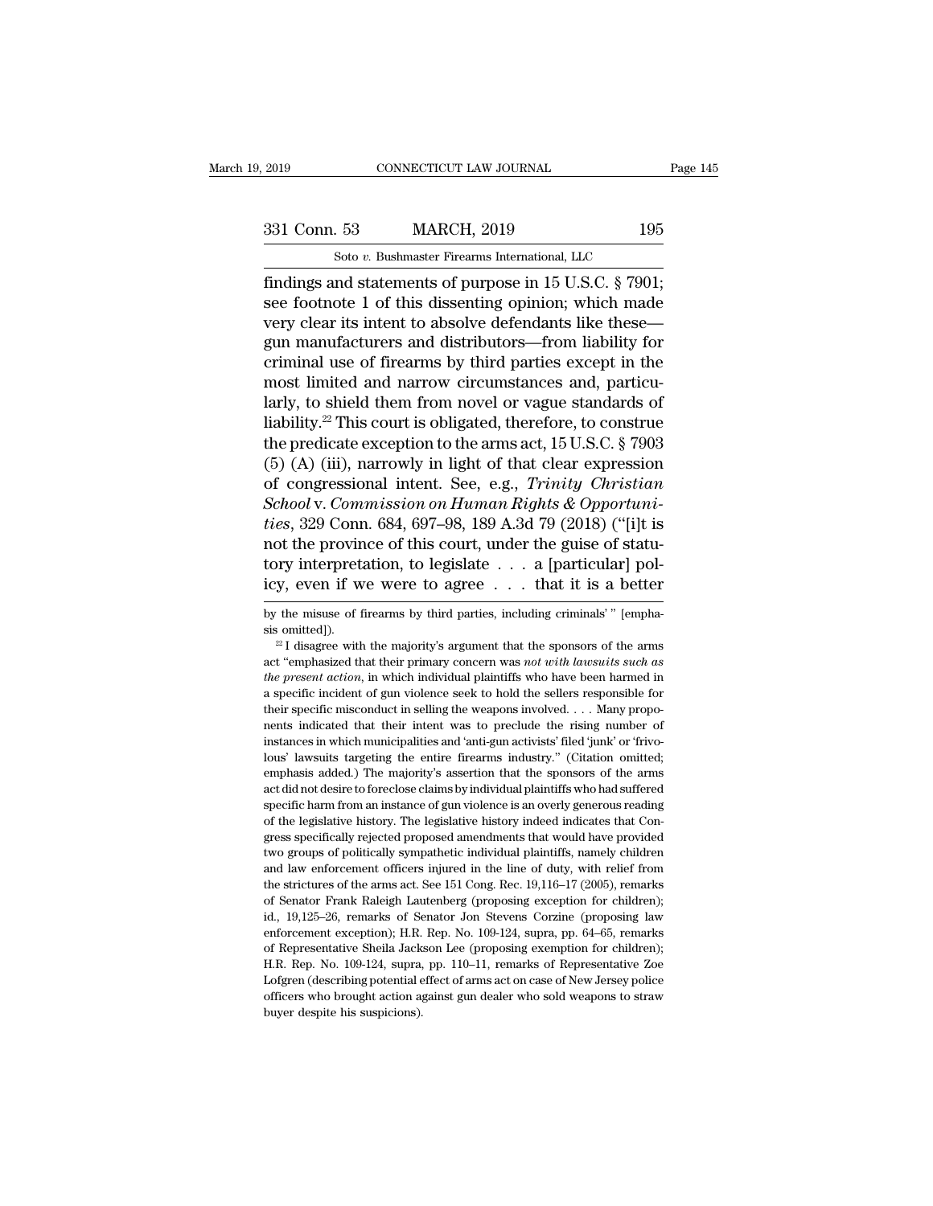findings and statements of purpose in 15 U.S.C. § 7901; see footnote 1 of this dissenting opinion; which made very clear its intent to absolve defendants like these—gun manufacturers and distributors—from liability for criminal use of firearms by third parties except in the most limited and narrow circumstances and, particularly, to shield them from novel or vague standards of liability.[22] This court is obligated, therefore, to construe the predicate exception to the arms act, 15 U.S.C. § 7903 (5) (A) (iii), narrowly in light of that clear expression of congressional intent. See, e.g., *Trinity Christian School* v. *Commission on Human Rights & Opportunities*, 329 Conn. 684, 697–98, 189 A.3d 79 (2018) ("[i]t is not the province of this court, under the guise of statutory interpretation, to legislate . . . a [particular] policy, even if we were to agree . . . that it is a better

by the misuse of firearms by third parties, including criminals' " [emphasis omitted]).

[22] I disagree with the majority's argument that the sponsors of the arms act "emphasized that their primary concern was *not with lawsuits such as the present action*, in which individual plaintiffs who have been harmed in a specific incident of gun violence seek to hold the sellers responsible for their specific misconduct in selling the weapons involved. . . . Many proponents indicated that their intent was to preclude the rising number of instances in which municipalities and 'anti-gun activists' filed 'junk' or 'frivolous' lawsuits targeting the entire firearms industry." (Citation omitted; emphasis added.) The majority's assertion that the sponsors of the arms act did not desire to foreclose claims by individual plaintiffs who had suffered specific harm from an instance of gun violence is an overly generous reading of the legislative history. The legislative history indeed indicates that Congress specifically rejected proposed amendments that would have provided two groups of politically sympathetic individual plaintiffs, namely children and law enforcement officers injured in the line of duty, with relief from the strictures of the arms act. See 151 Cong. Rec. 19,116–17 (2005), remarks of Senator Frank Raleigh Lautenberg (proposing exception for children); id., 19,125–26, remarks of Senator Jon Stevens Corzine (proposing law enforcement exception); H.R. Rep. No. 109-124, supra, pp. 64–65, remarks of Representative Sheila Jackson Lee (proposing exemption for children); H.R. Rep. No. 109-124, supra, pp. 110–11, remarks of Representative Zoe Lofgren (describing potential effect of arms act on case of New Jersey police officers who brought action against gun dealer who sold weapons to straw buyer despite his suspicions).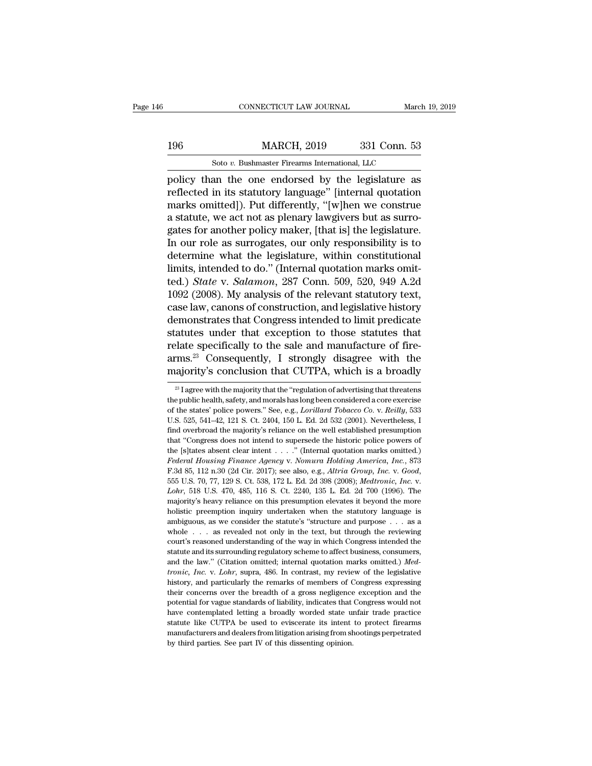policy than the one endorsed by the legislature as reflected in its statutory language" [internal quotation marks omitted]). Put differently, "[w]hen we construe a statute, we act not as plenary lawgivers but as surrogates for another policy maker, [that is] the legislature. In our role as surrogates, our only responsibility is to determine what the legislature, within constitutional limits, intended to do." (Internal quotation marks omitted.) *State* v. *Salamon*, 287 Conn. 509, 520, 949 A.2d 1092 (2008). My analysis of the relevant statutory text, case law, canons of construction, and legislative history demonstrates that Congress intended to limit predicate statutes under that exception to those statutes that relate specifically to the sale and manufacture of firearms.[23] Consequently, I strongly disagree with the majority's conclusion that CUTPA, which is a broadly

[23] I agree with the majority that the "regulation of advertising that threatens the public health, safety, and morals has long been considered a core exercise of the states' police powers." See, e.g., *Lorillard Tobacco Co.* v. *Reilly*, 533 U.S. 525, 541–42, 121 S. Ct. 2404, 150 L. Ed. 2d 532 (2001). Nevertheless, I find overbroad the majority's reliance on the well established presumption that "Congress does not intend to supersede the historic police powers of the [s]tates absent clear intent . . . ." (Internal quotation marks omitted.) *Federal Housing Finance Agency* v. *Nomura Holding America, Inc.*, 873 F.3d 85, 112 n.30 (2d Cir. 2017); see also, e.g., *Altria Group, Inc.* v. *Good*, 555 U.S. 70, 77, 129 S. Ct. 538, 172 L. Ed. 2d 398 (2008); *Medtronic, Inc.* v. *Lohr*, 518 U.S. 470, 485, 116 S. Ct. 2240, 135 L. Ed. 2d 700 (1996). The majority's heavy reliance on this presumption elevates it beyond the more holistic preemption inquiry undertaken when the statutory language is ambiguous, as we consider the statute's "structure and purpose . . . as a whole . . . as revealed not only in the text, but through the reviewing court's reasoned understanding of the way in which Congress intended the statute and its surrounding regulatory scheme to affect business, consumers, and the law." (Citation omitted; internal quotation marks omitted.) *Medtronic, Inc.* v. *Lohr*, supra, 486. In contrast, my review of the legislative history, and particularly the remarks of members of Congress expressing their concerns over the breadth of a gross negligence exception and the potential for vague standards of liability, indicates that Congress would not have contemplated letting a broadly worded state unfair trade practice statute like CUTPA be used to eviscerate its intent to protect firearms manufacturers and dealers from litigation arising from shootings perpetrated by third parties. See part IV of this dissenting opinion.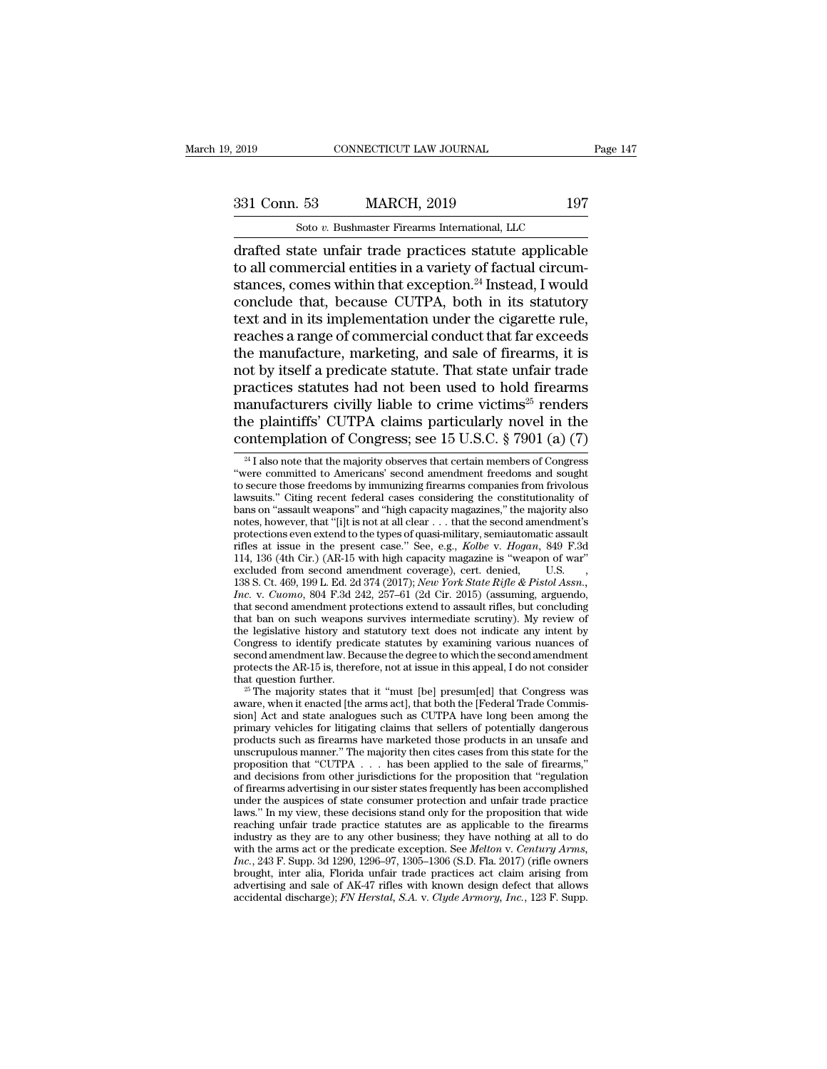drafted state unfair trade practices statute applicable to all commercial entities in a variety of factual circumstances, comes within that exception.[24] Instead, I would conclude that, because CUTPA, both in its statutory text and in its implementation under the cigarette rule, reaches a range of commercial conduct that far exceeds the manufacture, marketing, and sale of firearms, it is not by itself a predicate statute. That state unfair trade practices statutes had not been used to hold firearms manufacturers civilly liable to crime victims[25] renders the plaintiffs' CUTPA claims particularly novel in the contemplation of Congress; see 15 U.S.C. § 7901 (a) (7)

[24] I also note that the majority observes that certain members of Congress "were committed to Americans' second amendment freedoms and sought to secure those freedoms by immunizing firearms companies from frivolous lawsuits." Citing recent federal cases considering the constitutionality of bans on "assault weapons" and "high capacity magazines," the majority also notes, however, that "[i]t is not at all clear . . . that the second amendment's protections even extend to the types of quasi-military, semiautomatic assault rifles at issue in the present case." See, e.g., *Kolbe* v. *Hogan*, 849 F.3d 114, 136 (4th Cir.) (AR-15 with high capacity magazine is "weapon of war" excluded from second amendment coverage), cert. denied, U.S. , 138 S. Ct. 469, 199 L. Ed. 2d 374 (2017); *New York State Rifle & Pistol Assn., Inc.* v. *Cuomo*, 804 F.3d 242, 257–61 (2d Cir. 2015) (assuming, arguendo, that second amendment protections extend to assault rifles, but concluding that ban on such weapons survives intermediate scrutiny). My review of the legislative history and statutory text does not indicate any intent by Congress to identify predicate statutes by examining various nuances of second amendment law. Because the degree to which the second amendment protects the AR-15 is, therefore, not at issue in this appeal, I do not consider that question further.

[25] The majority states that it "must [be] presum[ed] that Congress was aware, when it enacted [the arms act], that both the [Federal Trade Commission] Act and state analogues such as CUTPA have long been among the primary vehicles for litigating claims that sellers of potentially dangerous products such as firearms have marketed those products in an unsafe and unscrupulous manner." The majority then cites cases from this state for the proposition that "CUTPA . . . has been applied to the sale of firearms," and decisions from other jurisdictions for the proposition that "regulation of firearms advertising in our sister states frequently has been accomplished under the auspices of state consumer protection and unfair trade practice laws." In my view, these decisions stand only for the proposition that wide reaching unfair trade practice statutes are as applicable to the firearms industry as they are to any other business; they have nothing at all to do with the arms act or the predicate exception. See *Melton* v. *Century Arms, Inc.*, 243 F. Supp. 3d 1290, 1296–97, 1305–1306 (S.D. Fla. 2017) (rifle owners brought, inter alia, Florida unfair trade practices act claim arising from advertising and sale of AK-47 rifles with known design defect that allows accidental discharge); *FN Herstal, S.A.* v. *Clyde Armory, Inc.*, 123 F. Supp.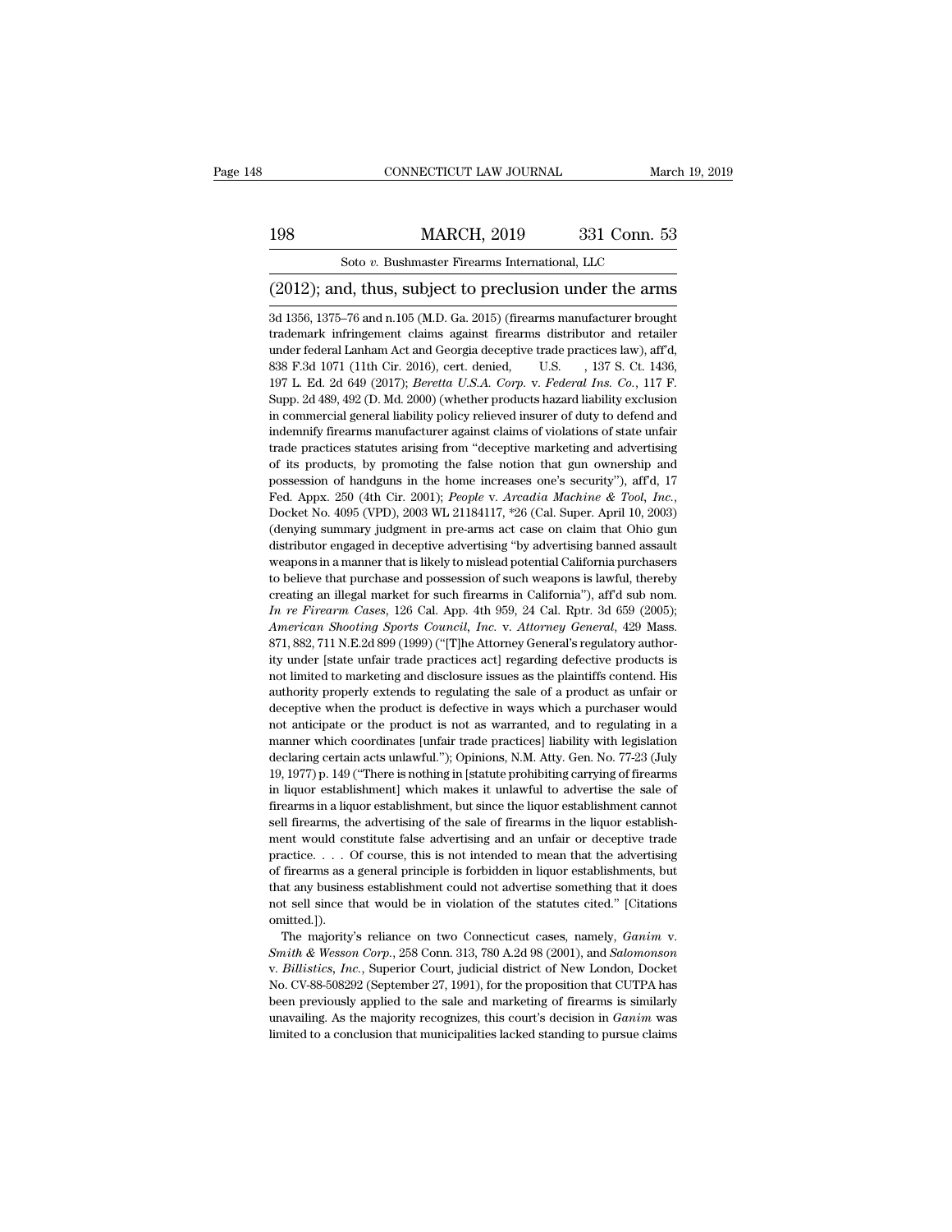(2012); and, thus, subject to preclusion under the arms

3d 1356, 1375–76 and n.105 (M.D. Ga. 2015) (firearms manufacturer brought trademark infringement claims against firearms distributor and retailer under federal Lanham Act and Georgia deceptive trade practices law), aff'd, 838 F.3d 1071 (11th Cir. 2016), cert. denied, U.S. , 137 S. Ct. 1436, 197 L. Ed. 2d 649 (2017); *Beretta U.S.A. Corp.* v. *Federal Ins. Co.*, 117 F. Supp. 2d 489, 492 (D. Md. 2000) (whether products hazard liability exclusion in commercial general liability policy relieved insurer of duty to defend and indemnify firearms manufacturer against claims of violations of state unfair trade practices statutes arising from "deceptive marketing and advertising of its products, by promoting the false notion that gun ownership and possession of handguns in the home increases one's security"), aff'd, 17 Fed. Appx. 250 (4th Cir. 2001); *People* v. *Arcadia Machine & Tool, Inc.*, Docket No. 4095 (VPD), 2003 WL 21184117, *26 (Cal. Super. April 10, 2003) (denying summary judgment in pre-arms act case on claim that Ohio gun distributor engaged in deceptive advertising "by advertising banned assault weapons in a manner that is likely to mislead potential California purchasers to believe that purchase and possession of such weapons is lawful, thereby creating an illegal market for such firearms in California"), aff'd sub nom. *In re Firearm Cases*, 126 Cal. App. 4th 959, 24 Cal. Rptr. 3d 659 (2005); *American Shooting Sports Council, Inc.* v. *Attorney General*, 429 Mass. 871, 882, 711 N.E.2d 899 (1999) ("[T]he Attorney General's regulatory authority under [state unfair trade practices act] regarding defective products is not limited to marketing and disclosure issues as the plaintiffs contend. His authority properly extends to regulating the sale of a product as unfair or deceptive when the product is defective in ways which a purchaser would not anticipate or the product is not as warranted, and to regulating in a manner which coordinates [unfair trade practices] liability with legislation declaring certain acts unlawful."); Opinions, N.M. Atty. Gen. No. 77-23 (July 19, 1977) p. 149 ("There is nothing in [statute prohibiting carrying of firearms in liquor establishment] which makes it unlawful to advertise the sale of firearms in a liquor establishment, but since the liquor establishment cannot sell firearms, the advertising of the sale of firearms in the liquor establishment would constitute false advertising and an unfair or deceptive trade practice. . . . Of course, this is not intended to mean that the advertising of firearms as a general principle is forbidden in liquor establishments, but that any business establishment could not advertise something that it does not sell since that would be in violation of the statutes cited." [Citations omitted.]).

The majority's reliance on two Connecticut cases, namely, *Ganim* v. *Smith & Wesson Corp.*, 258 Conn. 313, 780 A.2d 98 (2001), and *Salomonson* v. *Billistics, Inc.*, Superior Court, judicial district of New London, Docket No. CV-88-508292 (September 27, 1991), for the proposition that CUTPA has been previously applied to the sale and marketing of firearms is similarly unavailing. As the majority recognizes, this court's decision in *Ganim* was limited to a conclusion that municipalities lacked standing to pursue claims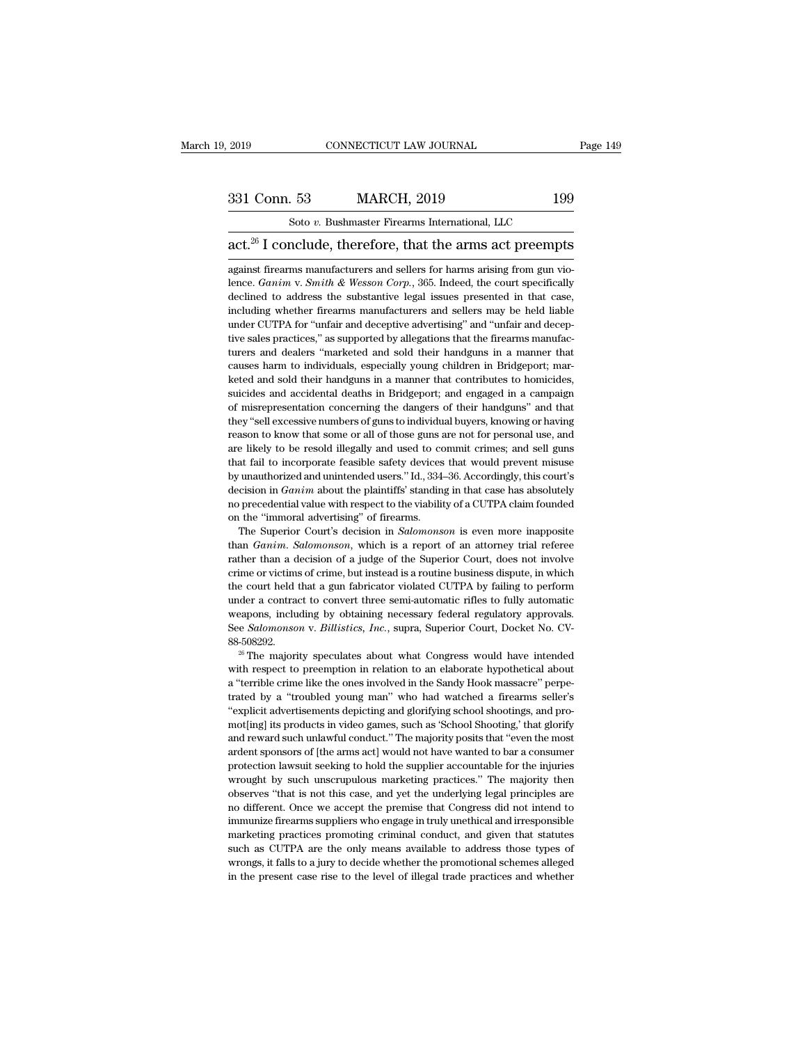act.[26] I conclude, therefore, that the arms act preempts

against firearms manufacturers and sellers for harms arising from gun violence. *Ganim* v. *Smith & Wesson Corp.*, 365. Indeed, the court specifically declined to address the substantive legal issues presented in that case, including whether firearms manufacturers and sellers may be held liable under CUTPA for "unfair and deceptive advertising" and "unfair and deceptive sales practices," as supported by allegations that the firearms manufacturers and dealers "marketed and sold their handguns in a manner that causes harm to individuals, especially young children in Bridgeport; marketed and sold their handguns in a manner that contributes to homicides, suicides and accidental deaths in Bridgeport; and engaged in a campaign of misrepresentation concerning the dangers of their handguns" and that they "sell excessive numbers of guns to individual buyers, knowing or having reason to know that some or all of those guns are not for personal use, and are likely to be resold illegally and used to commit crimes; and sell guns that fail to incorporate feasible safety devices that would prevent misuse by unauthorized and unintended users." Id., 334–36. Accordingly, this court's decision in *Ganim* about the plaintiffs' standing in that case has absolutely no precedential value with respect to the viability of a CUTPA claim founded on the "immoral advertising" of firearms.

The Superior Court's decision in *Salomonson* is even more inapposite than *Ganim*. *Salomonson*, which is a report of an attorney trial referee rather than a decision of a judge of the Superior Court, does not involve crime or victims of crime, but instead is a routine business dispute, in which the court held that a gun fabricator violated CUTPA by failing to perform under a contract to convert three semi-automatic rifles to fully automatic weapons, including by obtaining necessary federal regulatory approvals. See *Salomonson* v. *Billistics, Inc.*, supra, Superior Court, Docket No. CV-88-508292.

[26] The majority speculates about what Congress would have intended with respect to preemption in relation to an elaborate hypothetical about a "terrible crime like the ones involved in the Sandy Hook massacre" perpetrated by a "troubled young man" who had watched a firearms seller's "explicit advertisements depicting and glorifying school shootings, and promot[ing] its products in video games, such as 'School Shooting,' that glorify and reward such unlawful conduct." The majority posits that "even the most ardent sponsors of [the arms act] would not have wanted to bar a consumer protection lawsuit seeking to hold the supplier accountable for the injuries wrought by such unscrupulous marketing practices." The majority then observes "that is not this case, and yet the underlying legal principles are no different. Once we accept the premise that Congress did not intend to immunize firearms suppliers who engage in truly unethical and irresponsible marketing practices promoting criminal conduct, and given that statutes such as CUTPA are the only means available to address those types of wrongs, it falls to a jury to decide whether the promotional schemes alleged in the present case rise to the level of illegal trade practices and whether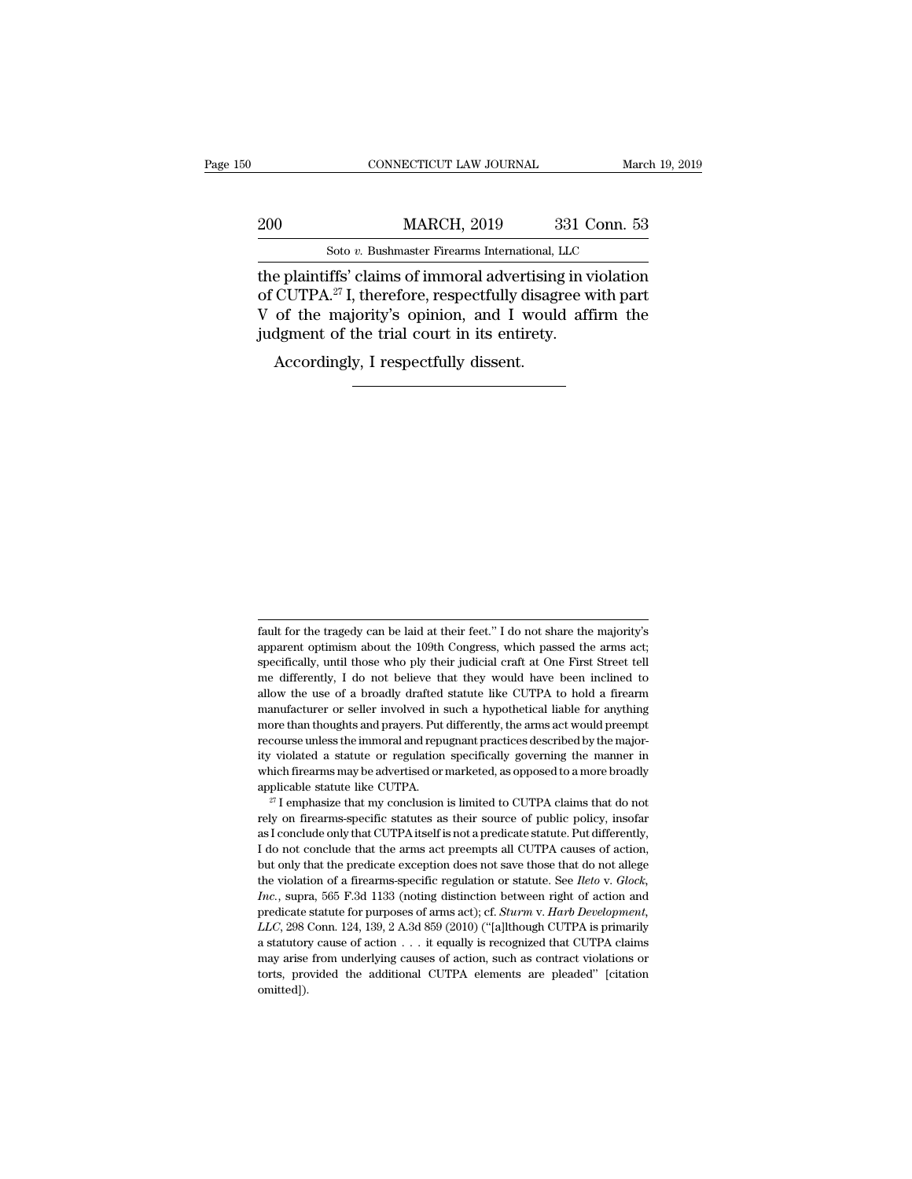the plaintiffs' claims of immoral advertising in violation of CUTPA.[27] I, therefore, respectfully disagree with part V of the majority's opinion, and I would affirm the judgment of the trial court in its entirety.

Accordingly, I respectfully dissent.

---

fault for the tragedy can be laid at their feet." I do not share the majority's apparent optimism about the 109th Congress, which passed the arms act; specifically, until those who ply their judicial craft at One First Street tell me differently, I do not believe that they would have been inclined to allow the use of a broadly drafted statute like CUTPA to hold a firearm manufacturer or seller involved in such a hypothetical liable for anything more than thoughts and prayers. Put differently, the arms act would preempt recourse unless the immoral and repugnant practices described by the majority violated a statute or regulation specifically governing the manner in which firearms may be advertised or marketed, as opposed to a more broadly applicable statute like CUTPA.

[27] I emphasize that my conclusion is limited to CUTPA claims that do not rely on firearms-specific statutes as their source of public policy, insofar as I conclude only that CUTPA itself is not a predicate statute. Put differently, I do not conclude that the arms act preempts all CUTPA causes of action, but only that the predicate exception does not save those that do not allege the violation of a firearms-specific regulation or statute. See *Ileto* v. *Glock, Inc.*, supra, 565 F.3d 1133 (noting distinction between right of action and predicate statute for purposes of arms act); cf. *Sturm* v. *Harb Development, LLC*, 298 Conn. 124, 139, 2 A.3d 859 (2010) ("[a]lthough CUTPA is primarily a statutory cause of action . . . it equally is recognized that CUTPA claims may arise from underlying causes of action, such as contract violations or torts, provided the additional CUTPA elements are pleaded" [citation omitted]).